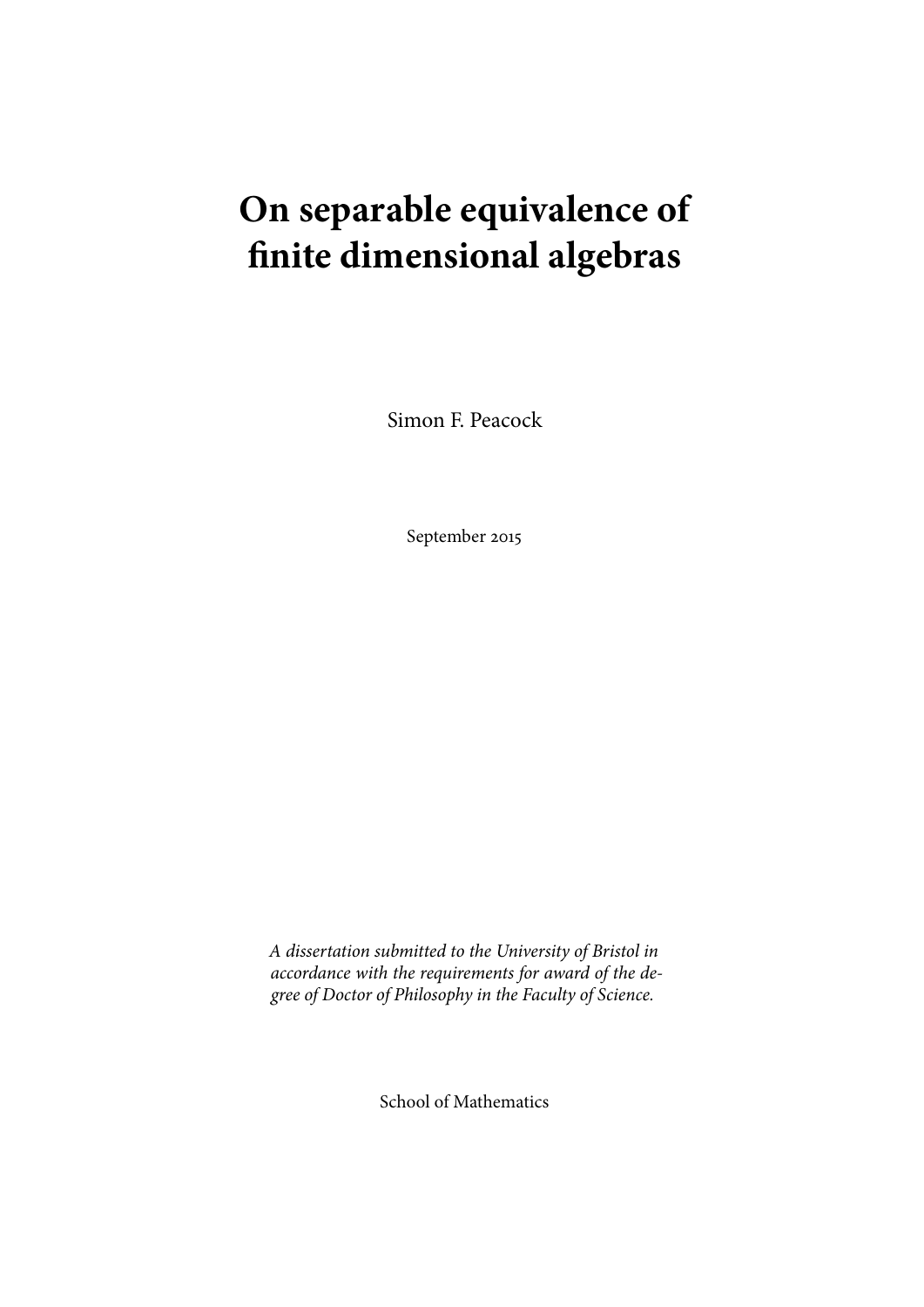# On separable equivalence of finite dimensional algebras

Simon F. Peacock

September 2015

*A dissertation submitted to the University of Bristol in accordance with the requirements for award of the degree of Doctor of Philosophy in the Faculty of Science.*

School of Mathematics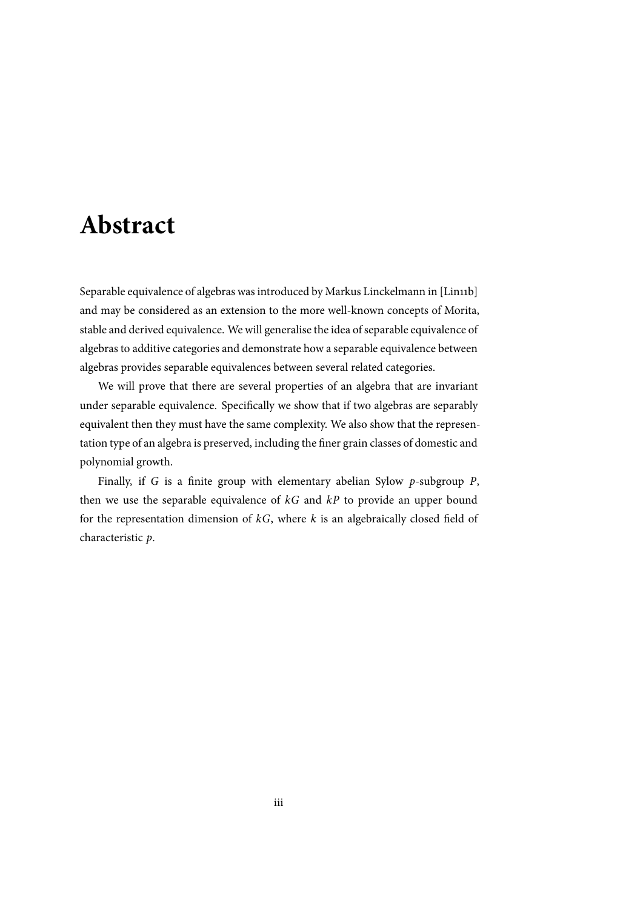# Abstract

Separable equivalence of algebras was introduced by Markus Linckelmann in [Lin11b] and may be considered as an extension to the more well-known concepts of Morita, stable and derived equivalence. We will generalise the idea of separable equivalence of algebras to additive categories and demonstrate how a separable equivalence between algebras provides separable equivalences between several related categories.

We will prove that there are several properties of an algebra that are invariant under separable equivalence. Specifically we show that if two algebras are separably equivalent then they must have the same complexity. We also show that the representation type of an algebra is preserved, including the finer grain classes of domestic and polynomial growth.

Finally, if $G$ is a finite group with elementary abelian Sylow $p$-subgroup $P$, then we use the separable equivalence of $kG$ and $kP$ to provide an upper bound for the representation dimension of $kG$, where $k$ is an algebraically closed field of characteristic $p$.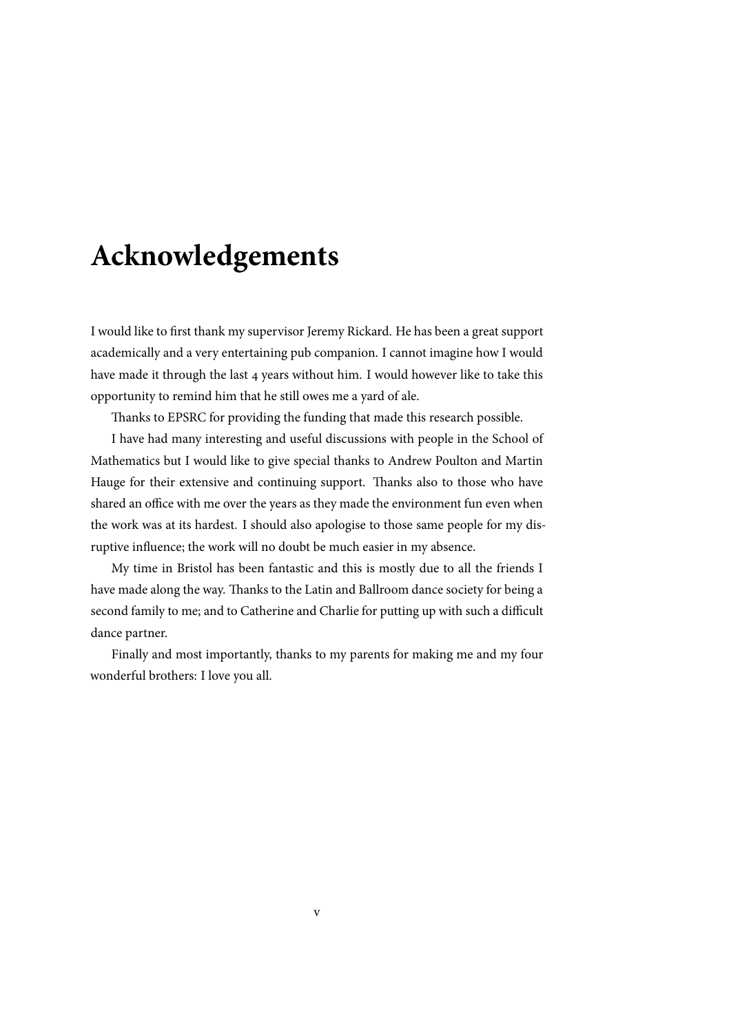# Acknowledgements

I would like to first thank my supervisor Jeremy Rickard. He has been a great support academically and a very entertaining pub companion. I cannot imagine how I would have made it through the last 4 years without him. I would however like to take this opportunity to remind him that he still owes me a yard of ale.

Thanks to EPSRC for providing the funding that made this research possible.

I have had many interesting and useful discussions with people in the School of Mathematics but I would like to give special thanks to Andrew Poulton and Martin Hauge for their extensive and continuing support. Thanks also to those who have shared an office with me over the years as they made the environment fun even when the work was at its hardest. I should also apologise to those same people for my disruptive influence; the work will no doubt be much easier in my absence.

My time in Bristol has been fantastic and this is mostly due to all the friends I have made along the way. Thanks to the Latin and Ballroom dance society for being a second family to me; and to Catherine and Charlie for putting up with such a difficult dance partner.

Finally and most importantly, thanks to my parents for making me and my four wonderful brothers: I love you all.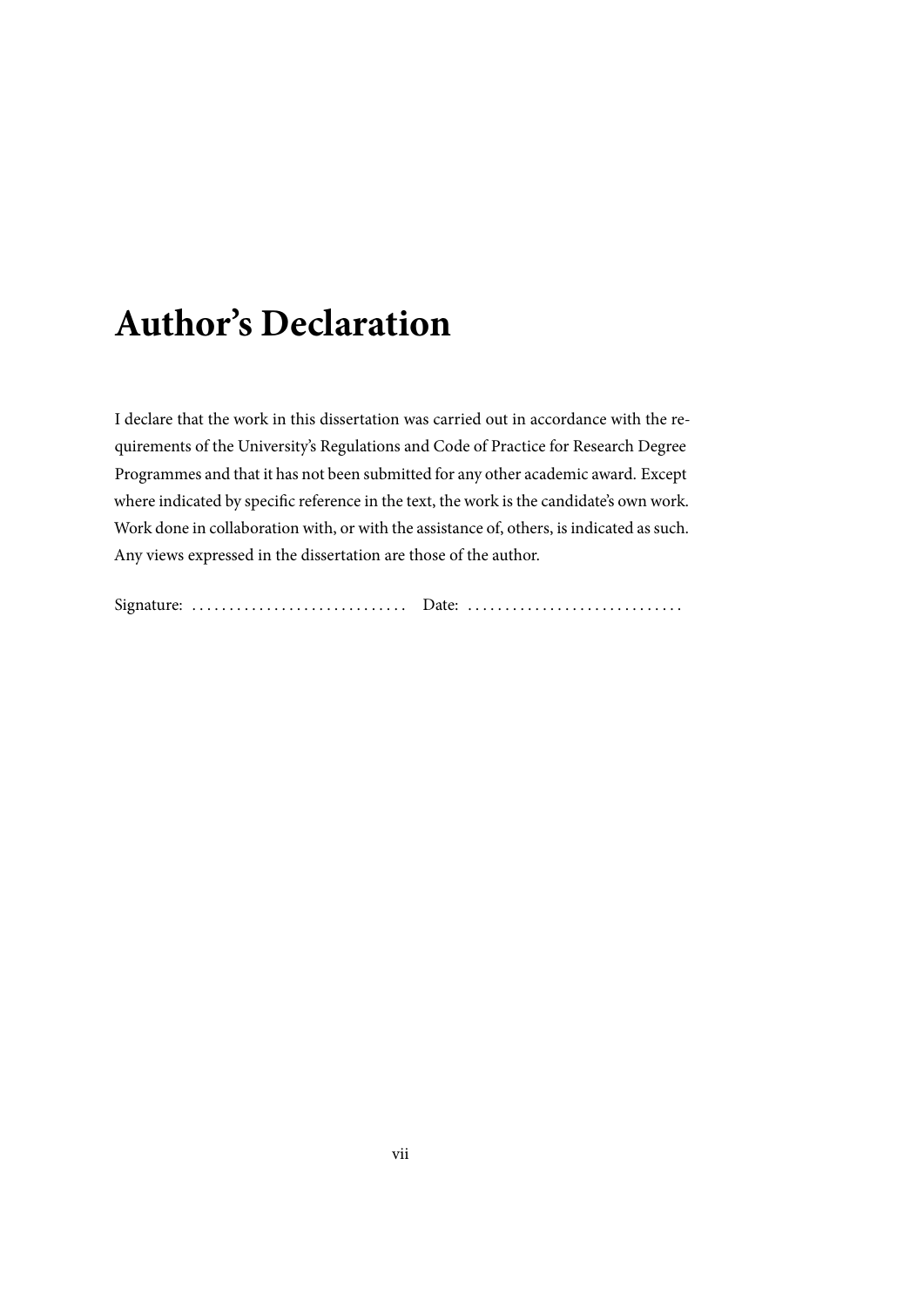# Author's Declaration

I declare that the work in this dissertation was carried out in accordance with the requirements of the University's Regulations and Code of Practice for Research Degree Programmes and that it has not been submitted for any other academic award. Except where indicated by specific reference in the text, the work is the candidate's own work. Work done in collaboration with, or with the assistance of, others, is indicated as such. Any views expressed in the dissertation are those of the author.

Signature: ............................. Date: .............................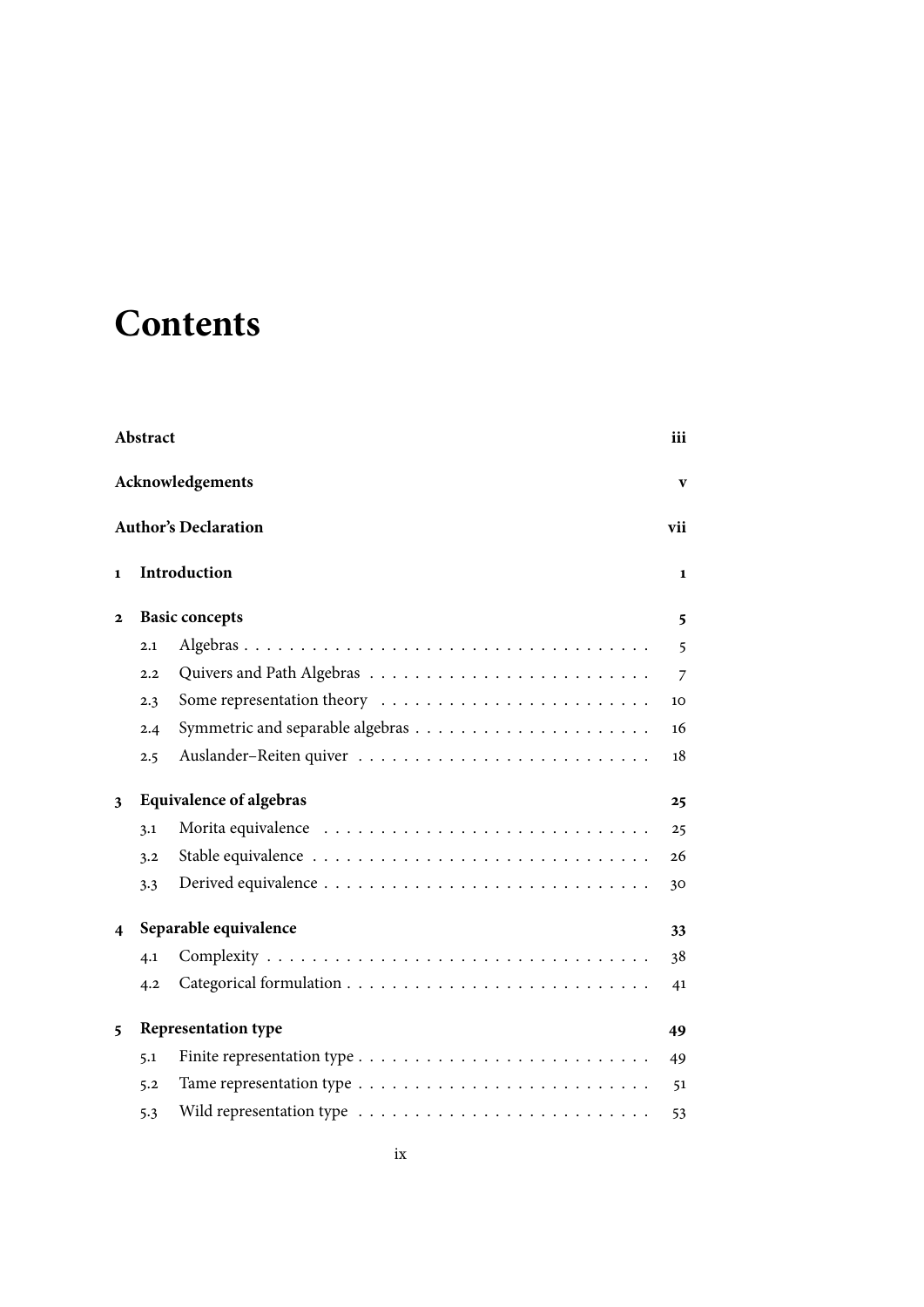# Contents

| | | |
|---|---|---|
| **Abstract** | | **iii** |
| **Acknowledgements** | | **v** |
| **Author's Declaration** | | **vii** |
| **1** | **Introduction** | **1** |
| **2** | **Basic concepts** | **5** |
| 2.1 | Algebras | 5 |
| 2.2 | Quivers and Path Algebras | 7 |
| 2.3 | Some representation theory | 10 |
| 2.4 | Symmetric and separable algebras | 16 |
| 2.5 | Auslander–Reiten quiver | 18 |
| **3** | **Equivalence of algebras** | **25** |
| 3.1 | Morita equivalence | 25 |
| 3.2 | Stable equivalence | 26 |
| 3.3 | Derived equivalence | 30 |
| **4** | **Separable equivalence** | **33** |
| 4.1 | Complexity | 38 |
| 4.2 | Categorical formulation | 41 |
| **5** | **Representation type** | **49** |
| 5.1 | Finite representation type | 49 |
| 5.2 | Tame representation type | 51 |
| 5.3 | Wild representation type | 53 |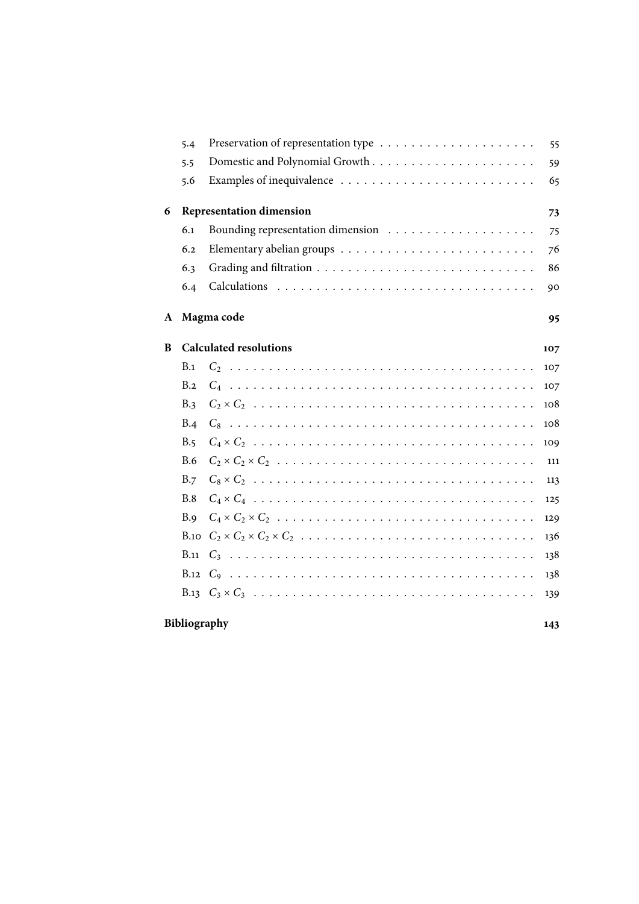- 5.4 Preservation of representation type . . . . . . . . . . . . . . . . . . . . 55
- 5.5 Domestic and Polynomial Growth . . . . . . . . . . . . . . . . . . . . . 59
- 5.6 Examples of inequivalence . . . . . . . . . . . . . . . . . . . . . . . . . 65

**6 Representation dimension** **73**

- 6.1 Bounding representation dimension . . . . . . . . . . . . . . . . . . . 75
- 6.2 Elementary abelian groups . . . . . . . . . . . . . . . . . . . . . . . . . 76
- 6.3 Grading and filtration . . . . . . . . . . . . . . . . . . . . . . . . . . . . 86
- 6.4 Calculations . . . . . . . . . . . . . . . . . . . . . . . . . . . . . . . . . 90

**A Magma code** **95**

**B Calculated resolutions** **107**

- B.1 $C_2$ . . . . . . . . . . . . . . . . . . . . . . . . . . . . . . . . . . . . . 107
- B.2 $C_4$ . . . . . . . . . . . . . . . . . . . . . . . . . . . . . . . . . . . . . 107
- B.3 $C_2 \times C_2$ . . . . . . . . . . . . . . . . . . . . . . . . . . . . . . . . . 108
- B.4 $C_8$ . . . . . . . . . . . . . . . . . . . . . . . . . . . . . . . . . . . . . 108
- B.5 $C_4 \times C_2$ . . . . . . . . . . . . . . . . . . . . . . . . . . . . . . . . . 109
- B.6 $C_2 \times C_2 \times C_2$ . . . . . . . . . . . . . . . . . . . . . . . . . . . . . 111
- B.7 $C_8 \times C_2$ . . . . . . . . . . . . . . . . . . . . . . . . . . . . . . . . . 113
- B.8 $C_4 \times C_4$ . . . . . . . . . . . . . . . . . . . . . . . . . . . . . . . . . 125
- B.9 $C_4 \times C_2 \times C_2$ . . . . . . . . . . . . . . . . . . . . . . . . . . . . . 129
- B.10 $C_2 \times C_2 \times C_2 \times C_2$ . . . . . . . . . . . . . . . . . . . . . . . . . 136
- B.11 $C_3$ . . . . . . . . . . . . . . . . . . . . . . . . . . . . . . . . . . . . . 138
- B.12 $C_9$ . . . . . . . . . . . . . . . . . . . . . . . . . . . . . . . . . . . . . 138
- B.13 $C_3 \times C_3$ . . . . . . . . . . . . . . . . . . . . . . . . . . . . . . . . . 139

**Bibliography** **143**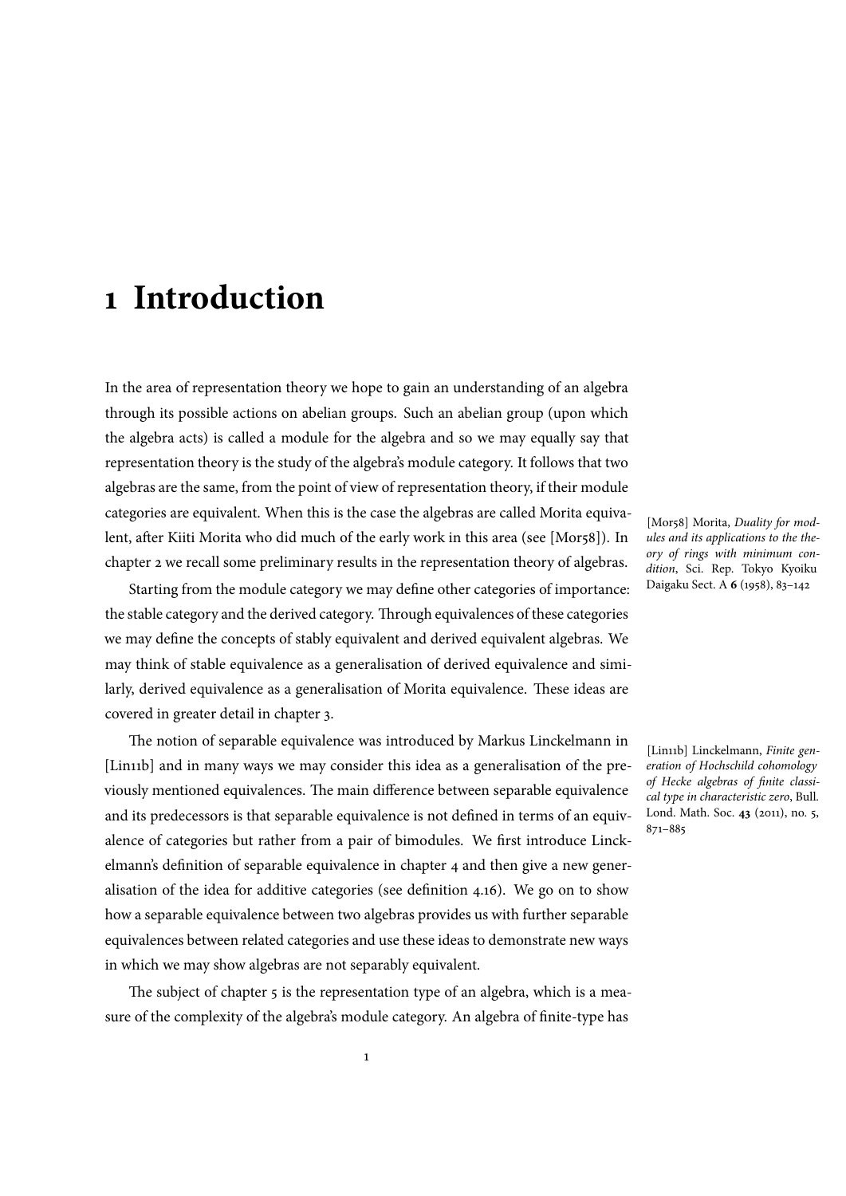# 1 Introduction

In the area of representation theory we hope to gain an understanding of an algebra through its possible actions on abelian groups. Such an abelian group (upon which the algebra acts) is called a module for the algebra and so we may equally say that representation theory is the study of the algebra's module category. It follows that two algebras are the same, from the point of view of representation theory, if their module categories are equivalent. When this is the case the algebras are called Morita equivalent, after Kiiti Morita who did much of the early work in this area (see [Mor58]). In chapter 2 we recall some preliminary results in the representation theory of algebras.

[Mor58] Morita, *Duality for modules and its applications to the theory of rings with minimum condition*, Sci. Rep. Tokyo Kyoiku Daigaku Sect. A **6** (1958), 83–142

Starting from the module category we may define other categories of importance: the stable category and the derived category. Through equivalences of these categories we may define the concepts of stably equivalent and derived equivalent algebras. We may think of stable equivalence as a generalisation of derived equivalence and similarly, derived equivalence as a generalisation of Morita equivalence. These ideas are covered in greater detail in chapter 3.

The notion of separable equivalence was introduced by Markus Linckelmann in [Lin11b] and in many ways we may consider this idea as a generalisation of the previously mentioned equivalences. The main difference between separable equivalence and its predecessors is that separable equivalence is not defined in terms of an equivalence of categories but rather from a pair of bimodules. We first introduce Linckelmann's definition of separable equivalence in chapter 4 and then give a new generalisation of the idea for additive categories (see definition 4.16). We go on to show how a separable equivalence between two algebras provides us with further separable equivalences between related categories and use these ideas to demonstrate new ways in which we may show algebras are not separably equivalent.

[Lin11b] Linckelmann, *Finite generation of Hochschild cohomology of Hecke algebras of finite classical type in characteristic zero*, Bull. Lond. Math. Soc. **43** (2011), no. 5, 871–885

The subject of chapter 5 is the representation type of an algebra, which is a measure of the complexity of the algebra's module category. An algebra of finite-type has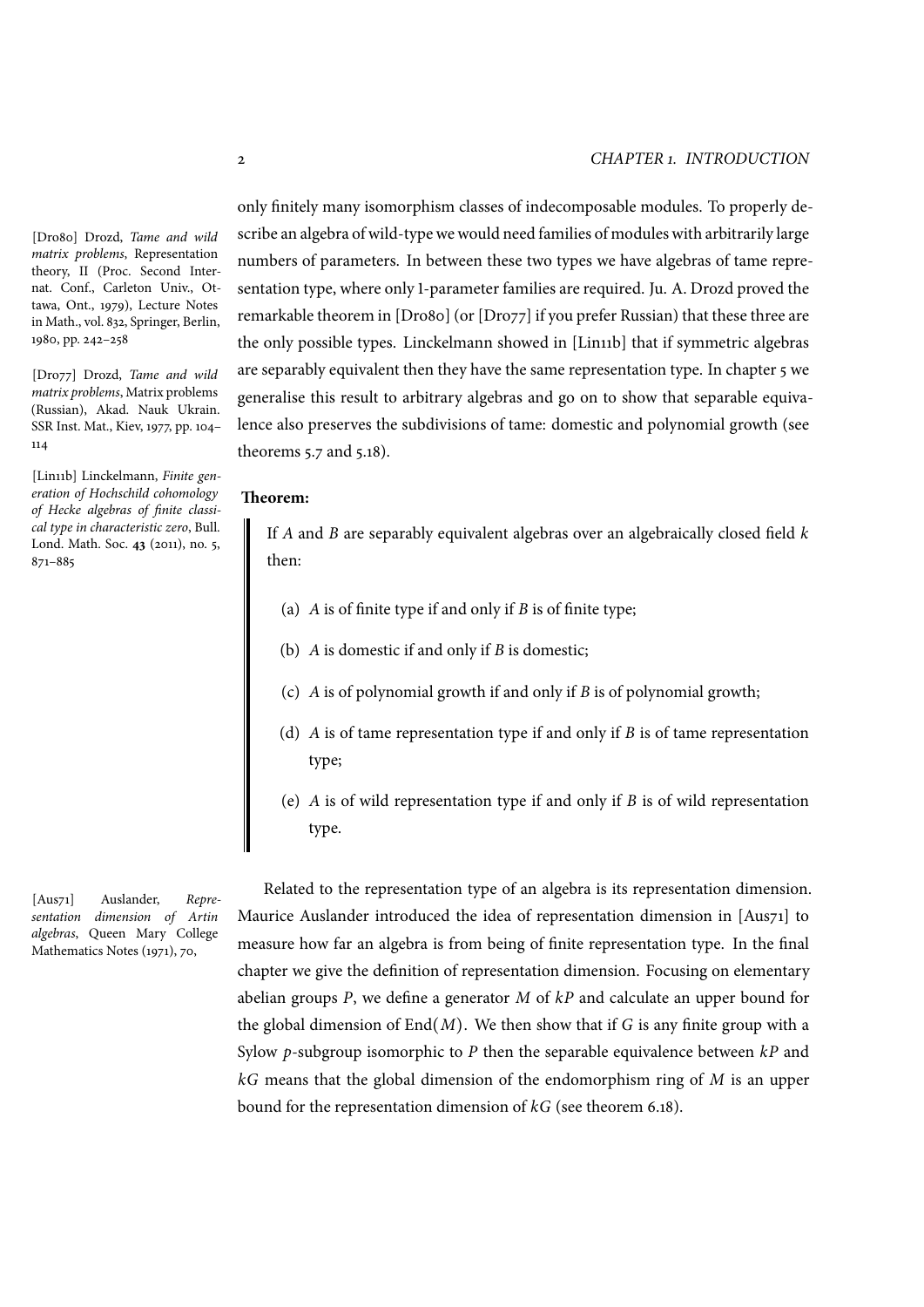only finitely many isomorphism classes of indecomposable modules. To properly describe an algebra of wild-type we would need families of modules with arbitrarily large numbers of parameters. In between these two types we have algebras of tame representation type, where only 1-parameter families are required. Ju. A. Drozd proved the remarkable theorem in [Dro80] (or [Dro77] if you prefer Russian) that these three are the only possible types. Linckelmann showed in [Lin11b] that if symmetric algebras are separably equivalent then they have the same representation type. In chapter 5 we generalise this result to arbitrary algebras and go on to show that separable equivalence also preserves the subdivisions of tame: domestic and polynomial growth (see theorems 5.7 and 5.18).

[Dro80] Drozd, *Tame and wild matrix problems*, Representation theory, II (Proc. Second Internat. Conf., Carleton Univ., Ottawa, Ont., 1979), Lecture Notes in Math., vol. 832, Springer, Berlin, 1980, pp. 242–258

[Dro77] Drozd, *Tame and wild matrix problems*, Matrix problems (Russian), Akad. Nauk Ukrain. SSR Inst. Mat., Kiev, 1977, pp. 104–114

[Lin11b] Linckelmann, *Finite generation of Hochschild cohomology of Hecke algebras of finite classical type in characteristic zero*, Bull. Lond. Math. Soc. **43** (2011), no. 5, 871–885

**Theorem:**

> If $A$ and $B$ are separably equivalent algebras over an algebraically closed field $k$ then:
>
> (a) $A$ is of finite type if and only if $B$ is of finite type;
>
> (b) $A$ is domestic if and only if $B$ is domestic;
>
> (c) $A$ is of polynomial growth if and only if $B$ is of polynomial growth;
>
> (d) $A$ is of tame representation type if and only if $B$ is of tame representation type;
>
> (e) $A$ is of wild representation type if and only if $B$ is of wild representation type.

Related to the representation type of an algebra is its representation dimension. Maurice Auslander introduced the idea of representation dimension in [Aus71] to measure how far an algebra is from being of finite representation type. In the final chapter we give the definition of representation dimension. Focusing on elementary abelian groups $P$, we define a generator $M$ of $kP$ and calculate an upper bound for the global dimension of $\mathrm{End}(M)$. We then show that if $G$ is any finite group with a Sylow $p$-subgroup isomorphic to $P$ then the separable equivalence between $kP$ and $kG$ means that the global dimension of the endomorphism ring of $M$ is an upper bound for the representation dimension of $kG$ (see theorem 6.18).

[Aus71] Auslander, *Representation dimension of Artin algebras*, Queen Mary College Mathematics Notes (1971), 70,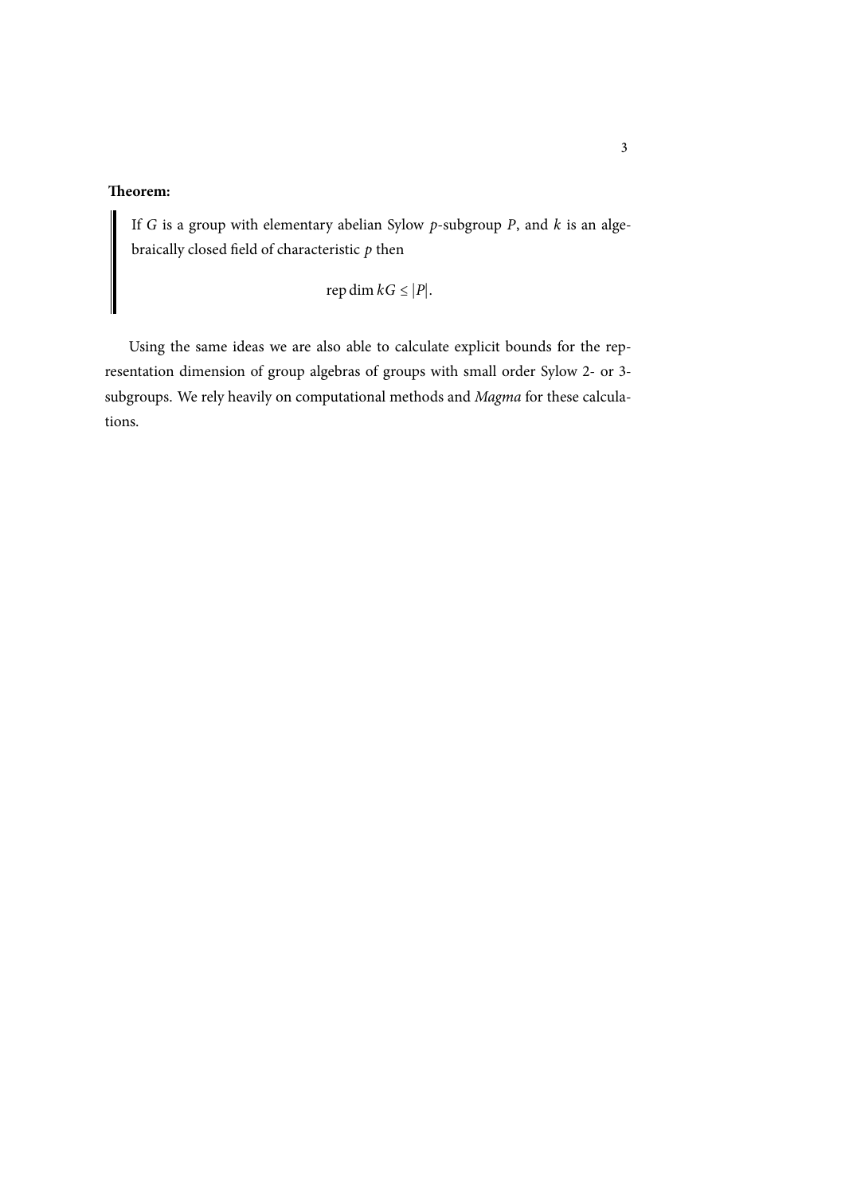**Theorem:**

> If $G$ is a group with elementary abelian Sylow $p$-subgroup $P$, and $k$ is an algebraically closed field of characteristic $p$ then
>
> $$\operatorname{rep\,dim} kG \leq |P|.$$

Using the same ideas we are also able to calculate explicit bounds for the representation dimension of group algebras of groups with small order Sylow 2- or 3-subgroups. We rely heavily on computational methods and *Magma* for these calculations.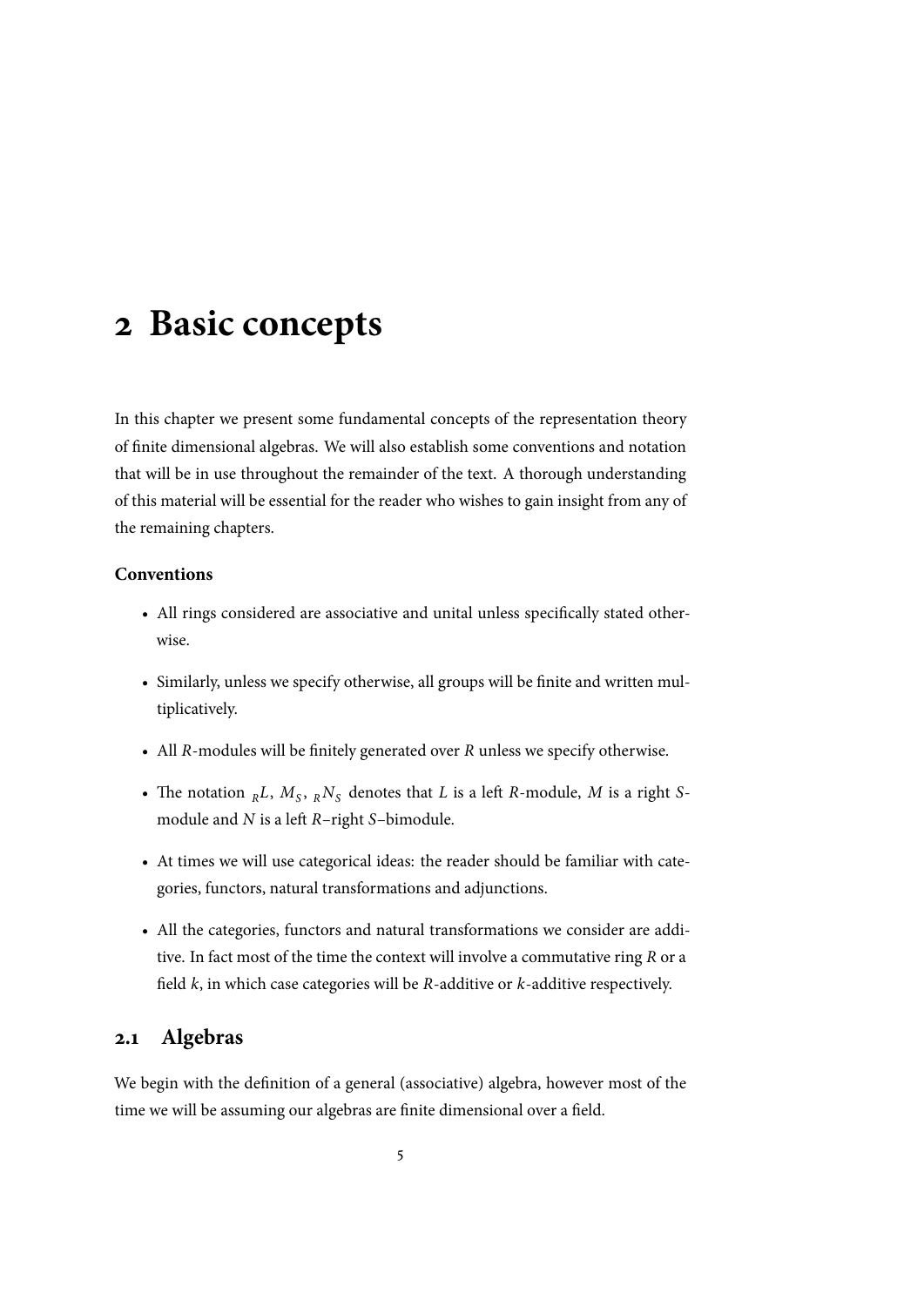# 2 Basic concepts

In this chapter we present some fundamental concepts of the representation theory of finite dimensional algebras. We will also establish some conventions and notation that will be in use throughout the remainder of the text. A thorough understanding of this material will be essential for the reader who wishes to gain insight from any of the remaining chapters.

**Conventions**

- All rings considered are associative and unital unless specifically stated otherwise.
- Similarly, unless we specify otherwise, all groups will be finite and written multiplicatively.
- All $R$-modules will be finitely generated over $R$ unless we specify otherwise.
- The notation ${}_RL$, $M_S$, ${}_RN_S$ denotes that $L$ is a left $R$-module, $M$ is a right $S$-module and $N$ is a left $R$–right $S$–bimodule.
- At times we will use categorical ideas: the reader should be familiar with categories, functors, natural transformations and adjunctions.
- All the categories, functors and natural transformations we consider are additive. In fact most of the time the context will involve a commutative ring $R$ or a field $k$, in which case categories will be $R$-additive or $k$-additive respectively.

## 2.1 Algebras

We begin with the definition of a general (associative) algebra, however most of the time we will be assuming our algebras are finite dimensional over a field.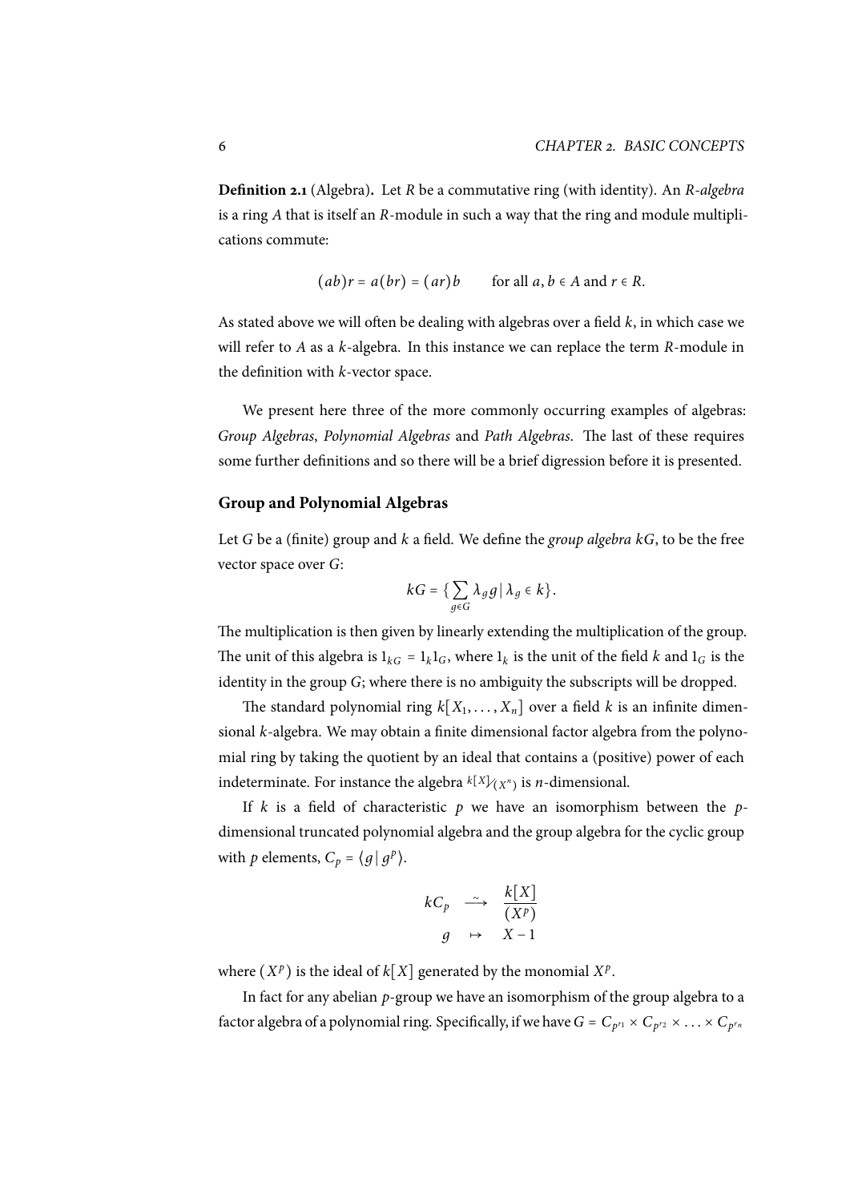**Definition 2.1** (Algebra)**.** Let $R$ be a commutative ring (with identity). An *$R$-algebra* is a ring $A$ that is itself an $R$-module in such a way that the ring and module multiplications commute:

$$(ab)r = a(br) = (ar)b \qquad \text{for all } a, b \in A \text{ and } r \in R.$$

As stated above we will often be dealing with algebras over a field $k$, in which case we will refer to $A$ as a $k$-algebra. In this instance we can replace the term $R$-module in the definition with $k$-vector space.

We present here three of the more commonly occurring examples of algebras: *Group Algebras*, *Polynomial Algebras* and *Path Algebras*. The last of these requires some further definitions and so there will be a brief digression before it is presented.

### Group and Polynomial Algebras

Let $G$ be a (finite) group and $k$ a field. We define the *group algebra $kG$*, to be the free vector space over $G$:

$$kG = \{ \sum_{g \in G} \lambda_g g \,|\, \lambda_g \in k \}.$$

The multiplication is then given by linearly extending the multiplication of the group. The unit of this algebra is $1_{kG} = 1_k 1_G$, where $1_k$ is the unit of the field $k$ and $1_G$ is the identity in the group $G$; where there is no ambiguity the subscripts will be dropped.

The standard polynomial ring $k[X_1, \dots, X_n]$ over a field $k$ is an infinite dimensional $k$-algebra. We may obtain a finite dimensional factor algebra from the polynomial ring by taking the quotient by an ideal that contains a (positive) power of each indeterminate. For instance the algebra $k[X]/(X^n)$ is $n$-dimensional.

If $k$ is a field of characteristic $p$ we have an isomorphism between the $p$-dimensional truncated polynomial algebra and the group algebra for the cyclic group with $p$ elements, $C_p = \langle g \,|\, g^p \rangle$.

$$\begin{array}{ccc} kC_p & \xrightarrow{\sim} & \dfrac{k[X]}{(X^p)} \\ g & \mapsto & X - 1 \end{array}$$

where $(X^p)$ is the ideal of $k[X]$ generated by the monomial $X^p$.

In fact for any abelian $p$-group we have an isomorphism of the group algebra to a factor algebra of a polynomial ring. Specifically, if we have $G = C_{p^{r_1}} \times C_{p^{r_2}} \times \ldots \times C_{p^{r_n}}$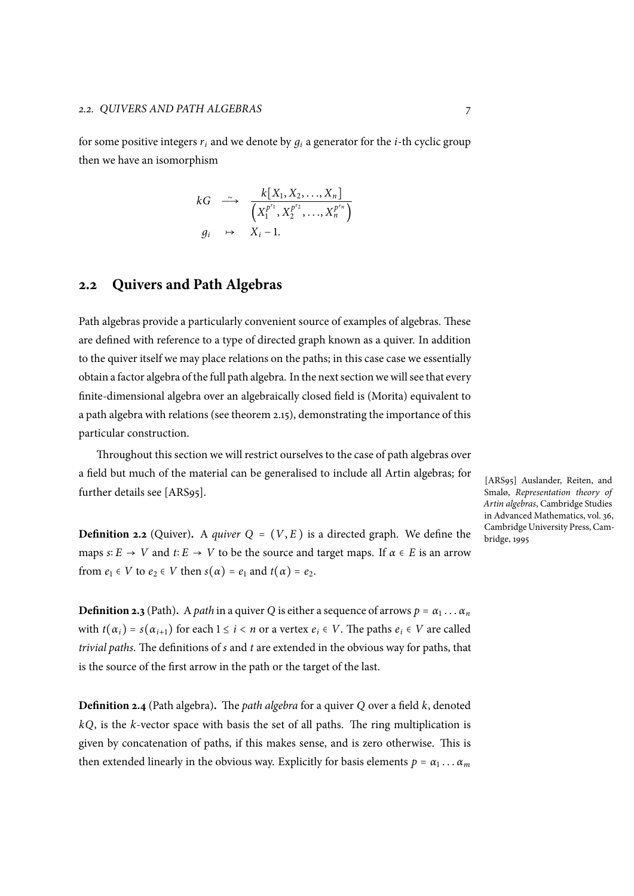for some positive integers $r_i$ and we denote by $g_i$ a generator for the $i$-th cyclic group then we have an isomorphism

$$\begin{array}{rcl} kG & \xrightarrow{\sim} & \dfrac{k[X_1, X_2, \ldots, X_n]}{\left(X_1^{p^{r_1}}, X_2^{p^{r_2}}, \ldots, X_n^{p^{r_n}}\right)} \\ g_i & \mapsto & X_i - 1. \end{array}$$

## 2.2 Quivers and Path Algebras

Path algebras provide a particularly convenient source of examples of algebras. These are defined with reference to a type of directed graph known as a quiver. In addition to the quiver itself we may place relations on the paths; in this case case we essentially obtain a factor algebra of the full path algebra. In the next section we will see that every finite-dimensional algebra over an algebraically closed field is (Morita) equivalent to a path algebra with relations (see theorem 2.15), demonstrating the importance of this particular construction.

Throughout this section we will restrict ourselves to the case of path algebras over a field but much of the material can be generalised to include all Artin algebras; for further details see [ARS95].

[ARS95] Auslander, Reiten, and Smalø, *Representation theory of Artin algebras*, Cambridge Studies in Advanced Mathematics, vol. 36, Cambridge University Press, Cambridge, 1995

**Definition 2.2** (Quiver)**.** A *quiver* $Q = (V, E)$ is a directed graph. We define the maps $s\colon E \to V$ and $t\colon E \to V$ to be the source and target maps. If $\alpha \in E$ is an arrow from $e_1 \in V$ to $e_2 \in V$ then $s(\alpha) = e_1$ and $t(\alpha) = e_2$.

**Definition 2.3** (Path)**.** A *path* in a quiver $Q$ is either a sequence of arrows $p = \alpha_1 \ldots \alpha_n$ with $t(\alpha_i) = s(\alpha_{i+1})$ for each $1 \leq i < n$ or a vertex $e_i \in V$. The paths $e_i \in V$ are called *trivial paths*. The definitions of $s$ and $t$ are extended in the obvious way for paths, that is the source of the first arrow in the path or the target of the last.

**Definition 2.4** (Path algebra)**.** The *path algebra* for a quiver $Q$ over a field $k$, denoted $kQ$, is the $k$-vector space with basis the set of all paths. The ring multiplication is given by concatenation of paths, if this makes sense, and is zero otherwise. This is then extended linearly in the obvious way. Explicitly for basis elements $p = \alpha_1 \ldots \alpha_m$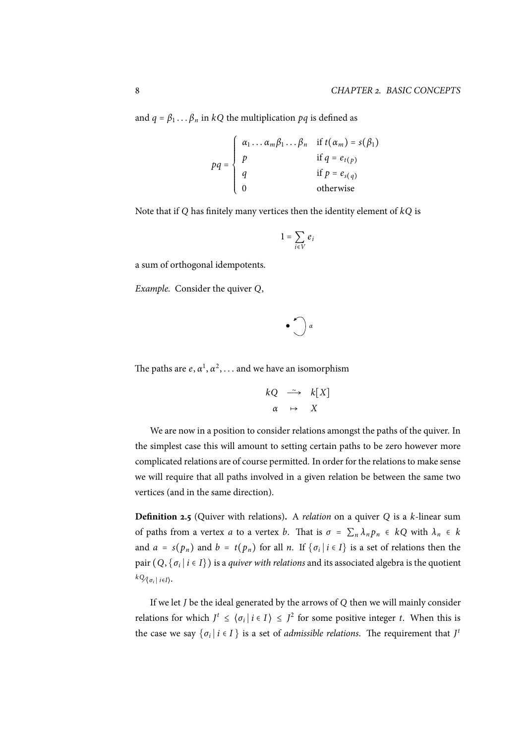and $q = \beta_1 \ldots \beta_n$ in $kQ$ the multiplication $pq$ is defined as

$$pq = \begin{cases} \alpha_1 \ldots \alpha_m \beta_1 \ldots \beta_n & \text{if } t(\alpha_m) = s(\beta_1) \\ p & \text{if } q = e_{t(p)} \\ q & \text{if } p = e_{s(q)} \\ 0 & \text{otherwise} \end{cases}$$

Note that if $Q$ has finitely many vertices then the identity element of $kQ$ is

$$1 = \sum_{i \in V} e_i$$

a sum of orthogonal idempotents.

*Example.* Consider the quiver $Q$,

$$\bullet \circlearrowleft \alpha$$

The paths are $e, \alpha^1, \alpha^2, \ldots$ and we have an isomorphism

$$\begin{array}{ccc} kQ & \xrightarrow{\sim} & k[X] \\ \alpha & \mapsto & X \end{array}$$

We are now in a position to consider relations amongst the paths of the quiver. In the simplest case this will amount to setting certain paths to be zero however more complicated relations are of course permitted. In order for the relations to make sense we will require that all paths involved in a given relation be between the same two vertices (and in the same direction).

**Definition 2.5** (Quiver with relations)**.** A *relation* on a quiver $Q$ is a $k$-linear sum of paths from a vertex $a$ to a vertex $b$. That is $\sigma = \sum_n \lambda_n p_n \in kQ$ with $\lambda_n \in k$ and $a = s(p_n)$ and $b = t(p_n)$ for all $n$. If $\{\sigma_i \mid i \in I\}$ is a set of relations then the pair $(Q, \{\sigma_i \mid i \in I\})$ is a *quiver with relations* and its associated algebra is the quotient $kQ/\langle \sigma_i \mid i \in I \rangle$.

If we let $J$ be the ideal generated by the arrows of $Q$ then we will mainly consider relations for which $J^t \leq \langle \sigma_i \mid i \in I \rangle \leq J^2$ for some positive integer $t$. When this is the case we say $\{\sigma_i \mid i \in I\}$ is a set of *admissible relations*. The requirement that $J^t$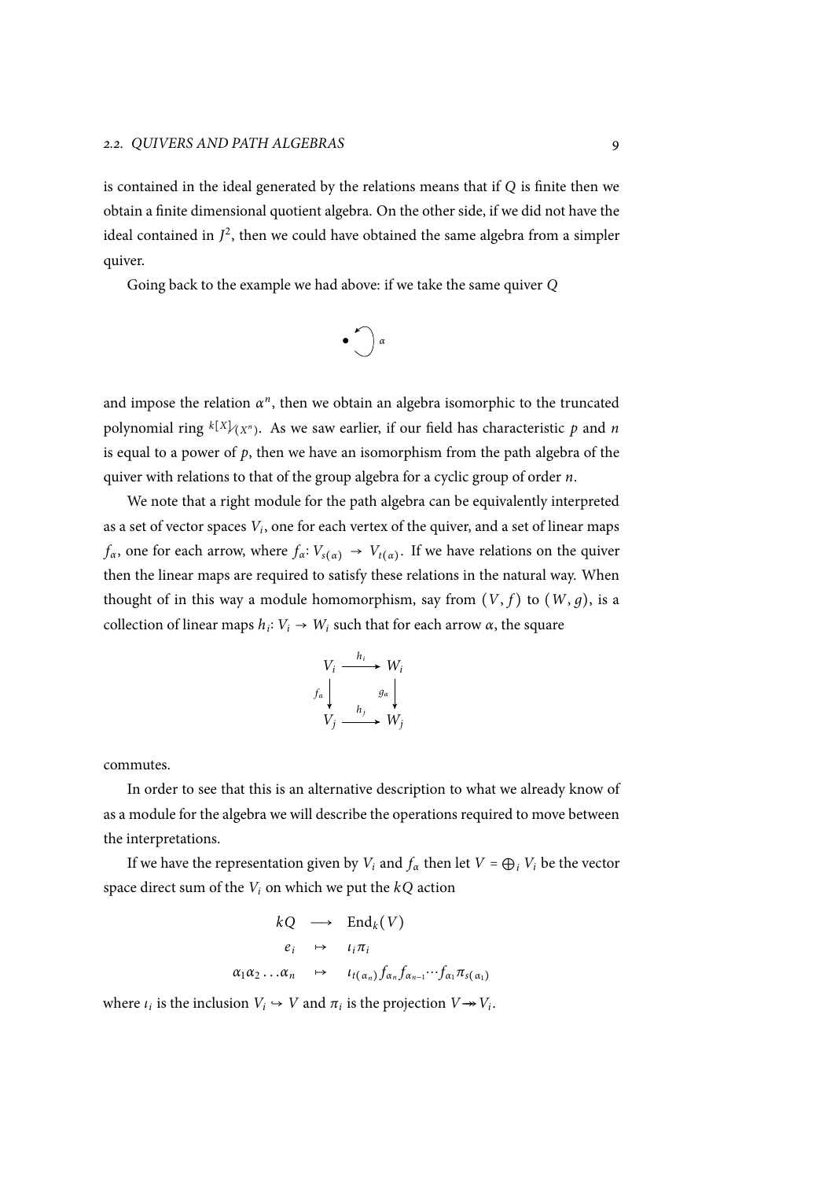is contained in the ideal generated by the relations means that if $Q$ is finite then we obtain a finite dimensional quotient algebra. On the other side, if we did not have the ideal contained in $J^2$, then we could have obtained the same algebra from a simpler quiver.

Going back to the example we had above: if we take the same quiver $Q$

$$\bullet \circlearrowleft \alpha$$

and impose the relation $\alpha^n$, then we obtain an algebra isomorphic to the truncated polynomial ring $k[X]/(X^n)$. As we saw earlier, if our field has characteristic $p$ and $n$ is equal to a power of $p$, then we have an isomorphism from the path algebra of the quiver with relations to that of the group algebra for a cyclic group of order $n$.

We note that a right module for the path algebra can be equivalently interpreted as a set of vector spaces $V_i$, one for each vertex of the quiver, and a set of linear maps $f_\alpha$, one for each arrow, where $f_\alpha \colon V_{s(\alpha)} \to V_{t(\alpha)}$. If we have relations on the quiver then the linear maps are required to satisfy these relations in the natural way. When thought of in this way a module homomorphism, say from $(V, f)$ to $(W, g)$, is a collection of linear maps $h_i \colon V_i \to W_i$ such that for each arrow $\alpha$, the square

$$\begin{array}{ccc} V_i & \xrightarrow{h_i} & W_i \\ {\scriptstyle f_\alpha}\downarrow & & \downarrow{\scriptstyle g_\alpha} \\ V_j & \xrightarrow{h_j} & W_j \end{array}$$

commutes.

In order to see that this is an alternative description to what we already know of as a module for the algebra we will describe the operations required to move between the interpretations.

If we have the representation given by $V_i$ and $f_\alpha$ then let $V = \bigoplus_i V_i$ be the vector space direct sum of the $V_i$ on which we put the $kQ$ action

$$\begin{aligned} kQ &\longrightarrow \operatorname{End}_k(V) \\ e_i &\mapsto \iota_i \pi_i \\ \alpha_1 \alpha_2 \ldots \alpha_n &\mapsto \iota_{t(\alpha_n)} f_{\alpha_n} f_{\alpha_{n-1}} \cdots f_{\alpha_1} \pi_{s(\alpha_1)} \end{aligned}$$

where $\iota_i$ is the inclusion $V_i \hookrightarrow V$ and $\pi_i$ is the projection $V \twoheadrightarrow V_i$.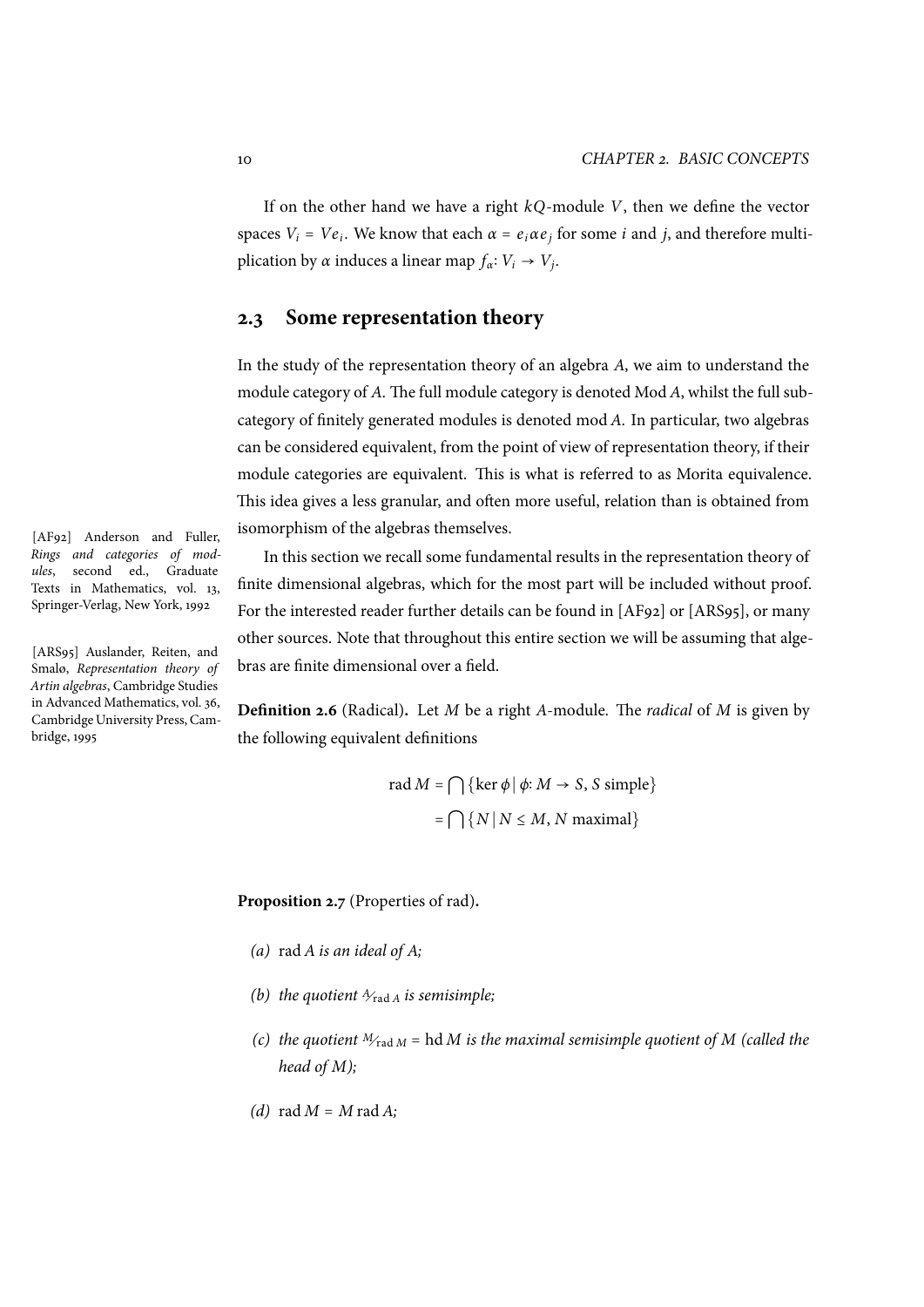If on the other hand we have a right $kQ$-module $V$, then we define the vector spaces $V_i = Ve_i$. We know that each $\alpha = e_i \alpha e_j$ for some $i$ and $j$, and therefore multiplication by $\alpha$ induces a linear map $f_\alpha \colon V_i \to V_j$.

## 2.3 Some representation theory

In the study of the representation theory of an algebra $A$, we aim to understand the module category of $A$. The full module category is denoted Mod $A$, whilst the full subcategory of finitely generated modules is denoted mod $A$. In particular, two algebras can be considered equivalent, from the point of view of representation theory, if their module categories are equivalent. This is what is referred to as Morita equivalence. This idea gives a less granular, and often more useful, relation than is obtained from isomorphism of the algebras themselves.

In this section we recall some fundamental results in the representation theory of finite dimensional algebras, which for the most part will be included without proof. For the interested reader further details can be found in [AF92] or [ARS95], or many other sources. Note that throughout this entire section we will be assuming that algebras are finite dimensional over a field.

[AF92] Anderson and Fuller, *Rings and categories of modules*, second ed., Graduate Texts in Mathematics, vol. 13, Springer-Verlag, New York, 1992

[ARS95] Auslander, Reiten, and Smalø, *Representation theory of Artin algebras*, Cambridge Studies in Advanced Mathematics, vol. 36, Cambridge University Press, Cambridge, 1995

**Definition 2.6** (Radical)**.** Let $M$ be a right $A$-module. The *radical* of $M$ is given by the following equivalent definitions

$$\begin{aligned} \operatorname{rad} M &= \bigcap \{\ker \phi \mid \phi \colon M \to S,\, S \text{ simple}\} \\ &= \bigcap \{N \mid N \leq M,\, N \text{ maximal}\} \end{aligned}$$

**Proposition 2.7** (Properties of rad)**.**

*(a)* rad $A$ *is an ideal of* $A$*;*

*(b)* *the quotient* $A/\operatorname{rad} A$ *is semisimple;*

*(c)* *the quotient* $M/\operatorname{rad} M = \operatorname{hd} M$ *is the maximal semisimple quotient of* $M$ *(called the head of* $M$*);*

*(d)* $\operatorname{rad} M = M \operatorname{rad} A$*;*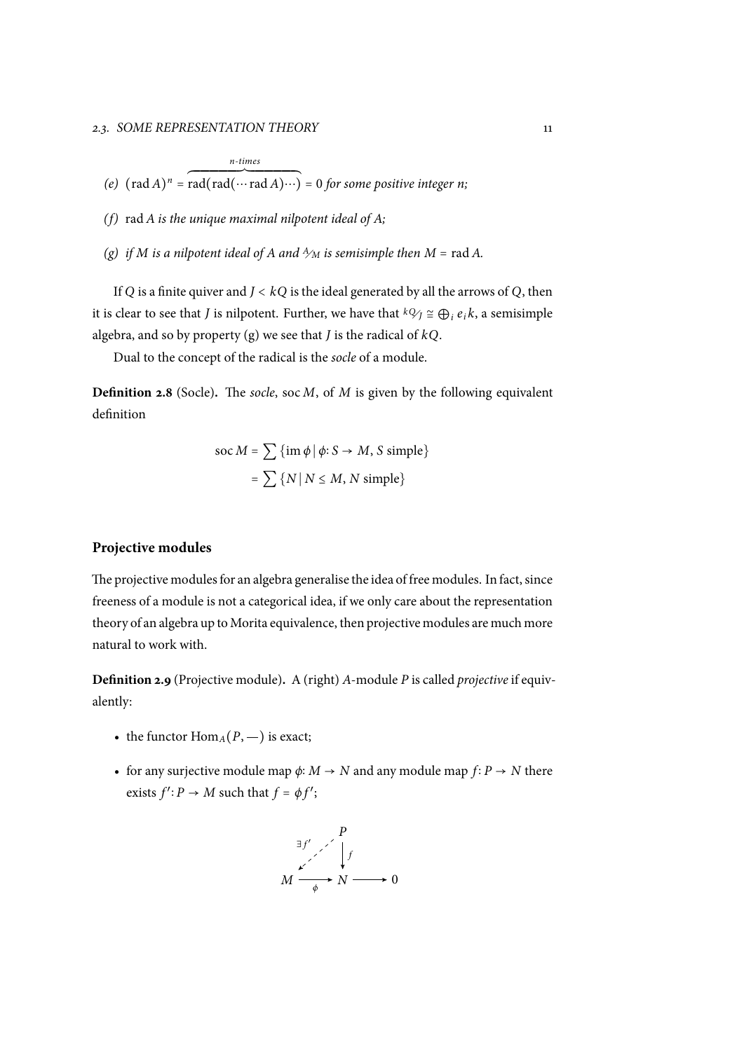*(e)* $(\operatorname{rad} A)^n = \overbrace{\operatorname{rad}(\operatorname{rad}(\cdots \operatorname{rad} A)\cdots)}^{n\text{-times}} = 0$ *for some positive integer n;*

*(f)* $\operatorname{rad} A$ *is the unique maximal nilpotent ideal of A;*

*(g) if M is a nilpotent ideal of A and* $A/M$ *is semisimple then* $M = \operatorname{rad} A$.

If $Q$ is a finite quiver and $J < kQ$ is the ideal generated by all the arrows of $Q$, then it is clear to see that $J$ is nilpotent. Further, we have that $kQ/J \cong \bigoplus_i e_i k$, a semisimple algebra, and so by property (g) we see that $J$ is the radical of $kQ$.

Dual to the concept of the radical is the *socle* of a module.

**Definition 2.8** (Socle)**.** The *socle*, $\operatorname{soc} M$, of $M$ is given by the following equivalent definition

$$
\begin{aligned}
\operatorname{soc} M &= \sum \{\operatorname{im} \phi \mid \phi\colon S \to M,\, S \text{ simple}\} \\
&= \sum \{N \mid N \leq M,\, N \text{ simple}\}
\end{aligned}
$$

### Projective modules

The projective modules for an algebra generalise the idea of free modules. In fact, since freeness of a module is not a categorical idea, if we only care about the representation theory of an algebra up to Morita equivalence, then projective modules are much more natural to work with.

**Definition 2.9** (Projective module)**.** A (right) $A$-module $P$ is called *projective* if equivalently:

- the functor $\operatorname{Hom}_A(P, -)$ is exact;
- for any surjective module map $\phi\colon M \to N$ and any module map $f\colon P \to N$ there exists $f'\colon P \to M$ such that $f = \phi f'$;

$$
\begin{array}{ccccc}
 & & P & & \\
 & \swarrow^{\exists f'} & \downarrow f & & \\
M & \xrightarrow{\phi} & N & \longrightarrow & 0
\end{array}
$$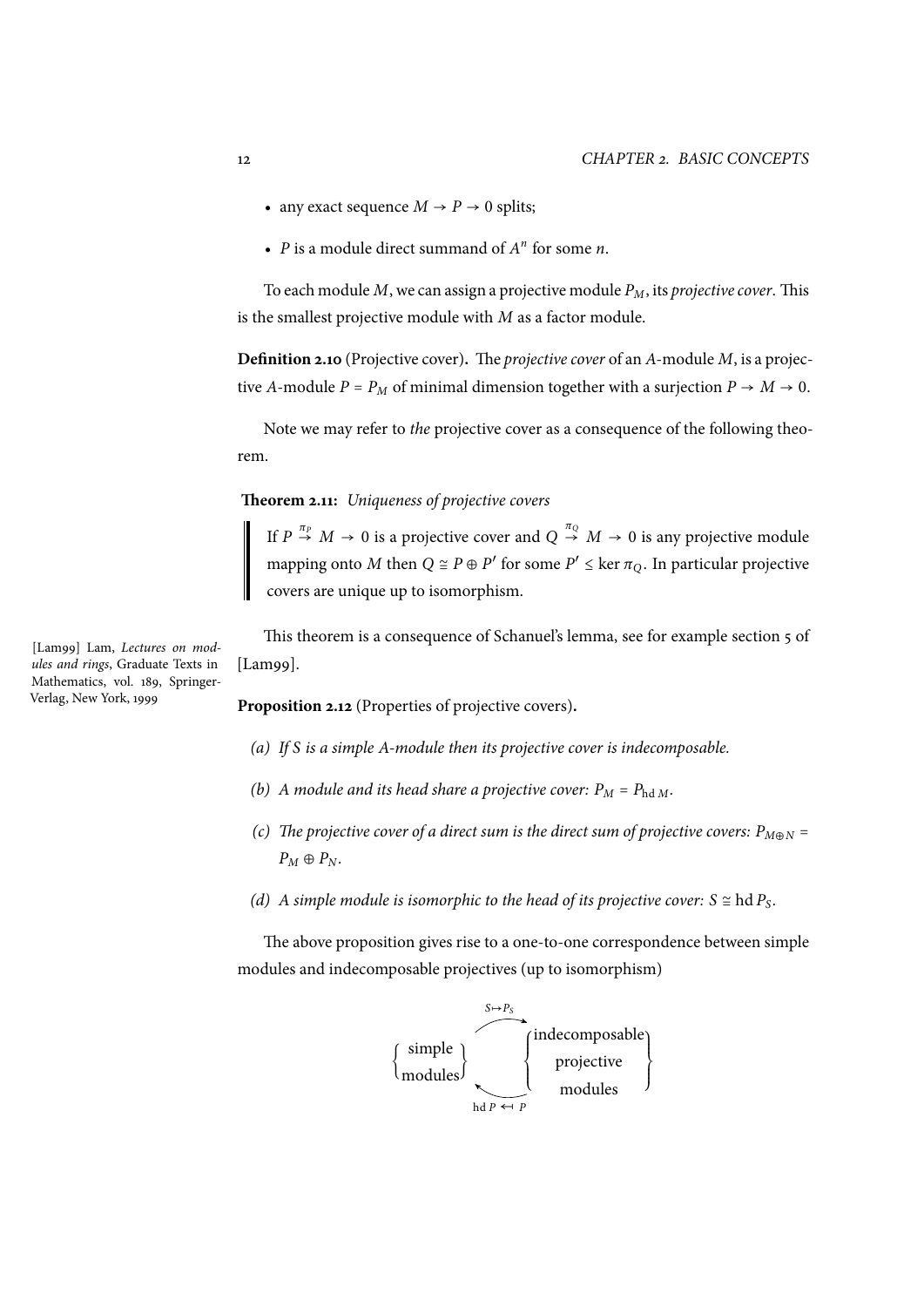- any exact sequence $M \to P \to 0$ splits;
- $P$ is a module direct summand of $A^n$ for some $n$.

To each module $M$, we can assign a projective module $P_M$, its *projective cover*. This is the smallest projective module with $M$ as a factor module.

**Definition 2.10** (Projective cover)**.** The *projective cover* of an $A$-module $M$, is a projective $A$-module $P = P_M$ of minimal dimension together with a surjection $P \to M \to 0$.

Note we may refer to *the* projective cover as a consequence of the following theorem.

**Theorem 2.11:** *Uniqueness of projective covers*

> If $P \overset{\pi_P}{\to} M \to 0$ is a projective cover and $Q \overset{\pi_Q}{\to} M \to 0$ is any projective module mapping onto $M$ then $Q \cong P \oplus P'$ for some $P' \leq \ker \pi_Q$. In particular projective covers are unique up to isomorphism.

This theorem is a consequence of Schanuel's lemma, see for example section 5 of [Lam99].

[Lam99] Lam, *Lectures on modules and rings*, Graduate Texts in Mathematics, vol. 189, Springer-Verlag, New York, 1999

**Proposition 2.12** (Properties of projective covers)**.**

*(a) If $S$ is a simple $A$-module then its projective cover is indecomposable.*

*(b) A module and its head share a projective cover: $P_M = P_{\operatorname{hd} M}$.*

*(c) The projective cover of a direct sum is the direct sum of projective covers: $P_{M \oplus N} = P_M \oplus P_N$.*

*(d) A simple module is isomorphic to the head of its projective cover: $S \cong \operatorname{hd} P_S$.*

The above proposition gives rise to a one-to-one correspondence between simple modules and indecomposable projectives (up to isomorphism)

$$\left\{ \begin{matrix} \text{simple} \\ \text{modules} \end{matrix} \right\} \underset{\operatorname{hd} P \,\leftarrow\!\shortmid\, P}{\overset{S \mapsto P_S}{\rightleftarrows}} \left\{ \begin{matrix} \text{indecomposable} \\ \text{projective} \\ \text{modules} \end{matrix} \right\}$$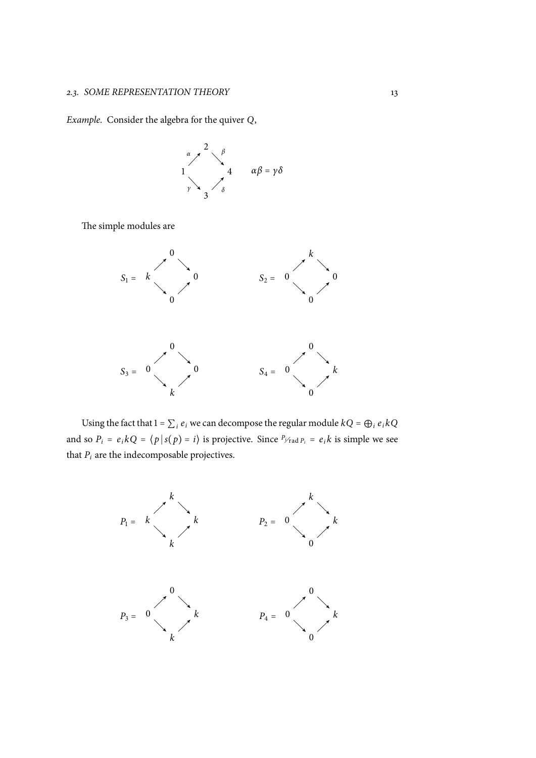*Example.* Consider the algebra for the quiver $Q$,

$$\begin{array}{ccccc} & & 2 & & \\ & \overset{\alpha}{\nearrow} & & \overset{\beta}{\searrow} & \\ 1 & & & & 4 \\ & \underset{\gamma}{\searrow} & & \underset{\delta}{\nearrow} & \\ & & 3 & & \end{array} \qquad \alpha\beta = \gamma\delta$$

The simple modules are

$$S_1 = \begin{array}{ccccc} & & 0 & & \\ & \nearrow & & \searrow & \\ k & & & & 0 \\ & \searrow & & \nearrow & \\ & & 0 & & \end{array} \qquad S_2 = \begin{array}{ccccc} & & k & & \\ & \nearrow & & \searrow & \\ 0 & & & & 0 \\ & \searrow & & \nearrow & \\ & & 0 & & \end{array}$$

$$S_3 = \begin{array}{ccccc} & & 0 & & \\ & \nearrow & & \searrow & \\ 0 & & & & 0 \\ & \searrow & & \nearrow & \\ & & k & & \end{array} \qquad S_4 = \begin{array}{ccccc} & & 0 & & \\ & \nearrow & & \searrow & \\ 0 & & & & k \\ & \searrow & & \nearrow & \\ & & 0 & & \end{array}$$

Using the fact that $1 = \sum_i e_i$ we can decompose the regular module $kQ = \bigoplus_i e_i kQ$ and so $P_i = e_i kQ = \langle p \mid s(p) = i \rangle$ is projective. Since ${}^{P_i}\!/\!_{\operatorname{rad} P_i} = e_i k$ is simple we see that $P_i$ are the indecomposable projectives.

$$P_1 = \begin{array}{ccccc} & & k & & \\ & \nearrow & & \searrow & \\ k & & & & k \\ & \searrow & & \nearrow & \\ & & k & & \end{array} \qquad P_2 = \begin{array}{ccccc} & & k & & \\ & \nearrow & & \searrow & \\ 0 & & & & k \\ & \searrow & & \nearrow & \\ & & 0 & & \end{array}$$

$$P_3 = \begin{array}{ccccc} & & 0 & & \\ & \nearrow & & \searrow & \\ 0 & & & & k \\ & \searrow & & \nearrow & \\ & & k & & \end{array} \qquad P_4 = \begin{array}{ccccc} & & 0 & & \\ & \nearrow & & \searrow & \\ 0 & & & & k \\ & \searrow & & \nearrow & \\ & & 0 & & \end{array}$$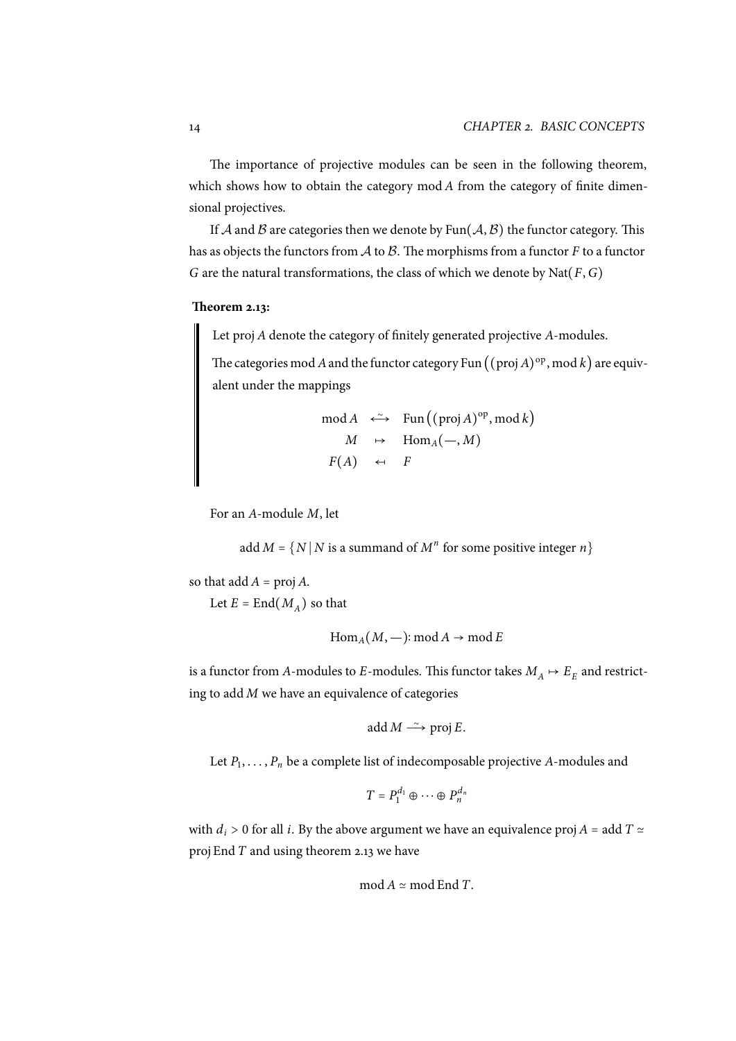The importance of projective modules can be seen in the following theorem, which shows how to obtain the category mod $A$ from the category of finite dimensional projectives.

If $\mathcal{A}$ and $\mathcal{B}$ are categories then we denote by $\mathrm{Fun}(\mathcal{A}, \mathcal{B})$ the functor category. This has as objects the functors from $\mathcal{A}$ to $\mathcal{B}$. The morphisms from a functor $F$ to a functor $G$ are the natural transformations, the class of which we denote by $\mathrm{Nat}(F, G)$

**Theorem 2.13:**

> Let $\mathrm{proj}\, A$ denote the category of finitely generated projective $A$-modules.
>
> The categories $\mathrm{mod}\, A$ and the functor category $\mathrm{Fun}\left((\mathrm{proj}\, A)^{\mathrm{op}}, \mathrm{mod}\, k\right)$ are equivalent under the mappings
>
> $$\begin{array}{ccc} \mathrm{mod}\, A & \overset{\sim}{\longleftrightarrow} & \mathrm{Fun}\left((\mathrm{proj}\, A)^{\mathrm{op}}, \mathrm{mod}\, k\right) \\ M & \mapsto & \mathrm{Hom}_A(-, M) \\ F(A) & \leftarrow & F \end{array}$$

For an $A$-module $M$, let

$$\mathrm{add}\, M = \{N \mid N \text{ is a summand of } M^n \text{ for some positive integer } n\}$$

so that $\mathrm{add}\, A = \mathrm{proj}\, A$.

Let $E = \mathrm{End}(M_A)$ so that

$$\mathrm{Hom}_A(M, -) \colon \mathrm{mod}\, A \to \mathrm{mod}\, E$$

is a functor from $A$-modules to $E$-modules. This functor takes $M_A \mapsto E_E$ and restricting to $\mathrm{add}\, M$ we have an equivalence of categories

$$\mathrm{add}\, M \overset{\sim}{\longrightarrow} \mathrm{proj}\, E.$$

Let $P_1, \ldots, P_n$ be a complete list of indecomposable projective $A$-modules and

$$T = P_1^{d_1} \oplus \cdots \oplus P_n^{d_n}$$

with $d_i > 0$ for all $i$. By the above argument we have an equivalence $\mathrm{proj}\, A = \mathrm{add}\, T \simeq \mathrm{proj}\, \mathrm{End}\, T$ and using theorem 2.13 we have

$$\mathrm{mod}\, A \simeq \mathrm{mod}\, \mathrm{End}\, T.$$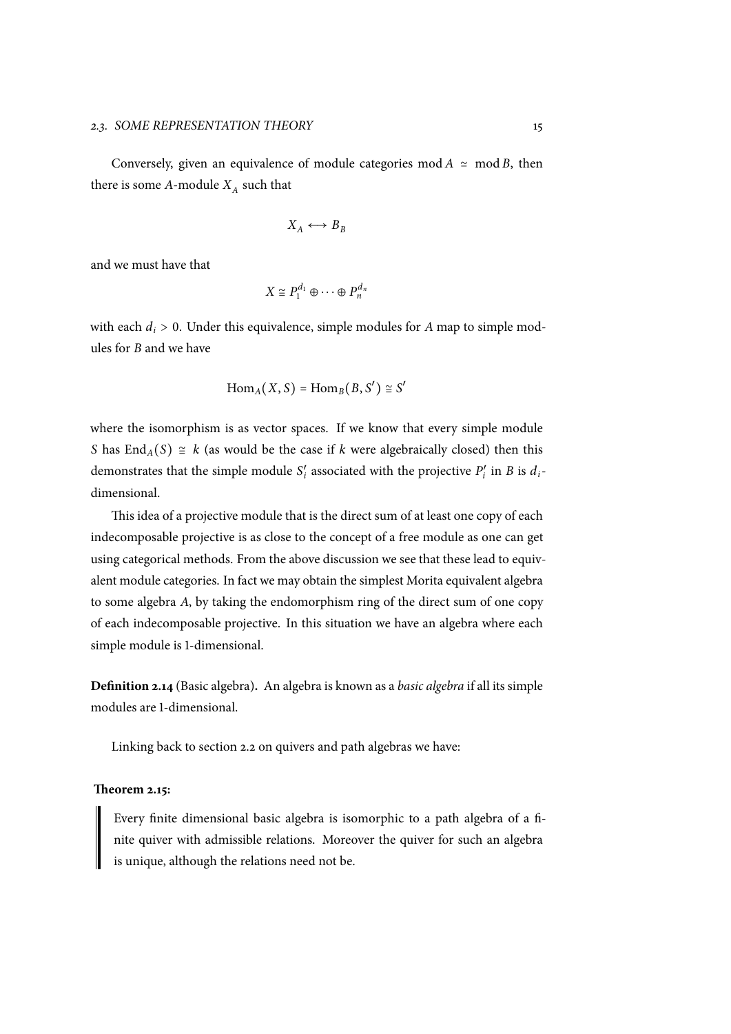Conversely, given an equivalence of module categories $\operatorname{mod} A \simeq \operatorname{mod} B$, then there is some $A$-module $X_A$ such that

$$X_A \longleftrightarrow B_B$$

and we must have that

$$X \cong P_1^{d_1} \oplus \cdots \oplus P_n^{d_n}$$

with each $d_i > 0$. Under this equivalence, simple modules for $A$ map to simple modules for $B$ and we have

$$\operatorname{Hom}_A(X, S) = \operatorname{Hom}_B(B, S') \cong S'$$

where the isomorphism is as vector spaces. If we know that every simple module $S$ has $\operatorname{End}_A(S) \cong k$ (as would be the case if $k$ were algebraically closed) then this demonstrates that the simple module $S'_i$ associated with the projective $P'_i$ in $B$ is $d_i$-dimensional.

This idea of a projective module that is the direct sum of at least one copy of each indecomposable projective is as close to the concept of a free module as one can get using categorical methods. From the above discussion we see that these lead to equivalent module categories. In fact we may obtain the simplest Morita equivalent algebra to some algebra $A$, by taking the endomorphism ring of the direct sum of one copy of each indecomposable projective. In this situation we have an algebra where each simple module is 1-dimensional.

**Definition 2.14** (Basic algebra)**.** An algebra is known as a *basic algebra* if all its simple modules are 1-dimensional.

Linking back to section 2.2 on quivers and path algebras we have:

**Theorem 2.15:**

> Every finite dimensional basic algebra is isomorphic to a path algebra of a finite quiver with admissible relations. Moreover the quiver for such an algebra is unique, although the relations need not be.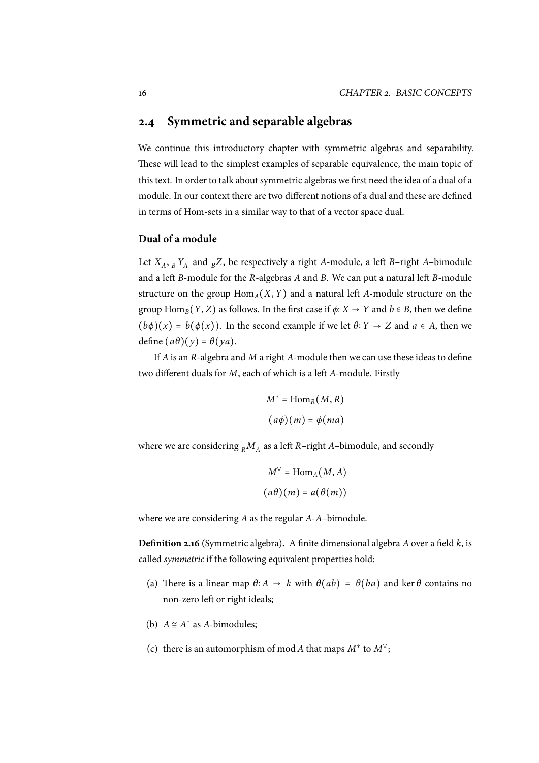## 2.4 Symmetric and separable algebras

We continue this introductory chapter with symmetric algebras and separability. These will lead to the simplest examples of separable equivalence, the main topic of this text. In order to talk about symmetric algebras we first need the idea of a dual of a module. In our context there are two different notions of a dual and these are defined in terms of Hom-sets in a similar way to that of a vector space dual.

### Dual of a module

Let $X_A$, ${}_BY_A$ and ${}_BZ$, be respectively a right $A$-module, a left $B$–right $A$–bimodule and a left $B$-module for the $R$-algebras $A$ and $B$. We can put a natural left $B$-module structure on the group $\mathrm{Hom}_A(X,Y)$ and a natural left $A$-module structure on the group $\mathrm{Hom}_B(Y,Z)$ as follows. In the first case if $\phi\colon X \to Y$ and $b \in B$, then we define $(b\phi)(x) = b(\phi(x))$. In the second example if we let $\theta\colon Y \to Z$ and $a \in A$, then we define $(a\theta)(y) = \theta(ya)$.

If $A$ is an $R$-algebra and $M$ a right $A$-module then we can use these ideas to define two different duals for $M$, each of which is a left $A$-module. Firstly

$$M^* = \mathrm{Hom}_R(M,R)$$
$$(a\phi)(m) = \phi(ma)$$

where we are considering ${}_RM_A$ as a left $R$–right $A$–bimodule, and secondly

$$M^\vee = \mathrm{Hom}_A(M,A)$$
$$(a\theta)(m) = a(\theta(m))$$

where we are considering $A$ as the regular $A$-$A$–bimodule.

**Definition 2.16** (Symmetric algebra)**.** A finite dimensional algebra $A$ over a field $k$, is called *symmetric* if the following equivalent properties hold:

(a) There is a linear map $\theta\colon A \to k$ with $\theta(ab) = \theta(ba)$ and $\ker\theta$ contains no non-zero left or right ideals;

(b) $A \cong A^*$ as $A$-bimodules;

(c) there is an automorphism of $\mathrm{mod}\,A$ that maps $M^*$ to $M^\vee$;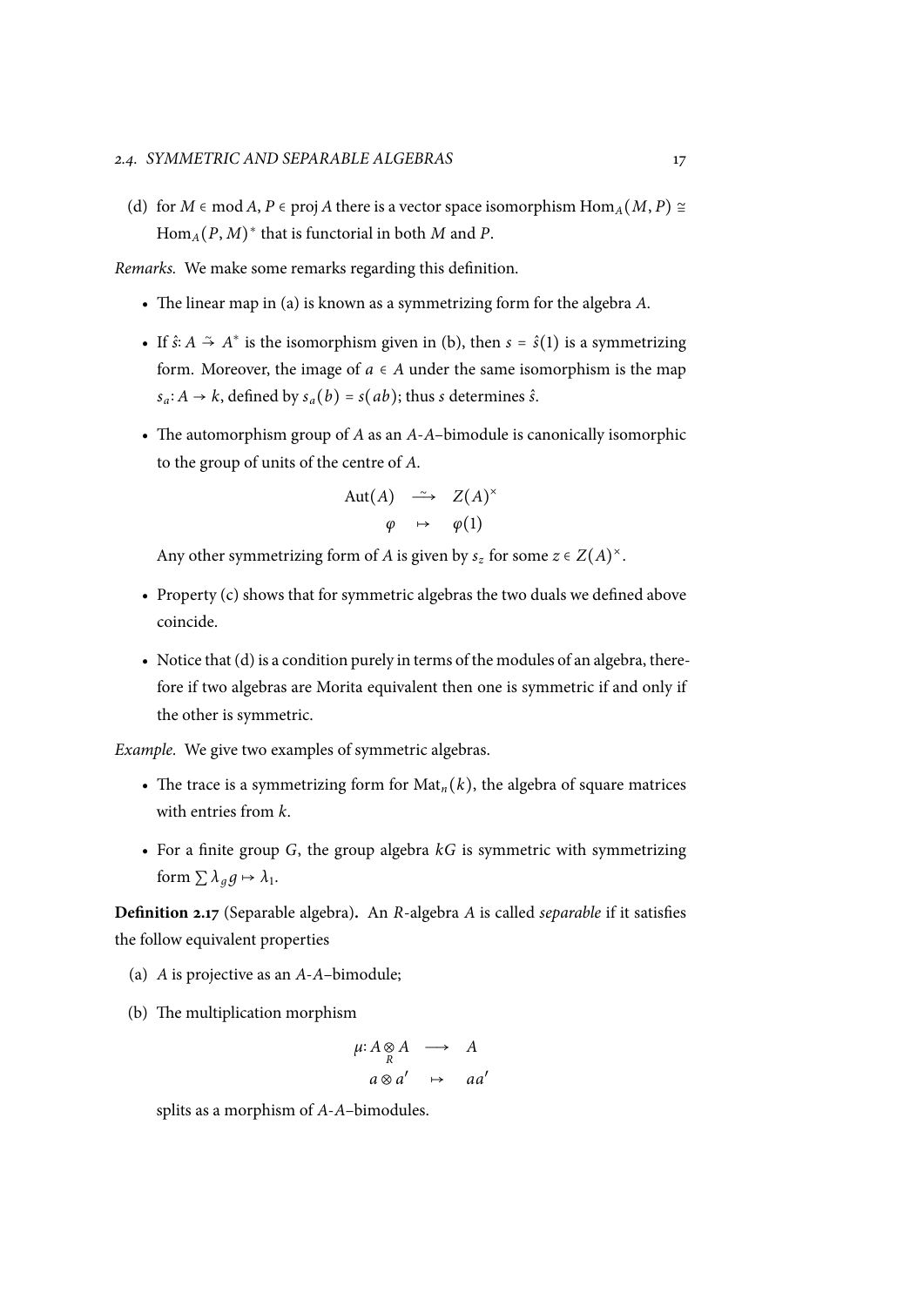(d) for $M \in \operatorname{mod} A$, $P \in \operatorname{proj} A$ there is a vector space isomorphism $\operatorname{Hom}_A(M, P) \cong \operatorname{Hom}_A(P, M)^*$ that is functorial in both $M$ and $P$.

*Remarks.* We make some remarks regarding this definition.

- The linear map in (a) is known as a symmetrizing form for the algebra $A$.
- If $\hat{s}\colon A \xrightarrow{\sim} A^*$ is the isomorphism given in (b), then $s = \hat{s}(1)$ is a symmetrizing form. Moreover, the image of $a \in A$ under the same isomorphism is the map $s_a\colon A \to k$, defined by $s_a(b) = s(ab)$; thus $s$ determines $\hat{s}$.
- The automorphism group of $A$ as an $A$-$A$–bimodule is canonically isomorphic to the group of units of the centre of $A$.

$$
\begin{array}{ccc}
\operatorname{Aut}(A) & \xrightarrow{\sim} & Z(A)^{\times} \\
\varphi & \mapsto & \varphi(1)
\end{array}
$$

  Any other symmetrizing form of $A$ is given by $s_z$ for some $z \in Z(A)^{\times}$.

- Property (c) shows that for symmetric algebras the two duals we defined above coincide.
- Notice that (d) is a condition purely in terms of the modules of an algebra, therefore if two algebras are Morita equivalent then one is symmetric if and only if the other is symmetric.

*Example.* We give two examples of symmetric algebras.

- The trace is a symmetrizing form for $\operatorname{Mat}_n(k)$, the algebra of square matrices with entries from $k$.
- For a finite group $G$, the group algebra $kG$ is symmetric with symmetrizing form $\sum \lambda_g g \mapsto \lambda_1$.

**Definition 2.17** (Separable algebra)**.** An $R$-algebra $A$ is called *separable* if it satisfies the follow equivalent properties

(a) $A$ is projective as an $A$-$A$–bimodule;

(b) The multiplication morphism

$$
\begin{array}{ccc}
\mu\colon A \underset{R}{\otimes} A & \longrightarrow & A \\
a \otimes a' & \mapsto & aa'
\end{array}
$$

splits as a morphism of $A$-$A$–bimodules.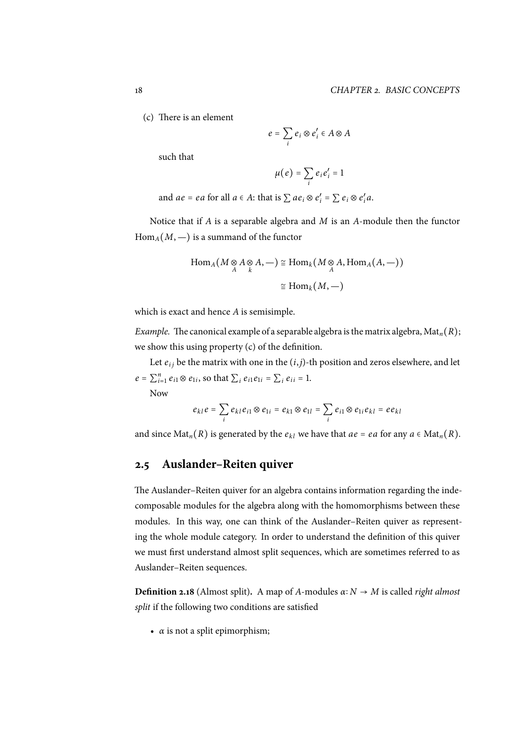(c) There is an element

$$e = \sum_i e_i \otimes e_i' \in A \otimes A$$

such that

$$\mu(e) = \sum_i e_i e_i' = 1$$

and $ae = ea$ for all $a \in A$: that is $\sum ae_i \otimes e_i' = \sum e_i \otimes e_i' a$.

Notice that if $A$ is a separable algebra and $M$ is an $A$-module then the functor $\operatorname{Hom}_A(M, -)$ is a summand of the functor

$$\begin{aligned}
\operatorname{Hom}_A(M \underset{A}{\otimes} A \underset{k}{\otimes} A, -) &\cong \operatorname{Hom}_k(M \underset{A}{\otimes} A, \operatorname{Hom}_A(A, -)) \\
&\cong \operatorname{Hom}_k(M, -)
\end{aligned}$$

which is exact and hence $A$ is semisimple.

*Example.* The canonical example of a separable algebra is the matrix algebra, $\operatorname{Mat}_n(R)$; we show this using property (c) of the definition.

Let $e_{ij}$ be the matrix with one in the $(i,j)$-th position and zeros elsewhere, and let $e = \sum_{i=1}^n e_{i1} \otimes e_{1i}$, so that $\sum_i e_{i1} e_{1i} = \sum_i e_{ii} = 1$.

Now

$$e_{kl} e = \sum_i e_{kl} e_{i1} \otimes e_{1i} = e_{k1} \otimes e_{1l} = \sum_i e_{i1} \otimes e_{1i} e_{kl} = e e_{kl}$$

and since $\operatorname{Mat}_n(R)$ is generated by the $e_{kl}$ we have that $ae = ea$ for any $a \in \operatorname{Mat}_n(R)$.

## 2.5 Auslander–Reiten quiver

The Auslander–Reiten quiver for an algebra contains information regarding the indecomposable modules for the algebra along with the homomorphisms between these modules. In this way, one can think of the Auslander–Reiten quiver as representing the whole module category. In order to understand the definition of this quiver we must first understand almost split sequences, which are sometimes referred to as Auslander–Reiten sequences.

**Definition 2.18** (Almost split)**.** A map of $A$-modules $\alpha\colon N \to M$ is called *right almost split* if the following two conditions are satisfied

- $\alpha$ is not a split epimorphism;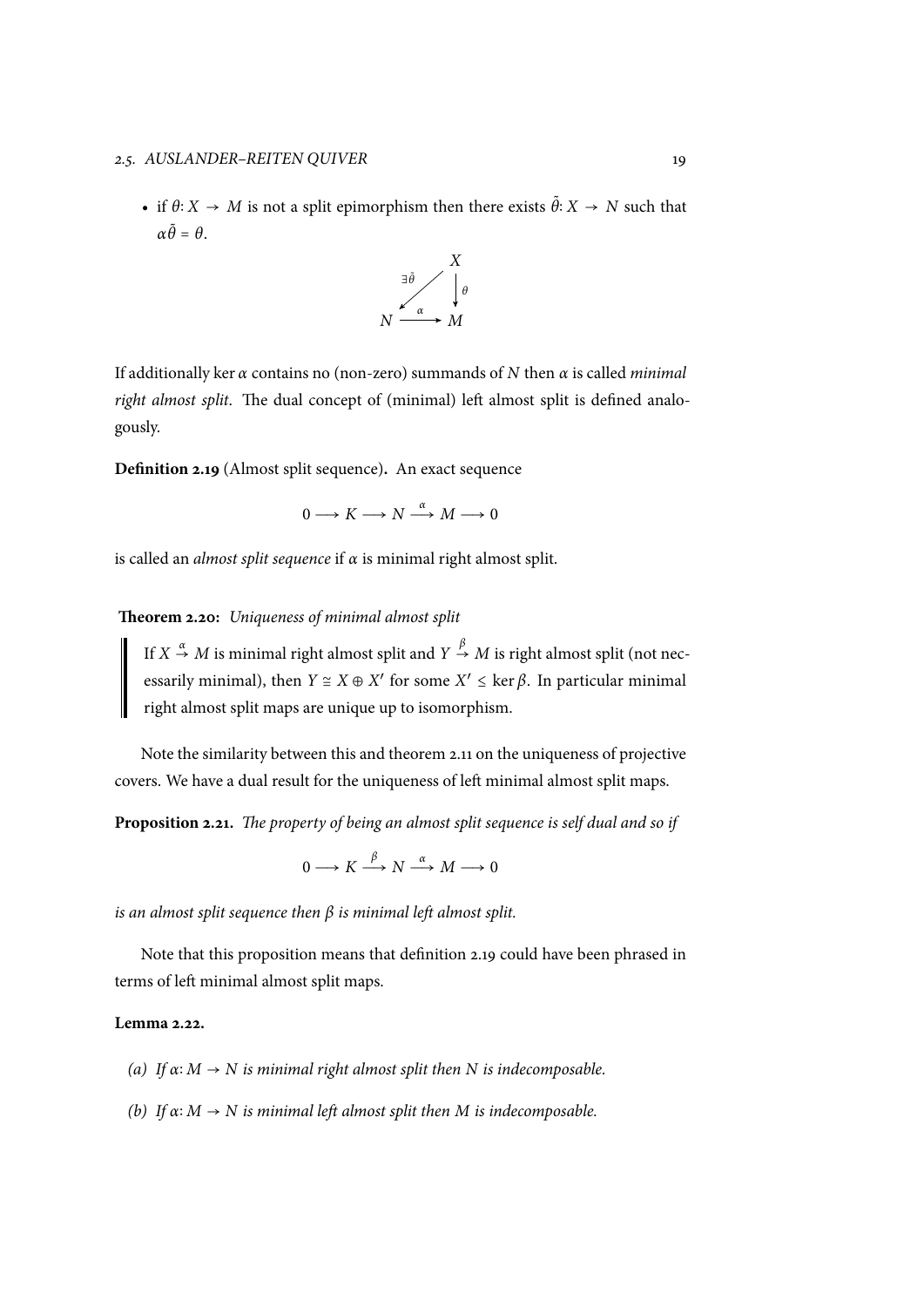- if $\theta\colon X \to M$ is not a split epimorphism then there exists $\tilde{\theta}\colon X \to N$ such that $\alpha\tilde{\theta} = \theta$.

$$\begin{array}{ccc} & & X \\ & \overset{\exists\tilde{\theta}}{\swarrow} & \downarrow \theta \\ N & \xrightarrow{\alpha} & M \end{array}$$

If additionally $\ker \alpha$ contains no (non-zero) summands of $N$ then $\alpha$ is called *minimal right almost split*. The dual concept of (minimal) left almost split is defined analogously.

**Definition 2.19** (Almost split sequence)**.** An exact sequence

$$0 \longrightarrow K \longrightarrow N \xrightarrow{\alpha} M \longrightarrow 0$$

is called an *almost split sequence* if $\alpha$ is minimal right almost split.

**Theorem 2.20:** *Uniqueness of minimal almost split*

> If $X \overset{\alpha}{\to} M$ is minimal right almost split and $Y \overset{\beta}{\to} M$ is right almost split (not necessarily minimal), then $Y \cong X \oplus X'$ for some $X' \leq \ker \beta$. In particular minimal right almost split maps are unique up to isomorphism.

Note the similarity between this and theorem 2.11 on the uniqueness of projective covers. We have a dual result for the uniqueness of left minimal almost split maps.

**Proposition 2.21.** *The property of being an almost split sequence is self dual and so if*

$$0 \longrightarrow K \xrightarrow{\beta} N \xrightarrow{\alpha} M \longrightarrow 0$$

*is an almost split sequence then $\beta$ is minimal left almost split.*

Note that this proposition means that definition 2.19 could have been phrased in terms of left minimal almost split maps.

**Lemma 2.22.**

*(a) If $\alpha\colon M \to N$ is minimal right almost split then $N$ is indecomposable.*

*(b) If $\alpha\colon M \to N$ is minimal left almost split then $M$ is indecomposable.*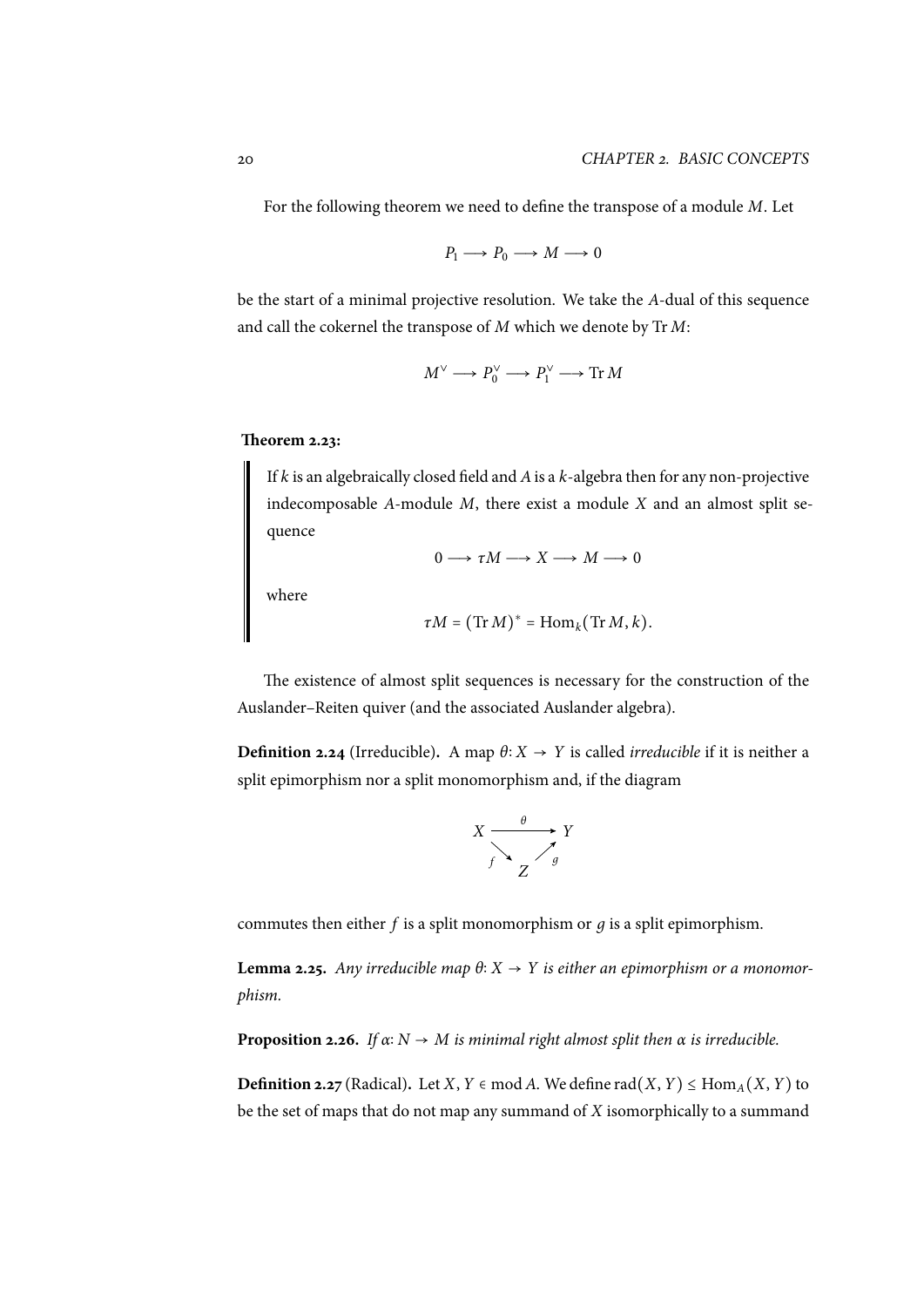For the following theorem we need to define the transpose of a module $M$. Let

$$P_1 \longrightarrow P_0 \longrightarrow M \longrightarrow 0$$

be the start of a minimal projective resolution. We take the $A$-dual of this sequence and call the cokernel the transpose of $M$ which we denote by $\operatorname{Tr} M$:

$$M^\vee \longrightarrow P_0^\vee \longrightarrow P_1^\vee \longrightarrow \operatorname{Tr} M$$

**Theorem 2.23:**

> If $k$ is an algebraically closed field and $A$ is a $k$-algebra then for any non-projective indecomposable $A$-module $M$, there exist a module $X$ and an almost split sequence
>
> $$0 \longrightarrow \tau M \longrightarrow X \longrightarrow M \longrightarrow 0$$
>
> where
>
> $$\tau M = (\operatorname{Tr} M)^* = \operatorname{Hom}_k(\operatorname{Tr} M, k).$$

The existence of almost split sequences is necessary for the construction of the Auslander–Reiten quiver (and the associated Auslander algebra).

**Definition 2.24** (Irreducible)**.** A map $\theta\colon X \to Y$ is called *irreducible* if it is neither a split epimorphism nor a split monomorphism and, if the diagram

$$\begin{array}{ccc} X & \xrightarrow{\;\theta\;} & Y \\ & {\scriptstyle f}\searrow \quad \nearrow{\scriptstyle g} & \\ & Z & \end{array}$$

commutes then either $f$ is a split monomorphism or $g$ is a split epimorphism.

**Lemma 2.25.** *Any irreducible map $\theta\colon X \to Y$ is either an epimorphism or a monomorphism.*

**Proposition 2.26.** *If $\alpha\colon N \to M$ is minimal right almost split then $\alpha$ is irreducible.*

**Definition 2.27** (Radical)**.** Let $X, Y \in \operatorname{mod} A$. We define $\operatorname{rad}(X, Y) \leq \operatorname{Hom}_A(X, Y)$ to be the set of maps that do not map any summand of $X$ isomorphically to a summand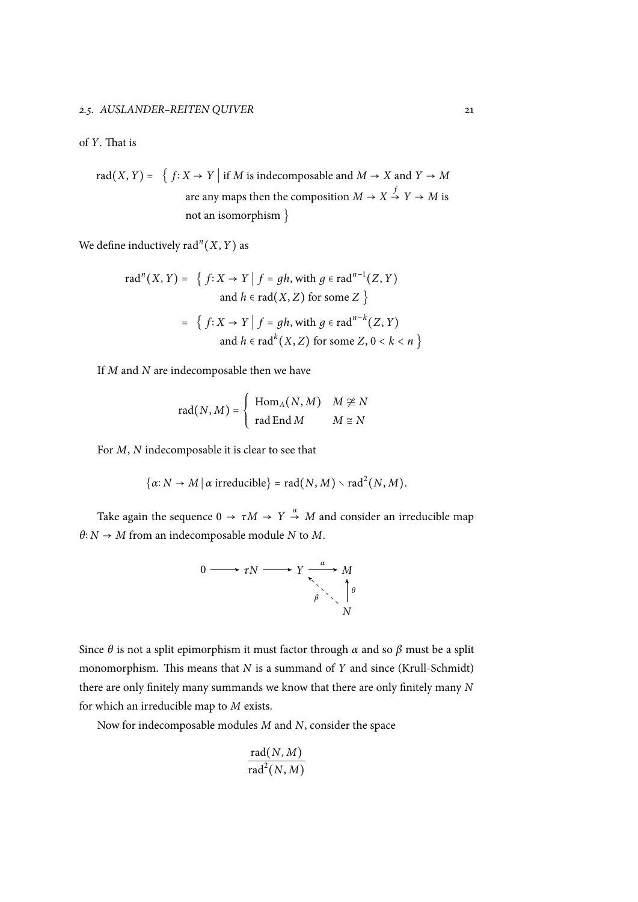of $Y$. That is

$$\operatorname{rad}(X,Y) = \left\{ f\colon X \to Y \;\middle|\; \begin{array}{l} \text{if } M \text{ is indecomposable and } M \to X \text{ and } Y \to M \\ \text{are any maps then the composition } M \to X \xrightarrow{f} Y \to M \text{ is} \\ \text{not an isomorphism} \end{array} \right\}$$

We define inductively $\operatorname{rad}^n(X,Y)$ as

$$\begin{aligned} \operatorname{rad}^n(X,Y) &= \left\{ f\colon X \to Y \;\middle|\; \begin{array}{l} f = gh, \text{ with } g \in \operatorname{rad}^{n-1}(Z,Y) \\ \text{and } h \in \operatorname{rad}(X,Z) \text{ for some } Z \end{array} \right\} \\ &= \left\{ f\colon X \to Y \;\middle|\; \begin{array}{l} f = gh, \text{ with } g \in \operatorname{rad}^{n-k}(Z,Y) \\ \text{and } h \in \operatorname{rad}^k(X,Z) \text{ for some } Z,\ 0 < k < n \end{array} \right\} \end{aligned}$$

If $M$ and $N$ are indecomposable then we have

$$\operatorname{rad}(N,M) = \begin{cases} \operatorname{Hom}_A(N,M) & M \not\cong N \\ \operatorname{rad}\operatorname{End} M & M \cong N \end{cases}$$

For $M$, $N$ indecomposable it is clear to see that

$$\{\alpha\colon N \to M \mid \alpha \text{ irreducible}\} = \operatorname{rad}(N,M) \setminus \operatorname{rad}^2(N,M).$$

Take again the sequence $0 \to \tau M \to Y \overset{\alpha}{\to} M$ and consider an irreducible map $\theta\colon N \to M$ from an indecomposable module $N$ to $M$.

$$\begin{array}{ccccccc} 0 & \longrightarrow & \tau N & \longrightarrow & Y & \xrightarrow{\ \alpha\ } & M \\ & & & & & {}_{\beta}\nwarrow & \uparrow{\scriptstyle \theta} \\ & & & & & & N \end{array}$$

Since $\theta$ is not a split epimorphism it must factor through $\alpha$ and so $\beta$ must be a split monomorphism. This means that $N$ is a summand of $Y$ and since (Krull-Schmidt) there are only finitely many summands we know that there are only finitely many $N$ for which an irreducible map to $M$ exists.

Now for indecomposable modules $M$ and $N$, consider the space

$$\frac{\operatorname{rad}(N,M)}{\operatorname{rad}^2(N,M)}$$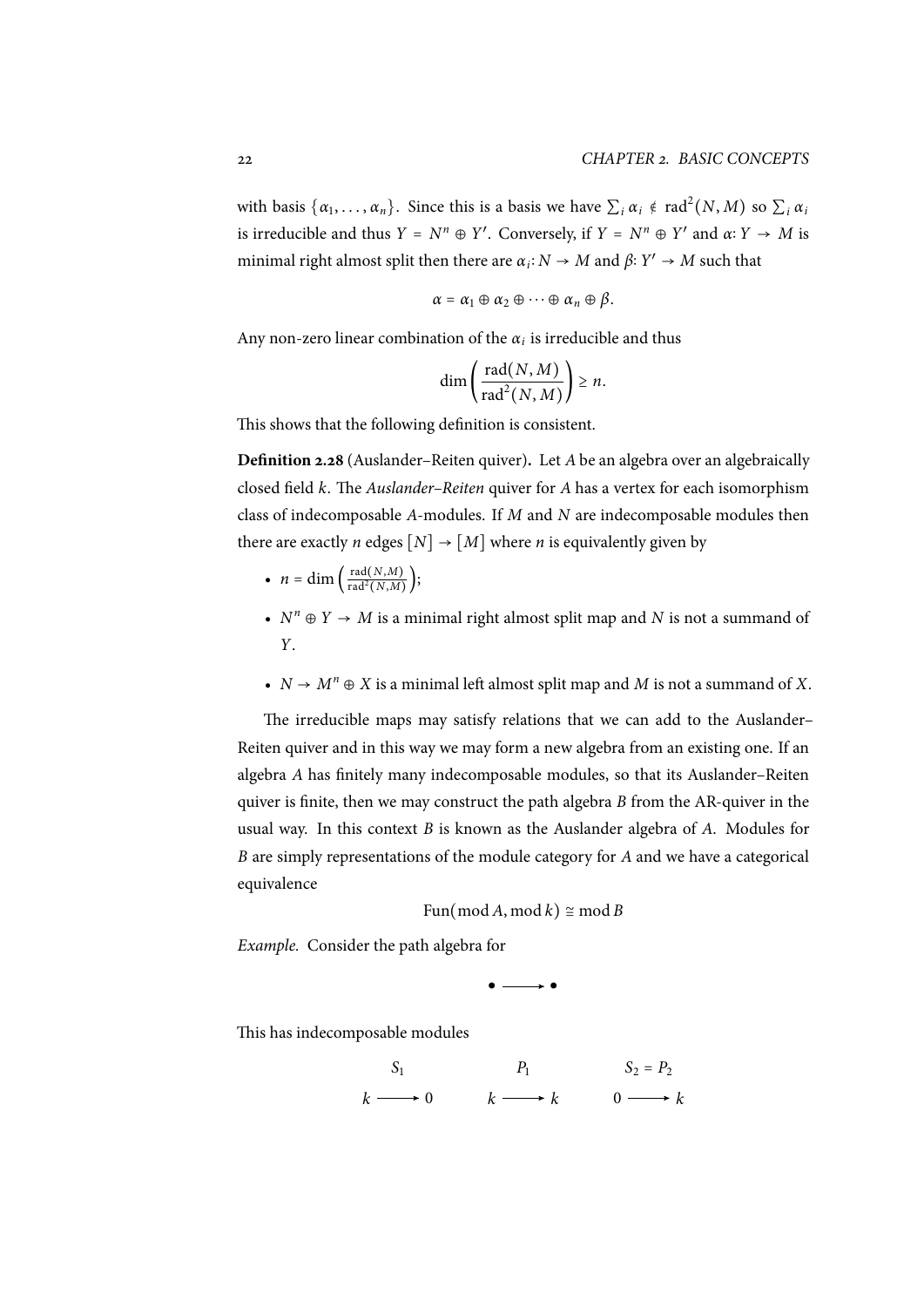with basis $\{\alpha_1, \dots, \alpha_n\}$. Since this is a basis we have $\sum_i \alpha_i \notin \operatorname{rad}^2(N, M)$ so $\sum_i \alpha_i$ is irreducible and thus $Y = N^n \oplus Y'$. Conversely, if $Y = N^n \oplus Y'$ and $\alpha \colon Y \to M$ is minimal right almost split then there are $\alpha_i \colon N \to M$ and $\beta \colon Y' \to M$ such that

$$\alpha = \alpha_1 \oplus \alpha_2 \oplus \cdots \oplus \alpha_n \oplus \beta.$$

Any non-zero linear combination of the $\alpha_i$ is irreducible and thus

$$\dim\left(\frac{\operatorname{rad}(N, M)}{\operatorname{rad}^2(N, M)}\right) \geq n.$$

This shows that the following definition is consistent.

**Definition 2.28** (Auslander–Reiten quiver)**.** Let $A$ be an algebra over an algebraically closed field $k$. The *Auslander–Reiten* quiver for $A$ has a vertex for each isomorphism class of indecomposable $A$-modules. If $M$ and $N$ are indecomposable modules then there are exactly $n$ edges $[N] \to [M]$ where $n$ is equivalently given by

- $n = \dim\left(\frac{\operatorname{rad}(N,M)}{\operatorname{rad}^2(N,M)}\right)$;
- $N^n \oplus Y \to M$ is a minimal right almost split map and $N$ is not a summand of $Y$.
- $N \to M^n \oplus X$ is a minimal left almost split map and $M$ is not a summand of $X$.

The irreducible maps may satisfy relations that we can add to the Auslander–Reiten quiver and in this way we may form a new algebra from an existing one. If an algebra $A$ has finitely many indecomposable modules, so that its Auslander–Reiten quiver is finite, then we may construct the path algebra $B$ from the AR-quiver in the usual way. In this context $B$ is known as the Auslander algebra of $A$. Modules for $B$ are simply representations of the module category for $A$ and we have a categorical equivalence

$$\operatorname{Fun}(\operatorname{mod} A, \operatorname{mod} k) \cong \operatorname{mod} B$$

*Example.* Consider the path algebra for

$$\bullet \longrightarrow \bullet$$

This has indecomposable modules

$$\begin{array}{ccc} S_1 & P_1 & S_2 = P_2 \\ k \longrightarrow 0 & k \longrightarrow k & 0 \longrightarrow k \end{array}$$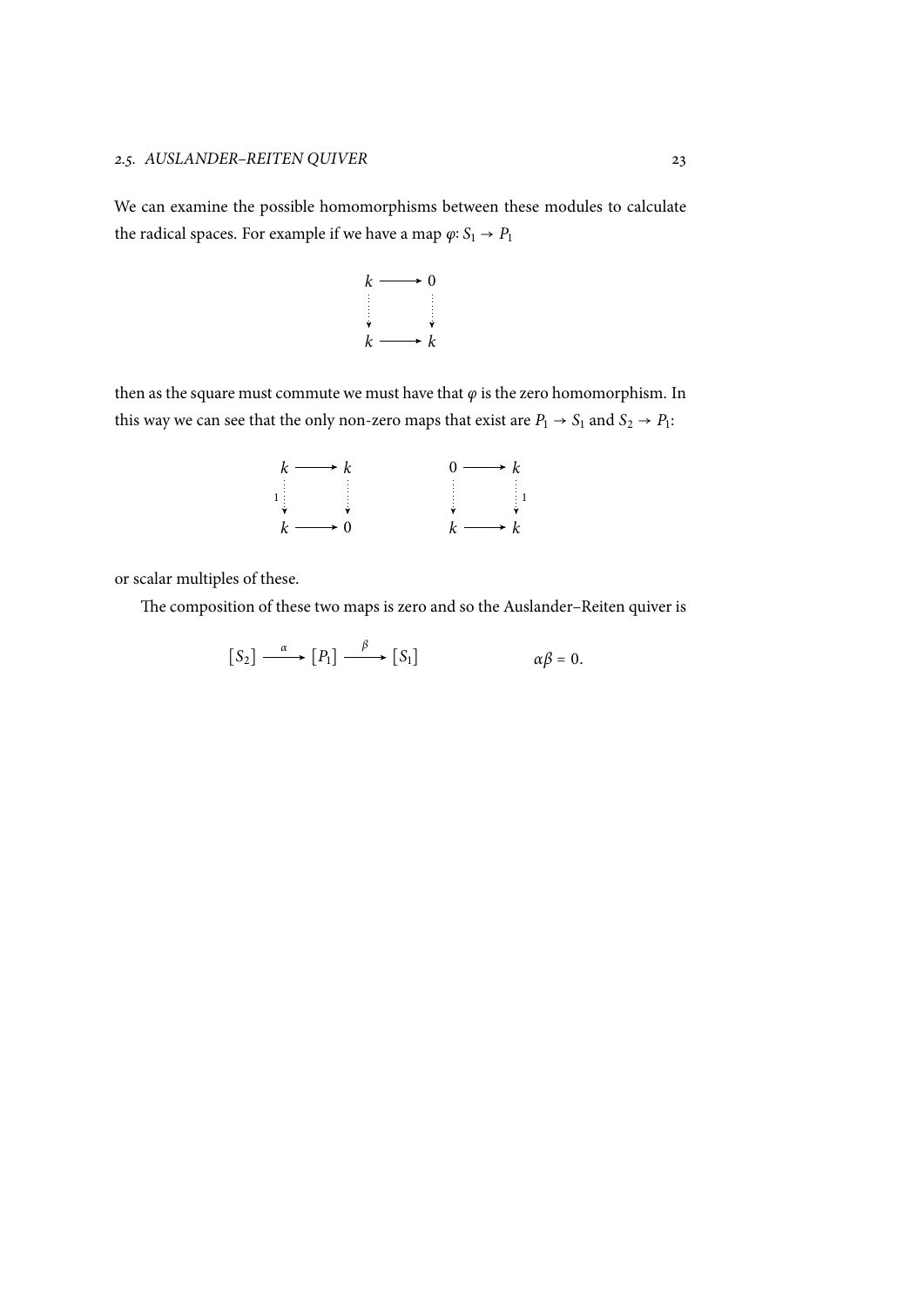We can examine the possible homomorphisms between these modules to calculate the radical spaces. For example if we have a map $\varphi\colon S_1 \to P_1$

$$\begin{array}{ccc} k & \longrightarrow & 0 \\ \vdots & & \vdots \\ \downarrow & & \downarrow \\ k & \longrightarrow & k \end{array}$$

then as the square must commute we must have that $\varphi$ is the zero homomorphism. In this way we can see that the only non-zero maps that exist are $P_1 \to S_1$ and $S_2 \to P_1$:

$$\begin{array}{ccc} k & \longrightarrow & k \\ {\scriptstyle 1}\downarrow & & \downarrow \\ k & \longrightarrow & 0 \end{array} \qquad\qquad \begin{array}{ccc} 0 & \longrightarrow & k \\ \downarrow & & \downarrow{\scriptstyle 1} \\ k & \longrightarrow & k \end{array}$$

or scalar multiples of these.

The composition of these two maps is zero and so the Auslander–Reiten quiver is

$$[S_2] \xrightarrow{\ \alpha\ } [P_1] \xrightarrow{\ \beta\ } [S_1] \qquad\qquad \alpha\beta = 0.$$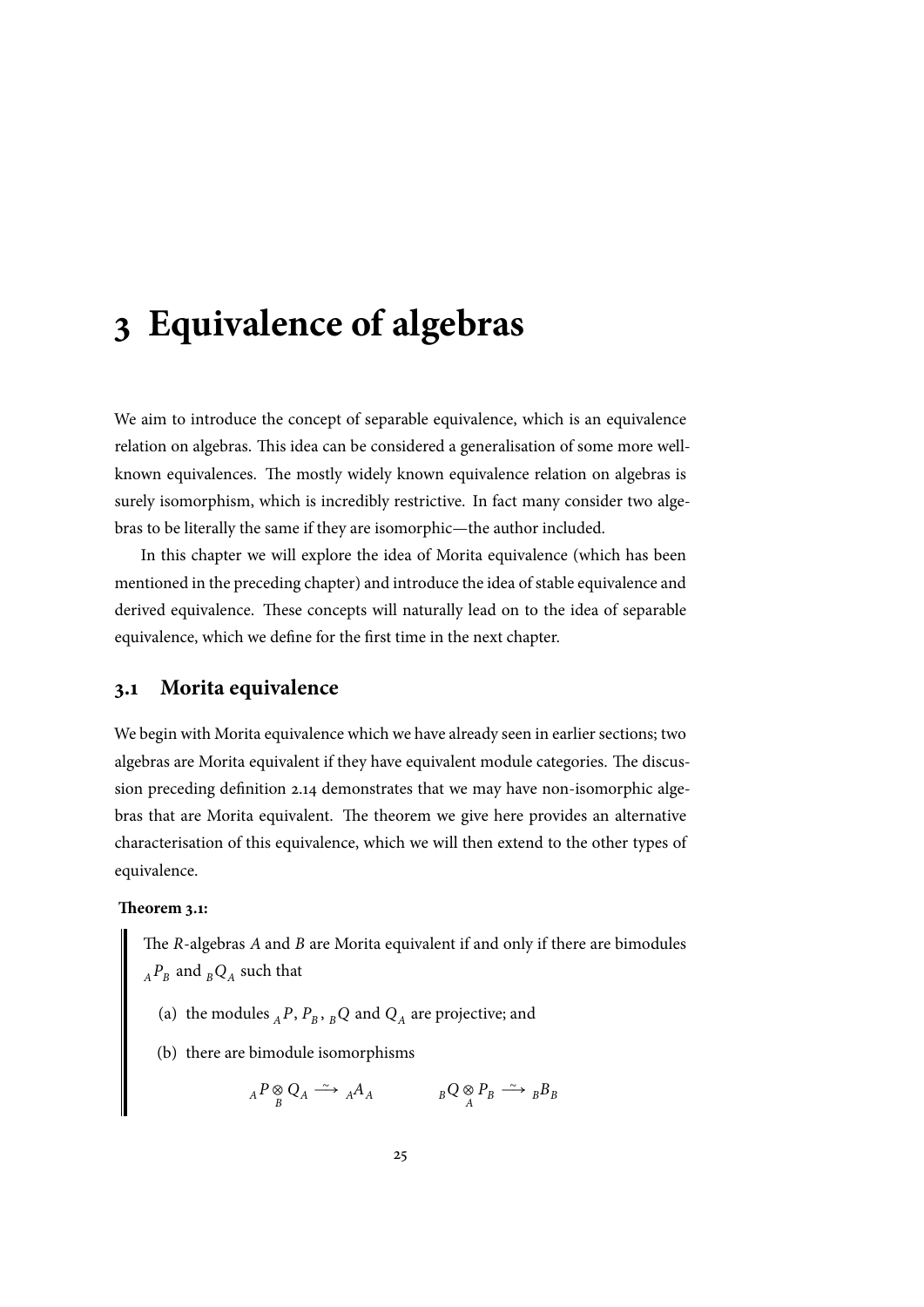// Chapter 3 and section 3.1 headings; Theorem 3.1 text; page number 25 omitted.
# 3 Equivalence of algebras

We aim to introduce the concept of separable equivalence, which is an equivalence relation on algebras. This idea can be considered a generalisation of some more well-known equivalences. The mostly widely known equivalence relation on algebras is surely isomorphism, which is incredibly restrictive. In fact many consider two algebras to be literally the same if they are isomorphic—the author included.

In this chapter we will explore the idea of Morita equivalence (which has been mentioned in the preceding chapter) and introduce the idea of stable equivalence and derived equivalence. These concepts will naturally lead on to the idea of separable equivalence, which we define for the first time in the next chapter.

## 3.1 Morita equivalence

We begin with Morita equivalence which we have already seen in earlier sections; two algebras are Morita equivalent if they have equivalent module categories. The discussion preceding definition 2.14 demonstrates that we may have non-isomorphic algebras that are Morita equivalent. The theorem we give here provides an alternative characterisation of this equivalence, which we will then extend to the other types of equivalence.

**Theorem 3.1:**

> The $R$-algebras $A$ and $B$ are Morita equivalent if and only if there are bimodules ${}_AP_B$ and ${}_BQ_A$ such that
>
> (a) the modules ${}_AP$, $P_B$, ${}_BQ$ and $Q_A$ are projective; and
>
> (b) there are bimodule isomorphisms
>
> $$ {}_AP \underset{B}{\otimes} Q_A \xrightarrow{\sim} {}_AA_A \qquad\qquad {}_BQ \underset{A}{\otimes} P_B \xrightarrow{\sim} {}_BB_B $$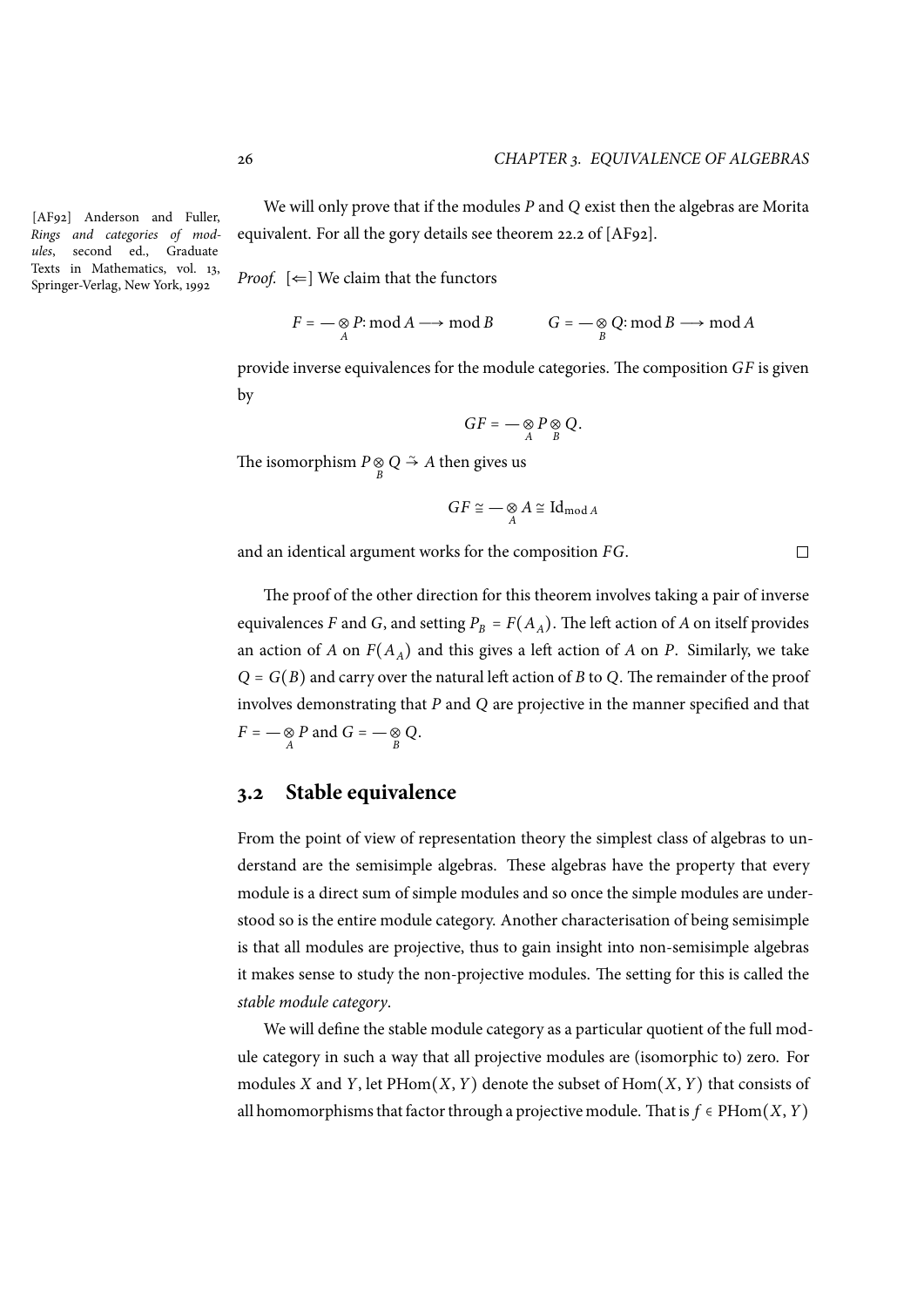[AF92] Anderson and Fuller, *Rings and categories of modules*, second ed., Graduate Texts in Mathematics, vol. 13, Springer-Verlag, New York, 1992

We will only prove that if the modules $P$ and $Q$ exist then the algebras are Morita equivalent. For all the gory details see theorem 22.2 of [AF92].

*Proof.* [$\Leftarrow$] We claim that the functors

$$F = - \underset{A}{\otimes} P\colon \operatorname{mod} A \longrightarrow \operatorname{mod} B \qquad G = - \underset{B}{\otimes} Q\colon \operatorname{mod} B \longrightarrow \operatorname{mod} A$$

provide inverse equivalences for the module categories. The composition $GF$ is given by

$$GF = - \underset{A}{\otimes} P \underset{B}{\otimes} Q.$$

The isomorphism $P \underset{B}{\otimes} Q \xrightarrow{\sim} A$ then gives us

$$GF \cong - \underset{A}{\otimes} A \cong \mathrm{Id}_{\operatorname{mod} A}$$

and an identical argument works for the composition $FG$. □

The proof of the other direction for this theorem involves taking a pair of inverse equivalences $F$ and $G$, and setting $P_B = F(A_A)$. The left action of $A$ on itself provides an action of $A$ on $F(A_A)$ and this gives a left action of $A$ on $P$. Similarly, we take $Q = G(B)$ and carry over the natural left action of $B$ to $Q$. The remainder of the proof involves demonstrating that $P$ and $Q$ are projective in the manner specified and that $F = - \underset{A}{\otimes} P$ and $G = - \underset{B}{\otimes} Q$.

## 3.2 Stable equivalence

From the point of view of representation theory the simplest class of algebras to understand are the semisimple algebras. These algebras have the property that every module is a direct sum of simple modules and so once the simple modules are understood so is the entire module category. Another characterisation of being semisimple is that all modules are projective, thus to gain insight into non-semisimple algebras it makes sense to study the non-projective modules. The setting for this is called the *stable module category*.

We will define the stable module category as a particular quotient of the full module category in such a way that all projective modules are (isomorphic to) zero. For modules $X$ and $Y$, let $\mathrm{PHom}(X, Y)$ denote the subset of $\mathrm{Hom}(X, Y)$ that consists of all homomorphisms that factor through a projective module. That is $f \in \mathrm{PHom}(X, Y)$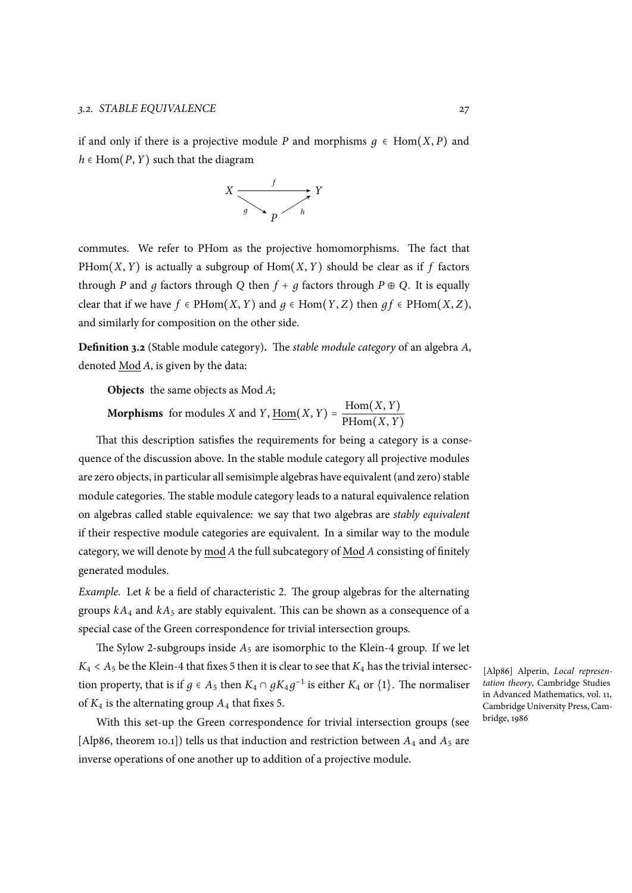if and only if there is a projective module $P$ and morphisms $g \in \mathrm{Hom}(X, P)$ and $h \in \mathrm{Hom}(P, Y)$ such that the diagram

$$\begin{array}{ccc} X & \xrightarrow{\quad f \quad} & Y \\ & {\scriptstyle g} \searrow \quad \nearrow {\scriptstyle h} & \\ & P & \end{array}$$

commutes. We refer to PHom as the projective homomorphisms. The fact that $\mathrm{PHom}(X, Y)$ is actually a subgroup of $\mathrm{Hom}(X, Y)$ should be clear as if $f$ factors through $P$ and $g$ factors through $Q$ then $f + g$ factors through $P \oplus Q$. It is equally clear that if we have $f \in \mathrm{PHom}(X, Y)$ and $g \in \mathrm{Hom}(Y, Z)$ then $gf \in \mathrm{PHom}(X, Z)$, and similarly for composition on the other side.

**Definition 3.2** (Stable module category)**.** The *stable module category* of an algebra $A$, denoted $\underline{\mathrm{Mod}}\, A$, is given by the data:

**Objects** the same objects as $\mathrm{Mod}\, A$;

**Morphisms** for modules $X$ and $Y$, $\underline{\mathrm{Hom}}(X, Y) = \dfrac{\mathrm{Hom}(X, Y)}{\mathrm{PHom}(X, Y)}$

That this description satisfies the requirements for being a category is a consequence of the discussion above. In the stable module category all projective modules are zero objects, in particular all semisimple algebras have equivalent (and zero) stable module categories. The stable module category leads to a natural equivalence relation on algebras called stable equivalence: we say that two algebras are *stably equivalent* if their respective module categories are equivalent. In a similar way to the module category, we will denote by $\underline{\mathrm{mod}}\, A$ the full subcategory of $\underline{\mathrm{Mod}}\, A$ consisting of finitely generated modules.

*Example.* Let $k$ be a field of characteristic 2. The group algebras for the alternating groups $kA_4$ and $kA_5$ are stably equivalent. This can be shown as a consequence of a special case of the Green correspondence for trivial intersection groups.

The Sylow 2-subgroups inside $A_5$ are isomorphic to the Klein-4 group. If we let $K_4 < A_5$ be the Klein-4 that fixes 5 then it is clear to see that $K_4$ has the trivial intersection property, that is if $g \in A_5$ then $K_4 \cap gK_4g^{-1}$ is either $K_4$ or $\{1\}$. The normaliser of $K_4$ is the alternating group $A_4$ that fixes 5.

With this set-up the Green correspondence for trivial intersection groups (see [Alp86, theorem 10.1]) tells us that induction and restriction between $A_4$ and $A_5$ are inverse operations of one another up to addition of a projective module.

[Alp86] Alperin, *Local representation theory*, Cambridge Studies in Advanced Mathematics, vol. 11, Cambridge University Press, Cambridge, 1986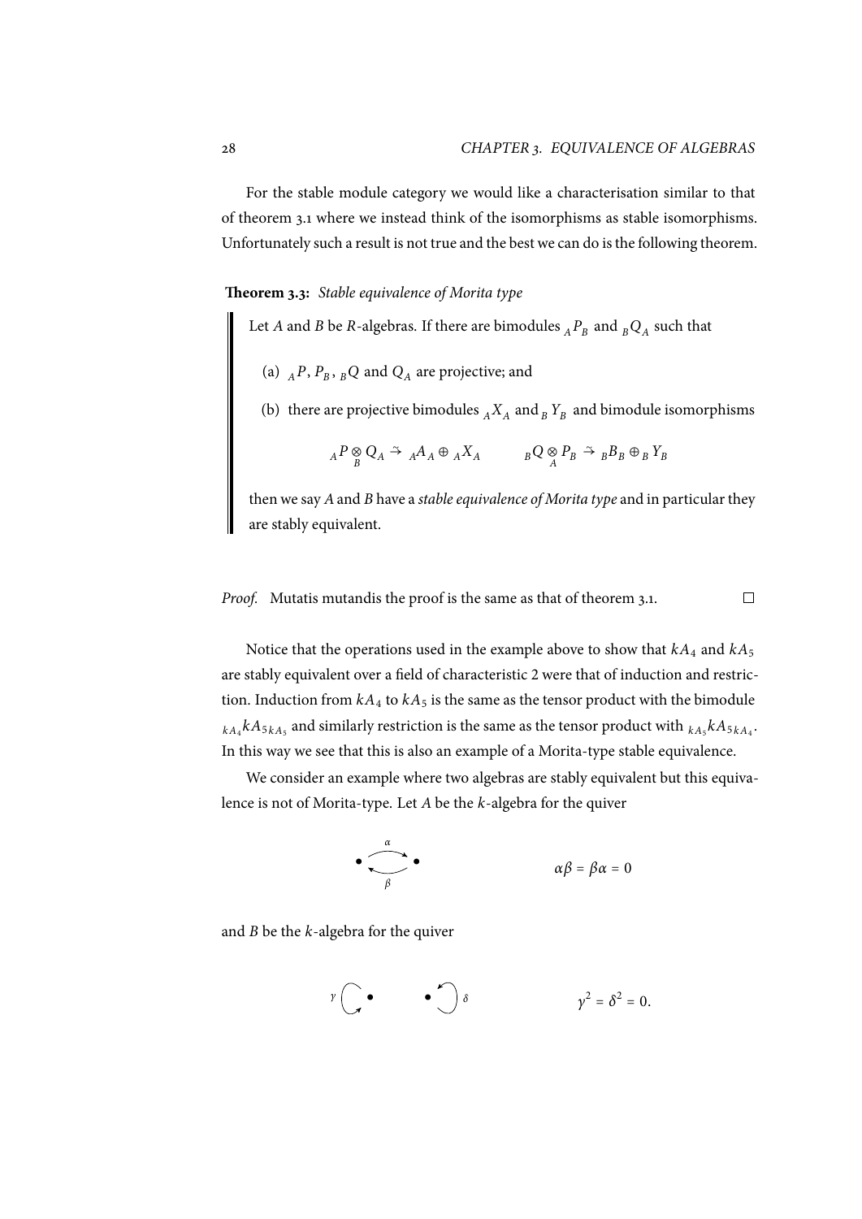For the stable module category we would like a characterisation similar to that of theorem 3.1 where we instead think of the isomorphisms as stable isomorphisms. Unfortunately such a result is not true and the best we can do is the following theorem.

**Theorem 3.3:** *Stable equivalence of Morita type*

> Let $A$ and $B$ be $R$-algebras. If there are bimodules ${}_AP_B$ and ${}_BQ_A$ such that
>
> (a) ${}_AP$, $P_B$, ${}_BQ$ and $Q_A$ are projective; and
>
> (b) there are projective bimodules ${}_AX_A$ and ${}_BY_B$ and bimodule isomorphisms
>
> $$ {}_AP \underset{B}{\otimes} Q_A \xrightarrow{\sim} {}_AA_A \oplus {}_AX_A \qquad {}_BQ \underset{A}{\otimes} P_B \xrightarrow{\sim} {}_BB_B \oplus {}_BY_B $$
>
> then we say $A$ and $B$ have a *stable equivalence of Morita type* and in particular they are stably equivalent.

*Proof.* Mutatis mutandis the proof is the same as that of theorem 3.1. □

Notice that the operations used in the example above to show that $kA_4$ and $kA_5$ are stably equivalent over a field of characteristic 2 were that of induction and restriction. Induction from $kA_4$ to $kA_5$ is the same as the tensor product with the bimodule ${}_{kA_4}kA_{5\,kA_5}$ and similarly restriction is the same as the tensor product with ${}_{kA_5}kA_{5\,kA_4}$. In this way we see that this is also an example of a Morita-type stable equivalence.

We consider an example where two algebras are stably equivalent but this equivalence is not of Morita-type. Let $A$ be the $k$-algebra for the quiver

$$ \bullet \underset{\beta}{\overset{\alpha}{\rightleftarrows}} \bullet \qquad\qquad \alpha\beta = \beta\alpha = 0 $$

and $B$ be the $k$-algebra for the quiver

$$ \gamma \circlearrowright \bullet \qquad \bullet \circlearrowleft \delta \qquad\qquad \gamma^2 = \delta^2 = 0. $$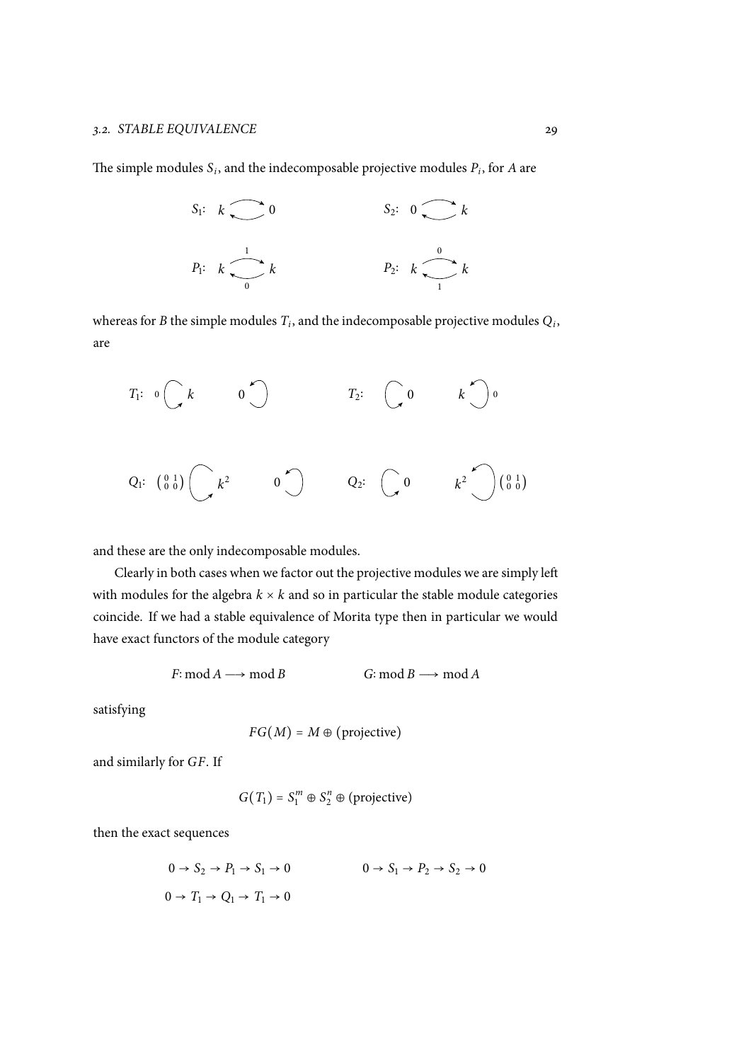The simple modules $S_i$, and the indecomposable projective modules $P_i$, for $A$ are

$$S_1\colon\ k \rightleftarrows 0 \qquad\qquad S_2\colon\ 0 \rightleftarrows k$$

$$P_1\colon\ k \underset{0}{\overset{1}{\rightleftarrows}} k \qquad\qquad P_2\colon\ k \underset{1}{\overset{0}{\rightleftarrows}} k$$

whereas for $B$ the simple modules $T_i$, and the indecomposable projective modules $Q_i$, are

$$T_1\colon\ 0 \circlearrowright k \qquad 0 \circlearrowleft \qquad\qquad T_2\colon\ \circlearrowright 0 \qquad k \circlearrowleft 0$$

$$Q_1\colon\ \left(\begin{smallmatrix} 0 & 1 \\ 0 & 0 \end{smallmatrix}\right) \circlearrowright k^2 \qquad 0 \circlearrowleft \qquad\qquad Q_2\colon\ \circlearrowright 0 \qquad k^2 \circlearrowleft \left(\begin{smallmatrix} 0 & 1 \\ 0 & 0 \end{smallmatrix}\right)$$

and these are the only indecomposable modules.

Clearly in both cases when we factor out the projective modules we are simply left with modules for the algebra $k \times k$ and so in particular the stable module categories coincide. If we had a stable equivalence of Morita type then in particular we would have exact functors of the module category

$$F\colon \operatorname{mod} A \longrightarrow \operatorname{mod} B \qquad\qquad G\colon \operatorname{mod} B \longrightarrow \operatorname{mod} A$$

satisfying

$$FG(M) = M \oplus (\text{projective})$$

and similarly for $GF$. If

$$G(T_1) = S_1^m \oplus S_2^n \oplus (\text{projective})$$

then the exact sequences

$$0 \to S_2 \to P_1 \to S_1 \to 0 \qquad\qquad 0 \to S_1 \to P_2 \to S_2 \to 0$$

$$0 \to T_1 \to Q_1 \to T_1 \to 0$$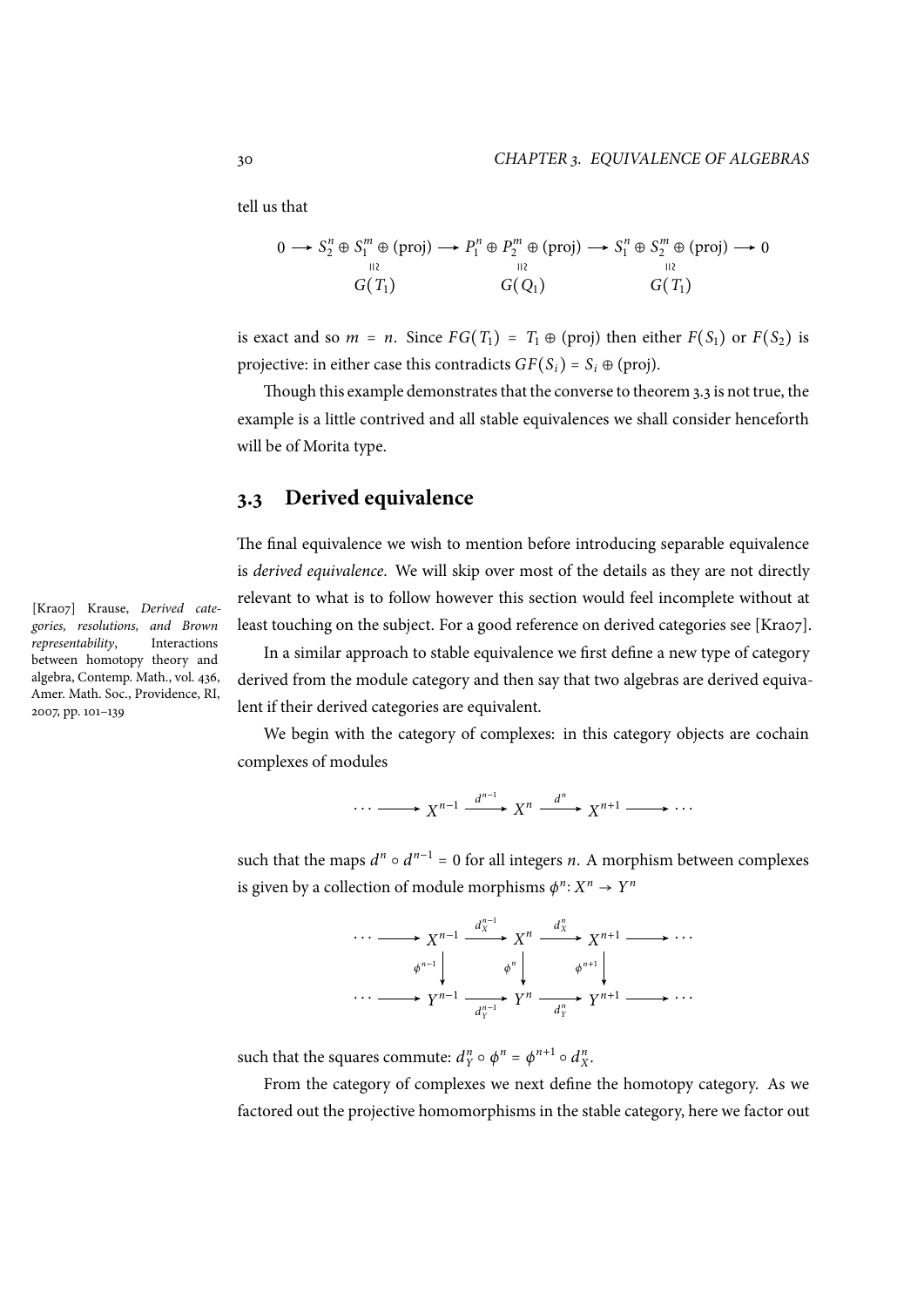tell us that

$$
\begin{array}{ccccccccc}
0 \longrightarrow & S_2^n \oplus S_1^m \oplus (\text{proj}) & \longrightarrow & P_1^n \oplus P_2^m \oplus (\text{proj}) & \longrightarrow & S_1^n \oplus S_2^m \oplus (\text{proj}) & \longrightarrow 0 \\
& \wr\!\| & & \wr\!\| & & \wr\!\| & \\
& G(T_1) & & G(Q_1) & & G(T_1) &
\end{array}
$$

is exact and so $m = n$. Since $FG(T_1) = T_1 \oplus (\text{proj})$ then either $F(S_1)$ or $F(S_2)$ is projective: in either case this contradicts $GF(S_i) = S_i \oplus (\text{proj})$.

Though this example demonstrates that the converse to theorem 3.3 is not true, the example is a little contrived and all stable equivalences we shall consider henceforth will be of Morita type.

## 3.3 Derived equivalence

The final equivalence we wish to mention before introducing separable equivalence is *derived equivalence*. We will skip over most of the details as they are not directly relevant to what is to follow however this section would feel incomplete without at least touching on the subject. For a good reference on derived categories see [Kra07].

[Kra07] Krause, *Derived categories, resolutions, and Brown representability*, Interactions between homotopy theory and algebra, Contemp. Math., vol. 436, Amer. Math. Soc., Providence, RI, 2007, pp. 101–139

In a similar approach to stable equivalence we first define a new type of category derived from the module category and then say that two algebras are derived equivalent if their derived categories are equivalent.

We begin with the category of complexes: in this category objects are cochain complexes of modules

$$
\cdots \longrightarrow X^{n-1} \xrightarrow{d^{n-1}} X^n \xrightarrow{d^n} X^{n+1} \longrightarrow \cdots
$$

such that the maps $d^n \circ d^{n-1} = 0$ for all integers $n$. A morphism between complexes is given by a collection of module morphisms $\phi^n \colon X^n \to Y^n$

$$
\begin{array}{ccccccccc}
\cdots \longrightarrow & X^{n-1} & \xrightarrow{d_X^{n-1}} & X^n & \xrightarrow{d_X^n} & X^{n+1} & \longrightarrow \cdots \\
& \downarrow{\scriptstyle \phi^{n-1}} & & \downarrow{\scriptstyle \phi^n} & & \downarrow{\scriptstyle \phi^{n+1}} & \\
\cdots \longrightarrow & Y^{n-1} & \xrightarrow[d_Y^{n-1}]{} & Y^n & \xrightarrow[d_Y^n]{} & Y^{n+1} & \longrightarrow \cdots
\end{array}
$$

such that the squares commute: $d_Y^n \circ \phi^n = \phi^{n+1} \circ d_X^n$.

From the category of complexes we next define the homotopy category. As we factored out the projective homomorphisms in the stable category, here we factor out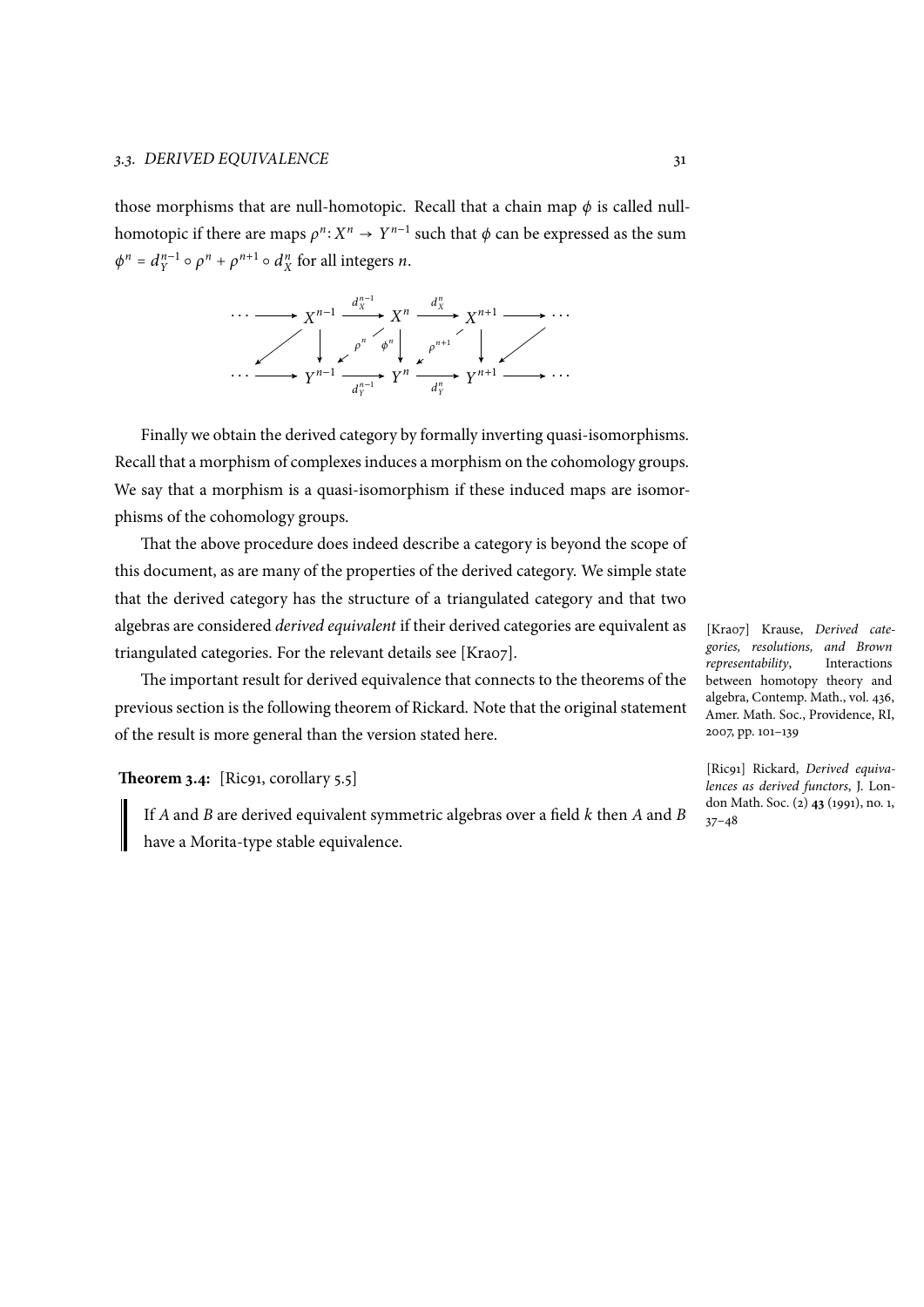those morphisms that are null-homotopic. Recall that a chain map $\phi$ is called null-homotopic if there are maps $\rho^n \colon X^n \to Y^{n-1}$ such that $\phi$ can be expressed as the sum $\phi^n = d_Y^{n-1} \circ \rho^n + \rho^{n+1} \circ d_X^n$ for all integers $n$.

$$
\begin{array}{ccccccccc}
\cdots & \longrightarrow & X^{n-1} & \xrightarrow{d_X^{n-1}} & X^n & \xrightarrow{d_X^n} & X^{n+1} & \longrightarrow & \cdots \\
 & \swarrow & \downarrow & \overset{\rho^n}{\swarrow} & \downarrow \phi^n & \overset{\rho^{n+1}}{\swarrow} & \downarrow & \swarrow & \\
\cdots & \longrightarrow & Y^{n-1} & \xrightarrow[d_Y^{n-1}]{} & Y^n & \xrightarrow[d_Y^n]{} & Y^{n+1} & \longrightarrow & \cdots
\end{array}
$$

Finally we obtain the derived category by formally inverting quasi-isomorphisms. Recall that a morphism of complexes induces a morphism on the cohomology groups. We say that a morphism is a quasi-isomorphism if these induced maps are isomorphisms of the cohomology groups.

That the above procedure does indeed describe a category is beyond the scope of this document, as are many of the properties of the derived category. We simple state that the derived category has the structure of a triangulated category and that two algebras are considered *derived equivalent* if their derived categories are equivalent as triangulated categories. For the relevant details see [Kra07].

[Kra07] Krause, *Derived categories, resolutions, and Brown representability*, Interactions between homotopy theory and algebra, Contemp. Math., vol. 436, Amer. Math. Soc., Providence, RI, 2007, pp. 101–139

The important result for derived equivalence that connects to the theorems of the previous section is the following theorem of Rickard. Note that the original statement of the result is more general than the version stated here.

**Theorem 3.4:** [Ric91, corollary 5.5]

> If $A$ and $B$ are derived equivalent symmetric algebras over a field $k$ then $A$ and $B$ have a Morita-type stable equivalence.

[Ric91] Rickard, *Derived equivalences as derived functors*, J. London Math. Soc. (2) **43** (1991), no. 1, 37–48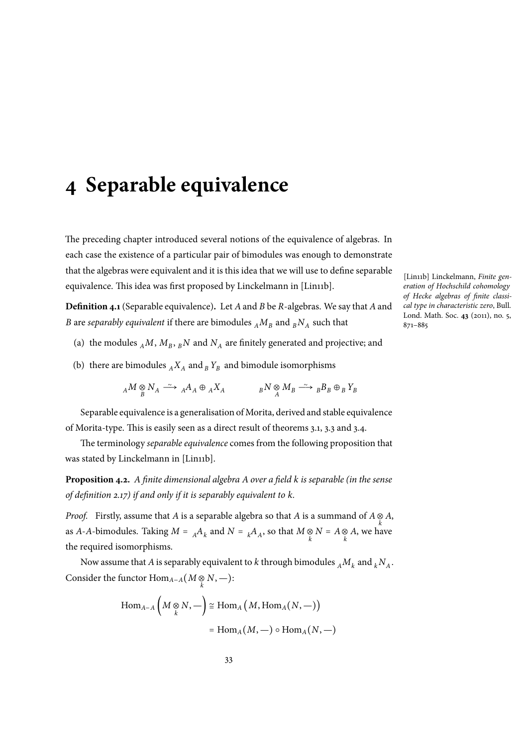# 4 Separable equivalence

The preceding chapter introduced several notions of the equivalence of algebras. In each case the existence of a particular pair of bimodules was enough to demonstrate that the algebras were equivalent and it is this idea that we will use to define separable equivalence. This idea was first proposed by Linckelmann in [Lin11b].

[Lin11b] Linckelmann, *Finite generation of Hochschild cohomology of Hecke algebras of finite classical type in characteristic zero*, Bull. Lond. Math. Soc. **43** (2011), no. 5, 871–885

**Definition 4.1** (Separable equivalence)**.** Let $A$ and $B$ be $R$-algebras. We say that $A$ and $B$ are *separably equivalent* if there are bimodules ${}_AM_B$ and ${}_BN_A$ such that

(a) the modules ${}_AM$, $M_B$, ${}_BN$ and $N_A$ are finitely generated and projective; and

(b) there are bimodules ${}_AX_A$ and ${}_BY_B$ and bimodule isomorphisms

$$ {}_AM \underset{B}{\otimes} N_A \xrightarrow{\sim} {}_AA_A \oplus {}_AX_A \qquad\qquad {}_BN \underset{A}{\otimes} M_B \xrightarrow{\sim} {}_BB_B \oplus {}_BY_B $$

Separable equivalence is a generalisation of Morita, derived and stable equivalence of Morita-type. This is easily seen as a direct result of theorems 3.1, 3.3 and 3.4.

The terminology *separable equivalence* comes from the following proposition that was stated by Linckelmann in [Lin11b].

**Proposition 4.2.** *A finite dimensional algebra A over a field k is separable (in the sense of definition 2.17) if and only if it is separably equivalent to k.*

*Proof.* Firstly, assume that $A$ is a separable algebra so that $A$ is a summand of $A \underset{k}{\otimes} A$, as $A$-$A$-bimodules. Taking $M = {}_AA_k$ and $N = {}_kA_A$, so that $M \underset{k}{\otimes} N = A \underset{k}{\otimes} A$, we have the required isomorphisms.

Now assume that $A$ is separably equivalent to $k$ through bimodules ${}_AM_k$ and ${}_kN_A$. Consider the functor $\operatorname{Hom}_{A-A}(M \underset{k}{\otimes} N, —)$:

$$
\begin{aligned}
\operatorname{Hom}_{A-A}\left(M \underset{k}{\otimes} N, —\right) &\cong \operatorname{Hom}_A\left(M, \operatorname{Hom}_A(N, —)\right) \\
&= \operatorname{Hom}_A(M, —) \circ \operatorname{Hom}_A(N, —)
\end{aligned}
$$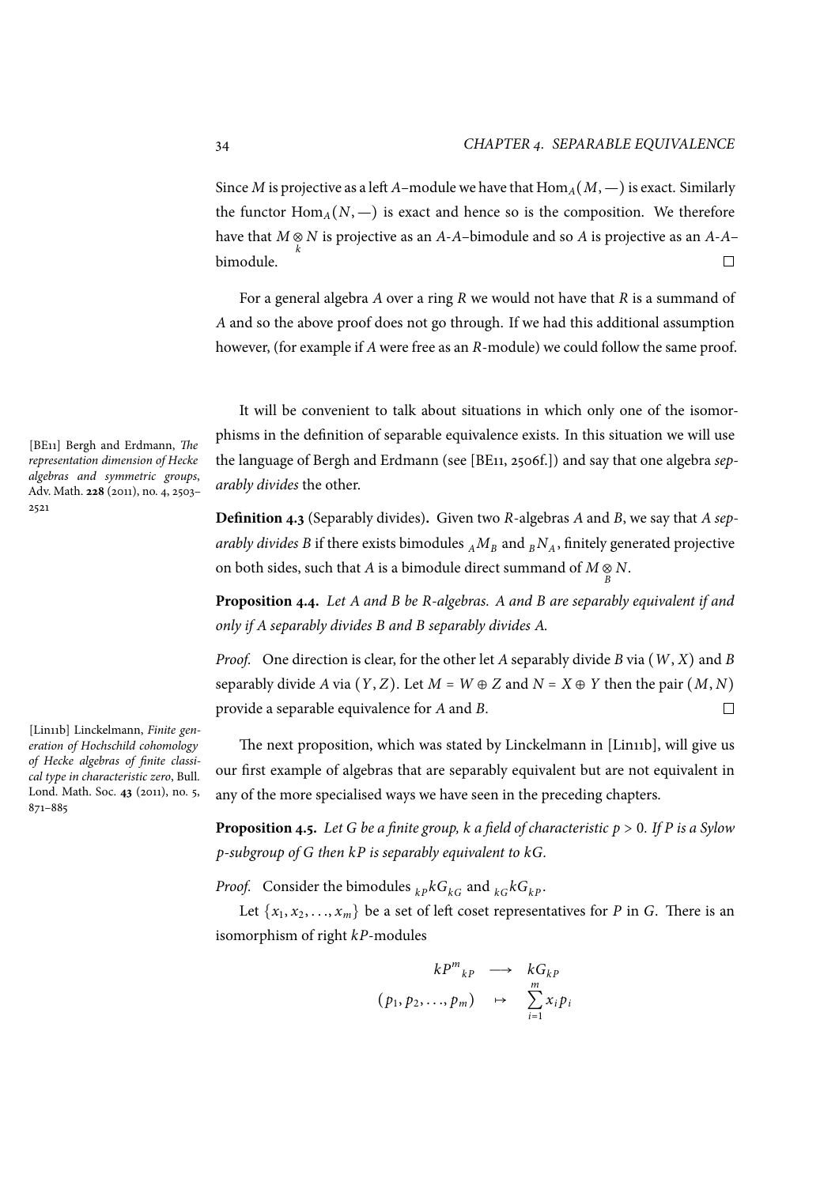Since $M$ is projective as a left $A$–module we have that $\mathrm{Hom}_A(M, -)$ is exact. Similarly the functor $\mathrm{Hom}_A(N, -)$ is exact and hence so is the composition. We therefore have that $M \underset{k}{\otimes} N$ is projective as an $A$-$A$–bimodule and so $A$ is projective as an $A$-$A$–bimodule. $\square$

For a general algebra $A$ over a ring $R$ we would not have that $R$ is a summand of $A$ and so the above proof does not go through. If we had this additional assumption however, (for example if $A$ were free as an $R$-module) we could follow the same proof.

It will be convenient to talk about situations in which only one of the isomorphisms in the definition of separable equivalence exists. In this situation we will use the language of Bergh and Erdmann (see [BE11, 2506f.]) and say that one algebra *separably divides* the other.

[BE11] Bergh and Erdmann, *The representation dimension of Hecke algebras and symmetric groups*, Adv. Math. **228** (2011), no. 4, 2503–2521

**Definition 4.3** (Separably divides)**.** Given two $R$-algebras $A$ and $B$, we say that $A$ *separably divides* $B$ if there exists bimodules ${}_AM_B$ and ${}_BN_A$, finitely generated projective on both sides, such that $A$ is a bimodule direct summand of $M \underset{B}{\otimes} N$.

**Proposition 4.4.** *Let $A$ and $B$ be $R$-algebras. $A$ and $B$ are separably equivalent if and only if $A$ separably divides $B$ and $B$ separably divides $A$.*

*Proof.* One direction is clear, for the other let $A$ separably divide $B$ via $(W, X)$ and $B$ separably divide $A$ via $(Y, Z)$. Let $M = W \oplus Z$ and $N = X \oplus Y$ then the pair $(M, N)$ provide a separable equivalence for $A$ and $B$. $\square$

The next proposition, which was stated by Linckelmann in [Lin11b], will give us our first example of algebras that are separably equivalent but are not equivalent in any of the more specialised ways we have seen in the preceding chapters.

[Lin11b] Linckelmann, *Finite generation of Hochschild cohomology of Hecke algebras of finite classical type in characteristic zero*, Bull. Lond. Math. Soc. **43** (2011), no. 5, 871–885

**Proposition 4.5.** *Let $G$ be a finite group, $k$ a field of characteristic $p > 0$. If $P$ is a Sylow $p$-subgroup of $G$ then $kP$ is separably equivalent to $kG$.*

*Proof.* Consider the bimodules ${}_{kP}kG_{kG}$ and ${}_{kG}kG_{kP}$.

Let $\{x_1, x_2, \ldots, x_m\}$ be a set of left coset representatives for $P$ in $G$. There is an isomorphism of right $kP$-modules

$$\begin{array}{ccc} kP^m{}_{kP} & \longrightarrow & kG_{kP} \\ (p_1, p_2, \ldots, p_m) & \mapsto & \sum_{i=1}^{m} x_i p_i \end{array}$$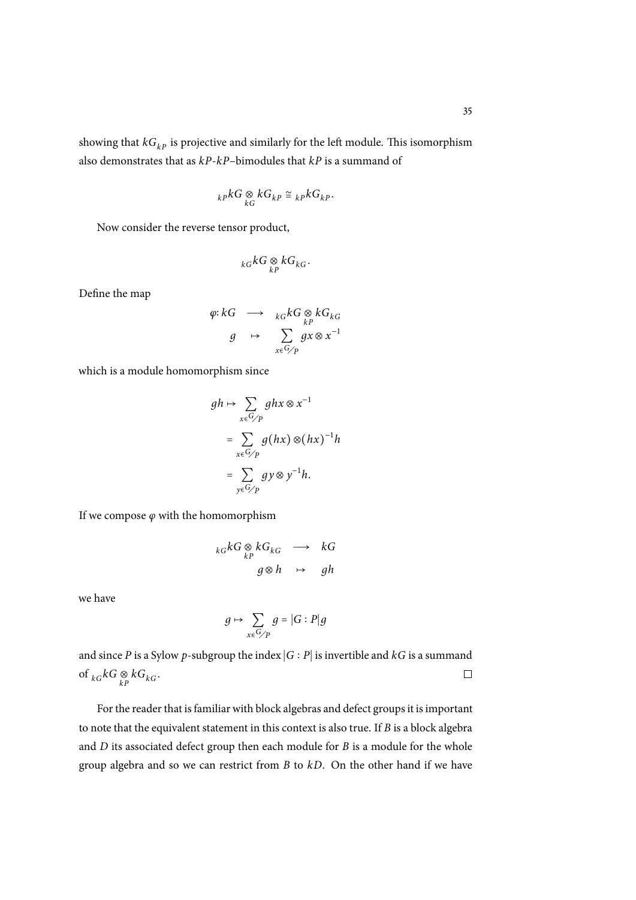showing that $kG_{kP}$ is projective and similarly for the left module. This isomorphism also demonstrates that as $kP$-$kP$–bimodules that $kP$ is a summand of

$$ {}_{kP}kG \underset{kG}{\otimes} kG_{kP} \cong {}_{kP}kG_{kP}. $$

Now consider the reverse tensor product,

$$ {}_{kG}kG \underset{kP}{\otimes} kG_{kG}. $$

Define the map

$$
\begin{array}{rccc}
\varphi\colon kG & \longrightarrow & {}_{kG}kG \underset{kP}{\otimes} kG_{kG} \\
g & \mapsto & \displaystyle\sum_{x \in G/P} gx \otimes x^{-1}
\end{array}
$$

which is a module homomorphism since

$$
\begin{aligned}
gh \mapsto & \sum_{x \in G/P} ghx \otimes x^{-1} \\
&= \sum_{x \in G/P} g(hx) \otimes (hx)^{-1}h \\
&= \sum_{y \in G/P} gy \otimes y^{-1}h.
\end{aligned}
$$

If we compose $\varphi$ with the homomorphism

$$
\begin{array}{rcl}
{}_{kG}kG \underset{kP}{\otimes} kG_{kG} & \longrightarrow & kG \\
g \otimes h & \mapsto & gh
\end{array}
$$

we have

$$ g \mapsto \sum_{x \in G/P} g = |G : P| g $$

and since $P$ is a Sylow $p$-subgroup the index $|G : P|$ is invertible and $kG$ is a summand of ${}_{kG}kG \underset{kP}{\otimes} kG_{kG}$. □

For the reader that is familiar with block algebras and defect groups it is important to note that the equivalent statement in this context is also true. If $B$ is a block algebra and $D$ its associated defect group then each module for $B$ is a module for the whole group algebra and so we can restrict from $B$ to $kD$. On the other hand if we have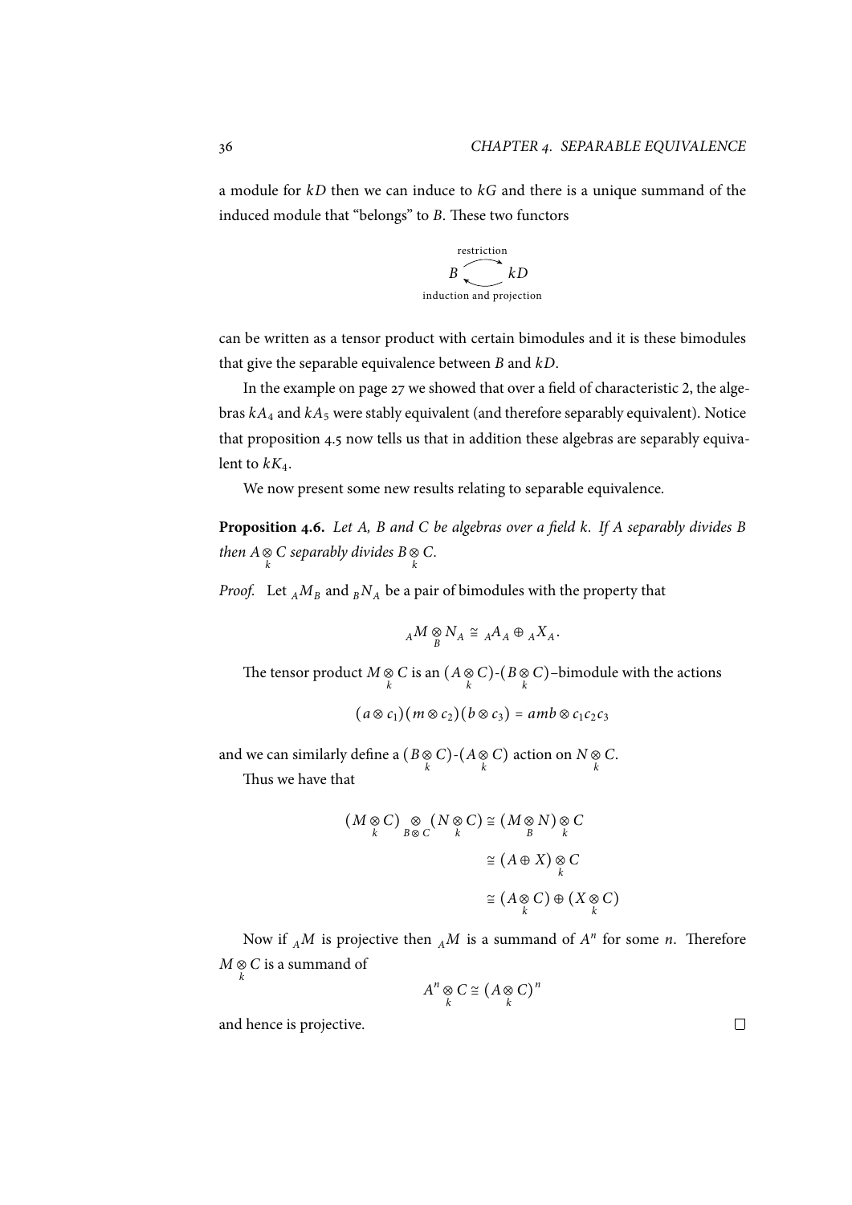a module for $kD$ then we can induce to $kG$ and there is a unique summand of the induced module that "belongs" to $B$. These two functors

$$B \underset{\text{induction and projection}}{\overset{\text{restriction}}{\rightleftarrows}} kD$$

can be written as a tensor product with certain bimodules and it is these bimodules that give the separable equivalence between $B$ and $kD$.

In the example on page 27 we showed that over a field of characteristic 2, the algebras $kA_4$ and $kA_5$ were stably equivalent (and therefore separably equivalent). Notice that proposition 4.5 now tells us that in addition these algebras are separably equivalent to $kK_4$.

We now present some new results relating to separable equivalence.

**Proposition 4.6.** *Let $A$, $B$ and $C$ be algebras over a field $k$. If $A$ separably divides $B$ then $A \underset{k}{\otimes} C$ separably divides $B \underset{k}{\otimes} C$.*

*Proof.* Let ${}_AM_B$ and ${}_BN_A$ be a pair of bimodules with the property that

$${}_AM \underset{B}{\otimes} N_A \cong {}_AA_A \oplus {}_AX_A.$$

The tensor product $M \underset{k}{\otimes} C$ is an $(A \underset{k}{\otimes} C)$-$(B \underset{k}{\otimes} C)$–bimodule with the actions

$$(a \otimes c_1)(m \otimes c_2)(b \otimes c_3) = amb \otimes c_1c_2c_3$$

and we can similarly define a $(B \underset{k}{\otimes} C)$-$(A \underset{k}{\otimes} C)$ action on $N \underset{k}{\otimes} C$.

Thus we have that

$$\begin{aligned}
(M \underset{k}{\otimes} C) \underset{B \otimes C}{\otimes} (N \underset{k}{\otimes} C) &\cong (M \underset{B}{\otimes} N) \underset{k}{\otimes} C \\
&\cong (A \oplus X) \underset{k}{\otimes} C \\
&\cong (A \underset{k}{\otimes} C) \oplus (X \underset{k}{\otimes} C)
\end{aligned}$$

Now if ${}_AM$ is projective then ${}_AM$ is a summand of $A^n$ for some $n$. Therefore $M \underset{k}{\otimes} C$ is a summand of

$$A^n \underset{k}{\otimes} C \cong (A \underset{k}{\otimes} C)^n$$

and hence is projective. □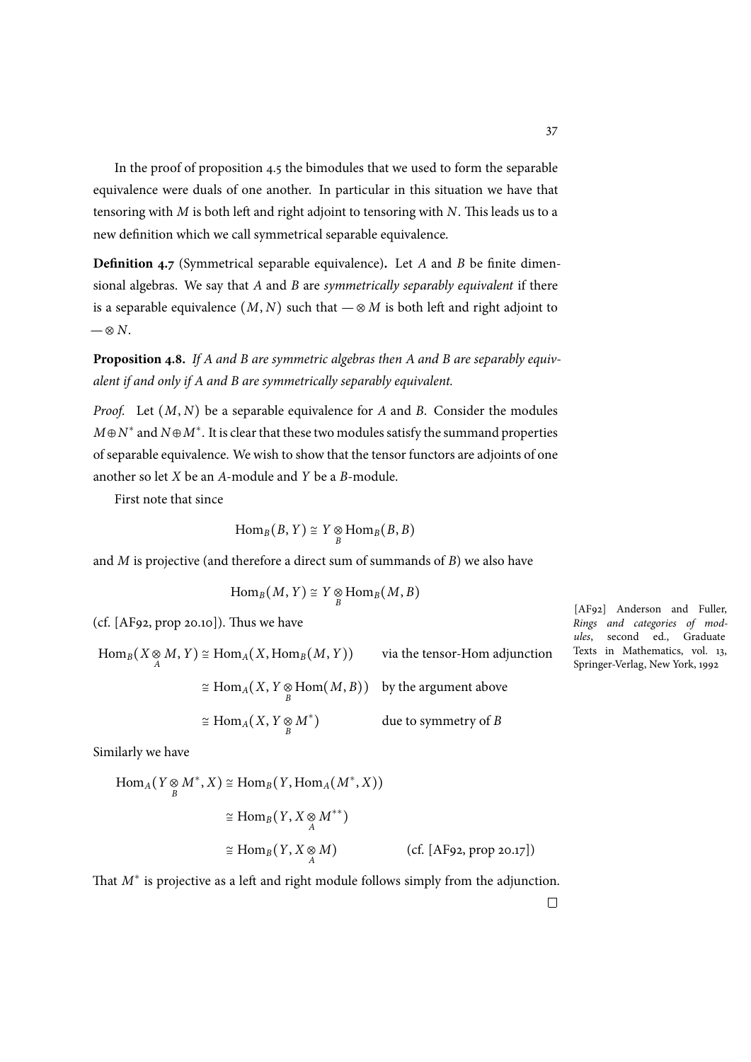In the proof of proposition 4.5 the bimodules that we used to form the separable equivalence were duals of one another. In particular in this situation we have that tensoring with $M$ is both left and right adjoint to tensoring with $N$. This leads us to a new definition which we call symmetrical separable equivalence.

**Definition 4.7** (Symmetrical separable equivalence)**.** Let $A$ and $B$ be finite dimensional algebras. We say that $A$ and $B$ are *symmetrically separably equivalent* if there is a separable equivalence $(M, N)$ such that $-\otimes M$ is both left and right adjoint to $-\otimes N$.

**Proposition 4.8.** *If $A$ and $B$ are symmetric algebras then $A$ and $B$ are separably equivalent if and only if $A$ and $B$ are symmetrically separably equivalent.*

*Proof.* Let $(M, N)$ be a separable equivalence for $A$ and $B$. Consider the modules $M \oplus N^*$ and $N \oplus M^*$. It is clear that these two modules satisfy the summand properties of separable equivalence. We wish to show that the tensor functors are adjoints of one another so let $X$ be an $A$-module and $Y$ be a $B$-module.

First note that since

$$\mathrm{Hom}_B(B, Y) \cong Y \underset{B}{\otimes} \mathrm{Hom}_B(B, B)$$

and $M$ is projective (and therefore a direct sum of summands of $B$) we also have

$$\mathrm{Hom}_B(M, Y) \cong Y \underset{B}{\otimes} \mathrm{Hom}_B(M, B)$$

(cf. [AF92, prop 20.10]). Thus we have

[AF92] Anderson and Fuller, *Rings and categories of modules*, second ed., Graduate Texts in Mathematics, vol. 13, Springer-Verlag, New York, 1992

$$\begin{aligned}
\mathrm{Hom}_B(X \underset{A}{\otimes} M, Y) &\cong \mathrm{Hom}_A(X, \mathrm{Hom}_B(M, Y)) && \text{via the tensor-Hom adjunction} \\
&\cong \mathrm{Hom}_A(X, Y \underset{B}{\otimes} \mathrm{Hom}(M, B)) && \text{by the argument above} \\
&\cong \mathrm{Hom}_A(X, Y \underset{B}{\otimes} M^*) && \text{due to symmetry of } B
\end{aligned}$$

Similarly we have

$$\begin{aligned}
\mathrm{Hom}_A(Y \underset{B}{\otimes} M^*, X) &\cong \mathrm{Hom}_B(Y, \mathrm{Hom}_A(M^*, X)) \\
&\cong \mathrm{Hom}_B(Y, X \underset{A}{\otimes} M^{**}) \\
&\cong \mathrm{Hom}_B(Y, X \underset{A}{\otimes} M) && \text{(cf. [AF92, prop 20.17])}
\end{aligned}$$

That $M^*$ is projective as a left and right module follows simply from the adjunction. $\square$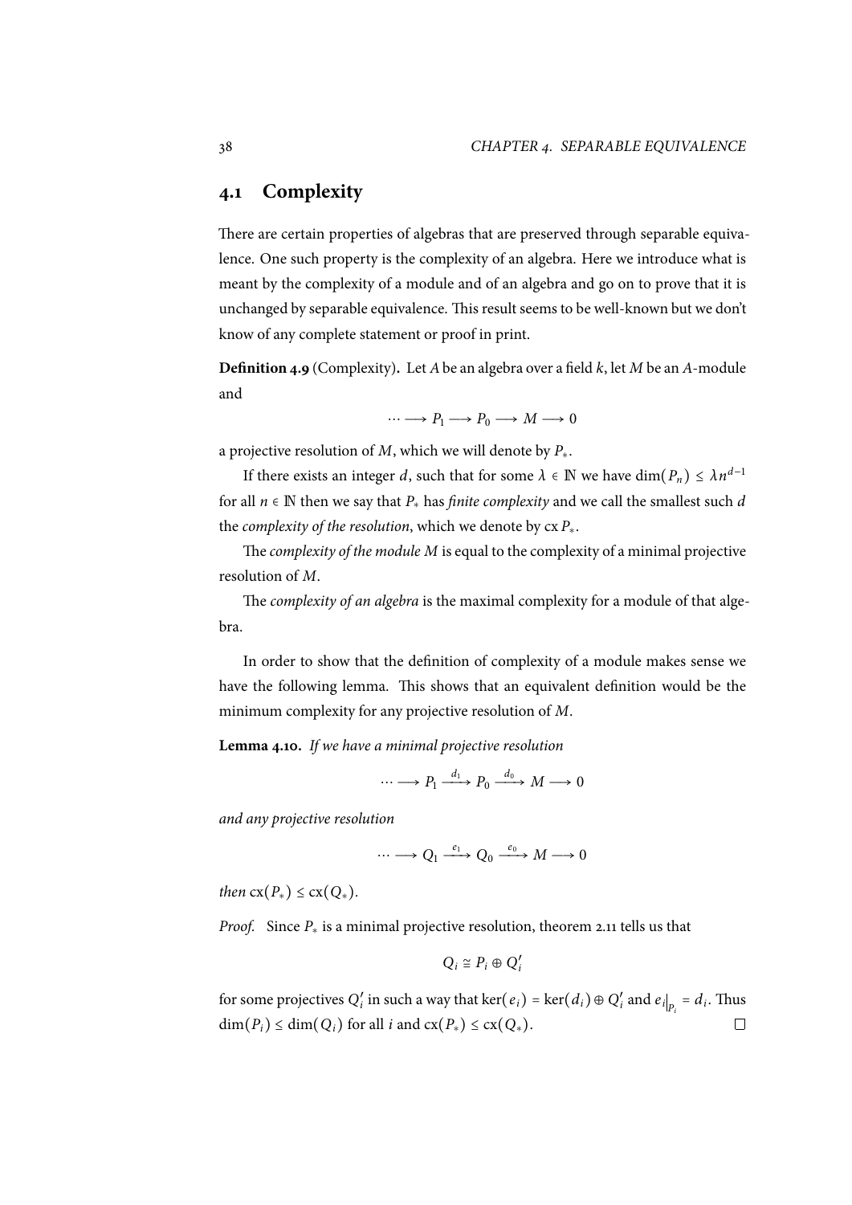## 4.1 Complexity

There are certain properties of algebras that are preserved through separable equivalence. One such property is the complexity of an algebra. Here we introduce what is meant by the complexity of a module and of an algebra and go on to prove that it is unchanged by separable equivalence. This result seems to be well-known but we don't know of any complete statement or proof in print.

**Definition 4.9** (Complexity)**.** Let $A$ be an algebra over a field $k$, let $M$ be an $A$-module and

$$\cdots \longrightarrow P_1 \longrightarrow P_0 \longrightarrow M \longrightarrow 0$$

a projective resolution of $M$, which we will denote by $P_*$.

If there exists an integer $d$, such that for some $\lambda \in \mathbb{N}$ we have $\dim(P_n) \leq \lambda n^{d-1}$ for all $n \in \mathbb{N}$ then we say that $P_*$ has *finite complexity* and we call the smallest such $d$ the *complexity of the resolution*, which we denote by $\operatorname{cx} P_*$.

The *complexity of the module* $M$ is equal to the complexity of a minimal projective resolution of $M$.

The *complexity of an algebra* is the maximal complexity for a module of that algebra.

In order to show that the definition of complexity of a module makes sense we have the following lemma. This shows that an equivalent definition would be the minimum complexity for any projective resolution of $M$.

**Lemma 4.10.** *If we have a minimal projective resolution*

$$\cdots \longrightarrow P_1 \xrightarrow{d_1} P_0 \xrightarrow{d_0} M \longrightarrow 0$$

*and any projective resolution*

$$\cdots \longrightarrow Q_1 \xrightarrow{e_1} Q_0 \xrightarrow{e_0} M \longrightarrow 0$$

*then* $\operatorname{cx}(P_*) \leq \operatorname{cx}(Q_*)$.

*Proof.* Since $P_*$ is a minimal projective resolution, theorem 2.11 tells us that

$$Q_i \cong P_i \oplus Q_i'$$

for some projectives $Q_i'$ in such a way that $\ker(e_i) = \ker(d_i) \oplus Q_i'$ and $e_i|_{P_i} = d_i$. Thus $\dim(P_i) \leq \dim(Q_i)$ for all $i$ and $\operatorname{cx}(P_*) \leq \operatorname{cx}(Q_*)$. □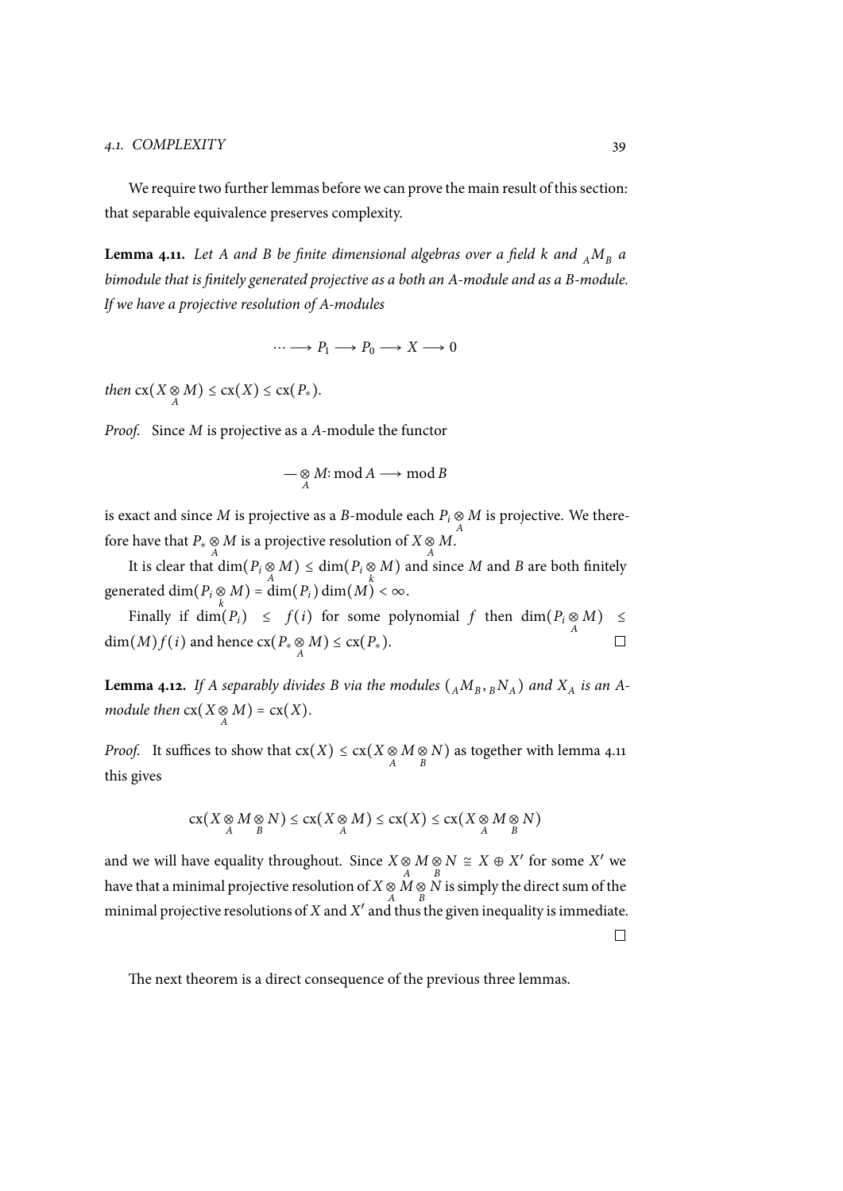We require two further lemmas before we can prove the main result of this section: that separable equivalence preserves complexity.

**Lemma 4.11.** *Let $A$ and $B$ be finite dimensional algebras over a field $k$ and ${}_AM_B$ a bimodule that is finitely generated projective as a both an $A$-module and as a $B$-module. If we have a projective resolution of $A$-modules*

$$\cdots \longrightarrow P_1 \longrightarrow P_0 \longrightarrow X \longrightarrow 0$$

*then* $\operatorname{cx}(X \underset{A}{\otimes} M) \le \operatorname{cx}(X) \le \operatorname{cx}(P_*)$.

*Proof.* Since $M$ is projective as a $A$-module the functor

$$- \underset{A}{\otimes} M \colon \operatorname{mod} A \longrightarrow \operatorname{mod} B$$

is exact and since $M$ is projective as a $B$-module each $P_i \underset{A}{\otimes} M$ is projective. We therefore have that $P_* \underset{A}{\otimes} M$ is a projective resolution of $X \underset{A}{\otimes} M$.

It is clear that $\dim(P_i \underset{A}{\otimes} M) \le \dim(P_i \underset{k}{\otimes} M)$ and since $M$ and $B$ are both finitely generated $\dim(P_i \underset{k}{\otimes} M) = \dim(P_i)\dim(M) < \infty$.

Finally if $\dim(P_i) \le f(i)$ for some polynomial $f$ then $\dim(P_i \underset{A}{\otimes} M) \le \dim(M)f(i)$ and hence $\operatorname{cx}(P_* \underset{A}{\otimes} M) \le \operatorname{cx}(P_*)$. □

**Lemma 4.12.** *If $A$ separably divides $B$ via the modules $({}_AM_B, {}_BN_A)$ and $X_A$ is an $A$-module then* $\operatorname{cx}(X \underset{A}{\otimes} M) = \operatorname{cx}(X)$.

*Proof.* It suffices to show that $\operatorname{cx}(X) \le \operatorname{cx}(X \underset{A}{\otimes} M \underset{B}{\otimes} N)$ as together with lemma 4.11 this gives

$$\operatorname{cx}(X \underset{A}{\otimes} M \underset{B}{\otimes} N) \le \operatorname{cx}(X \underset{A}{\otimes} M) \le \operatorname{cx}(X) \le \operatorname{cx}(X \underset{A}{\otimes} M \underset{B}{\otimes} N)$$

and we will have equality throughout. Since $X \underset{A}{\otimes} M \underset{B}{\otimes} N \cong X \oplus X'$ for some $X'$ we have that a minimal projective resolution of $X \underset{A}{\otimes} M \underset{B}{\otimes} N$ is simply the direct sum of the minimal projective resolutions of $X$ and $X'$ and thus the given inequality is immediate. □

The next theorem is a direct consequence of the previous three lemmas.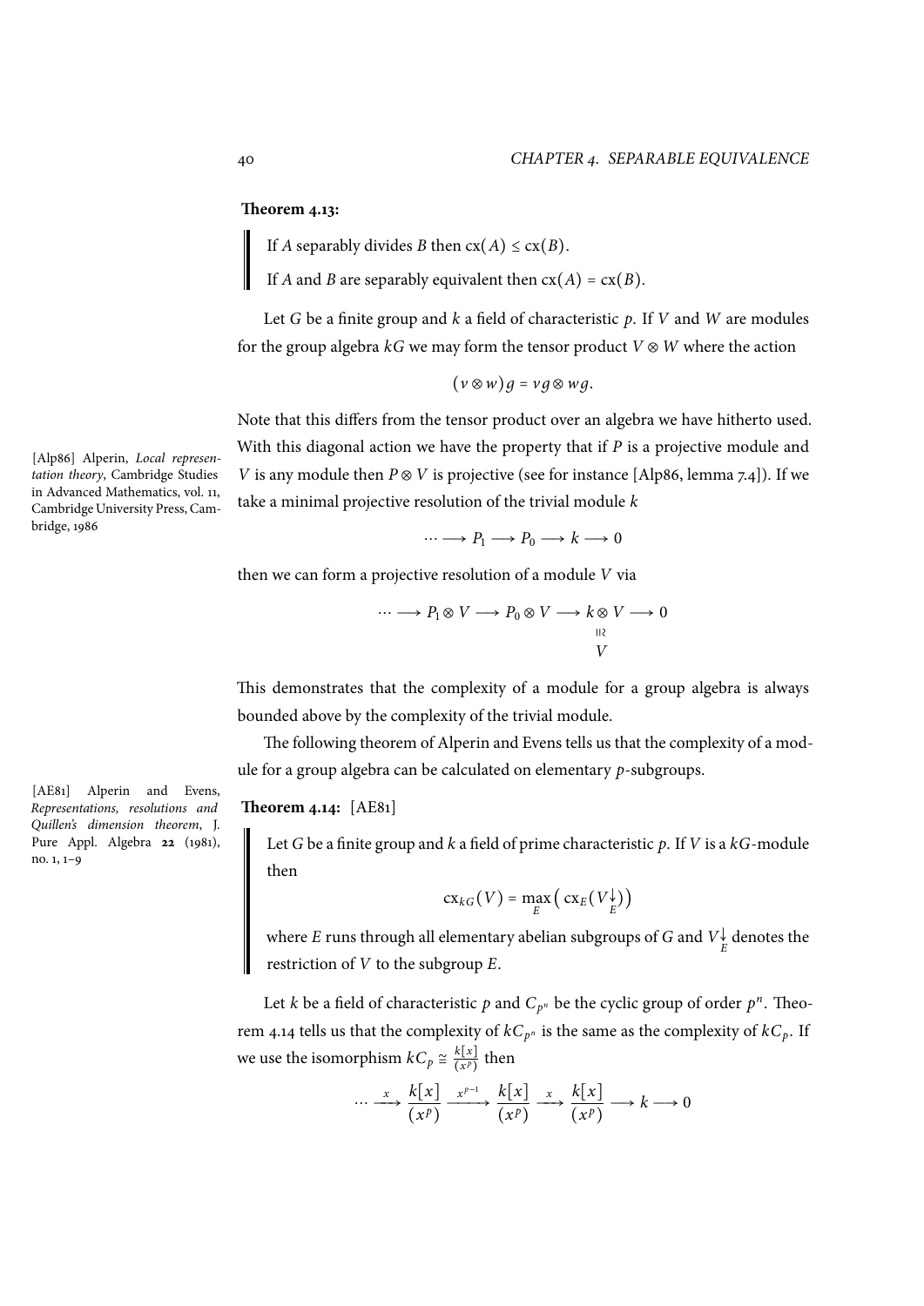**Theorem 4.13:**

> If $A$ separably divides $B$ then $\operatorname{cx}(A) \leq \operatorname{cx}(B)$.
>
> If $A$ and $B$ are separably equivalent then $\operatorname{cx}(A) = \operatorname{cx}(B)$.

Let $G$ be a finite group and $k$ a field of characteristic $p$. If $V$ and $W$ are modules for the group algebra $kG$ we may form the tensor product $V \otimes W$ where the action

$$(v \otimes w)g = vg \otimes wg.$$

Note that this differs from the tensor product over an algebra we have hitherto used. With this diagonal action we have the property that if $P$ is a projective module and $V$ is any module then $P \otimes V$ is projective (see for instance [Alp86, lemma 7.4]). If we take a minimal projective resolution of the trivial module $k$

[Alp86] Alperin, *Local representation theory*, Cambridge Studies in Advanced Mathematics, vol. 11, Cambridge University Press, Cambridge, 1986

$$\cdots \longrightarrow P_1 \longrightarrow P_0 \longrightarrow k \longrightarrow 0$$

then we can form a projective resolution of a module $V$ via

$$\cdots \longrightarrow P_1 \otimes V \longrightarrow P_0 \otimes V \longrightarrow k \otimes V \longrightarrow 0$$

$$k \otimes V \cong V$$

This demonstrates that the complexity of a module for a group algebra is always bounded above by the complexity of the trivial module.

The following theorem of Alperin and Evens tells us that the complexity of a module for a group algebra can be calculated on elementary $p$-subgroups.

[AE81] Alperin and Evens, *Representations, resolutions and Quillen's dimension theorem*, J. Pure Appl. Algebra **22** (1981), no. 1, 1–9

**Theorem 4.14:** [AE81]

> Let $G$ be a finite group and $k$ a field of prime characteristic $p$. If $V$ is a $kG$-module then
>
> $$\operatorname{cx}_{kG}(V) = \max_E \left( \operatorname{cx}_E(V\downarrow_E) \right)$$
>
> where $E$ runs through all elementary abelian subgroups of $G$ and $V\downarrow_E$ denotes the restriction of $V$ to the subgroup $E$.

Let $k$ be a field of characteristic $p$ and $C_{p^n}$ be the cyclic group of order $p^n$. Theorem 4.14 tells us that the complexity of $kC_{p^n}$ is the same as the complexity of $kC_p$. If we use the isomorphism $kC_p \cong \frac{k[x]}{(x^p)}$ then

$$\cdots \xrightarrow{\;x\;} \frac{k[x]}{(x^p)} \xrightarrow{\;x^{p-1}\;} \frac{k[x]}{(x^p)} \xrightarrow{\;x\;} \frac{k[x]}{(x^p)} \longrightarrow k \longrightarrow 0$$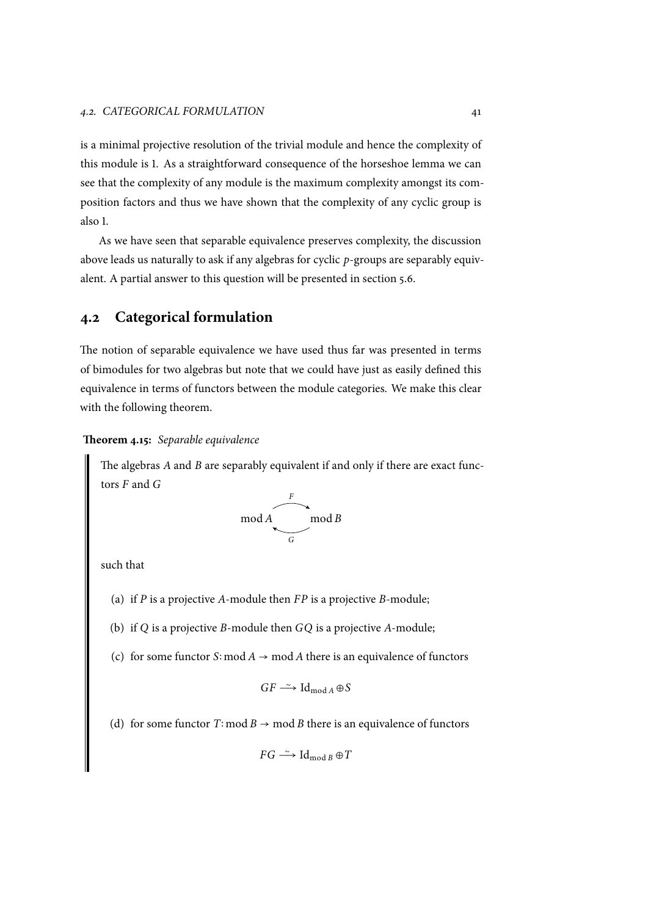is a minimal projective resolution of the trivial module and hence the complexity of this module is 1. As a straightforward consequence of the horseshoe lemma we can see that the complexity of any module is the maximum complexity amongst its composition factors and thus we have shown that the complexity of any cyclic group is also 1.

As we have seen that separable equivalence preserves complexity, the discussion above leads us naturally to ask if any algebras for cyclic $p$-groups are separably equivalent. A partial answer to this question will be presented in section 5.6.

## 4.2 Categorical formulation

The notion of separable equivalence we have used thus far was presented in terms of bimodules for two algebras but note that we could have just as easily defined this equivalence in terms of functors between the module categories. We make this clear with the following theorem.

**Theorem 4.15:** *Separable equivalence*

The algebras $A$ and $B$ are separably equivalent if and only if there are exact functors $F$ and $G$

$$\operatorname{mod} A \underset{G}{\overset{F}{\rightleftarrows}} \operatorname{mod} B$$

such that

(a) if $P$ is a projective $A$-module then $FP$ is a projective $B$-module;

(b) if $Q$ is a projective $B$-module then $GQ$ is a projective $A$-module;

(c) for some functor $S\colon \operatorname{mod} A \to \operatorname{mod} A$ there is an equivalence of functors

$$GF \xrightarrow{\sim} \operatorname{Id}_{\operatorname{mod} A} \oplus S$$

(d) for some functor $T\colon \operatorname{mod} B \to \operatorname{mod} B$ there is an equivalence of functors

$$FG \xrightarrow{\sim} \operatorname{Id}_{\operatorname{mod} B} \oplus T$$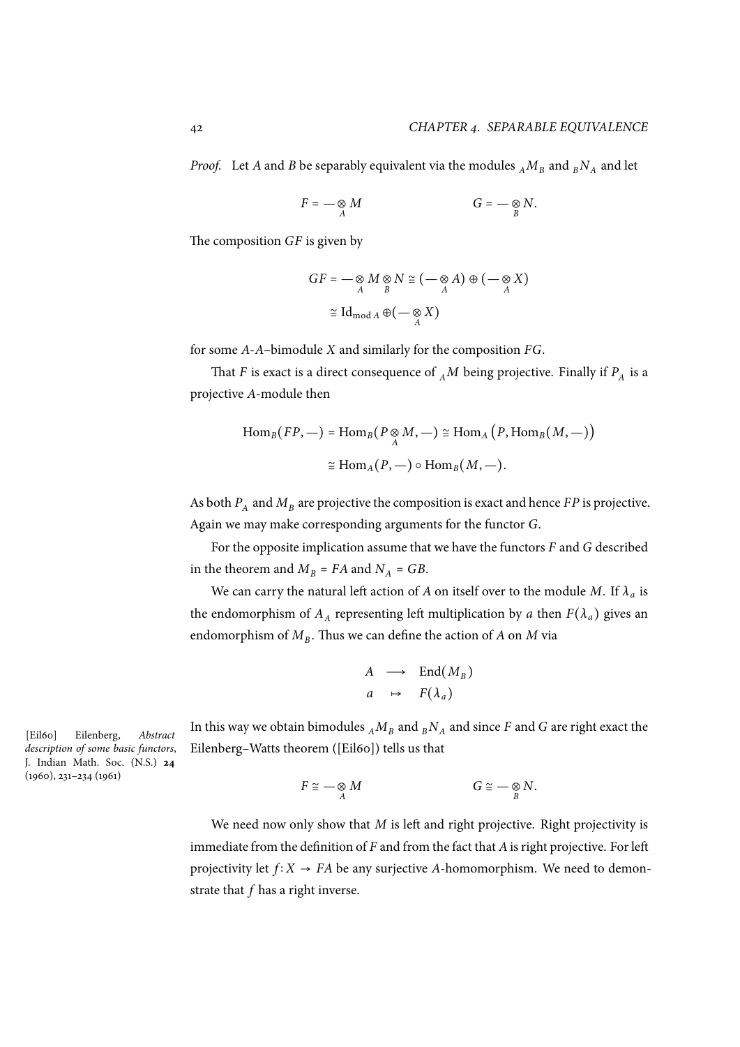*Proof.* Let $A$ and $B$ be separably equivalent via the modules ${}_AM_B$ and ${}_BN_A$ and let

$$F = - \underset{A}{\otimes} M \qquad\qquad G = - \underset{B}{\otimes} N.$$

The composition $GF$ is given by

$$\begin{aligned} GF = - \underset{A}{\otimes} M \underset{B}{\otimes} N &\cong (- \underset{A}{\otimes} A) \oplus (- \underset{A}{\otimes} X) \\ &\cong \mathrm{Id}_{\mathrm{mod}\, A} \oplus (- \underset{A}{\otimes} X) \end{aligned}$$

for some $A$-$A$–bimodule $X$ and similarly for the composition $FG$.

That $F$ is exact is a direct consequence of ${}_AM$ being projective. Finally if $P_A$ is a projective $A$-module then

$$\begin{aligned} \mathrm{Hom}_B(FP, -) = \mathrm{Hom}_B(P \underset{A}{\otimes} M, -) &\cong \mathrm{Hom}_A\big(P, \mathrm{Hom}_B(M, -)\big) \\ &\cong \mathrm{Hom}_A(P, -) \circ \mathrm{Hom}_B(M, -). \end{aligned}$$

As both $P_A$ and $M_B$ are projective the composition is exact and hence $FP$ is projective. Again we may make corresponding arguments for the functor $G$.

For the opposite implication assume that we have the functors $F$ and $G$ described in the theorem and $M_B = FA$ and $N_A = GB$.

We can carry the natural left action of $A$ on itself over to the module $M$. If $\lambda_a$ is the endomorphism of $A_A$ representing left multiplication by $a$ then $F(\lambda_a)$ gives an endomorphism of $M_B$. Thus we can define the action of $A$ on $M$ via

$$\begin{array}{ccc} A & \longrightarrow & \mathrm{End}(M_B) \\ a & \mapsto & F(\lambda_a) \end{array}$$

In this way we obtain bimodules ${}_AM_B$ and ${}_BN_A$ and since $F$ and $G$ are right exact the Eilenberg–Watts theorem ([Eil60]) tells us that

[Eil60] Eilenberg, *Abstract description of some basic functors*, J. Indian Math. Soc. (N.S.) **24** (1960), 231–234 (1961)

$$F \cong - \underset{A}{\otimes} M \qquad\qquad G \cong - \underset{B}{\otimes} N.$$

We need now only show that $M$ is left and right projective. Right projectivity is immediate from the definition of $F$ and from the fact that $A$ is right projective. For left projectivity let $f \colon X \to FA$ be any surjective $A$-homomorphism. We need to demonstrate that $f$ has a right inverse.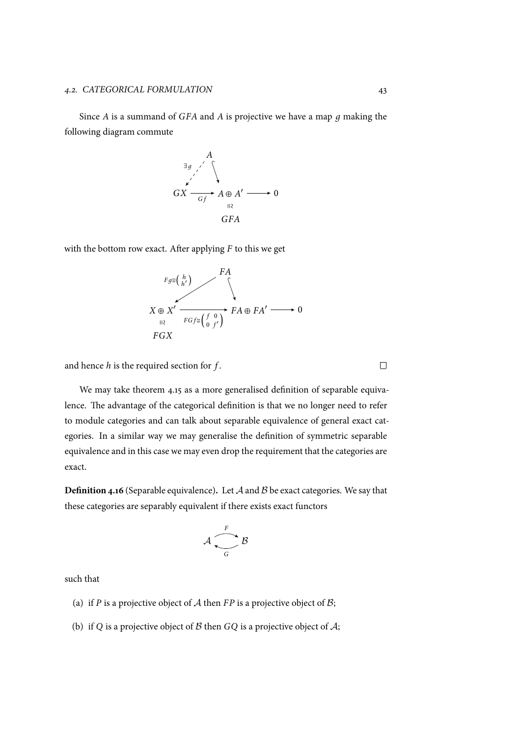Since $A$ is a summand of $GFA$ and $A$ is projective we have a map $g$ making the following diagram commute

$$
\begin{array}{ccccc}
 & & A & & \\
 & \overset{\exists g}{\swarrow} & \downarrow & & \\
GX & \xrightarrow[Gf]{} & A \oplus A' & \longrightarrow & 0 \\
 & & \wr\| & & \\
 & & GFA & &
\end{array}
$$

with the bottom row exact. After applying $F$ to this we get

$$
\begin{array}{ccccc}
 & & FA & & \\
 & \overset{Fg \cong \binom{h}{h'}}{\swarrow} & \downarrow & & \\
X \oplus X' & \xrightarrow[FGf \cong \left(\begin{smallmatrix} f & 0 \\ 0 & f' \end{smallmatrix}\right)]{} & FA \oplus FA' & \longrightarrow & 0 \\
\wr\| & & & & \\
FGX & & & &
\end{array}
$$

and hence $h$ is the required section for $f$. $\square$

We may take theorem 4.15 as a more generalised definition of separable equivalence. The advantage of the categorical definition is that we no longer need to refer to module categories and can talk about separable equivalence of general exact categories. In a similar way we may generalise the definition of symmetric separable equivalence and in this case we may even drop the requirement that the categories are exact.

**Definition 4.16** (Separable equivalence)**.** Let $\mathcal{A}$ and $\mathcal{B}$ be exact categories. We say that these categories are separably equivalent if there exists exact functors

$$
\mathcal{A} \underset{G}{\overset{F}{\rightleftarrows}} \mathcal{B}
$$

such that

(a) if $P$ is a projective object of $\mathcal{A}$ then $FP$ is a projective object of $\mathcal{B}$;

(b) if $Q$ is a projective object of $\mathcal{B}$ then $GQ$ is a projective object of $\mathcal{A}$;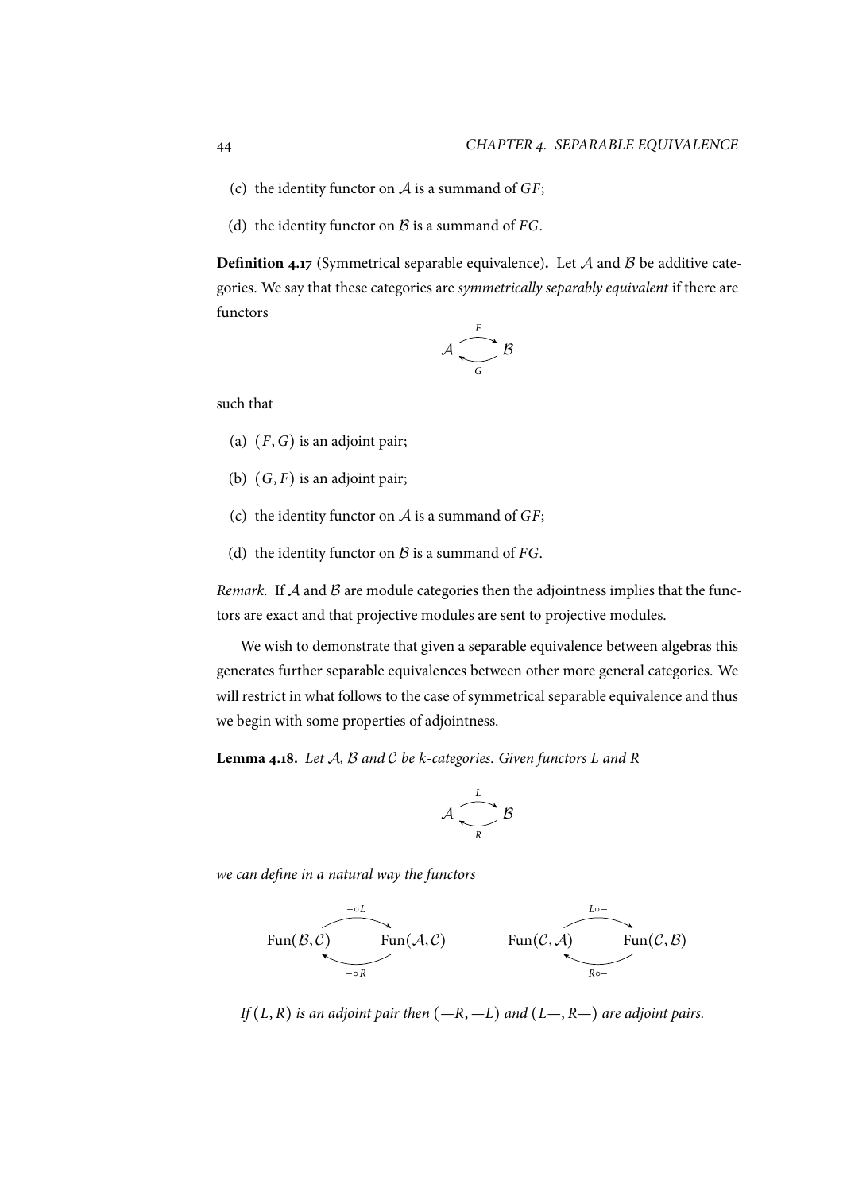(c) the identity functor on $\mathcal{A}$ is a summand of $GF$;

(d) the identity functor on $\mathcal{B}$ is a summand of $FG$.

**Definition 4.17** (Symmetrical separable equivalence)**.** Let $\mathcal{A}$ and $\mathcal{B}$ be additive categories. We say that these categories are *symmetrically separably equivalent* if there are functors

$$\mathcal{A} \underset{G}{\overset{F}{\rightleftarrows}} \mathcal{B}$$

such that

(a) $(F, G)$ is an adjoint pair;

(b) $(G, F)$ is an adjoint pair;

(c) the identity functor on $\mathcal{A}$ is a summand of $GF$;

(d) the identity functor on $\mathcal{B}$ is a summand of $FG$.

*Remark.* If $\mathcal{A}$ and $\mathcal{B}$ are module categories then the adjointness implies that the functors are exact and that projective modules are sent to projective modules.

We wish to demonstrate that given a separable equivalence between algebras this generates further separable equivalences between other more general categories. We will restrict in what follows to the case of symmetrical separable equivalence and thus we begin with some properties of adjointness.

**Lemma 4.18.** *Let $\mathcal{A}$, $\mathcal{B}$ and $\mathcal{C}$ be $k$-categories. Given functors $L$ and $R$*

$$\mathcal{A} \underset{R}{\overset{L}{\rightleftarrows}} \mathcal{B}$$

*we can define in a natural way the functors*

$$\operatorname{Fun}(\mathcal{B}, \mathcal{C}) \underset{-\circ R}{\overset{-\circ L}{\rightleftarrows}} \operatorname{Fun}(\mathcal{A}, \mathcal{C}) \qquad \operatorname{Fun}(\mathcal{C}, \mathcal{A}) \underset{R\circ -}{\overset{L\circ -}{\rightleftarrows}} \operatorname{Fun}(\mathcal{C}, \mathcal{B})$$

*If $(L, R)$ is an adjoint pair then $(-R, -L)$ and $(L-, R-)$ are adjoint pairs.*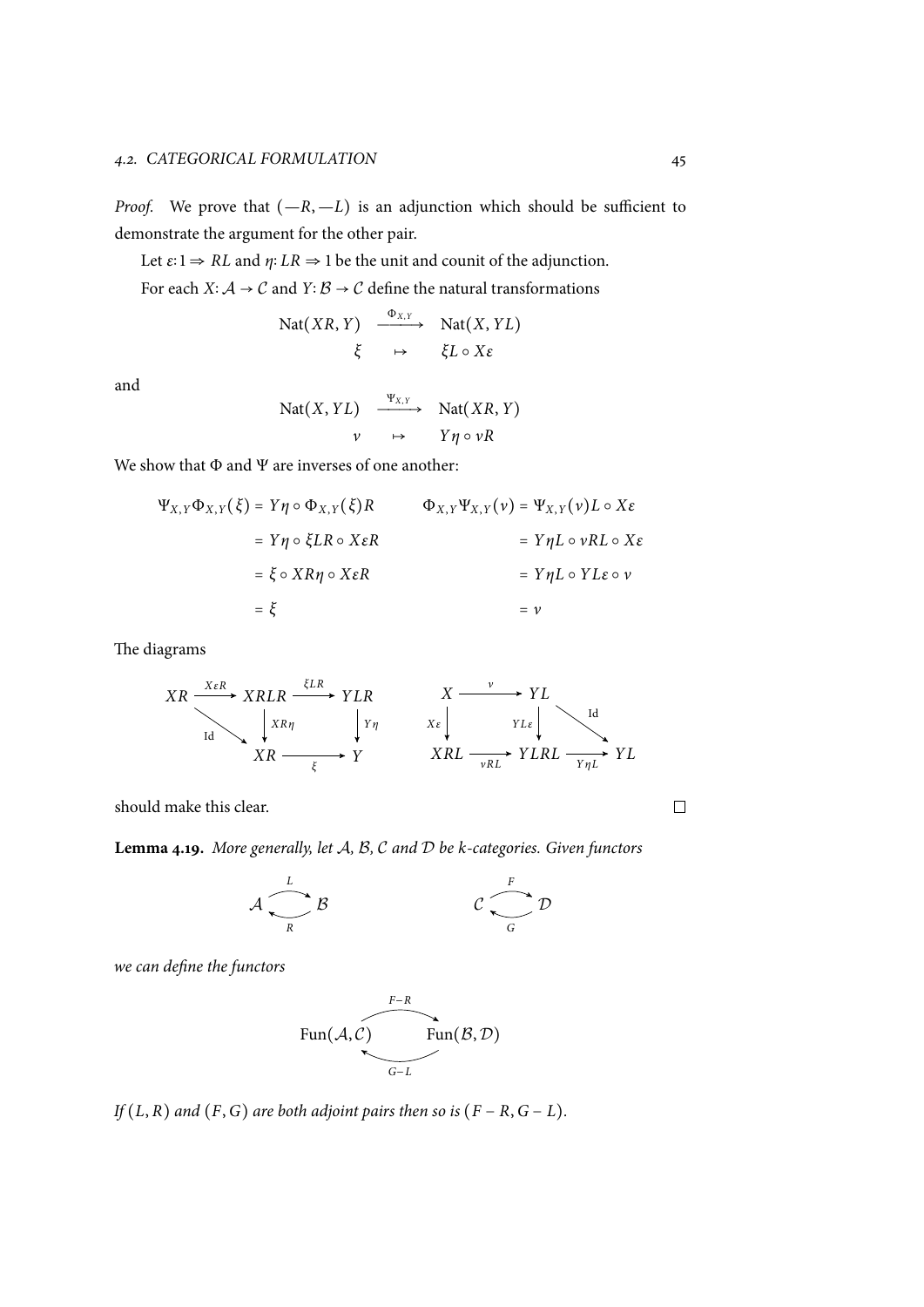*Proof.* We prove that $(-R, -L)$ is an adjunction which should be sufficient to demonstrate the argument for the other pair.

Let $\varepsilon\colon 1 \Rightarrow RL$ and $\eta\colon LR \Rightarrow 1$ be the unit and counit of the adjunction.

For each $X\colon \mathcal{A} \to \mathcal{C}$ and $Y\colon \mathcal{B} \to \mathcal{C}$ define the natural transformations

$$\begin{array}{ccc} \mathrm{Nat}(XR, Y) & \xrightarrow{\Phi_{X,Y}} & \mathrm{Nat}(X, YL) \\ \xi & \mapsto & \xi L \circ X\varepsilon \end{array}$$

and

$$\begin{array}{ccc} \mathrm{Nat}(X, YL) & \xrightarrow{\Psi_{X,Y}} & \mathrm{Nat}(XR, Y) \\ \nu & \mapsto & Y\eta \circ \nu R \end{array}$$

We show that $\Phi$ and $\Psi$ are inverses of one another:

$$\begin{aligned} \Psi_{X,Y}\Phi_{X,Y}(\xi) &= Y\eta \circ \Phi_{X,Y}(\xi)R \\ &= Y\eta \circ \xi LR \circ X\varepsilon R \\ &= \xi \circ XR\eta \circ X\varepsilon R \\ &= \xi \end{aligned} \qquad \begin{aligned} \Phi_{X,Y}\Psi_{X,Y}(\nu) &= \Psi_{X,Y}(\nu)L \circ X\varepsilon \\ &= Y\eta L \circ \nu RL \circ X\varepsilon \\ &= Y\eta L \circ YL\varepsilon \circ \nu \\ &= \nu \end{aligned}$$

The diagrams

$$\begin{array}{ccccc} XR & \xrightarrow{X\varepsilon R} & XRLR & \xrightarrow{\xi LR} & YLR \\ & \searrow^{\mathrm{Id}} & \downarrow{\scriptstyle XR\eta} & & \downarrow{\scriptstyle Y\eta} \\ & & XR & \xrightarrow{\xi} & Y \end{array} \qquad \begin{array}{ccccc} X & \xrightarrow{\nu} & YL & & \\ \downarrow{\scriptstyle X\varepsilon} & & \downarrow{\scriptstyle YL\varepsilon} & \searrow^{\mathrm{Id}} & \\ XRL & \xrightarrow{\nu RL} & YLRL & \xrightarrow{Y\eta L} & YL \end{array}$$

should make this clear. ☐

**Lemma 4.19.** *More generally, let $\mathcal{A}$, $\mathcal{B}$, $\mathcal{C}$ and $\mathcal{D}$ be $k$-categories. Given functors*

$$\mathcal{A} \underset{R}{\overset{L}{\rightleftarrows}} \mathcal{B} \qquad\qquad \mathcal{C} \underset{G}{\overset{F}{\rightleftarrows}} \mathcal{D}$$

*we can define the functors*

$$\mathrm{Fun}(\mathcal{A}, \mathcal{C}) \underset{G-L}{\overset{F-R}{\rightleftarrows}} \mathrm{Fun}(\mathcal{B}, \mathcal{D})$$

*If $(L, R)$ and $(F, G)$ are both adjoint pairs then so is $(F - R, G - L)$.*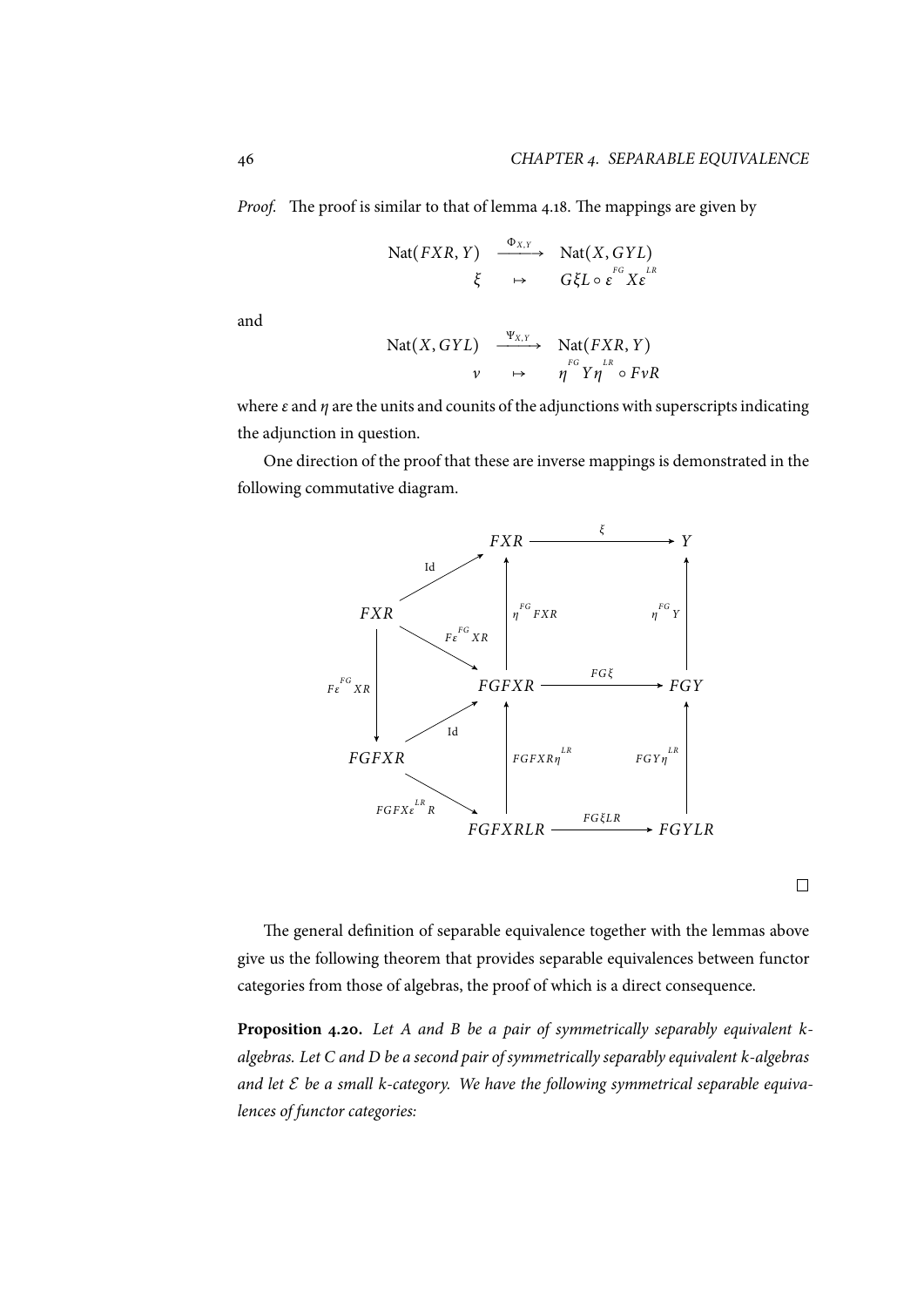*Proof.* The proof is similar to that of lemma 4.18. The mappings are given by

$$\begin{array}{ccc} \mathrm{Nat}(FXR, Y) & \xrightarrow{\Phi_{X,Y}} & \mathrm{Nat}(X, GYL) \\ \xi & \mapsto & G\xi L \circ \varepsilon^{FG} X \varepsilon^{LR} \end{array}$$

and

$$\begin{array}{ccc} \mathrm{Nat}(X, GYL) & \xrightarrow{\Psi_{X,Y}} & \mathrm{Nat}(FXR, Y) \\ \nu & \mapsto & \eta^{FG} Y \eta^{LR} \circ F\nu R \end{array}$$

where $\varepsilon$ and $\eta$ are the units and counits of the adjunctions with superscripts indicating the adjunction in question.

One direction of the proof that these are inverse mappings is demonstrated in the following commutative diagram.

$$\begin{array}{ccccc}
 & & FXR & \xrightarrow{\xi} & Y \\
 & \overset{\mathrm{Id}}{\nearrow} & \uparrow{\scriptstyle \eta^{FG} FXR} & & \uparrow{\scriptstyle \eta^{FG} Y} \\
FXR & \xrightarrow{F\varepsilon^{FG} XR} & FGFXR & \xrightarrow{FG\xi} & FGY \\
\downarrow{\scriptstyle F\varepsilon^{FG} XR} & \overset{\mathrm{Id}}{\nearrow} & \uparrow{\scriptstyle FGFXR\eta^{LR}} & & \uparrow{\scriptstyle FGY\eta^{LR}} \\
FGFXR & \xrightarrow{FGFX\varepsilon^{LR} R} & FGFXRLR & \xrightarrow{FG\xi LR} & FGYLR
\end{array}$$

$\square$

The general definition of separable equivalence together with the lemmas above give us the following theorem that provides separable equivalences between functor categories from those of algebras, the proof of which is a direct consequence.

**Proposition 4.20.** *Let $A$ and $B$ be a pair of symmetrically separably equivalent $k$-algebras. Let $C$ and $D$ be a second pair of symmetrically separably equivalent $k$-algebras and let $\mathcal{E}$ be a small $k$-category. We have the following symmetrical separable equivalences of functor categories:*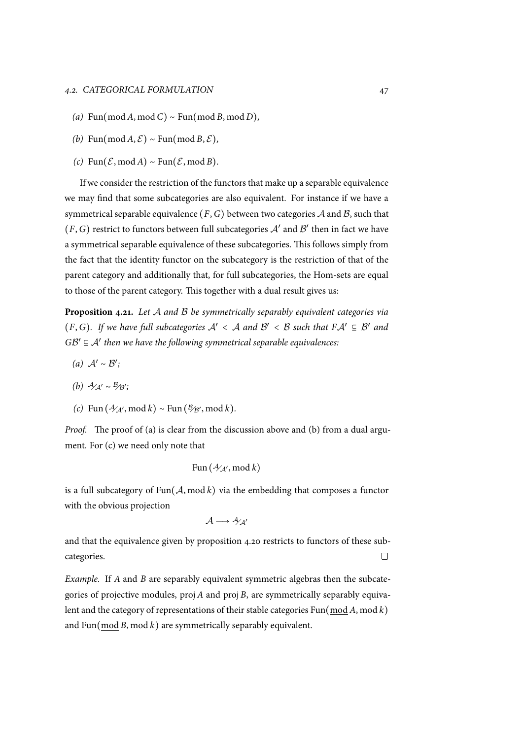*(a)* $\operatorname{Fun}(\operatorname{mod} A, \operatorname{mod} C) \sim \operatorname{Fun}(\operatorname{mod} B, \operatorname{mod} D)$,

*(b)* $\operatorname{Fun}(\operatorname{mod} A, \mathcal{E}) \sim \operatorname{Fun}(\operatorname{mod} B, \mathcal{E})$,

*(c)* $\operatorname{Fun}(\mathcal{E}, \operatorname{mod} A) \sim \operatorname{Fun}(\mathcal{E}, \operatorname{mod} B)$.

If we consider the restriction of the functors that make up a separable equivalence we may find that some subcategories are also equivalent. For instance if we have a symmetrical separable equivalence $(F, G)$ between two categories $\mathcal{A}$ and $\mathcal{B}$, such that $(F, G)$ restrict to functors between full subcategories $\mathcal{A}'$ and $\mathcal{B}'$ then in fact we have a symmetrical separable equivalence of these subcategories. This follows simply from the fact that the identity functor on the subcategory is the restriction of that of the parent category and additionally that, for full subcategories, the Hom-sets are equal to those of the parent category. This together with a dual result gives us:

**Proposition 4.21.** *Let $\mathcal{A}$ and $\mathcal{B}$ be symmetrically separably equivalent categories via $(F, G)$. If we have full subcategories $\mathcal{A}' < \mathcal{A}$ and $\mathcal{B}' < \mathcal{B}$ such that $F\mathcal{A}' \subseteq \mathcal{B}'$ and $G\mathcal{B}' \subseteq \mathcal{A}'$ then we have the following symmetrical separable equivalences:*

*(a)* $\mathcal{A}' \sim \mathcal{B}'$;

*(b)* $\mathcal{A}/\mathcal{A}' \sim \mathcal{B}/\mathcal{B}'$;

*(c)* $\operatorname{Fun}(\mathcal{A}/\mathcal{A}', \operatorname{mod} k) \sim \operatorname{Fun}(\mathcal{B}/\mathcal{B}', \operatorname{mod} k)$.

*Proof.* The proof of (a) is clear from the discussion above and (b) from a dual argument. For (c) we need only note that

$$\operatorname{Fun}(\mathcal{A}/\mathcal{A}', \operatorname{mod} k)$$

is a full subcategory of $\operatorname{Fun}(\mathcal{A}, \operatorname{mod} k)$ via the embedding that composes a functor with the obvious projection

$$\mathcal{A} \longrightarrow \mathcal{A}/\mathcal{A}'$$

and that the equivalence given by proposition 4.20 restricts to functors of these subcategories. $\square$

*Example.* If $A$ and $B$ are separably equivalent symmetric algebras then the subcategories of projective modules, $\operatorname{proj} A$ and $\operatorname{proj} B$, are symmetrically separably equivalent and the category of representations of their stable categories $\operatorname{Fun}(\underline{\operatorname{mod}}\, A, \operatorname{mod} k)$ and $\operatorname{Fun}(\underline{\operatorname{mod}}\, B, \operatorname{mod} k)$ are symmetrically separably equivalent.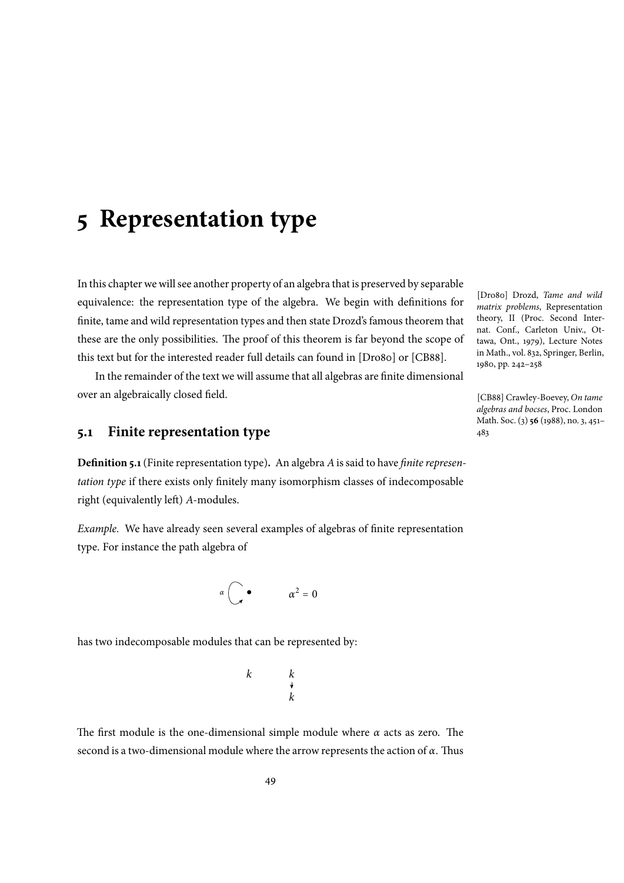# 5 Representation type

In this chapter we will see another property of an algebra that is preserved by separable equivalence: the representation type of the algebra. We begin with definitions for finite, tame and wild representation types and then state Drozd's famous theorem that these are the only possibilities. The proof of this theorem is far beyond the scope of this text but for the interested reader full details can found in [Dro80] or [CB88].

[Dro80] Drozd, *Tame and wild matrix problems*, Representation theory, II (Proc. Second Internat. Conf., Carleton Univ., Ottawa, Ont., 1979), Lecture Notes in Math., vol. 832, Springer, Berlin, 1980, pp. 242–258

[CB88] Crawley-Boevey, *On tame algebras and bocses*, Proc. London Math. Soc. (3) **56** (1988), no. 3, 451–483

In the remainder of the text we will assume that all algebras are finite dimensional over an algebraically closed field.

## 5.1 Finite representation type

**Definition 5.1** (Finite representation type)**.** An algebra $A$ is said to have *finite representation type* if there exists only finitely many isomorphism classes of indecomposable right (equivalently left) $A$-modules.

*Example.* We have already seen several examples of algebras of finite representation type. For instance the path algebra of

$$\alpha \circlearrowleft \bullet \qquad \alpha^2 = 0$$

has two indecomposable modules that can be represented by:

$$k \qquad \begin{matrix} k \\ \downarrow \\ k \end{matrix}$$

The first module is the one-dimensional simple module where $\alpha$ acts as zero. The second is a two-dimensional module where the arrow represents the action of $\alpha$. Thus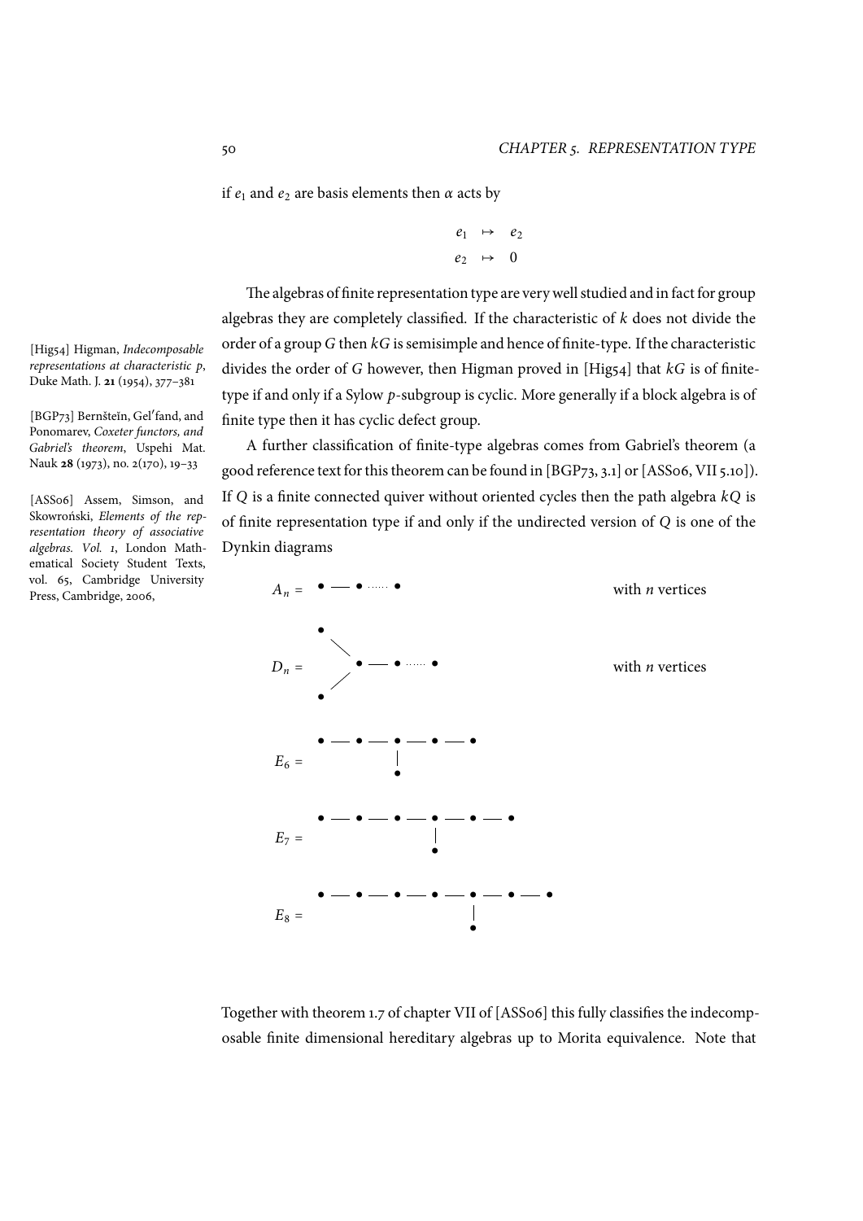if $e_1$ and $e_2$ are basis elements then $\alpha$ acts by

$$\begin{aligned} e_1 &\mapsto e_2 \\ e_2 &\mapsto 0 \end{aligned}$$

The algebras of finite representation type are very well studied and in fact for group algebras they are completely classified. If the characteristic of $k$ does not divide the order of a group $G$ then $kG$ is semisimple and hence of finite-type. If the characteristic divides the order of $G$ however, then Higman proved in [Hig54] that $kG$ is of finite-type if and only if a Sylow $p$-subgroup is cyclic. More generally if a block algebra is of finite type then it has cyclic defect group.

[Hig54] Higman, *Indecomposable representations at characteristic p*, Duke Math. J. **21** (1954), 377–381

[BGP73] Bernšteĭn, Gel′fand, and Ponomarev, *Coxeter functors, and Gabriel's theorem*, Uspehi Mat. Nauk **28** (1973), no. 2(170), 19–33

[ASS06] Assem, Simson, and Skowroński, *Elements of the representation theory of associative algebras. Vol. 1*, London Mathematical Society Student Texts, vol. 65, Cambridge University Press, Cambridge, 2006,

A further classification of finite-type algebras comes from Gabriel's theorem (a good reference text for this theorem can be found in [BGP73, 3.1] or [ASS06, VII 5.10]). If $Q$ is a finite connected quiver without oriented cycles then the path algebra $kQ$ is of finite representation type if and only if the undirected version of $Q$ is one of the Dynkin diagrams

$A_n = \bullet - \bullet \cdots \bullet$ with $n$ vertices

$D_n =$ (two vertices both joined to a vertex $\bullet - \bullet \cdots \bullet$) with $n$ vertices

$E_6 = \bullet - \bullet - \bullet - \bullet - \bullet$, with an extra vertex attached to the third vertex

$E_7 = \bullet - \bullet - \bullet - \bullet - \bullet - \bullet$, with an extra vertex attached to the fourth vertex

$E_8 = \bullet - \bullet - \bullet - \bullet - \bullet - \bullet - \bullet$, with an extra vertex attached to the fifth vertex

Together with theorem 1.7 of chapter VII of [ASS06] this fully classifies the indecomposable finite dimensional hereditary algebras up to Morita equivalence. Note that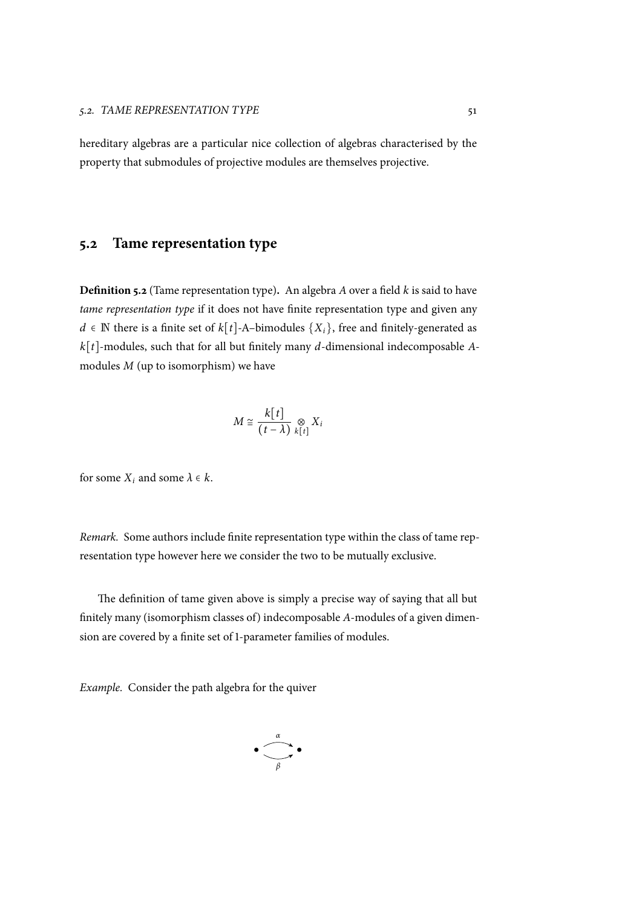hereditary algebras are a particular nice collection of algebras characterised by the property that submodules of projective modules are themselves projective.

## 5.2 Tame representation type

**Definition 5.2** (Tame representation type)**.** An algebra $A$ over a field $k$ is said to have *tame representation type* if it does not have finite representation type and given any $d \in \mathbb{N}$ there is a finite set of $k[t]$-A–bimodules $\{X_i\}$, free and finitely-generated as $k[t]$-modules, such that for all but finitely many $d$-dimensional indecomposable $A$-modules $M$ (up to isomorphism) we have

$$M \cong \frac{k[t]}{(t-\lambda)} \underset{k[t]}{\otimes} X_i$$

for some $X_i$ and some $\lambda \in k$.

*Remark.* Some authors include finite representation type within the class of tame representation type however here we consider the two to be mutually exclusive.

The definition of tame given above is simply a precise way of saying that all but finitely many (isomorphism classes of) indecomposable $A$-modules of a given dimension are covered by a finite set of 1-parameter families of modules.

*Example.* Consider the path algebra for the quiver

$$\bullet \underset{\beta}{\overset{\alpha}{\rightrightarrows}} \bullet$$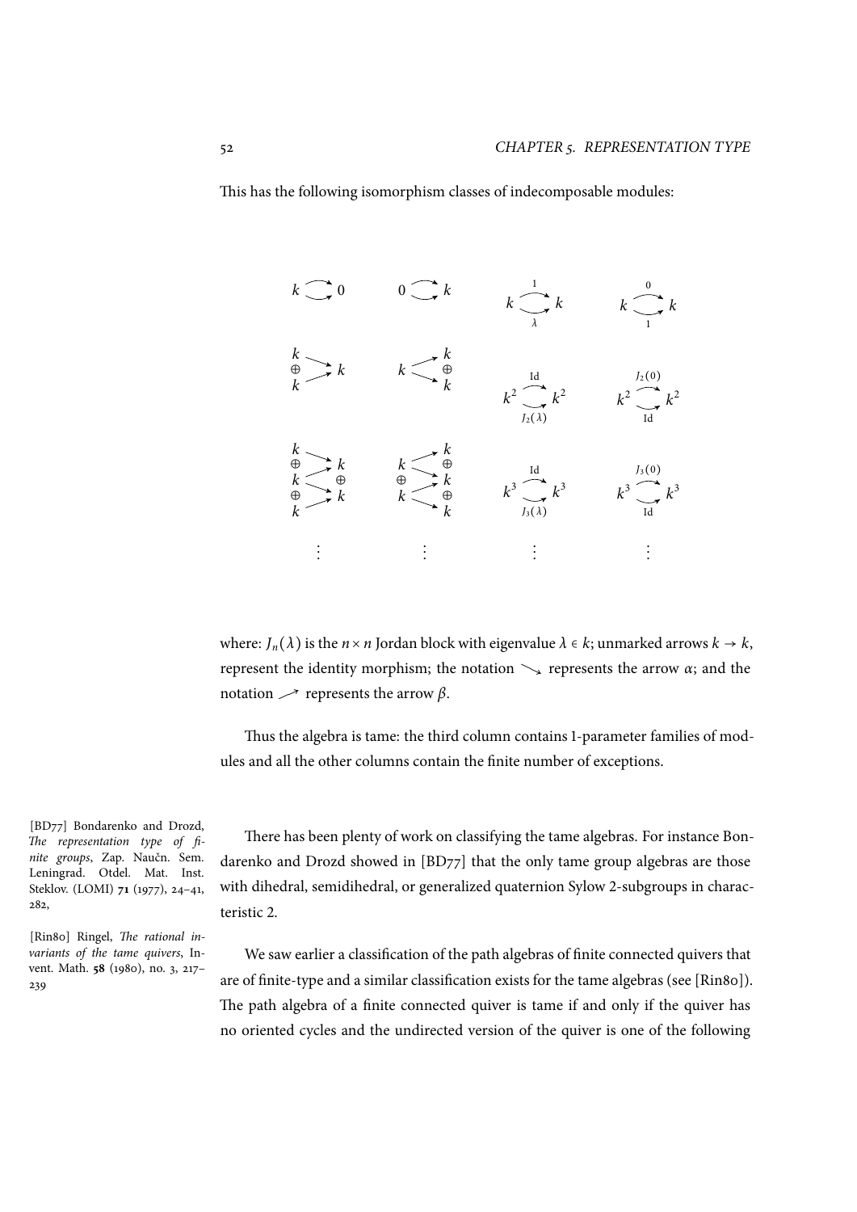This has the following isomorphism classes of indecomposable modules:

$$
\begin{array}{cccc}
k \rightrightarrows 0 & 0 \rightrightarrows k & k \overset{1}{\underset{\lambda}{\rightrightarrows}} k & k \overset{0}{\underset{1}{\rightrightarrows}} k \\[2em]
\begin{smallmatrix} k \\ \oplus \\ k \end{smallmatrix} \rightrightarrows k & k \rightrightarrows \begin{smallmatrix} k \\ \oplus \\ k \end{smallmatrix} & k^2 \overset{\mathrm{Id}}{\underset{J_2(\lambda)}{\rightrightarrows}} k^2 & k^2 \overset{J_2(0)}{\underset{\mathrm{Id}}{\rightrightarrows}} k^2 \\[2em]
\begin{smallmatrix} k \\ \oplus \\ k \\ \oplus \\ k \end{smallmatrix} \rightrightarrows \begin{smallmatrix} k \\ \oplus \\ k \end{smallmatrix} & \begin{smallmatrix} k \\ \oplus \\ k \end{smallmatrix} \rightrightarrows \begin{smallmatrix} k \\ \oplus \\ k \\ \oplus \\ k \end{smallmatrix} & k^3 \overset{\mathrm{Id}}{\underset{J_3(\lambda)}{\rightrightarrows}} k^3 & k^3 \overset{J_3(0)}{\underset{\mathrm{Id}}{\rightrightarrows}} k^3 \\[2em]
\vdots & \vdots & \vdots & \vdots
\end{array}
$$

where: $J_n(\lambda)$ is the $n \times n$ Jordan block with eigenvalue $\lambda \in k$; unmarked arrows $k \to k$, represent the identity morphism; the notation $\searrow$ represents the arrow $\alpha$; and the notation $\nearrow$ represents the arrow $\beta$.

Thus the algebra is tame: the third column contains 1-parameter families of modules and all the other columns contain the finite number of exceptions.

There has been plenty of work on classifying the tame algebras. For instance Bondarenko and Drozd showed in [BD77] that the only tame group algebras are those with dihedral, semidihedral, or generalized quaternion Sylow 2-subgroups in characteristic 2.

[BD77] Bondarenko and Drozd, *The representation type of finite groups*, Zap. Naučn. Sem. Leningrad. Otdel. Mat. Inst. Steklov. (LOMI) **71** (1977), 24–41, 282,

We saw earlier a classification of the path algebras of finite connected quivers that are of finite-type and a similar classification exists for the tame algebras (see [Rin80]). The path algebra of a finite connected quiver is tame if and only if the quiver has no oriented cycles and the undirected version of the quiver is one of the following

[Rin80] Ringel, *The rational invariants of the tame quivers*, Invent. Math. **58** (1980), no. 3, 217–239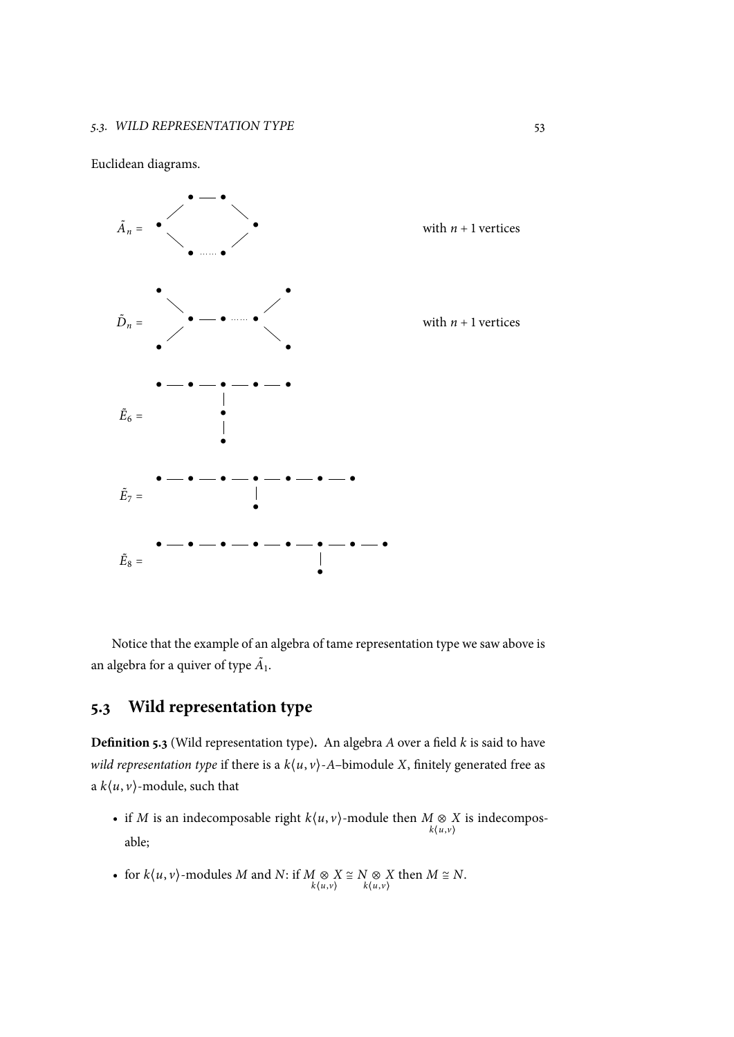Euclidean diagrams.

$$\tilde{A}_n = \quad \text{(cycle diagram)} \qquad \text{with } n+1 \text{ vertices}$$

$$\tilde{D}_n = \quad \text{(diagram)} \qquad \text{with } n+1 \text{ vertices}$$

$$\tilde{E}_6 =$$

$$\tilde{E}_7 =$$

$$\tilde{E}_8 =$$

Notice that the example of an algebra of tame representation type we saw above is an algebra for a quiver of type $\tilde{A}_1$.

## 5.3 Wild representation type

**Definition 5.3** (Wild representation type)**.** An algebra $A$ over a field $k$ is said to have *wild representation type* if there is a $k\langle u,v\rangle$-$A$–bimodule $X$, finitely generated free as a $k\langle u,v\rangle$-module, such that

- if $M$ is an indecomposable right $k\langle u,v\rangle$-module then $M \underset{k\langle u,v\rangle}{\otimes} X$ is indecomposable;
- for $k\langle u,v\rangle$-modules $M$ and $N$: if $M \underset{k\langle u,v\rangle}{\otimes} X \cong N \underset{k\langle u,v\rangle}{\otimes} X$ then $M \cong N$.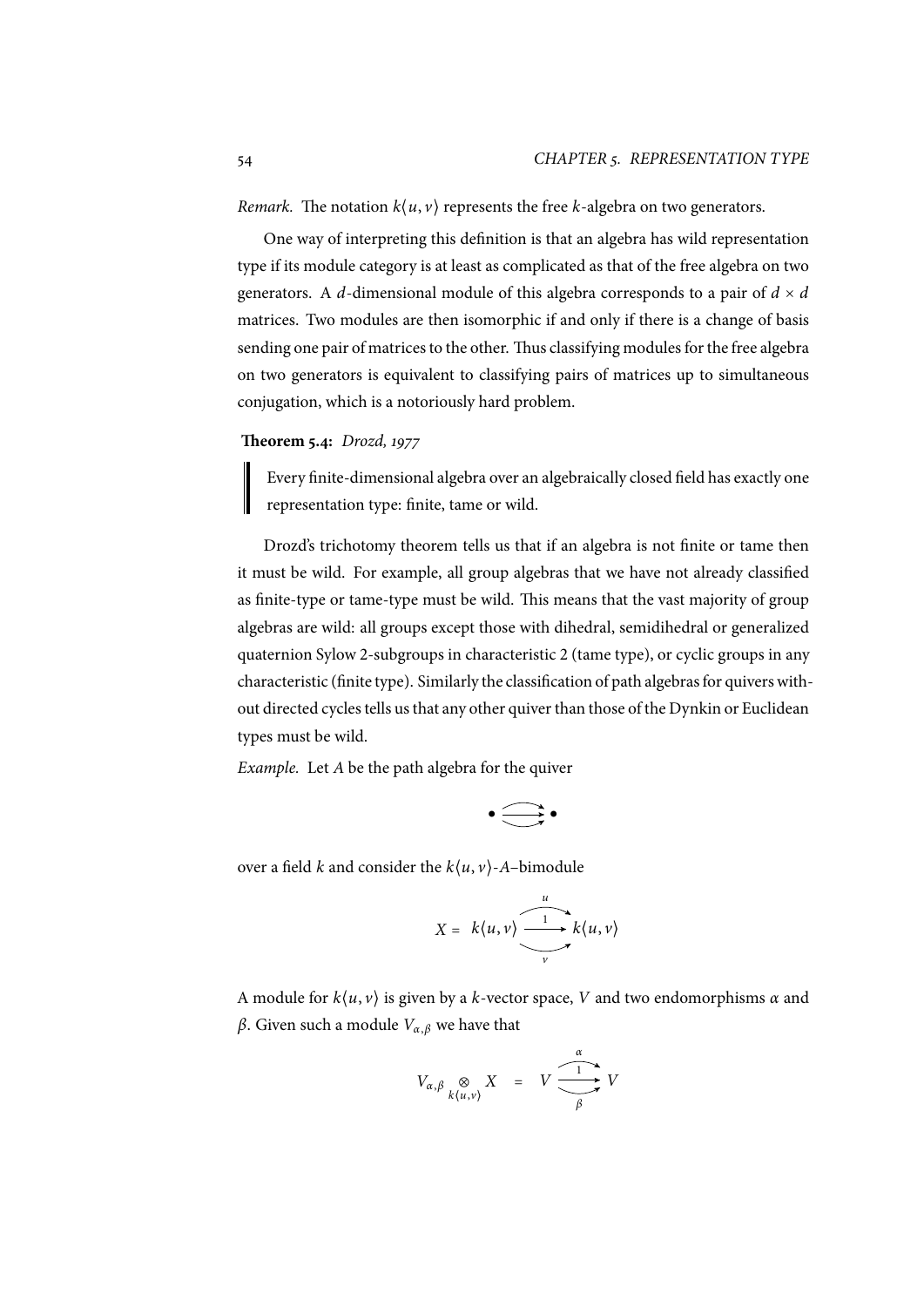*Remark.* The notation $k\langle u, v\rangle$ represents the free $k$-algebra on two generators.

One way of interpreting this definition is that an algebra has wild representation type if its module category is at least as complicated as that of the free algebra on two generators. A $d$-dimensional module of this algebra corresponds to a pair of $d \times d$ matrices. Two modules are then isomorphic if and only if there is a change of basis sending one pair of matrices to the other. Thus classifying modules for the free algebra on two generators is equivalent to classifying pairs of matrices up to simultaneous conjugation, which is a notoriously hard problem.

**Theorem 5.4:** *Drozd, 1977*

> Every finite-dimensional algebra over an algebraically closed field has exactly one representation type: finite, tame or wild.

Drozd's trichotomy theorem tells us that if an algebra is not finite or tame then it must be wild. For example, all group algebras that we have not already classified as finite-type or tame-type must be wild. This means that the vast majority of group algebras are wild: all groups except those with dihedral, semidihedral or generalized quaternion Sylow 2-subgroups in characteristic 2 (tame type), or cyclic groups in any characteristic (finite type). Similarly the classification of path algebras for quivers without directed cycles tells us that any other quiver than those of the Dynkin or Euclidean types must be wild.

*Example.* Let $A$ be the path algebra for the quiver

$$\bullet \;\substack{\longrightarrow \\ \longrightarrow \\ \longrightarrow}\; \bullet$$

over a field $k$ and consider the $k\langle u, v\rangle$-$A$–bimodule

$$X = k\langle u, v\rangle \;\substack{\xrightarrow{u} \\ \xrightarrow{1} \\ \xrightarrow[v]{}}\; k\langle u, v\rangle$$

A module for $k\langle u, v\rangle$ is given by a $k$-vector space, $V$ and two endomorphisms $\alpha$ and $\beta$. Given such a module $V_{\alpha,\beta}$ we have that

$$V_{\alpha,\beta} \underset{k\langle u,v\rangle}{\otimes} X \quad = \quad V \;\substack{\xrightarrow{\alpha} \\ \xrightarrow{1} \\ \xrightarrow[\beta]{}}\; V$$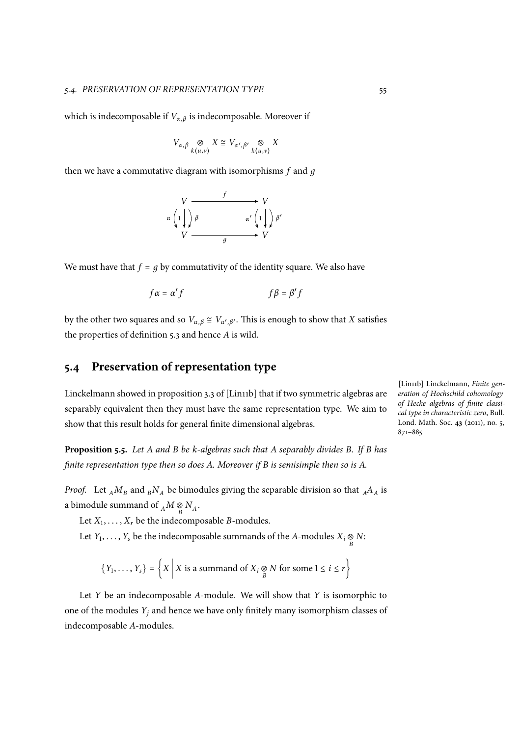which is indecomposable if $V_{\alpha,\beta}$ is indecomposable. Moreover if

$$V_{\alpha,\beta} \underset{k\langle u,v\rangle}{\otimes} X \cong V_{\alpha',\beta'} \underset{k\langle u,v\rangle}{\otimes} X$$

then we have a commutative diagram with isomorphisms $f$ and $g$

$$\begin{array}{ccc} V & \xrightarrow{\quad f \quad} & V \\ \alpha \left( 1 \downarrow\downarrow \right) \beta & & \alpha' \left( 1 \downarrow\downarrow \right) \beta' \\ V & \xrightarrow[\quad g \quad]{} & V \end{array}$$

We must have that $f = g$ by commutativity of the identity square. We also have

$$f\alpha = \alpha' f \qquad\qquad f\beta = \beta' f$$

by the other two squares and so $V_{\alpha,\beta} \cong V_{\alpha',\beta'}$. This is enough to show that $X$ satisfies the properties of definition 5.3 and hence $A$ is wild.

## 5.4 Preservation of representation type

Linckelmann showed in proposition 3.3 of [Lin11b] that if two symmetric algebras are separably equivalent then they must have the same representation type. We aim to show that this result holds for general finite dimensional algebras.

[Lin11b] Linckelmann, *Finite generation of Hochschild cohomology of Hecke algebras of finite classical type in characteristic zero*, Bull. Lond. Math. Soc. **43** (2011), no. 5, 871–885

**Proposition 5.5.** *Let A and B be k-algebras such that A separably divides B. If B has finite representation type then so does A. Moreover if B is semisimple then so is A.*

*Proof.* Let ${}_AM_B$ and ${}_BN_A$ be bimodules giving the separable division so that ${}_AA_A$ is a bimodule summand of ${}_AM \underset{B}{\otimes} N_A$.

Let $X_1, \ldots, X_r$ be the indecomposable $B$-modules.

Let $Y_1, \ldots, Y_s$ be the indecomposable summands of the $A$-modules $X_i \underset{B}{\otimes} N$:

$$\{Y_1, \ldots, Y_s\} = \left\{ X \;\middle|\; X \text{ is a summand of } X_i \underset{B}{\otimes} N \text{ for some } 1 \leq i \leq r \right\}$$

Let $Y$ be an indecomposable $A$-module. We will show that $Y$ is isomorphic to one of the modules $Y_j$ and hence we have only finitely many isomorphism classes of indecomposable $A$-modules.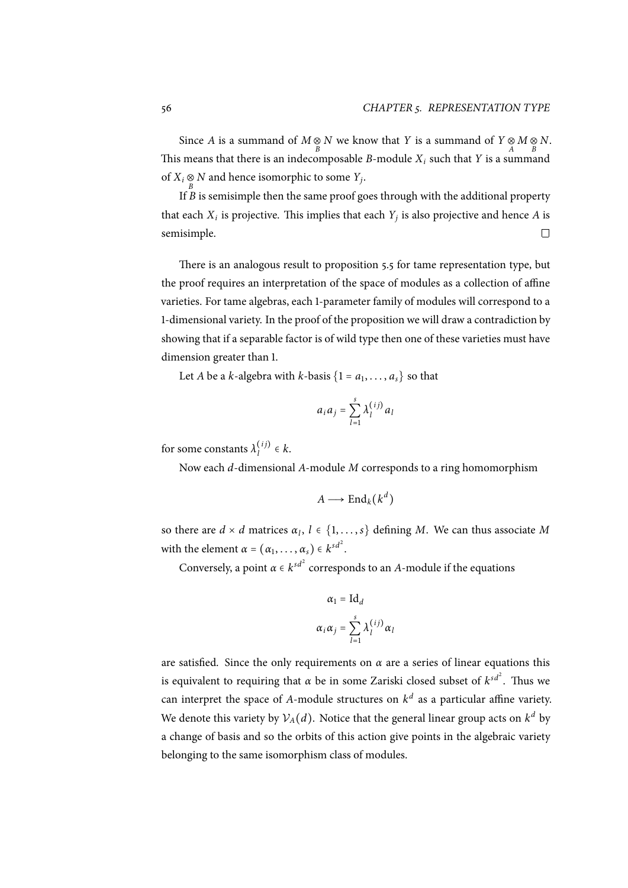Since $A$ is a summand of $M \underset{B}{\otimes} N$ we know that $Y$ is a summand of $Y \underset{A}{\otimes} M \underset{B}{\otimes} N$. This means that there is an indecomposable $B$-module $X_i$ such that $Y$ is a summand of $X_i \underset{B}{\otimes} N$ and hence isomorphic to some $Y_j$.

If $B$ is semisimple then the same proof goes through with the additional property that each $X_i$ is projective. This implies that each $Y_j$ is also projective and hence $A$ is semisimple. □

There is an analogous result to proposition 5.5 for tame representation type, but the proof requires an interpretation of the space of modules as a collection of affine varieties. For tame algebras, each 1-parameter family of modules will correspond to a 1-dimensional variety. In the proof of the proposition we will draw a contradiction by showing that if a separable factor is of wild type then one of these varieties must have dimension greater than 1.

Let $A$ be a $k$-algebra with $k$-basis $\{1 = a_1, \ldots, a_s\}$ so that

$$a_i a_j = \sum_{l=1}^{s} \lambda_l^{(ij)} a_l$$

for some constants $\lambda_l^{(ij)} \in k$.

Now each $d$-dimensional $A$-module $M$ corresponds to a ring homomorphism

$$A \longrightarrow \mathrm{End}_k(k^d)$$

so there are $d \times d$ matrices $\alpha_l$, $l \in \{1, \ldots, s\}$ defining $M$. We can thus associate $M$ with the element $\alpha = (\alpha_1, \ldots, \alpha_s) \in k^{sd^2}$.

Conversely, a point $\alpha \in k^{sd^2}$ corresponds to an $A$-module if the equations

$$\alpha_1 = \mathrm{Id}_d$$

$$\alpha_i \alpha_j = \sum_{l=1}^{s} \lambda_l^{(ij)} \alpha_l$$

are satisfied. Since the only requirements on $\alpha$ are a series of linear equations this is equivalent to requiring that $\alpha$ be in some Zariski closed subset of $k^{sd^2}$. Thus we can interpret the space of $A$-module structures on $k^d$ as a particular affine variety. We denote this variety by $\mathcal{V}_A(d)$. Notice that the general linear group acts on $k^d$ by a change of basis and so the orbits of this action give points in the algebraic variety belonging to the same isomorphism class of modules.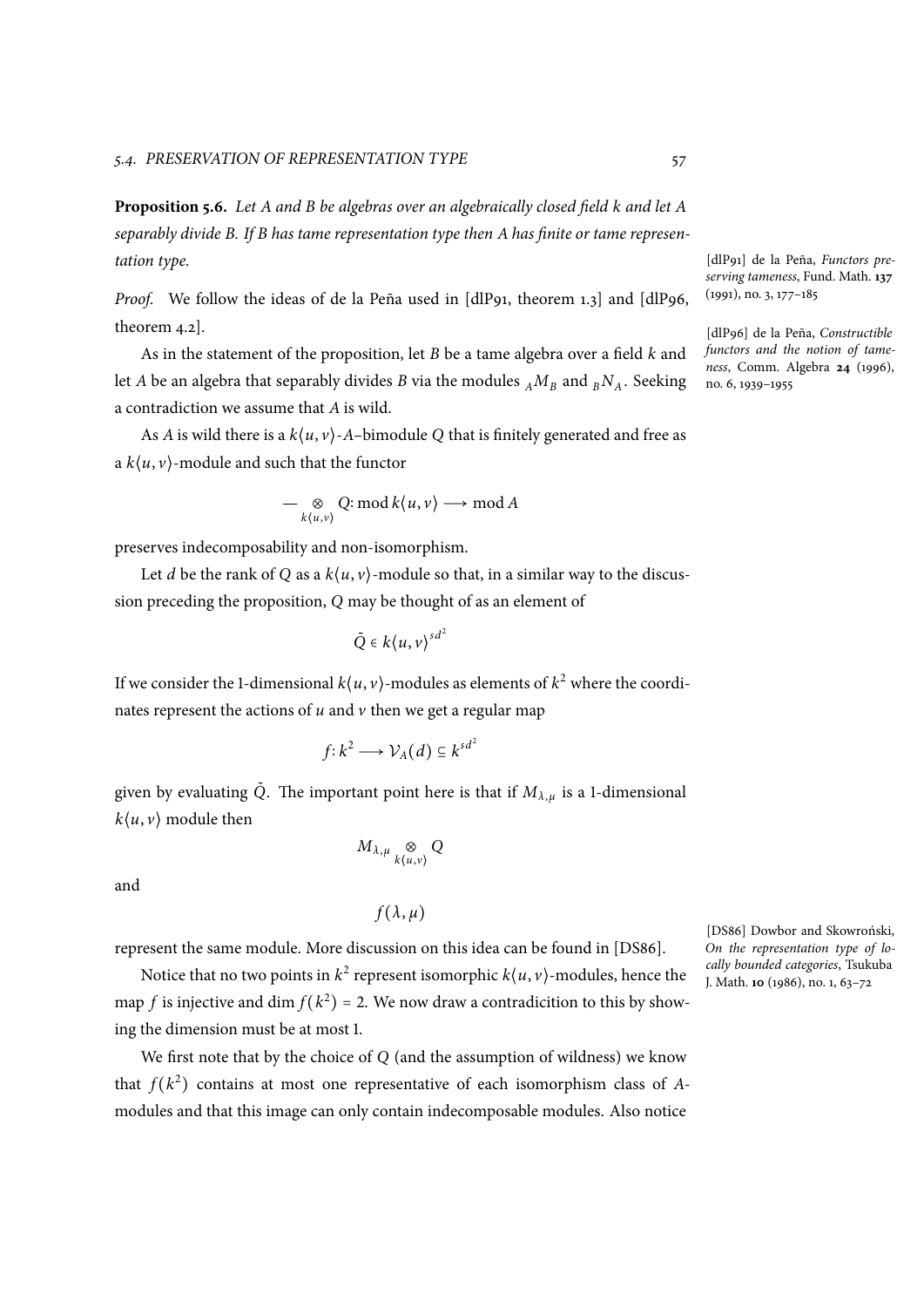**Proposition 5.6.** *Let A and B be algebras over an algebraically closed field k and let A separably divide B. If B has tame representation type then A has finite or tame representation type.*

*Proof.* We follow the ideas of de la Peña used in [dlP91, theorem 1.3] and [dlP96, theorem 4.2].

As in the statement of the proposition, let $B$ be a tame algebra over a field $k$ and let $A$ be an algebra that separably divides $B$ via the modules ${}_AM_B$ and ${}_BN_A$. Seeking a contradiction we assume that $A$ is wild.

As $A$ is wild there is a $k\langle u,v\rangle$-$A$–bimodule $Q$ that is finitely generated and free as a $k\langle u,v\rangle$-module and such that the functor

$$- \underset{k\langle u,v\rangle}{\otimes} Q \colon \operatorname{mod} k\langle u,v\rangle \longrightarrow \operatorname{mod} A$$

preserves indecomposability and non-isomorphism.

Let $d$ be the rank of $Q$ as a $k\langle u,v\rangle$-module so that, in a similar way to the discussion preceding the proposition, $Q$ may be thought of as an element of

$$\tilde{Q} \in k\langle u,v\rangle^{sd^2}$$

If we consider the 1-dimensional $k\langle u,v\rangle$-modules as elements of $k^2$ where the coordinates represent the actions of $u$ and $v$ then we get a regular map

$$f \colon k^2 \longrightarrow \mathcal{V}_A(d) \subseteq k^{sd^2}$$

given by evaluating $\tilde{Q}$. The important point here is that if $M_{\lambda,\mu}$ is a 1-dimensional $k\langle u,v\rangle$ module then

$$M_{\lambda,\mu} \underset{k\langle u,v\rangle}{\otimes} Q$$

and

$$f(\lambda,\mu)$$

represent the same module. More discussion on this idea can be found in [DS86].

Notice that no two points in $k^2$ represent isomorphic $k\langle u,v\rangle$-modules, hence the map $f$ is injective and $\dim f(k^2) = 2$. We now draw a contradicition to this by showing the dimension must be at most 1.

We first note that by the choice of $Q$ (and the assumption of wildness) we know that $f(k^2)$ contains at most one representative of each isomorphism class of $A$-modules and that this image can only contain indecomposable modules. Also notice

[dlP91] de la Peña, *Functors preserving tameness*, Fund. Math. **137** (1991), no. 3, 177–185

[dlP96] de la Peña, *Constructible functors and the notion of tameness*, Comm. Algebra **24** (1996), no. 6, 1939–1955

[DS86] Dowbor and Skowroński, *On the representation type of locally bounded categories*, Tsukuba J. Math. **10** (1986), no. 1, 63–72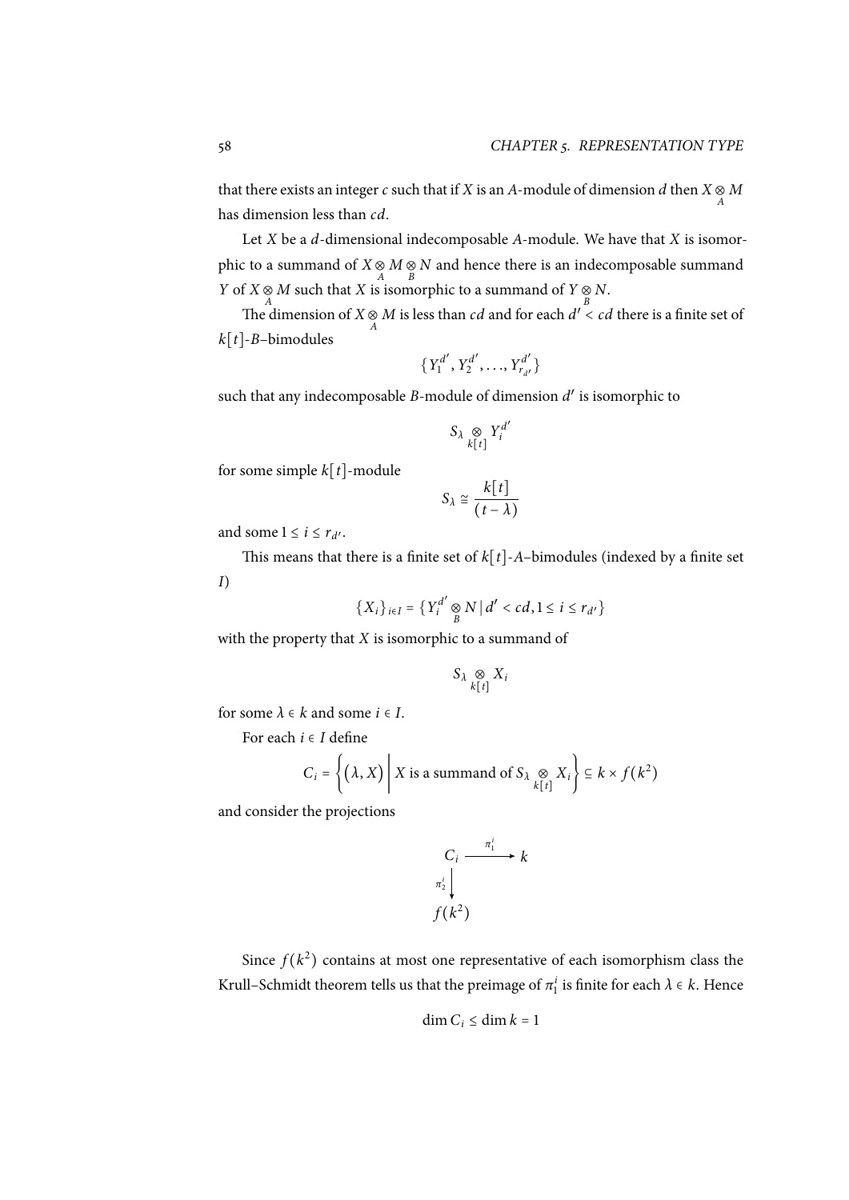that there exists an integer $c$ such that if $X$ is an $A$-module of dimension $d$ then $X \underset{A}{\otimes} M$ has dimension less than $cd$.

Let $X$ be a $d$-dimensional indecomposable $A$-module. We have that $X$ is isomorphic to a summand of $X \underset{A}{\otimes} M \underset{B}{\otimes} N$ and hence there is an indecomposable summand $Y$ of $X \underset{A}{\otimes} M$ such that $X$ is isomorphic to a summand of $Y \underset{B}{\otimes} N$.

The dimension of $X \underset{A}{\otimes} M$ is less than $cd$ and for each $d' < cd$ there is a finite set of $k[t]$-$B$–bimodules

$$\{Y_1^{d'}, Y_2^{d'}, \ldots, Y_{r_{d'}}^{d'}\}$$

such that any indecomposable $B$-module of dimension $d'$ is isomorphic to

$$S_\lambda \underset{k[t]}{\otimes} Y_i^{d'}$$

for some simple $k[t]$-module

$$S_\lambda \cong \frac{k[t]}{(t-\lambda)}$$

and some $1 \leq i \leq r_{d'}$.

This means that there is a finite set of $k[t]$-$A$–bimodules (indexed by a finite set $I$)

$$\{X_i\}_{i \in I} = \{Y_i^{d'} \underset{B}{\otimes} N \mid d' < cd, 1 \leq i \leq r_{d'}\}$$

with the property that $X$ is isomorphic to a summand of

$$S_\lambda \underset{k[t]}{\otimes} X_i$$

for some $\lambda \in k$ and some $i \in I$.

For each $i \in I$ define

$$C_i = \left\{ (\lambda, X) \;\middle|\; X \text{ is a summand of } S_\lambda \underset{k[t]}{\otimes} X_i \right\} \subseteq k \times f(k^2)$$

and consider the projections

$$\begin{array}{ccc} C_i & \xrightarrow{\pi_1^i} & k \\ {\scriptstyle \pi_2^i}\big\downarrow & & \\ f(k^2) & & \end{array}$$

Since $f(k^2)$ contains at most one representative of each isomorphism class the Krull–Schmidt theorem tells us that the preimage of $\pi_1^i$ is finite for each $\lambda \in k$. Hence

$$\dim C_i \leq \dim k = 1$$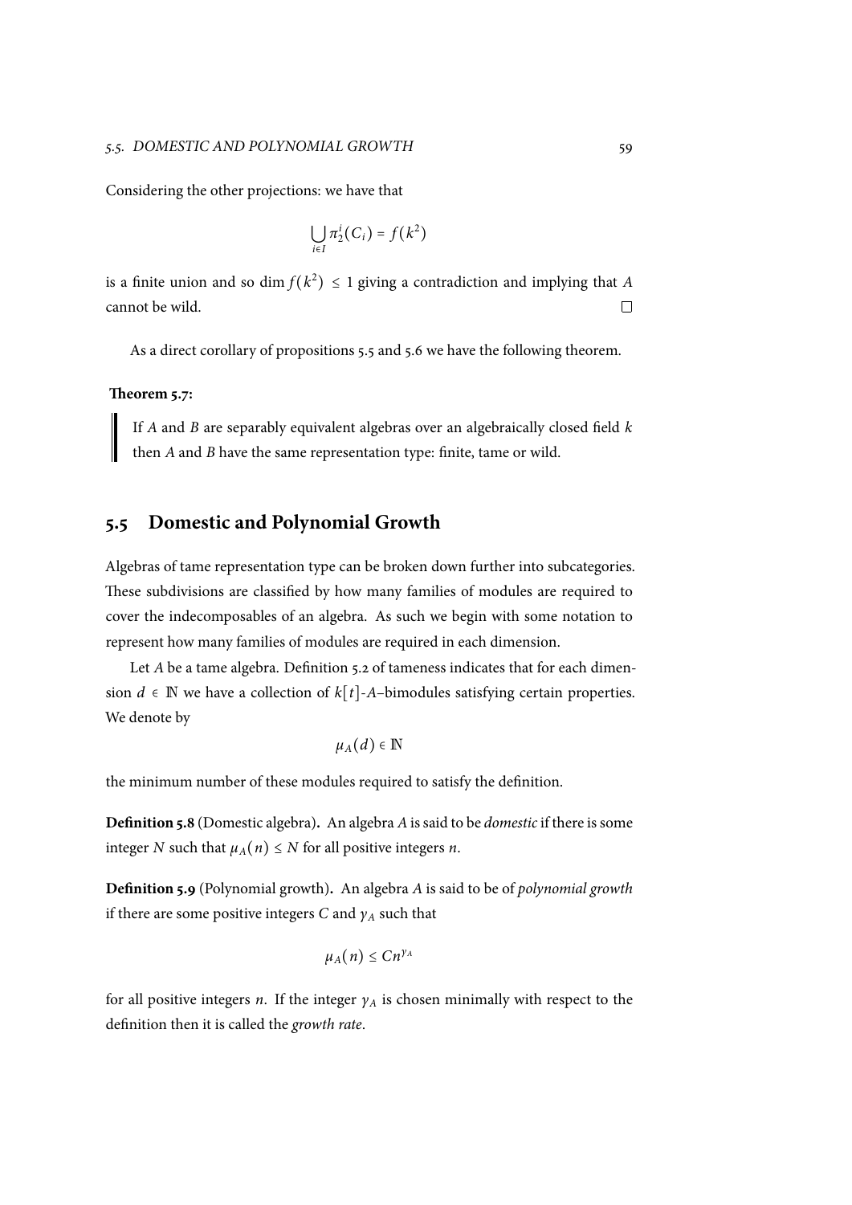Considering the other projections: we have that

$$\bigcup_{i \in I} \pi_2^i(C_i) = f(k^2)$$

is a finite union and so $\dim f(k^2) \leq 1$ giving a contradiction and implying that $A$ cannot be wild. □

As a direct corollary of propositions 5.5 and 5.6 we have the following theorem.

**Theorem 5.7:**

> If $A$ and $B$ are separably equivalent algebras over an algebraically closed field $k$ then $A$ and $B$ have the same representation type: finite, tame or wild.

## 5.5 Domestic and Polynomial Growth

Algebras of tame representation type can be broken down further into subcategories. These subdivisions are classified by how many families of modules are required to cover the indecomposables of an algebra. As such we begin with some notation to represent how many families of modules are required in each dimension.

Let $A$ be a tame algebra. Definition 5.2 of tameness indicates that for each dimension $d \in \mathbb{N}$ we have a collection of $k[t]$-$A$–bimodules satisfying certain properties. We denote by

$$\mu_A(d) \in \mathbb{N}$$

the minimum number of these modules required to satisfy the definition.

**Definition 5.8** (Domestic algebra)**.** An algebra $A$ is said to be *domestic* if there is some integer $N$ such that $\mu_A(n) \leq N$ for all positive integers $n$.

**Definition 5.9** (Polynomial growth)**.** An algebra $A$ is said to be of *polynomial growth* if there are some positive integers $C$ and $\gamma_A$ such that

$$\mu_A(n) \leq Cn^{\gamma_A}$$

for all positive integers $n$. If the integer $\gamma_A$ is chosen minimally with respect to the definition then it is called the *growth rate*.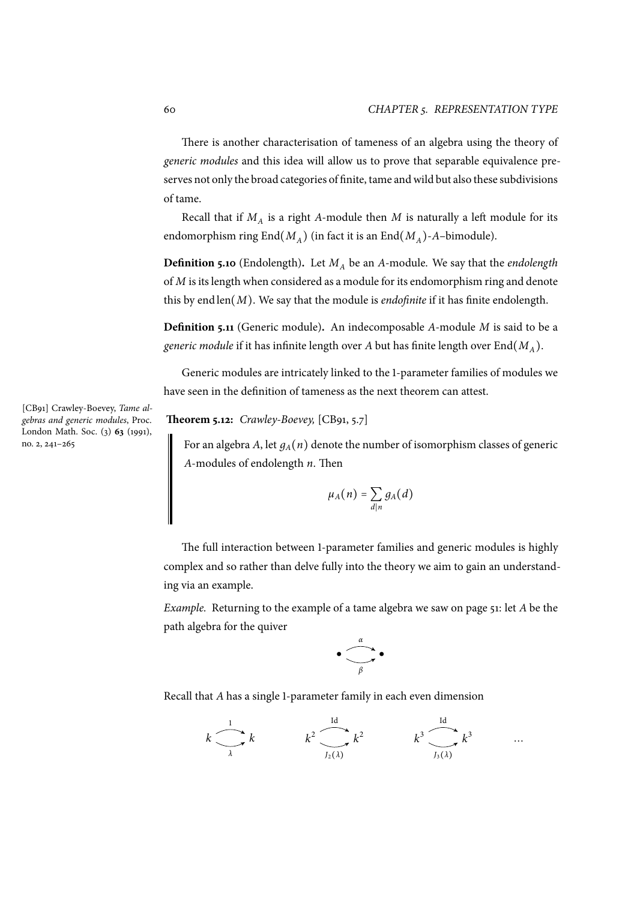There is another characterisation of tameness of an algebra using the theory of *generic modules* and this idea will allow us to prove that separable equivalence preserves not only the broad categories of finite, tame and wild but also these subdivisions of tame.

Recall that if $M_A$ is a right $A$-module then $M$ is naturally a left module for its endomorphism ring $\operatorname{End}(M_A)$ (in fact it is an $\operatorname{End}(M_A)$-$A$–bimodule).

**Definition 5.10** (Endolength)**.** Let $M_A$ be an $A$-module. We say that the *endolength* of $M$ is its length when considered as a module for its endomorphism ring and denote this by $\operatorname{end len}(M)$. We say that the module is *endofinite* if it has finite endolength.

**Definition 5.11** (Generic module)**.** An indecomposable $A$-module $M$ is said to be a *generic module* if it has infinite length over $A$ but has finite length over $\operatorname{End}(M_A)$.

Generic modules are intricately linked to the 1-parameter families of modules we have seen in the definition of tameness as the next theorem can attest.

[CB91] Crawley-Boevey, *Tame algebras and generic modules*, Proc. London Math. Soc. (3) **63** (1991), no. 2, 241–265

**Theorem 5.12:** *Crawley-Boevey,* [CB91, 5.7]

For an algebra $A$, let $g_A(n)$ denote the number of isomorphism classes of generic $A$-modules of endolength $n$. Then

$$\mu_A(n) = \sum_{d|n} g_A(d)$$

The full interaction between 1-parameter families and generic modules is highly complex and so rather than delve fully into the theory we aim to gain an understanding via an example.

*Example.* Returning to the example of a tame algebra we saw on page 51: let $A$ be the path algebra for the quiver

$$\bullet \underset{\beta}{\overset{\alpha}{\rightrightarrows}} \bullet$$

Recall that $A$ has a single 1-parameter family in each even dimension

$$k \underset{\lambda}{\overset{1}{\rightrightarrows}} k \qquad k^2 \underset{J_2(\lambda)}{\overset{\mathrm{Id}}{\rightrightarrows}} k^2 \qquad k^3 \underset{J_3(\lambda)}{\overset{\mathrm{Id}}{\rightrightarrows}} k^3 \qquad \dots$$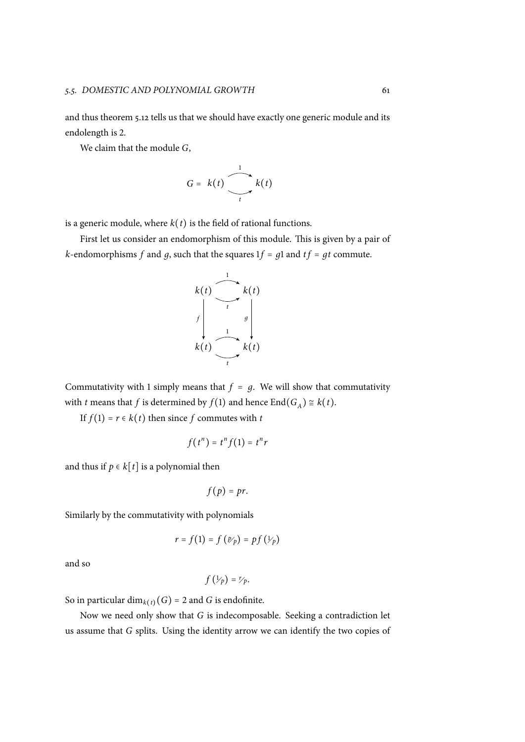and thus theorem 5.12 tells us that we should have exactly one generic module and its endolength is 2.

We claim that the module $G$,

$$G = \; k(t) \underset{t}{\overset{1}{\rightrightarrows}} k(t)$$

is a generic module, where $k(t)$ is the field of rational functions.

First let us consider an endomorphism of this module. This is given by a pair of $k$-endomorphisms $f$ and $g$, such that the squares $1f = g1$ and $tf = gt$ commute.

$$\begin{array}{ccc}
k(t) & \underset{t}{\overset{1}{\rightrightarrows}} & k(t) \\
\downarrow f & & \downarrow g \\
k(t) & \underset{t}{\overset{1}{\rightrightarrows}} & k(t)
\end{array}$$

Commutativity with 1 simply means that $f = g$. We will show that commutativity with $t$ means that $f$ is determined by $f(1)$ and hence $\mathrm{End}(G_A) \cong k(t)$.

If $f(1) = r \in k(t)$ then since $f$ commutes with $t$

$$f(t^n) = t^n f(1) = t^n r$$

and thus if $p \in k[t]$ is a polynomial then

$$f(p) = pr.$$

Similarly by the commutativity with polynomials

$$r = f(1) = f\left(\tfrac{p}{p}\right) = pf\left(\tfrac{1}{p}\right)$$

and so

$$f\left(\tfrac{1}{p}\right) = \tfrac{r}{p}.$$

So in particular $\dim_{k(t)}(G) = 2$ and $G$ is endofinite.

Now we need only show that $G$ is indecomposable. Seeking a contradiction let us assume that $G$ splits. Using the identity arrow we can identify the two copies of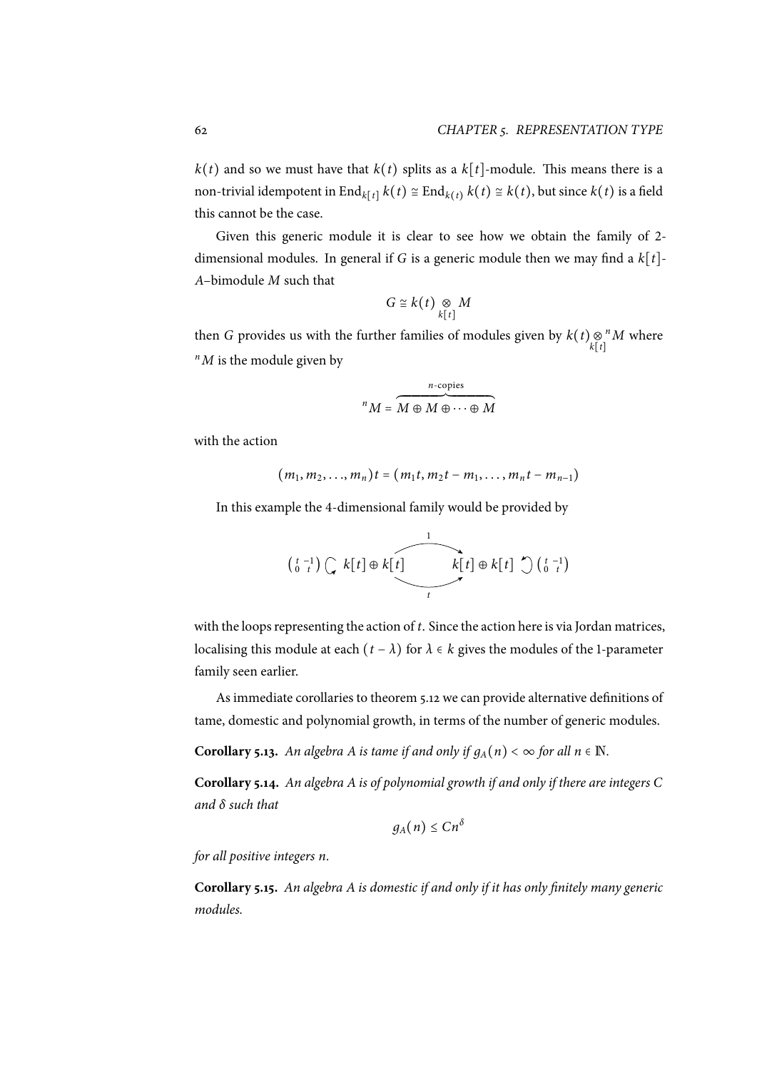$k(t)$ and so we must have that $k(t)$ splits as a $k[t]$-module. This means there is a non-trivial idempotent in $\operatorname{End}_{k[t]} k(t) \cong \operatorname{End}_{k(t)} k(t) \cong k(t)$, but since $k(t)$ is a field this cannot be the case.

Given this generic module it is clear to see how we obtain the family of 2-dimensional modules. In general if $G$ is a generic module then we may find a $k[t]$-$A$–bimodule $M$ such that

$$G \cong k(t) \underset{k[t]}{\otimes} M$$

then $G$ provides us with the further families of modules given by $k(t) \underset{k[t]}{\otimes} {}^{n}M$ where ${}^{n}M$ is the module given by

$${}^{n}M = \overbrace{M \oplus M \oplus \cdots \oplus M}^{n\text{-copies}}$$

with the action

$$(m_1, m_2, \ldots, m_n)t = (m_1 t, m_2 t - m_1, \ldots, m_n t - m_{n-1})$$

In this example the 4-dimensional family would be provided by

$$\left(\begin{smallmatrix} t & -1 \\ 0 & t \end{smallmatrix}\right) \circlearrowright k[t] \oplus k[t] \underset{t}{\overset{1}{\rightrightarrows}} k[t] \oplus k[t] \circlearrowleft \left(\begin{smallmatrix} t & -1 \\ 0 & t \end{smallmatrix}\right)$$

with the loops representing the action of $t$. Since the action here is via Jordan matrices, localising this module at each $(t - \lambda)$ for $\lambda \in k$ gives the modules of the 1-parameter family seen earlier.

As immediate corollaries to theorem 5.12 we can provide alternative definitions of tame, domestic and polynomial growth, in terms of the number of generic modules.

**Corollary 5.13.** *An algebra $A$ is tame if and only if $g_A(n) < \infty$ for all $n \in \mathbb{N}$.*

**Corollary 5.14.** *An algebra $A$ is of polynomial growth if and only if there are integers $C$ and $\delta$ such that*

$$g_A(n) \leq Cn^{\delta}$$

*for all positive integers $n$.*

**Corollary 5.15.** *An algebra $A$ is domestic if and only if it has only finitely many generic modules.*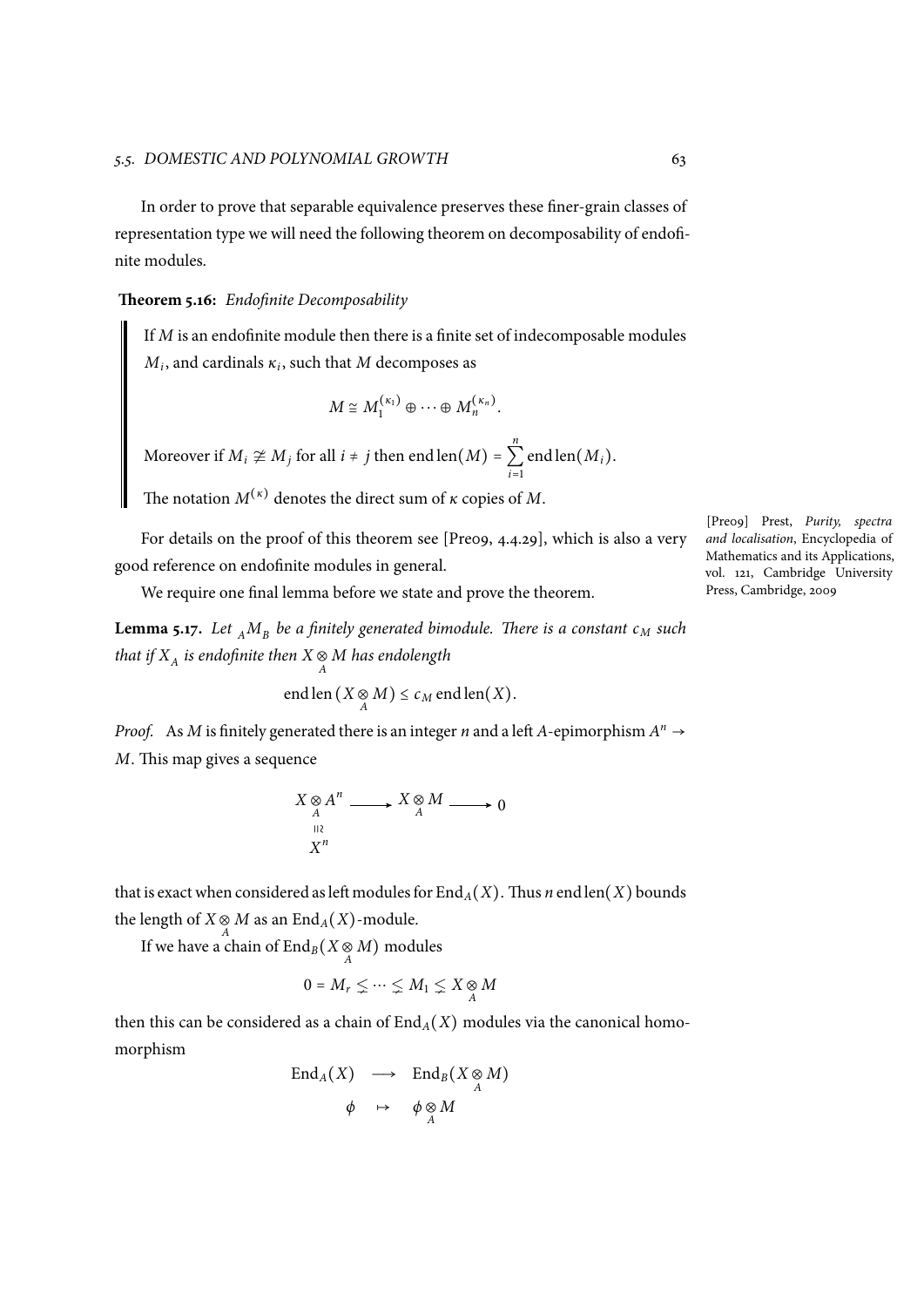In order to prove that separable equivalence preserves these finer-grain classes of representation type we will need the following theorem on decomposability of endofinite modules.

**Theorem 5.16:** *Endofinite Decomposability*

> If $M$ is an endofinite module then there is a finite set of indecomposable modules $M_i$, and cardinals $\kappa_i$, such that $M$ decomposes as
>
> $$M \cong M_1^{(\kappa_1)} \oplus \cdots \oplus M_n^{(\kappa_n)}.$$
>
> Moreover if $M_i \not\cong M_j$ for all $i \neq j$ then $\operatorname{end len}(M) = \sum_{i=1}^{n} \operatorname{end len}(M_i)$.
>
> The notation $M^{(\kappa)}$ denotes the direct sum of $\kappa$ copies of $M$.

For details on the proof of this theorem see [Pre09, 4.4.29], which is also a very good reference on endofinite modules in general.

[Pre09] Prest, *Purity, spectra and localisation*, Encyclopedia of Mathematics and its Applications, vol. 121, Cambridge University Press, Cambridge, 2009

We require one final lemma before we state and prove the theorem.

**Lemma 5.17.** *Let ${}_A M_B$ be a finitely generated bimodule. There is a constant $c_M$ such that if $X_A$ is endofinite then $X \underset{A}{\otimes} M$ has endolength*

$$\operatorname{end len}(X \underset{A}{\otimes} M) \leq c_M \operatorname{end len}(X).$$

*Proof.* As $M$ is finitely generated there is an integer $n$ and a left $A$-epimorphism $A^n \to M$. This map gives a sequence

$$\begin{array}{ccccc} X \underset{A}{\otimes} A^n & \longrightarrow & X \underset{A}{\otimes} M & \longrightarrow & 0 \\ \wr\| & & & & \\ X^n & & & & \end{array}$$

that is exact when considered as left modules for $\operatorname{End}_A(X)$. Thus $n \operatorname{end len}(X)$ bounds the length of $X \underset{A}{\otimes} M$ as an $\operatorname{End}_A(X)$-module.

If we have a chain of $\operatorname{End}_B(X \underset{A}{\otimes} M)$ modules

$$0 = M_r \subsetneq \cdots \subsetneq M_1 \subsetneq X \underset{A}{\otimes} M$$

then this can be considered as a chain of $\operatorname{End}_A(X)$ modules via the canonical homomorphism

$$\begin{array}{ccc} \operatorname{End}_A(X) & \longrightarrow & \operatorname{End}_B(X \underset{A}{\otimes} M) \\ \phi & \mapsto & \phi \underset{A}{\otimes} M \end{array}$$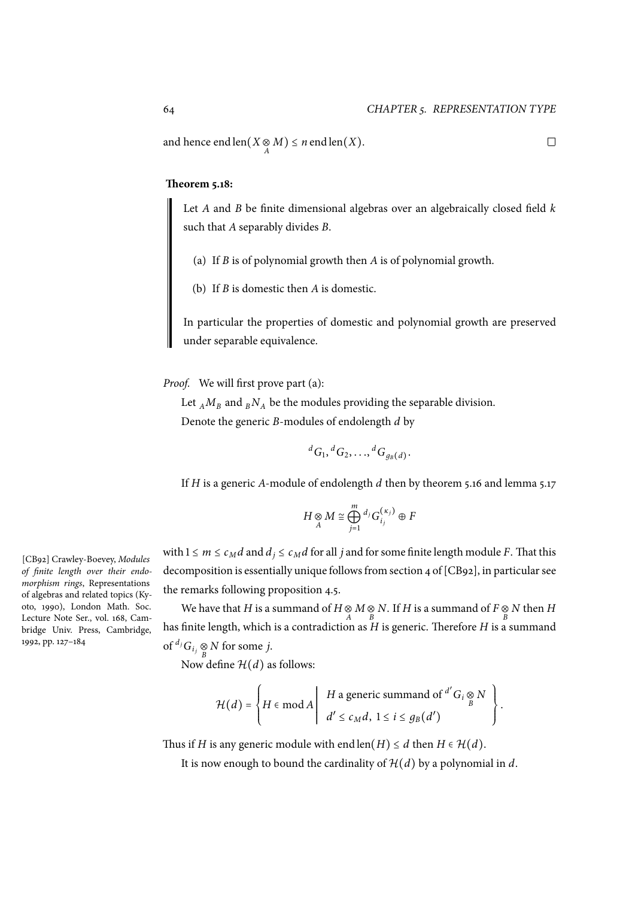and hence $\operatorname{end\,len}(X \underset{A}{\otimes} M) \leq n \operatorname{end\,len}(X)$. $\square$

**Theorem 5.18:**

> Let $A$ and $B$ be finite dimensional algebras over an algebraically closed field $k$ such that $A$ separably divides $B$.
>
> (a) If $B$ is of polynomial growth then $A$ is of polynomial growth.
>
> (b) If $B$ is domestic then $A$ is domestic.
>
> In particular the properties of domestic and polynomial growth are preserved under separable equivalence.

*Proof.* We will first prove part (a):

Let ${}_AM_B$ and ${}_BN_A$ be the modules providing the separable division.

Denote the generic $B$-modules of endolength $d$ by

$$ {}^dG_1, {}^dG_2, \ldots, {}^dG_{g_B(d)}. $$

If $H$ is a generic $A$-module of endolength $d$ then by theorem 5.16 and lemma 5.17

$$ H \underset{A}{\otimes} M \cong \bigoplus_{j=1}^{m} {}^{d_j}G_{i_j}^{(\kappa_j)} \oplus F $$

with $1 \leq m \leq c_M d$ and $d_j \leq c_M d$ for all $j$ and for some finite length module $F$. That this decomposition is essentially unique follows from section 4 of [CB92], in particular see the remarks following proposition 4.5.

[CB92] Crawley-Boevey, *Modules of finite length over their endomorphism rings*, Representations of algebras and related topics (Kyoto, 1990), London Math. Soc. Lecture Note Ser., vol. 168, Cambridge Univ. Press, Cambridge, 1992, pp. 127–184

We have that $H$ is a summand of $H \underset{A}{\otimes} M \underset{B}{\otimes} N$. If $H$ is a summand of $F \underset{B}{\otimes} N$ then $H$ has finite length, which is a contradiction as $H$ is generic. Therefore $H$ is a summand of ${}^{d_j}G_{i_j} \underset{B}{\otimes} N$ for some $j$.

Now define $\mathcal{H}(d)$ as follows:

$$ \mathcal{H}(d) = \left\{ H \in \operatorname{mod} A \;\middle|\; \begin{array}{l} H \text{ a generic summand of } {}^{d'}G_i \underset{B}{\otimes} N \\ d' \leq c_M d,\ 1 \leq i \leq g_B(d') \end{array} \right\}. $$

Thus if $H$ is any generic module with $\operatorname{end\,len}(H) \leq d$ then $H \in \mathcal{H}(d)$.

It is now enough to bound the cardinality of $\mathcal{H}(d)$ by a polynomial in $d$.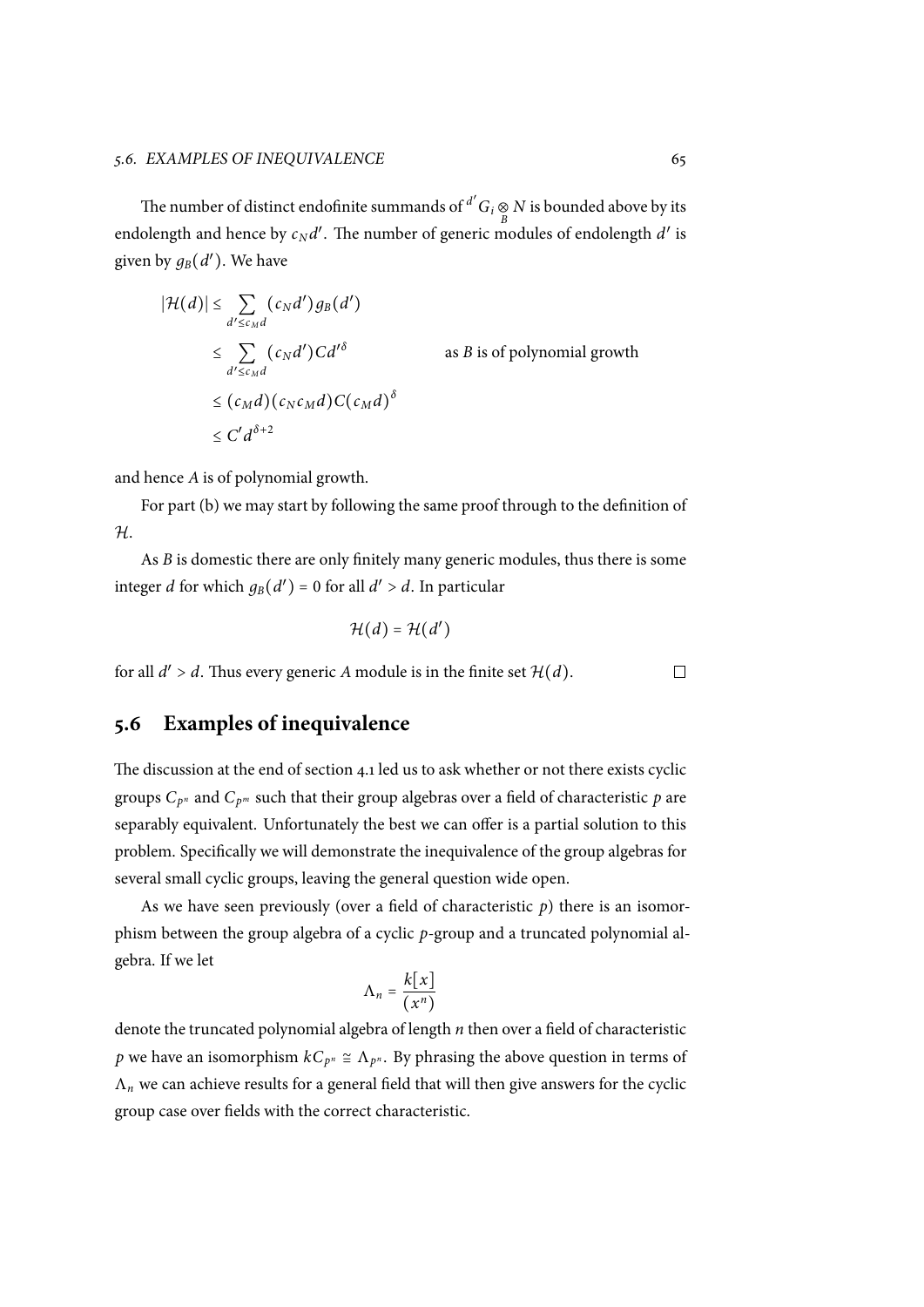The number of distinct endofinite summands of ${}^{d'}G_i \underset{B}{\otimes} N$ is bounded above by its endolength and hence by $c_N d'$. The number of generic modules of endolength $d'$ is given by $g_B(d')$. We have

$$
\begin{aligned}
|\mathcal{H}(d)| &\leq \sum_{d' \leq c_M d} (c_N d') g_B(d') \\
&\leq \sum_{d' \leq c_M d} (c_N d') C d'^{\delta} \qquad\qquad \text{as } B \text{ is of polynomial growth} \\
&\leq (c_M d)(c_N c_M d) C (c_M d)^{\delta} \\
&\leq C' d^{\delta+2}
\end{aligned}
$$

and hence $A$ is of polynomial growth.

For part (b) we may start by following the same proof through to the definition of $\mathcal{H}$.

As $B$ is domestic there are only finitely many generic modules, thus there is some integer $d$ for which $g_B(d') = 0$ for all $d' > d$. In particular

$$\mathcal{H}(d) = \mathcal{H}(d')$$

for all $d' > d$. Thus every generic $A$ module is in the finite set $\mathcal{H}(d)$. □

## 5.6 Examples of inequivalence

The discussion at the end of section 4.1 led us to ask whether or not there exists cyclic groups $C_{p^n}$ and $C_{p^m}$ such that their group algebras over a field of characteristic $p$ are separably equivalent. Unfortunately the best we can offer is a partial solution to this problem. Specifically we will demonstrate the inequivalence of the group algebras for several small cyclic groups, leaving the general question wide open.

As we have seen previously (over a field of characteristic $p$) there is an isomorphism between the group algebra of a cyclic $p$-group and a truncated polynomial algebra. If we let

$$\Lambda_n = \frac{k[x]}{(x^n)}$$

denote the truncated polynomial algebra of length $n$ then over a field of characteristic $p$ we have an isomorphism $kC_{p^n} \cong \Lambda_{p^n}$. By phrasing the above question in terms of $\Lambda_n$ we can achieve results for a general field that will then give answers for the cyclic group case over fields with the correct characteristic.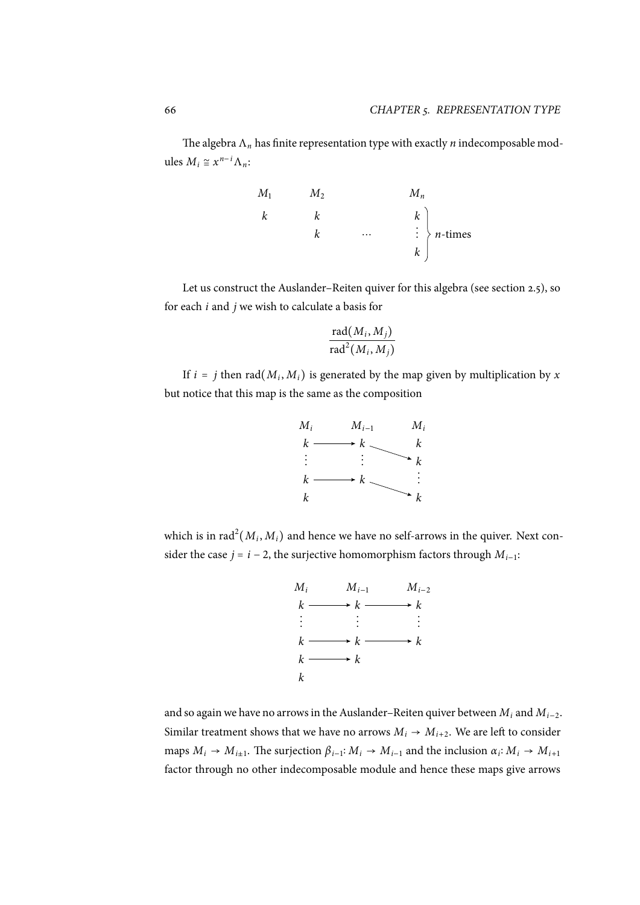The algebra $\Lambda_n$ has finite representation type with exactly $n$ indecomposable modules $M_i \cong x^{n-i}\Lambda_n$:

$$
\begin{array}{ccccc}
M_1 & M_2 & & M_n & \\
k & k & & k & \\
 & k & \cdots & \vdots & \Big\} \; n\text{-times} \\
 & & & k &
\end{array}
$$

Let us construct the Auslander–Reiten quiver for this algebra (see section 2.5), so for each $i$ and $j$ we wish to calculate a basis for

$$\frac{\operatorname{rad}(M_i, M_j)}{\operatorname{rad}^2(M_i, M_j)}$$

If $i = j$ then $\operatorname{rad}(M_i, M_i)$ is generated by the map given by multiplication by $x$ but notice that this map is the same as the composition

$$
\begin{array}{ccccc}
M_i & & M_{i-1} & & M_i \\
k & \longrightarrow & k & \searrow & k \\
\vdots & & \vdots & & k \\
k & \longrightarrow & k & \searrow & \vdots \\
k & & & & k
\end{array}
$$

which is in $\operatorname{rad}^2(M_i, M_i)$ and hence we have no self-arrows in the quiver. Next consider the case $j = i - 2$, the surjective homomorphism factors through $M_{i-1}$:

$$
\begin{array}{ccccc}
M_i & & M_{i-1} & & M_{i-2} \\
k & \longrightarrow & k & \longrightarrow & k \\
\vdots & & \vdots & & \vdots \\
k & \longrightarrow & k & \longrightarrow & k \\
k & \longrightarrow & k & & \\
k & & & &
\end{array}
$$

and so again we have no arrows in the Auslander–Reiten quiver between $M_i$ and $M_{i-2}$. Similar treatment shows that we have no arrows $M_i \to M_{i+2}$. We are left to consider maps $M_i \to M_{i\pm 1}$. The surjection $\beta_{i-1}\colon M_i \to M_{i-1}$ and the inclusion $\alpha_i\colon M_i \to M_{i+1}$ factor through no other indecomposable module and hence these maps give arrows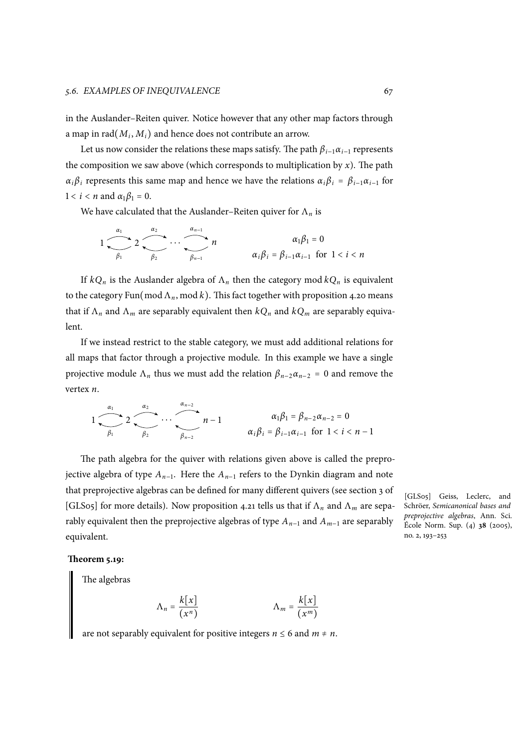in the Auslander–Reiten quiver. Notice however that any other map factors through a map in $\operatorname{rad}(M_i, M_i)$ and hence does not contribute an arrow.

Let us now consider the relations these maps satisfy. The path $\beta_{i-1}\alpha_{i-1}$ represents the composition we saw above (which corresponds to multiplication by $x$). The path $\alpha_i\beta_i$ represents this same map and hence we have the relations $\alpha_i\beta_i = \beta_{i-1}\alpha_{i-1}$ for $1 < i < n$ and $\alpha_1\beta_1 = 0$.

We have calculated that the Auslander–Reiten quiver for $\Lambda_n$ is

$$1 \underset{\beta_1}{\overset{\alpha_1}{\rightleftarrows}} 2 \underset{\beta_2}{\overset{\alpha_2}{\rightleftarrows}} \cdots \underset{\beta_{n-1}}{\overset{\alpha_{n-1}}{\rightleftarrows}} n \qquad\qquad \begin{array}{c} \alpha_1\beta_1 = 0 \\ \alpha_i\beta_i = \beta_{i-1}\alpha_{i-1} \text{ for } 1 < i < n \end{array}$$

If $kQ_n$ is the Auslander algebra of $\Lambda_n$ then the category $\operatorname{mod} kQ_n$ is equivalent to the category $\operatorname{Fun}(\operatorname{mod}\Lambda_n, \operatorname{mod} k)$. This fact together with proposition 4.20 means that if $\Lambda_n$ and $\Lambda_m$ are separably equivalent then $kQ_n$ and $kQ_m$ are separably equivalent.

If we instead restrict to the stable category, we must add additional relations for all maps that factor through a projective module. In this example we have a single projective module $\Lambda_n$ thus we must add the relation $\beta_{n-2}\alpha_{n-2} = 0$ and remove the vertex $n$.

$$1 \underset{\beta_1}{\overset{\alpha_1}{\rightleftarrows}} 2 \underset{\beta_2}{\overset{\alpha_2}{\rightleftarrows}} \cdots \underset{\beta_{n-2}}{\overset{\alpha_{n-2}}{\rightleftarrows}} n-1 \qquad\qquad \begin{array}{c} \alpha_1\beta_1 = \beta_{n-2}\alpha_{n-2} = 0 \\ \alpha_i\beta_i = \beta_{i-1}\alpha_{i-1} \text{ for } 1 < i < n-1 \end{array}$$

The path algebra for the quiver with relations given above is called the preprojective algebra of type $A_{n-1}$. Here the $A_{n-1}$ refers to the Dynkin diagram and note that preprojective algebras can be defined for many different quivers (see section 3 of [GLS05] for more details). Now proposition 4.21 tells us that if $\Lambda_n$ and $\Lambda_m$ are separably equivalent then the preprojective algebras of type $A_{n-1}$ and $A_{m-1}$ are separably equivalent.

[GLS05] Geiss, Leclerc, and Schröer, *Semicanonical bases and preprojective algebras*, Ann. Sci. École Norm. Sup. (4) **38** (2005), no. 2, 193–253

**Theorem 5.19:**

The algebras

$$\Lambda_n = \frac{k[x]}{(x^n)} \qquad\qquad \Lambda_m = \frac{k[x]}{(x^m)}$$

are not separably equivalent for positive integers $n \leq 6$ and $m \neq n$.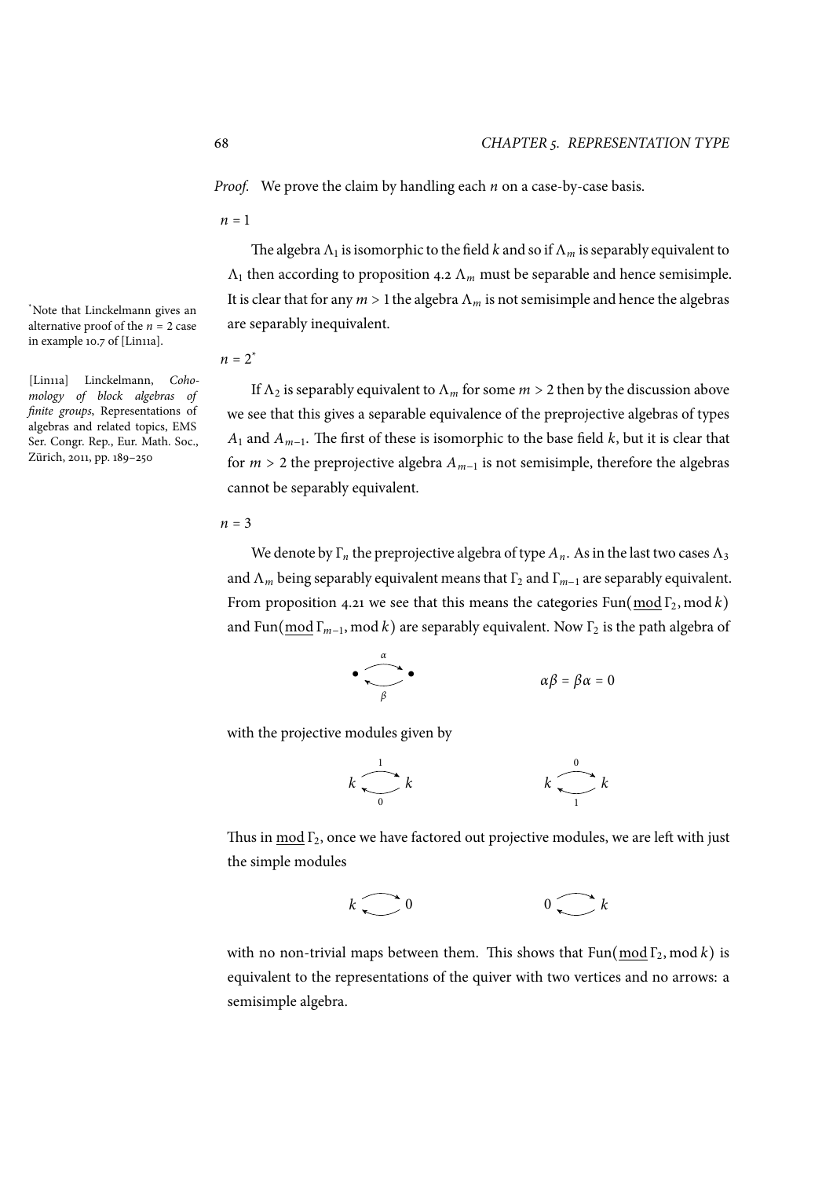*Proof.* We prove the claim by handling each $n$ on a case-by-case basis.

$n = 1$

The algebra $\Lambda_1$ is isomorphic to the field $k$ and so if $\Lambda_m$ is separably equivalent to $\Lambda_1$ then according to proposition 4.2 $\Lambda_m$ must be separable and hence semisimple. It is clear that for any $m > 1$ the algebra $\Lambda_m$ is not semisimple and hence the algebras are separably inequivalent.

$n = 2$[*]

[*] Note that Linckelmann gives an alternative proof of the $n = 2$ case in example 10.7 of [Lin11a].

[Lin11a] Linckelmann, *Cohomology of block algebras of finite groups*, Representations of algebras and related topics, EMS Ser. Congr. Rep., Eur. Math. Soc., Zürich, 2011, pp. 189–250

If $\Lambda_2$ is separably equivalent to $\Lambda_m$ for some $m > 2$ then by the discussion above we see that this gives a separable equivalence of the preprojective algebras of types $A_1$ and $A_{m-1}$. The first of these is isomorphic to the base field $k$, but it is clear that for $m > 2$ the preprojective algebra $A_{m-1}$ is not semisimple, therefore the algebras cannot be separably equivalent.

$n = 3$

We denote by $\Gamma_n$ the preprojective algebra of type $A_n$. As in the last two cases $\Lambda_3$ and $\Lambda_m$ being separably equivalent means that $\Gamma_2$ and $\Gamma_{m-1}$ are separably equivalent. From proposition 4.21 we see that this means the categories $\operatorname{Fun}(\underline{\operatorname{mod}}\,\Gamma_2, \operatorname{mod} k)$ and $\operatorname{Fun}(\underline{\operatorname{mod}}\,\Gamma_{m-1}, \operatorname{mod} k)$ are separably equivalent. Now $\Gamma_2$ is the path algebra of

$$\bullet \underset{\beta}{\overset{\alpha}{\rightleftarrows}} \bullet \qquad\qquad \alpha\beta = \beta\alpha = 0$$

with the projective modules given by

$$k \underset{0}{\overset{1}{\rightleftarrows}} k \qquad\qquad k \underset{1}{\overset{0}{\rightleftarrows}} k$$

Thus in $\underline{\operatorname{mod}}\,\Gamma_2$, once we have factored out projective modules, we are left with just the simple modules

$$k \rightleftarrows 0 \qquad\qquad 0 \rightleftarrows k$$

with no non-trivial maps between them. This shows that $\operatorname{Fun}(\underline{\operatorname{mod}}\,\Gamma_2, \operatorname{mod} k)$ is equivalent to the representations of the quiver with two vertices and no arrows: a semisimple algebra.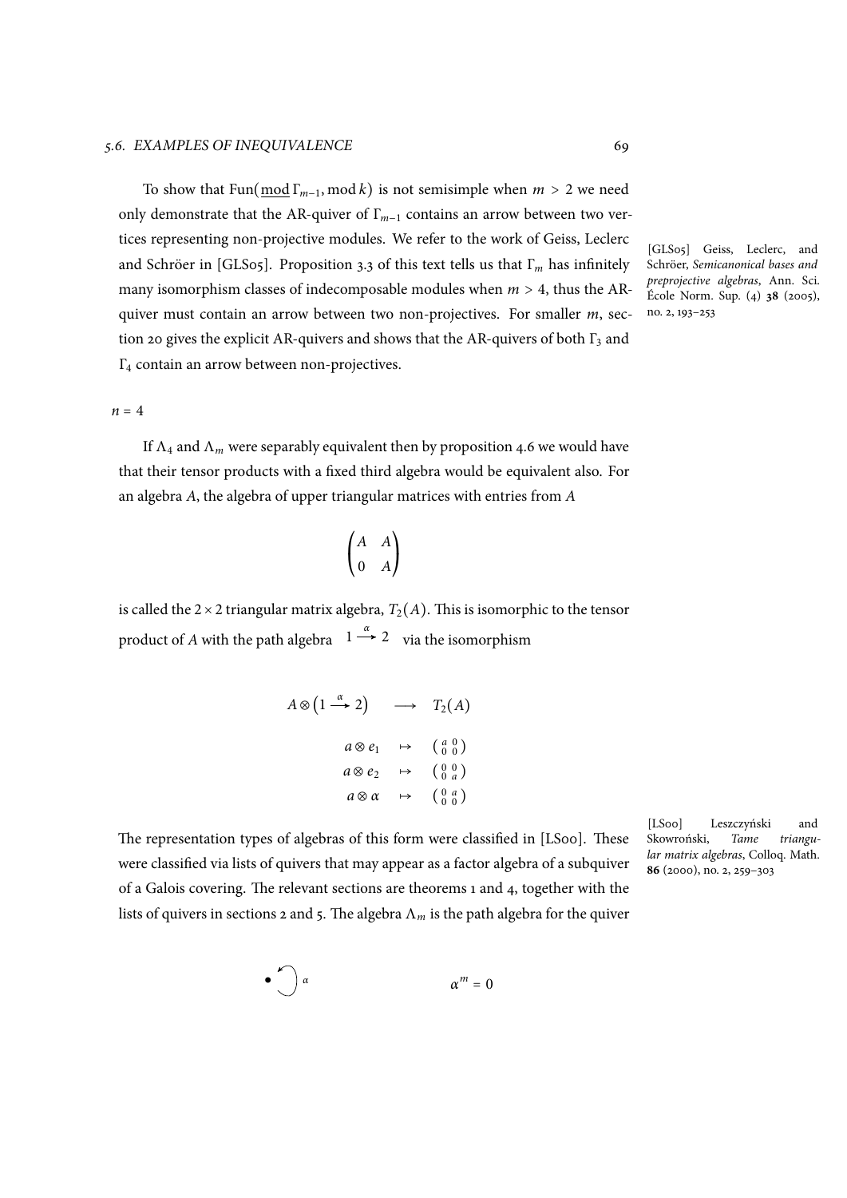To show that $\text{Fun}(\underline{\text{mod}}\,\Gamma_{m-1}, \text{mod}\,k)$ is not semisimple when $m > 2$ we need only demonstrate that the AR-quiver of $\Gamma_{m-1}$ contains an arrow between two vertices representing non-projective modules. We refer to the work of Geiss, Leclerc and Schröer in [GLS05]. Proposition 3.3 of this text tells us that $\Gamma_m$ has infinitely many isomorphism classes of indecomposable modules when $m > 4$, thus the AR-quiver must contain an arrow between two non-projectives. For smaller $m$, section 20 gives the explicit AR-quivers and shows that the AR-quivers of both $\Gamma_3$ and $\Gamma_4$ contain an arrow between non-projectives.

[GLS05] Geiss, Leclerc, and Schröer, *Semicanonical bases and preprojective algebras*, Ann. Sci. École Norm. Sup. (4) **38** (2005), no. 2, 193–253

$n = 4$

If $\Lambda_4$ and $\Lambda_m$ were separably equivalent then by proposition 4.6 we would have that their tensor products with a fixed third algebra would be equivalent also. For an algebra $A$, the algebra of upper triangular matrices with entries from $A$

$$\begin{pmatrix} A & A \\ 0 & A \end{pmatrix}$$

is called the $2 \times 2$ triangular matrix algebra, $T_2(A)$. This is isomorphic to the tensor product of $A$ with the path algebra $1 \xrightarrow{\alpha} 2$ via the isomorphism

$$\begin{array}{rcl} A \otimes \left(1 \xrightarrow{\alpha} 2\right) & \longrightarrow & T_2(A) \\ a \otimes e_1 & \mapsto & \left(\begin{smallmatrix} a & 0 \\ 0 & 0 \end{smallmatrix}\right) \\ a \otimes e_2 & \mapsto & \left(\begin{smallmatrix} 0 & 0 \\ 0 & a \end{smallmatrix}\right) \\ a \otimes \alpha & \mapsto & \left(\begin{smallmatrix} 0 & a \\ 0 & 0 \end{smallmatrix}\right) \end{array}$$

The representation types of algebras of this form were classified in [LS00]. These were classified via lists of quivers that may appear as a factor algebra of a subquiver of a Galois covering. The relevant sections are theorems 1 and 4, together with the lists of quivers in sections 2 and 5. The algebra $\Lambda_m$ is the path algebra for the quiver

[LS00] Leszczyński and Skowroński, *Tame triangular matrix algebras*, Colloq. Math. **86** (2000), no. 2, 259–303

$$\bullet \circlearrowleft \alpha \qquad\qquad \alpha^m = 0$$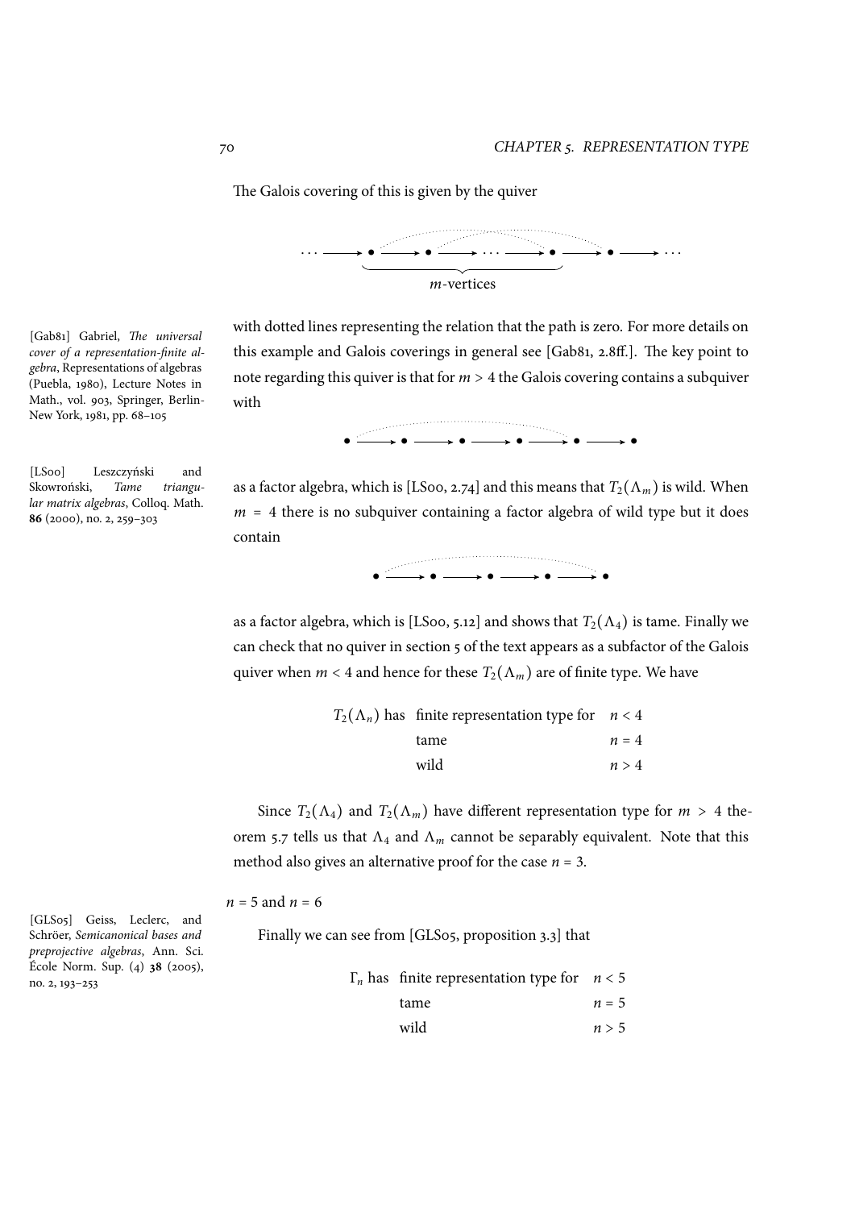The Galois covering of this is given by the quiver

$$\cdots \longrightarrow \bullet \longrightarrow \bullet \longrightarrow \cdots \longrightarrow \bullet \longrightarrow \bullet \longrightarrow \cdots$$

$m$-vertices

with dotted lines representing the relation that the path is zero. For more details on this example and Galois coverings in general see [Gab81, 2.8ff.]. The key point to note regarding this quiver is that for $m > 4$ the Galois covering contains a subquiver with

$$\bullet \longrightarrow \bullet \longrightarrow \bullet \longrightarrow \bullet \longrightarrow \bullet \longrightarrow \bullet$$

as a factor algebra, which is [LS00, 2.74] and this means that $T_2(\Lambda_m)$ is wild. When $m = 4$ there is no subquiver containing a factor algebra of wild type but it does contain

$$\bullet \longrightarrow \bullet \longrightarrow \bullet \longrightarrow \bullet \longrightarrow \bullet$$

as a factor algebra, which is [LS00, 5.12] and shows that $T_2(\Lambda_4)$ is tame. Finally we can check that no quiver in section 5 of the text appears as a subfactor of the Galois quiver when $m < 4$ and hence for these $T_2(\Lambda_m)$ are of finite type. We have

| | | |
|---|---|---|
| $T_2(\Lambda_n)$ has | finite representation type for | $n < 4$ |
| | tame | $n = 4$ |
| | wild | $n > 4$ |

Since $T_2(\Lambda_4)$ and $T_2(\Lambda_m)$ have different representation type for $m > 4$ theorem 5.7 tells us that $\Lambda_4$ and $\Lambda_m$ cannot be separably equivalent. Note that this method also gives an alternative proof for the case $n = 3$.

[Gab81] Gabriel, *The universal cover of a representation-finite algebra*, Representations of algebras (Puebla, 1980), Lecture Notes in Math., vol. 903, Springer, Berlin-New York, 1981, pp. 68–105

[LS00] Leszczyński and Skowroński, *Tame triangular matrix algebras*, Colloq. Math. **86** (2000), no. 2, 259–303

$n = 5$ and $n = 6$

Finally we can see from [GLS05, proposition 3.3] that

| | | |
|---|---|---|
| $\Gamma_n$ has | finite representation type for | $n < 5$ |
| | tame | $n = 5$ |
| | wild | $n > 5$ |

[GLS05] Geiss, Leclerc, and Schröer, *Semicanonical bases and preprojective algebras*, Ann. Sci. École Norm. Sup. (4) **38** (2005), no. 2, 193–253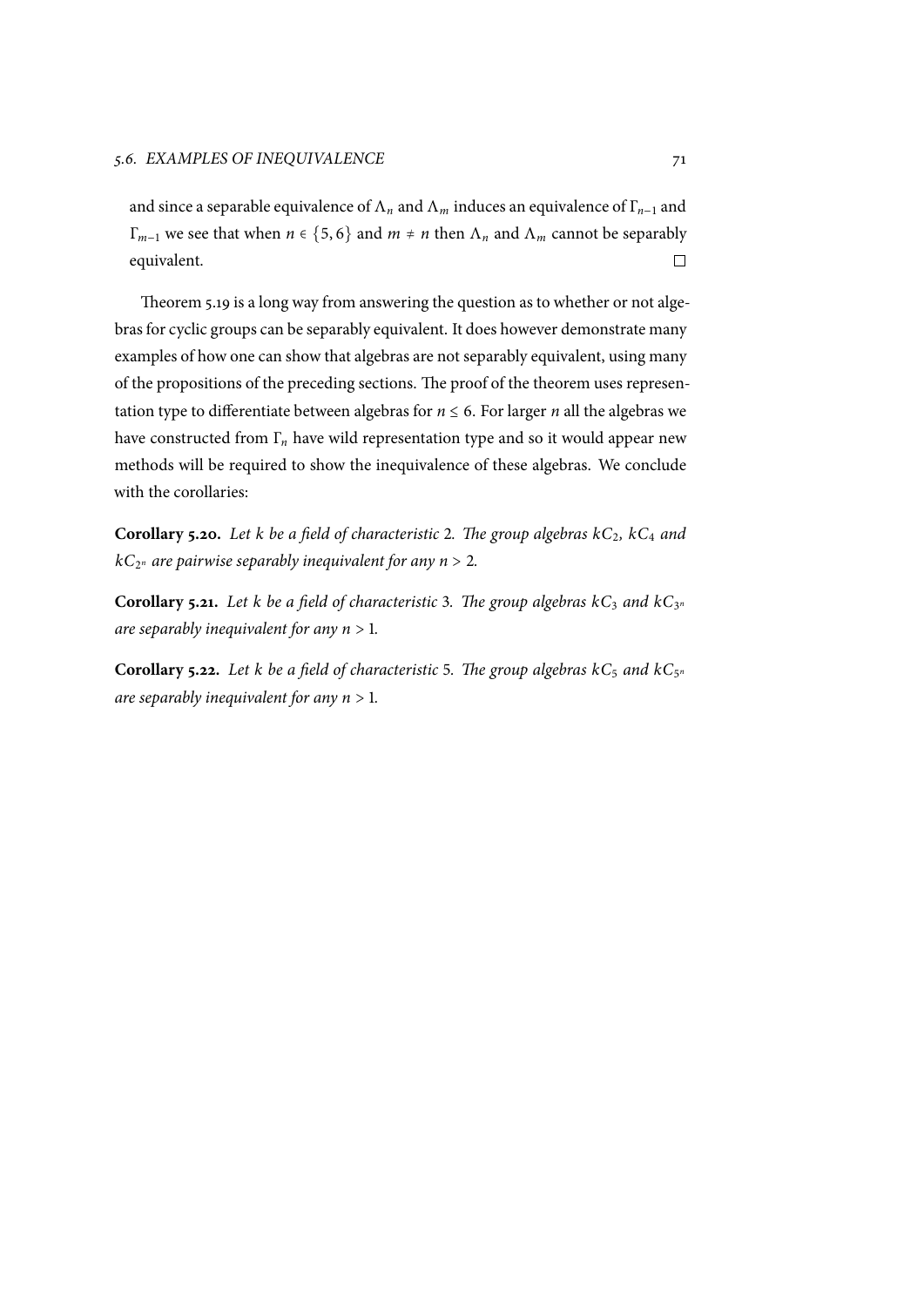and since a separable equivalence of $\Lambda_n$ and $\Lambda_m$ induces an equivalence of $\Gamma_{n-1}$ and $\Gamma_{m-1}$ we see that when $n \in \{5, 6\}$ and $m \neq n$ then $\Lambda_n$ and $\Lambda_m$ cannot be separably equivalent. $\square$

Theorem 5.19 is a long way from answering the question as to whether or not algebras for cyclic groups can be separably equivalent. It does however demonstrate many examples of how one can show that algebras are not separably equivalent, using many of the propositions of the preceding sections. The proof of the theorem uses representation type to differentiate between algebras for $n \leq 6$. For larger $n$ all the algebras we have constructed from $\Gamma_n$ have wild representation type and so it would appear new methods will be required to show the inequivalence of these algebras. We conclude with the corollaries:

**Corollary 5.20.** *Let $k$ be a field of characteristic 2. The group algebras $kC_2$, $kC_4$ and $kC_{2^n}$ are pairwise separably inequivalent for any $n > 2$.*

**Corollary 5.21.** *Let $k$ be a field of characteristic 3. The group algebras $kC_3$ and $kC_{3^n}$ are separably inequivalent for any $n > 1$.*

**Corollary 5.22.** *Let $k$ be a field of characteristic 5. The group algebras $kC_5$ and $kC_{5^n}$ are separably inequivalent for any $n > 1$.*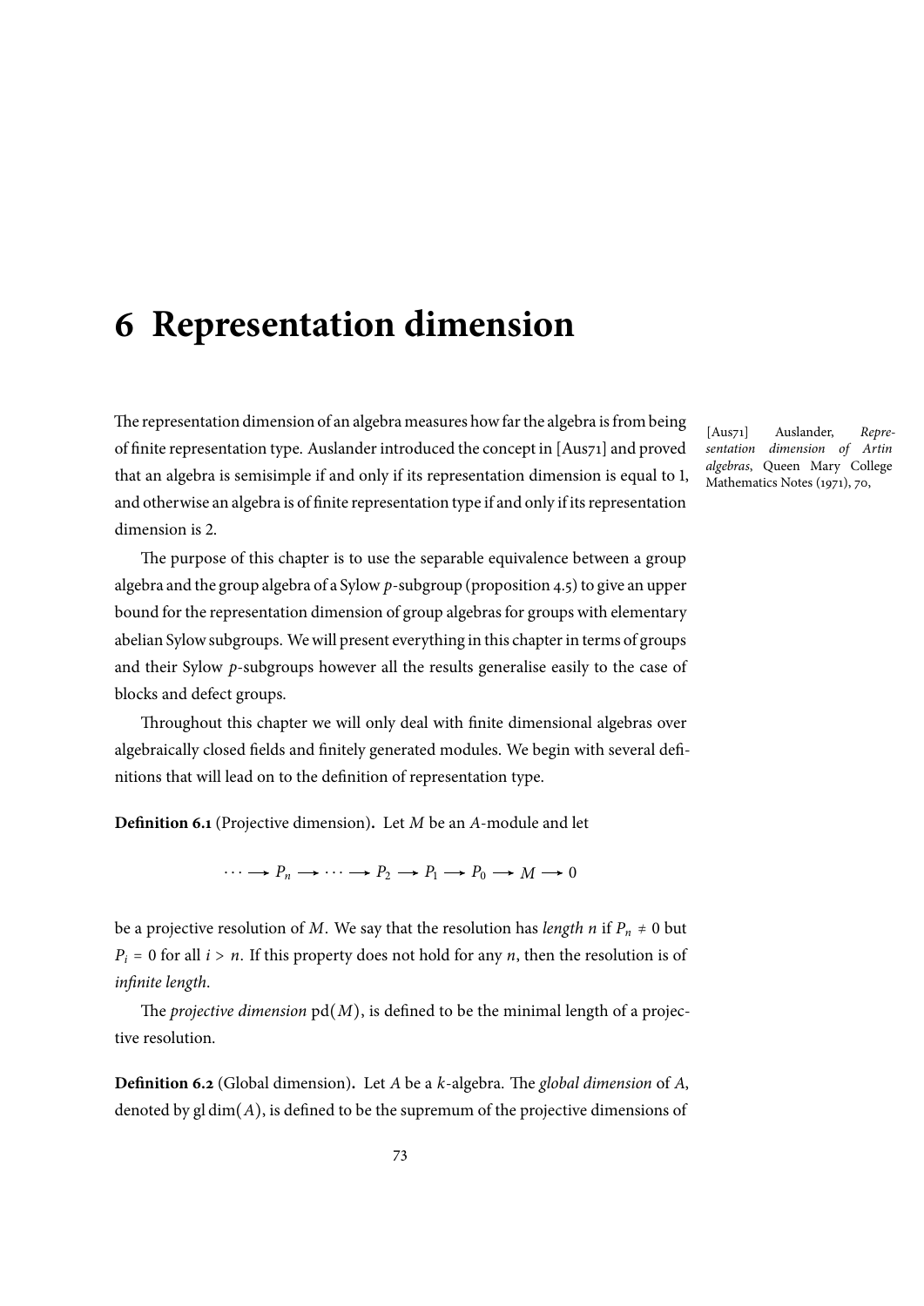# 6 Representation dimension

The representation dimension of an algebra measures how far the algebra is from being of finite representation type. Auslander introduced the concept in [Aus71] and proved that an algebra is semisimple if and only if its representation dimension is equal to 1, and otherwise an algebra is of finite representation type if and only if its representation dimension is 2.

[Aus71] Auslander, *Representation dimension of Artin algebras*, Queen Mary College Mathematics Notes (1971), 70,

The purpose of this chapter is to use the separable equivalence between a group algebra and the group algebra of a Sylow $p$-subgroup (proposition 4.5) to give an upper bound for the representation dimension of group algebras for groups with elementary abelian Sylow subgroups. We will present everything in this chapter in terms of groups and their Sylow $p$-subgroups however all the results generalise easily to the case of blocks and defect groups.

Throughout this chapter we will only deal with finite dimensional algebras over algebraically closed fields and finitely generated modules. We begin with several definitions that will lead on to the definition of representation type.

**Definition 6.1** (Projective dimension)**.** Let $M$ be an $A$-module and let

$$\cdots \longrightarrow P_n \longrightarrow \cdots \longrightarrow P_2 \longrightarrow P_1 \longrightarrow P_0 \longrightarrow M \longrightarrow 0$$

be a projective resolution of $M$. We say that the resolution has *length* $n$ if $P_n \neq 0$ but $P_i = 0$ for all $i > n$. If this property does not hold for any $n$, then the resolution is of *infinite length*.

The *projective dimension* $\mathrm{pd}(M)$, is defined to be the minimal length of a projective resolution.

**Definition 6.2** (Global dimension)**.** Let $A$ be a $k$-algebra. The *global dimension* of $A$, denoted by $\mathrm{gl}\dim(A)$, is defined to be the supremum of the projective dimensions of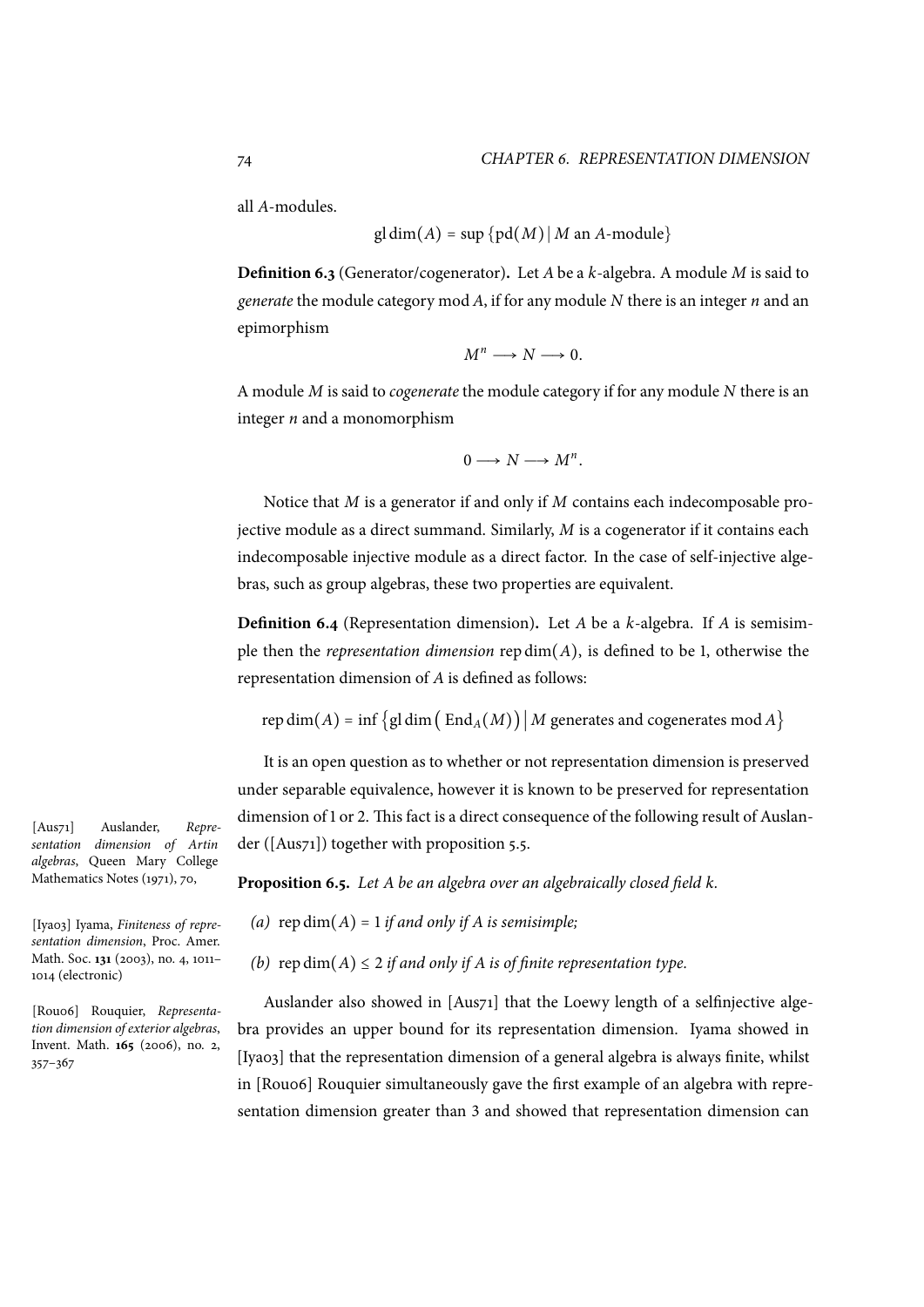all $A$-modules.

$$\operatorname{gl}\dim(A) = \sup\{\operatorname{pd}(M) \mid M \text{ an } A\text{-module}\}$$

**Definition 6.3** (Generator/cogenerator)**.** Let $A$ be a $k$-algebra. A module $M$ is said to *generate* the module category $\operatorname{mod} A$, if for any module $N$ there is an integer $n$ and an epimorphism

$$M^n \longrightarrow N \longrightarrow 0.$$

A module $M$ is said to *cogenerate* the module category if for any module $N$ there is an integer $n$ and a monomorphism

$$0 \longrightarrow N \longrightarrow M^n.$$

Notice that $M$ is a generator if and only if $M$ contains each indecomposable projective module as a direct summand. Similarly, $M$ is a cogenerator if it contains each indecomposable injective module as a direct factor. In the case of self-injective algebras, such as group algebras, these two properties are equivalent.

**Definition 6.4** (Representation dimension)**.** Let $A$ be a $k$-algebra. If $A$ is semisimple then the *representation dimension* $\operatorname{rep}\dim(A)$, is defined to be 1, otherwise the representation dimension of $A$ is defined as follows:

$$\operatorname{rep}\dim(A) = \inf\left\{\operatorname{gl}\dim\big(\operatorname{End}_A(M)\big) \,\middle|\, M \text{ generates and cogenerates } \operatorname{mod} A\right\}$$

It is an open question as to whether or not representation dimension is preserved under separable equivalence, however it is known to be preserved for representation dimension of 1 or 2. This fact is a direct consequence of the following result of Auslander ([Aus71]) together with proposition 5.5.

[Aus71] Auslander, *Representation dimension of Artin algebras*, Queen Mary College Mathematics Notes (1971), 70,

**Proposition 6.5.** *Let $A$ be an algebra over an algebraically closed field $k$.*

*(a)* $\operatorname{rep}\dim(A) = 1$ *if and only if $A$ is semisimple;*

*(b)* $\operatorname{rep}\dim(A) \leq 2$ *if and only if $A$ is of finite representation type.*

Auslander also showed in [Aus71] that the Loewy length of a selfinjective algebra provides an upper bound for its representation dimension. Iyama showed in [Iya03] that the representation dimension of a general algebra is always finite, whilst in [Rou06] Rouquier simultaneously gave the first example of an algebra with representation dimension greater than 3 and showed that representation dimension can

[Iya03] Iyama, *Finiteness of representation dimension*, Proc. Amer. Math. Soc. **131** (2003), no. 4, 1011–1014 (electronic)

[Rou06] Rouquier, *Representation dimension of exterior algebras*, Invent. Math. **165** (2006), no. 2, 357–367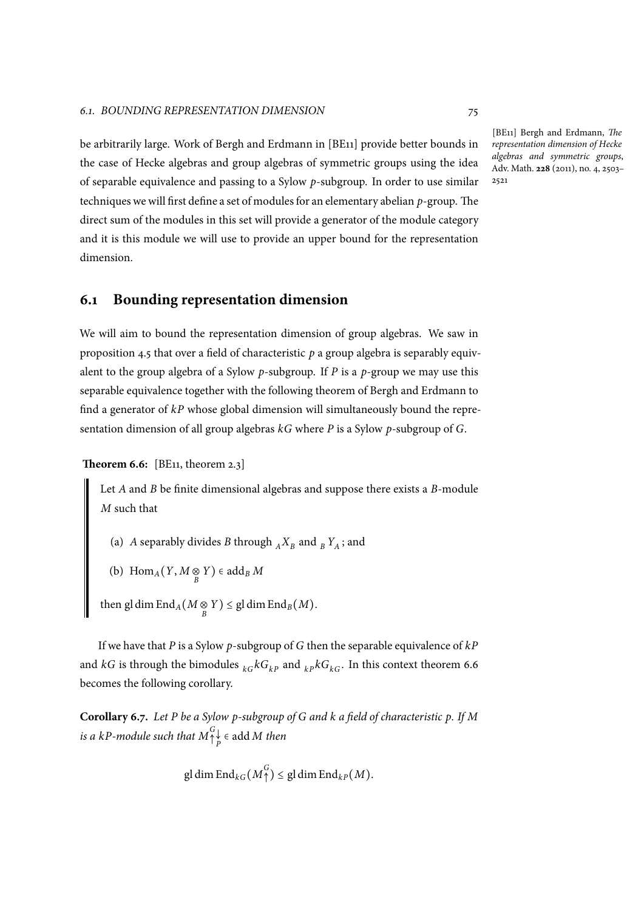be arbitrarily large. Work of Bergh and Erdmann in [BE11] provide better bounds in the case of Hecke algebras and group algebras of symmetric groups using the idea of separable equivalence and passing to a Sylow $p$-subgroup. In order to use similar techniques we will first define a set of modules for an elementary abelian $p$-group. The direct sum of the modules in this set will provide a generator of the module category and it is this module we will use to provide an upper bound for the representation dimension.

[BE11] Bergh and Erdmann, *The representation dimension of Hecke algebras and symmetric groups*, Adv. Math. **228** (2011), no. 4, 2503–2521

## 6.1 Bounding representation dimension

We will aim to bound the representation dimension of group algebras. We saw in proposition 4.5 that over a field of characteristic $p$ a group algebra is separably equivalent to the group algebra of a Sylow $p$-subgroup. If $P$ is a $p$-group we may use this separable equivalence together with the following theorem of Bergh and Erdmann to find a generator of $kP$ whose global dimension will simultaneously bound the representation dimension of all group algebras $kG$ where $P$ is a Sylow $p$-subgroup of $G$.

**Theorem 6.6:** [BE11, theorem 2.3]

> Let $A$ and $B$ be finite dimensional algebras and suppose there exists a $B$-module $M$ such that
>
> (a) $A$ separably divides $B$ through ${}_AX_B$ and ${}_BY_A$; and
>
> (b) $\operatorname{Hom}_A(Y, M \underset{B}{\otimes} Y) \in \operatorname{add}_B M$
>
> then $\operatorname{gl\,dim} \operatorname{End}_A(M \underset{B}{\otimes} Y) \leq \operatorname{gl\,dim} \operatorname{End}_B(M)$.

If we have that $P$ is a Sylow $p$-subgroup of $G$ then the separable equivalence of $kP$ and $kG$ is through the bimodules ${}_{kG}kG_{kP}$ and ${}_{kP}kG_{kG}$. In this context theorem 6.6 becomes the following corollary.

**Corollary 6.7.** *Let $P$ be a Sylow $p$-subgroup of $G$ and $k$ a field of characteristic $p$. If $M$ is a $kP$-module such that $M\!\uparrow^G\downarrow_P \in \operatorname{add} M$ then*

$$\operatorname{gl\,dim} \operatorname{End}_{kG}(M\!\uparrow^G) \leq \operatorname{gl\,dim} \operatorname{End}_{kP}(M).$$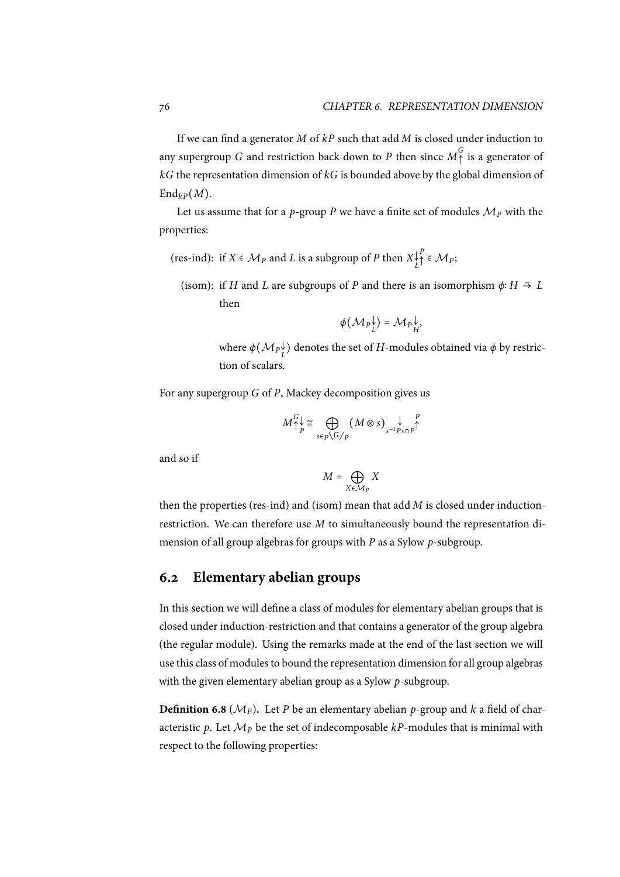If we can find a generator $M$ of $kP$ such that $\operatorname{add} M$ is closed under induction to any supergroup $G$ and restriction back down to $P$ then since $M\!\uparrow^G$ is a generator of $kG$ the representation dimension of $kG$ is bounded above by the global dimension of $\operatorname{End}_{kP}(M)$.

Let us assume that for a $p$-group $P$ we have a finite set of modules $\mathcal{M}_P$ with the properties:

(res-ind): if $X \in \mathcal{M}_P$ and $L$ is a subgroup of $P$ then $X\!\downarrow_L\uparrow^P \in \mathcal{M}_P$;

(isom): if $H$ and $L$ are subgroups of $P$ and there is an isomorphism $\phi\colon H \xrightarrow{\sim} L$ then

$$\phi(\mathcal{M}_P\!\downarrow_L) = \mathcal{M}_P\!\downarrow_H,$$

where $\phi(\mathcal{M}_P\!\downarrow_L)$ denotes the set of $H$-modules obtained via $\phi$ by restriction of scalars.

For any supergroup $G$ of $P$, Mackey decomposition gives us

$$M\!\uparrow^G\downarrow_P \cong \bigoplus_{s \in P\backslash G/P} (M \otimes s)\!\downarrow_{s^{-1}Ps \cap P}\uparrow^P$$

and so if

$$M = \bigoplus_{X \in \mathcal{M}_P} X$$

then the properties (res-ind) and (isom) mean that $\operatorname{add} M$ is closed under induction-restriction. We can therefore use $M$ to simultaneously bound the representation dimension of all group algebras for groups with $P$ as a Sylow $p$-subgroup.

## 6.2 Elementary abelian groups

In this section we will define a class of modules for elementary abelian groups that is closed under induction-restriction and that contains a generator of the group algebra (the regular module). Using the remarks made at the end of the last section we will use this class of modules to bound the representation dimension for all group algebras with the given elementary abelian group as a Sylow $p$-subgroup.

**Definition 6.8** ($\mathcal{M}_P$)**.** Let $P$ be an elementary abelian $p$-group and $k$ a field of characteristic $p$. Let $\mathcal{M}_P$ be the set of indecomposable $kP$-modules that is minimal with respect to the following properties: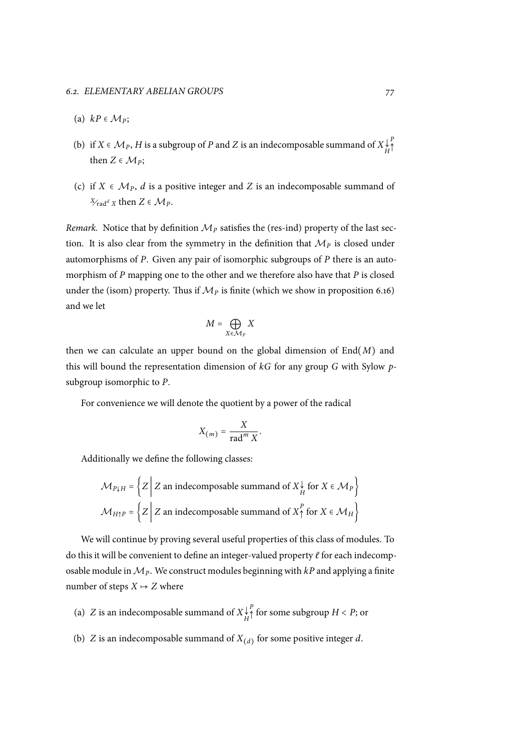(a) $kP \in \mathcal{M}_P$;

(b) if $X \in \mathcal{M}_P$, $H$ is a subgroup of $P$ and $Z$ is an indecomposable summand of $X{\downarrow}_H^P{\uparrow}$ then $Z \in \mathcal{M}_P$;

(c) if $X \in \mathcal{M}_P$, $d$ is a positive integer and $Z$ is an indecomposable summand of $X/_{\operatorname{rad}^d X}$ then $Z \in \mathcal{M}_P$.

*Remark.* Notice that by definition $\mathcal{M}_P$ satisfies the (res-ind) property of the last section. It is also clear from the symmetry in the definition that $\mathcal{M}_P$ is closed under automorphisms of $P$. Given any pair of isomorphic subgroups of $P$ there is an automorphism of $P$ mapping one to the other and we therefore also have that $P$ is closed under the (isom) property. Thus if $\mathcal{M}_P$ is finite (which we show in proposition 6.16) and we let

$$M = \bigoplus_{X \in \mathcal{M}_P} X$$

then we can calculate an upper bound on the global dimension of $\operatorname{End}(M)$ and this will bound the representation dimension of $kG$ for any group $G$ with Sylow $p$-subgroup isomorphic to $P$.

For convenience we will denote the quotient by a power of the radical

$$X_{(m)} = \frac{X}{\operatorname{rad}^m X}.$$

Additionally we define the following classes:

$$\mathcal{M}_{P\downarrow H} = \left\{ Z \,\middle|\, Z \text{ an indecomposable summand of } X{\downarrow}_H \text{ for } X \in \mathcal{M}_P \right\}$$

$$\mathcal{M}_{H\uparrow P} = \left\{ Z \,\middle|\, Z \text{ an indecomposable summand of } X{\uparrow}^P \text{ for } X \in \mathcal{M}_H \right\}$$

We will continue by proving several useful properties of this class of modules. To do this it will be convenient to define an integer-valued property $\ell$ for each indecomposable module in $\mathcal{M}_P$. We construct modules beginning with $kP$ and applying a finite number of steps $X \mapsto Z$ where

(a) $Z$ is an indecomposable summand of $X{\downarrow}_H^P{\uparrow}$ for some subgroup $H < P$; or

(b) $Z$ is an indecomposable summand of $X_{(d)}$ for some positive integer $d$.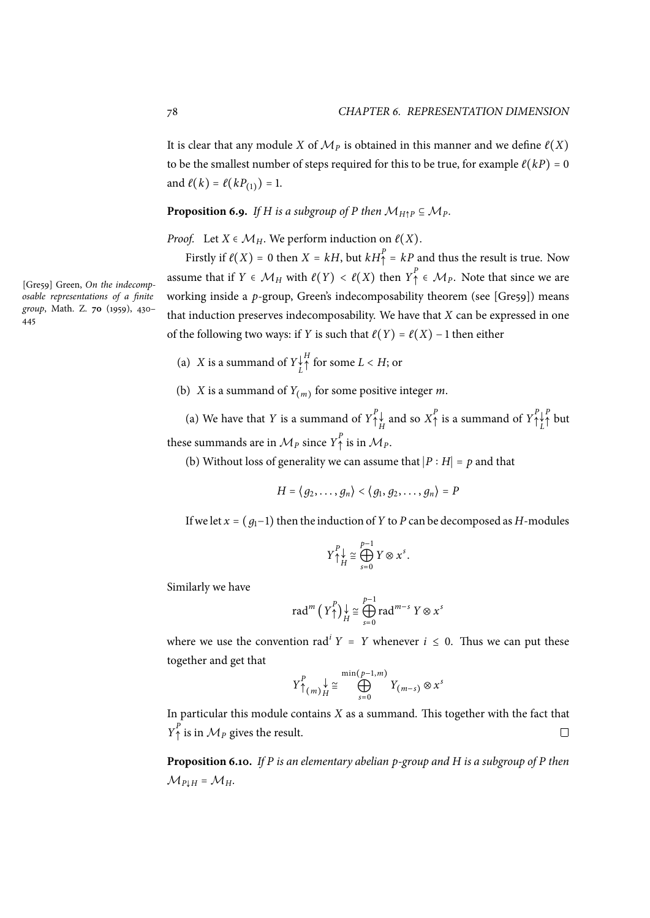It is clear that any module $X$ of $\mathcal{M}_P$ is obtained in this manner and we define $\ell(X)$ to be the smallest number of steps required for this to be true, for example $\ell(kP) = 0$ and $\ell(k) = \ell(kP_{(1)}) = 1$.

**Proposition 6.9.** *If $H$ is a subgroup of $P$ then $\mathcal{M}_{H\uparrow P} \subseteq \mathcal{M}_P$.*

*Proof.* Let $X \in \mathcal{M}_H$. We perform induction on $\ell(X)$.

Firstly if $\ell(X) = 0$ then $X = kH$, but $kH\uparrow^P = kP$ and thus the result is true. Now assume that if $Y \in \mathcal{M}_H$ with $\ell(Y) < \ell(X)$ then $Y\uparrow^P \in \mathcal{M}_P$. Note that since we are working inside a $p$-group, Green's indecomposability theorem (see [Gre59]) means that induction preserves indecomposability. We have that $X$ can be expressed in one of the following two ways: if $Y$ is such that $\ell(Y) = \ell(X) - 1$ then either

[Gre59] Green, *On the indecomposable representations of a finite group*, Math. Z. **70** (1959), 430–445

(a) $X$ is a summand of $Y\downarrow_L\uparrow^H$ for some $L < H$; or

(b) $X$ is a summand of $Y_{(m)}$ for some positive integer $m$.

(a) We have that $Y$ is a summand of $Y\uparrow^P\downarrow_H$ and so $X\uparrow^P$ is a summand of $Y\uparrow^P\downarrow_L\uparrow^P$ but these summands are in $\mathcal{M}_P$ since $Y\uparrow^P$ is in $\mathcal{M}_P$.

(b) Without loss of generality we can assume that $|P : H| = p$ and that

$$H = \langle g_2, \dots, g_n \rangle < \langle g_1, g_2, \dots, g_n \rangle = P$$

If we let $x = (g_1 - 1)$ then the induction of $Y$ to $P$ can be decomposed as $H$-modules

$$Y\uparrow^P\downarrow_H \cong \bigoplus_{s=0}^{p-1} Y \otimes x^s.$$

Similarly we have

$$\operatorname{rad}^m \left(Y\uparrow^P\right)\downarrow_H \cong \bigoplus_{s=0}^{p-1} \operatorname{rad}^{m-s} Y \otimes x^s$$

where we use the convention $\operatorname{rad}^i Y = Y$ whenever $i \leq 0$. Thus we can put these together and get that

$$Y\uparrow^P_{(m)}\downarrow_H \cong \bigoplus_{s=0}^{\min(p-1,m)} Y_{(m-s)} \otimes x^s$$

In particular this module contains $X$ as a summand. This together with the fact that $Y\uparrow^P$ is in $\mathcal{M}_P$ gives the result. □

**Proposition 6.10.** *If $P$ is an elementary abelian $p$-group and $H$ is a subgroup of $P$ then $\mathcal{M}_{P\downarrow H} = \mathcal{M}_H$.*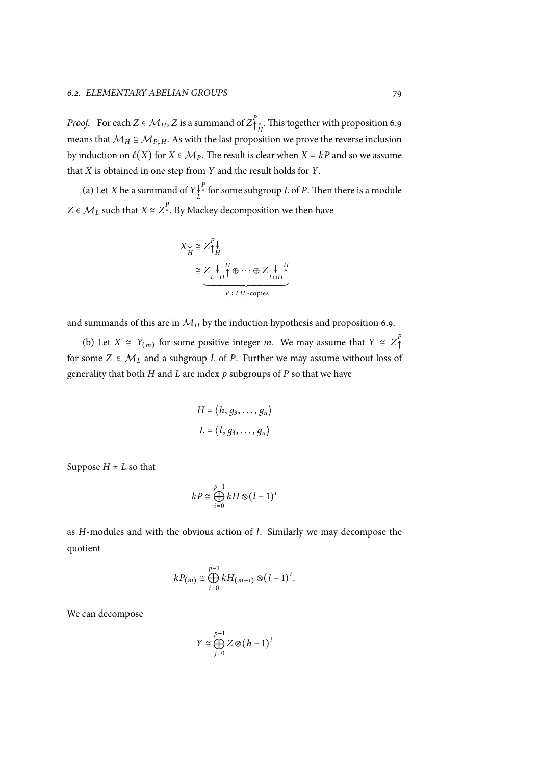*Proof.* For each $Z \in \mathcal{M}_H$, $Z$ is a summand of $Z\uparrow^P\downarrow_H$. This together with proposition 6.9 means that $\mathcal{M}_H \subseteq \mathcal{M}_{P\downarrow H}$. As with the last proposition we prove the reverse inclusion by induction on $\ell(X)$ for $X \in \mathcal{M}_P$. The result is clear when $X = kP$ and so we assume that $X$ is obtained in one step from $Y$ and the result holds for $Y$.

(a) Let $X$ be a summand of $Y\downarrow_L\uparrow^P$ for some subgroup $L$ of $P$. Then there is a module $Z \in \mathcal{M}_L$ such that $X \cong Z\uparrow^P$. By Mackey decomposition we then have

$$
\begin{aligned}
X\downarrow_H &\cong Z\uparrow^P\downarrow_H \\
&\cong \underbrace{Z\downarrow_{L\cap H}\uparrow^H \oplus \cdots \oplus Z\downarrow_{L\cap H}\uparrow^H}_{|P:LH|\text{-copies}}
\end{aligned}
$$

and summands of this are in $\mathcal{M}_H$ by the induction hypothesis and proposition 6.9.

(b) Let $X \cong Y_{(m)}$ for some positive integer $m$. We may assume that $Y \cong Z\uparrow^P$ for some $Z \in \mathcal{M}_L$ and a subgroup $L$ of $P$. Further we may assume without loss of generality that both $H$ and $L$ are index $p$ subgroups of $P$ so that we have

$$
\begin{aligned}
H &= \langle h, g_3, \ldots, g_n \rangle \\
L &= \langle l, g_3, \ldots, g_n \rangle
\end{aligned}
$$

Suppose $H \neq L$ so that

$$
kP \cong \bigoplus_{i=0}^{p-1} kH \otimes (l-1)^i
$$

as $H$-modules and with the obvious action of $l$. Similarly we may decompose the quotient

$$
kP_{(m)} \cong \bigoplus_{i=0}^{p-1} kH_{(m-i)} \otimes (l-1)^i.
$$

We can decompose

$$
Y \cong \bigoplus_{j=0}^{p-1} Z \otimes (h-1)^i
$$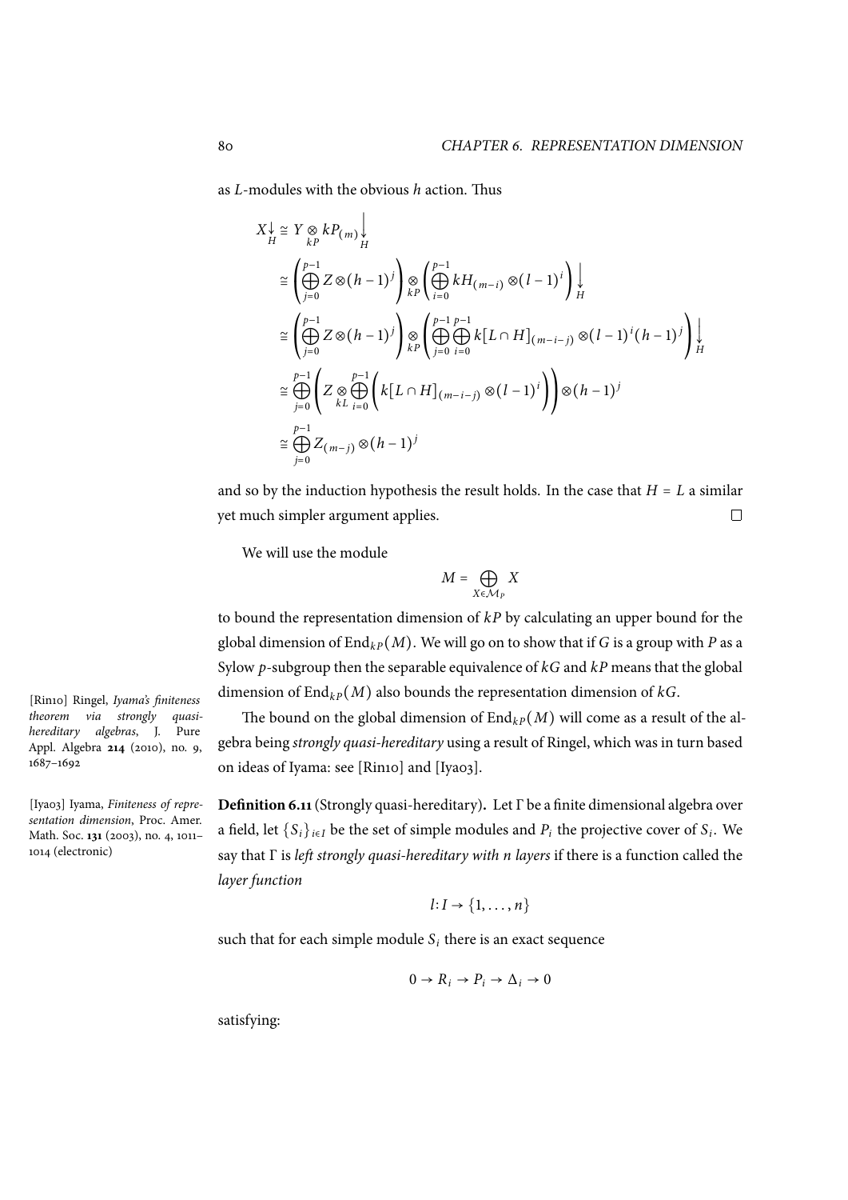as $L$-modules with the obvious $h$ action. Thus

$$
\begin{aligned}
X\big\downarrow_H &\cong Y \underset{kP}{\otimes} kP_{(m)}\Big\downarrow_H \\
&\cong \left( \bigoplus_{j=0}^{p-1} Z \otimes (h-1)^j \right) \underset{kP}{\otimes} \left( \bigoplus_{i=0}^{p-1} kH_{(m-i)} \otimes (l-1)^i \right) \Big\downarrow_H \\
&\cong \left( \bigoplus_{j=0}^{p-1} Z \otimes (h-1)^j \right) \underset{kP}{\otimes} \left( \bigoplus_{j=0}^{p-1} \bigoplus_{i=0}^{p-1} k[L \cap H]_{(m-i-j)} \otimes (l-1)^i (h-1)^j \right) \Big\downarrow_H \\
&\cong \bigoplus_{j=0}^{p-1} \left( Z \underset{kL}{\otimes} \bigoplus_{i=0}^{p-1} \left( k[L \cap H]_{(m-i-j)} \otimes (l-1)^i \right) \right) \otimes (h-1)^j \\
&\cong \bigoplus_{j=0}^{p-1} Z_{(m-j)} \otimes (h-1)^j
\end{aligned}
$$

and so by the induction hypothesis the result holds. In the case that $H = L$ a similar yet much simpler argument applies. □

We will use the module

$$M = \bigoplus_{X \in \mathcal{M}_P} X$$

to bound the representation dimension of $kP$ by calculating an upper bound for the global dimension of $\operatorname{End}_{kP}(M)$. We will go on to show that if $G$ is a group with $P$ as a Sylow $p$-subgroup then the separable equivalence of $kG$ and $kP$ means that the global dimension of $\operatorname{End}_{kP}(M)$ also bounds the representation dimension of $kG$.

The bound on the global dimension of $\operatorname{End}_{kP}(M)$ will come as a result of the algebra being *strongly quasi-hereditary* using a result of Ringel, which was in turn based on ideas of Iyama: see [Rin10] and [Iya03].

[Rin10] Ringel, *Iyama's finiteness theorem via strongly quasi-hereditary algebras*, J. Pure Appl. Algebra **214** (2010), no. 9, 1687–1692

[Iya03] Iyama, *Finiteness of representation dimension*, Proc. Amer. Math. Soc. **131** (2003), no. 4, 1011–1014 (electronic)

**Definition 6.11** (Strongly quasi-hereditary)**.** Let $\Gamma$ be a finite dimensional algebra over a field, let $\{S_i\}_{i \in I}$ be the set of simple modules and $P_i$ the projective cover of $S_i$. We say that $\Gamma$ is *left strongly quasi-hereditary with n layers* if there is a function called the *layer function*

$$l \colon I \to \{1, \dots, n\}$$

such that for each simple module $S_i$ there is an exact sequence

$$0 \to R_i \to P_i \to \Delta_i \to 0$$

satisfying: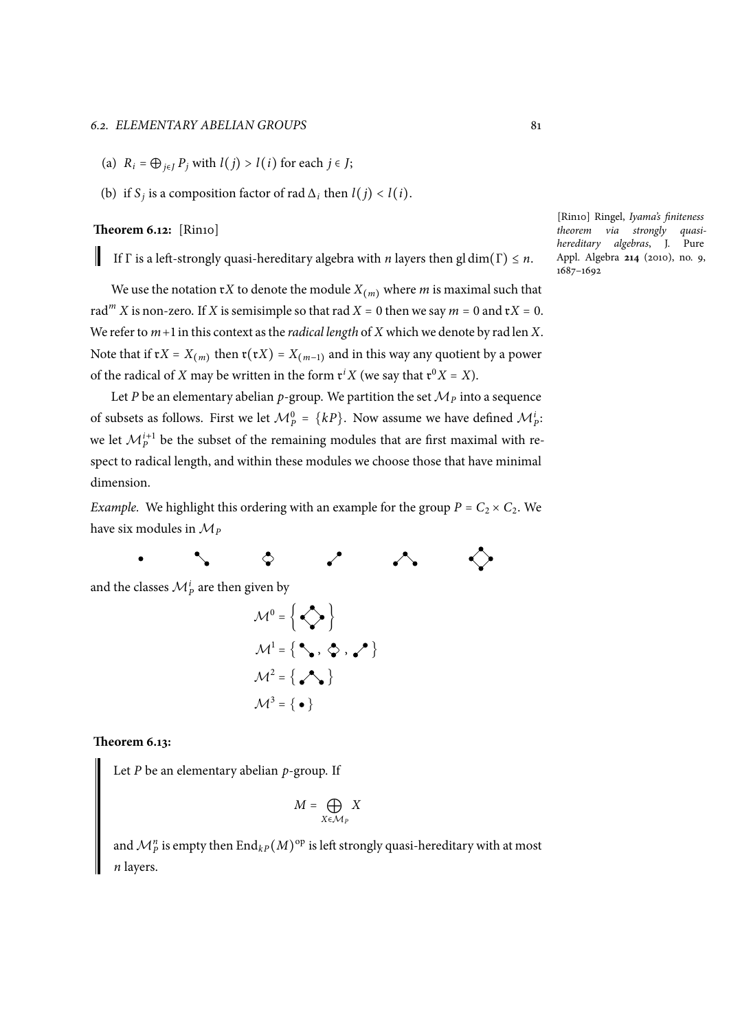(a) $R_i = \bigoplus_{j \in J} P_j$ with $l(j) > l(i)$ for each $j \in J$;

(b) if $S_j$ is a composition factor of $\operatorname{rad} \Delta_i$ then $l(j) < l(i)$.

**Theorem 6.12:** [Rin10]

[Rin10] Ringel, *Iyama's finiteness theorem via strongly quasi-hereditary algebras*, J. Pure Appl. Algebra **214** (2010), no. 9, 1687–1692

> If $\Gamma$ is a left-strongly quasi-hereditary algebra with $n$ layers then $\operatorname{gl\,dim}(\Gamma) \leq n$.

We use the notation $\mathfrak{r}X$ to denote the module $X_{(m)}$ where $m$ is maximal such that $\operatorname{rad}^m X$ is non-zero. If $X$ is semisimple so that $\operatorname{rad} X = 0$ then we say $m = 0$ and $\mathfrak{r}X = 0$. We refer to $m+1$ in this context as the *radical length* of $X$ which we denote by $\operatorname{rad\,len} X$. Note that if $\mathfrak{r}X = X_{(m)}$ then $\mathfrak{r}(\mathfrak{r}X) = X_{(m-1)}$ and in this way any quotient by a power of the radical of $X$ may be written in the form $\mathfrak{r}^i X$ (we say that $\mathfrak{r}^0 X = X$).

Let $P$ be an elementary abelian $p$-group. We partition the set $\mathcal{M}_P$ into a sequence of subsets as follows. First we let $\mathcal{M}_P^0 = \{kP\}$. Now assume we have defined $\mathcal{M}_P^i$: we let $\mathcal{M}_P^{i+1}$ be the subset of the remaining modules that are first maximal with respect to radical length, and within these modules we choose those that have minimal dimension.

*Example.* We highlight this ordering with an example for the group $P = C_2 \times C_2$. We have six modules in $\mathcal{M}_P$

and the classes $\mathcal{M}_P^i$ are then given by

$$\mathcal{M}^0 = \{ \cdot \}$$
$$\mathcal{M}^1 = \{ \cdot, \cdot, \cdot \}$$
$$\mathcal{M}^2 = \{ \cdot \}$$
$$\mathcal{M}^3 = \{ \bullet \}$$

**Theorem 6.13:**

> Let $P$ be an elementary abelian $p$-group. If
>
> $$M = \bigoplus_{X \in \mathcal{M}_P} X$$
>
> and $\mathcal{M}_P^n$ is empty then $\operatorname{End}_{kP}(M)^{\mathrm{op}}$ is left strongly quasi-hereditary with at most $n$ layers.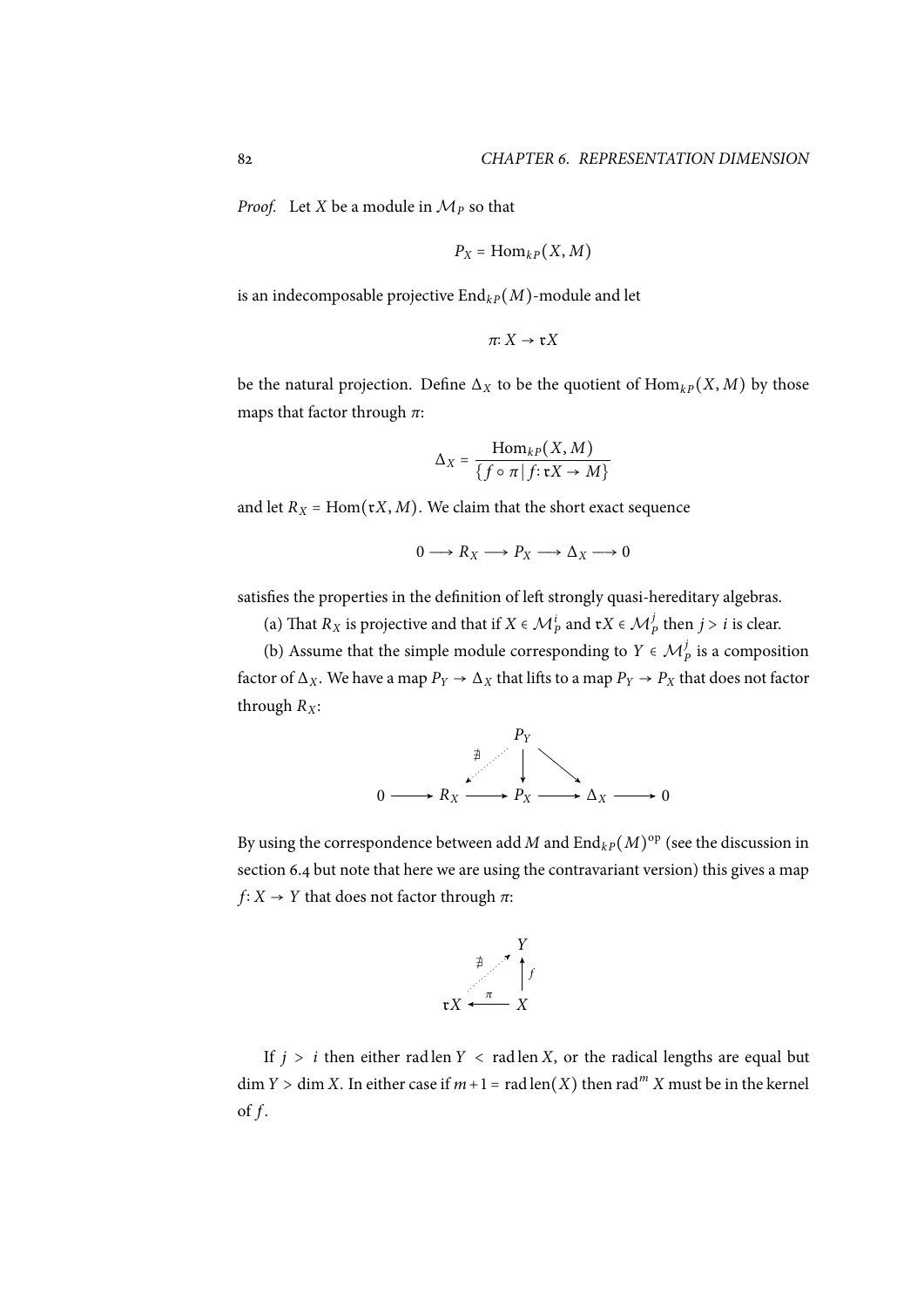*Proof.* Let $X$ be a module in $\mathcal{M}_P$ so that

$$P_X = \operatorname{Hom}_{kP}(X, M)$$

is an indecomposable projective $\operatorname{End}_{kP}(M)$-module and let

$$\pi\colon X \to \mathfrak{r}X$$

be the natural projection. Define $\Delta_X$ to be the quotient of $\operatorname{Hom}_{kP}(X, M)$ by those maps that factor through $\pi$:

$$\Delta_X = \frac{\operatorname{Hom}_{kP}(X, M)}{\{f \circ \pi \mid f\colon \mathfrak{r}X \to M\}}$$

and let $R_X = \operatorname{Hom}(\mathfrak{r}X, M)$. We claim that the short exact sequence

$$0 \longrightarrow R_X \longrightarrow P_X \longrightarrow \Delta_X \longrightarrow 0$$

satisfies the properties in the definition of left strongly quasi-hereditary algebras.

(a) That $R_X$ is projective and that if $X \in \mathcal{M}_P^i$ and $\mathfrak{r}X \in \mathcal{M}_P^j$ then $j > i$ is clear.

(b) Assume that the simple module corresponding to $Y \in \mathcal{M}_P^j$ is a composition factor of $\Delta_X$. We have a map $P_Y \to \Delta_X$ that lifts to a map $P_Y \to P_X$ that does not factor through $R_X$:

$$\begin{array}{ccccccccc} & & & & P_Y & & & & \\ & & & \overset{\nexists}{\swarrow} & \downarrow & \searrow & & & \\ 0 & \longrightarrow & R_X & \longrightarrow & P_X & \longrightarrow & \Delta_X & \longrightarrow & 0 \end{array}$$

By using the correspondence between $\operatorname{add} M$ and $\operatorname{End}_{kP}(M)^{\mathrm{op}}$ (see the discussion in section 6.4 but note that here we are using the contravariant version) this gives a map $f\colon X \to Y$ that does not factor through $\pi$:

$$\begin{array}{ccc} & & Y \\ & \overset{\nexists}{\nearrow} & \uparrow f \\ \mathfrak{r}X & \xleftarrow{\ \pi\ } & X \end{array}$$

If $j > i$ then either $\operatorname{rad\,len} Y < \operatorname{rad\,len} X$, or the radical lengths are equal but $\dim Y > \dim X$. In either case if $m+1 = \operatorname{rad\,len}(X)$ then $\operatorname{rad}^m X$ must be in the kernel of $f$.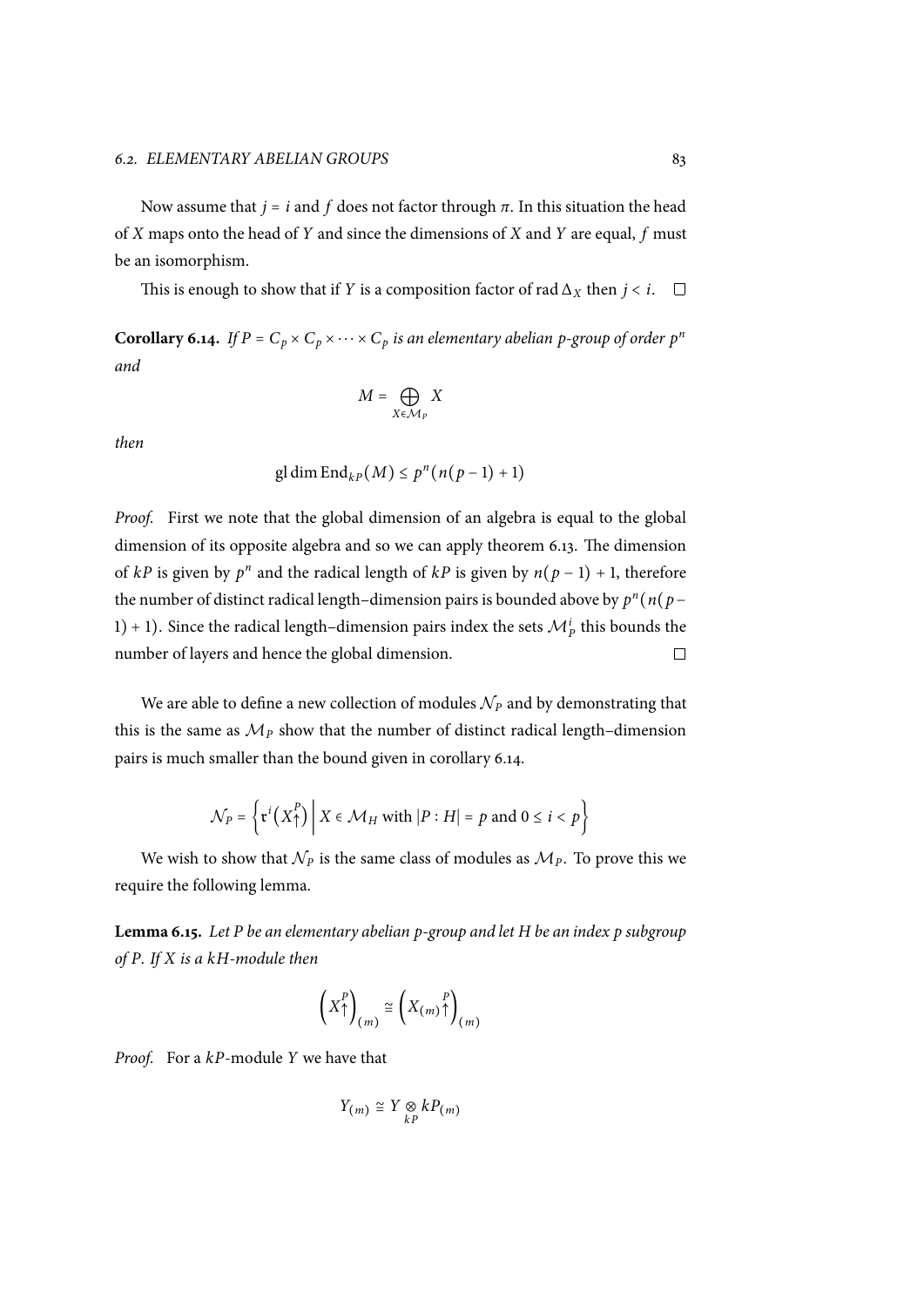Now assume that $j = i$ and $f$ does not factor through $\pi$. In this situation the head of $X$ maps onto the head of $Y$ and since the dimensions of $X$ and $Y$ are equal, $f$ must be an isomorphism.

This is enough to show that if $Y$ is a composition factor of $\operatorname{rad} \Delta_X$ then $j < i$. $\square$

**Corollary 6.14.** *If $P = C_p \times C_p \times \cdots \times C_p$ is an elementary abelian $p$-group of order $p^n$ and*

$$M = \bigoplus_{X \in \mathcal{M}_P} X$$

*then*

$$\operatorname{gl\,dim} \operatorname{End}_{kP}(M) \leq p^n(n(p-1)+1)$$

*Proof.* First we note that the global dimension of an algebra is equal to the global dimension of its opposite algebra and so we can apply theorem 6.13. The dimension of $kP$ is given by $p^n$ and the radical length of $kP$ is given by $n(p-1)+1$, therefore the number of distinct radical length–dimension pairs is bounded above by $p^n(n(p-1)+1)$. Since the radical length–dimension pairs index the sets $\mathcal{M}_P^i$ this bounds the number of layers and hence the global dimension. $\square$

We are able to define a new collection of modules $\mathcal{N}_P$ and by demonstrating that this is the same as $\mathcal{M}_P$ show that the number of distinct radical length–dimension pairs is much smaller than the bound given in corollary 6.14.

$$\mathcal{N}_P = \left\{ \mathfrak{r}^i\left(X\!\uparrow^P\right) \,\middle|\, X \in \mathcal{M}_H \text{ with } |P : H| = p \text{ and } 0 \leq i < p \right\}$$

We wish to show that $\mathcal{N}_P$ is the same class of modules as $\mathcal{M}_P$. To prove this we require the following lemma.

**Lemma 6.15.** *Let $P$ be an elementary abelian $p$-group and let $H$ be an index $p$ subgroup of $P$. If $X$ is a $kH$-module then*

$$\left(X\!\uparrow^P\right)_{(m)} \cong \left(X_{(m)}\!\uparrow^P\right)_{(m)}$$

*Proof.* For a $kP$-module $Y$ we have that

$$Y_{(m)} \cong Y \underset{kP}{\otimes} kP_{(m)}$$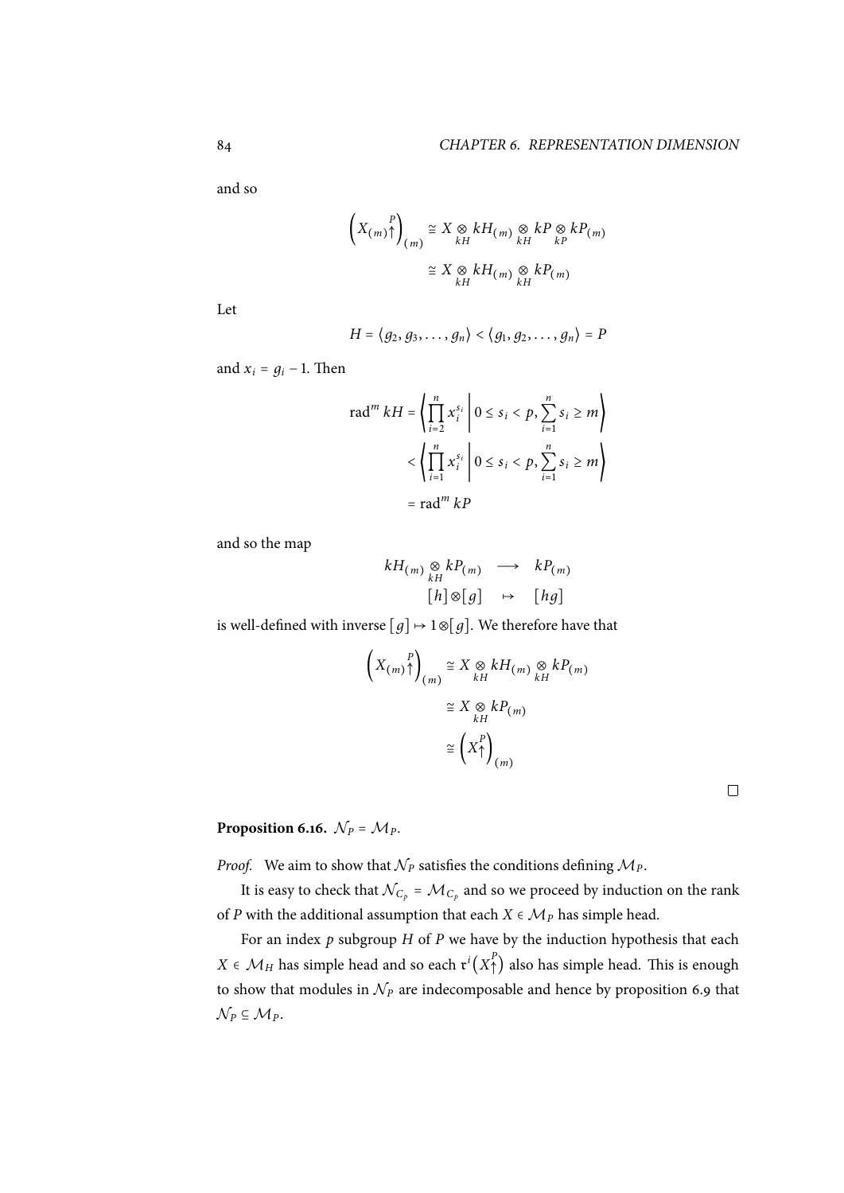and so

$$
\begin{aligned}
\left(X_{(m)}\overset{P}{\uparrow}\right)_{(m)} &\cong X \underset{kH}{\otimes} kH_{(m)} \underset{kH}{\otimes} kP \underset{kP}{\otimes} kP_{(m)} \\
&\cong X \underset{kH}{\otimes} kH_{(m)} \underset{kH}{\otimes} kP_{(m)}
\end{aligned}
$$

Let

$$
H = \langle g_2, g_3, \ldots, g_n \rangle < \langle g_1, g_2, \ldots, g_n \rangle = P
$$

and $x_i = g_i - 1$. Then

$$
\begin{aligned}
\operatorname{rad}^m kH &= \left\langle \prod_{i=2}^{n} x_i^{s_i} \;\middle|\; 0 \le s_i < p, \sum_{i=1}^{n} s_i \ge m \right\rangle \\
&< \left\langle \prod_{i=1}^{n} x_i^{s_i} \;\middle|\; 0 \le s_i < p, \sum_{i=1}^{n} s_i \ge m \right\rangle \\
&= \operatorname{rad}^m kP
\end{aligned}
$$

and so the map

$$
\begin{array}{ccc}
kH_{(m)} \underset{kH}{\otimes} kP_{(m)} & \longrightarrow & kP_{(m)} \\
[h] \otimes [g] & \mapsto & [hg]
\end{array}
$$

is well-defined with inverse $[g] \mapsto 1 \otimes [g]$. We therefore have that

$$
\begin{aligned}
\left(X_{(m)}\overset{P}{\uparrow}\right)_{(m)} &\cong X \underset{kH}{\otimes} kH_{(m)} \underset{kH}{\otimes} kP_{(m)} \\
&\cong X \underset{kH}{\otimes} kP_{(m)} \\
&\cong \left(X\overset{P}{\uparrow}\right)_{(m)}
\end{aligned}
$$

□

**Proposition 6.16.** $\mathcal{N}_P = \mathcal{M}_P$.

*Proof.* We aim to show that $\mathcal{N}_P$ satisfies the conditions defining $\mathcal{M}_P$.

It is easy to check that $\mathcal{N}_{C_p} = \mathcal{M}_{C_p}$ and so we proceed by induction on the rank of $P$ with the additional assumption that each $X \in \mathcal{M}_P$ has simple head.

For an index $p$ subgroup $H$ of $P$ we have by the induction hypothesis that each $X \in \mathcal{M}_H$ has simple head and so each $\mathfrak{r}^i\left(X\overset{P}{\uparrow}\right)$ also has simple head. This is enough to show that modules in $\mathcal{N}_P$ are indecomposable and hence by proposition 6.9 that $\mathcal{N}_P \subseteq \mathcal{M}_P$.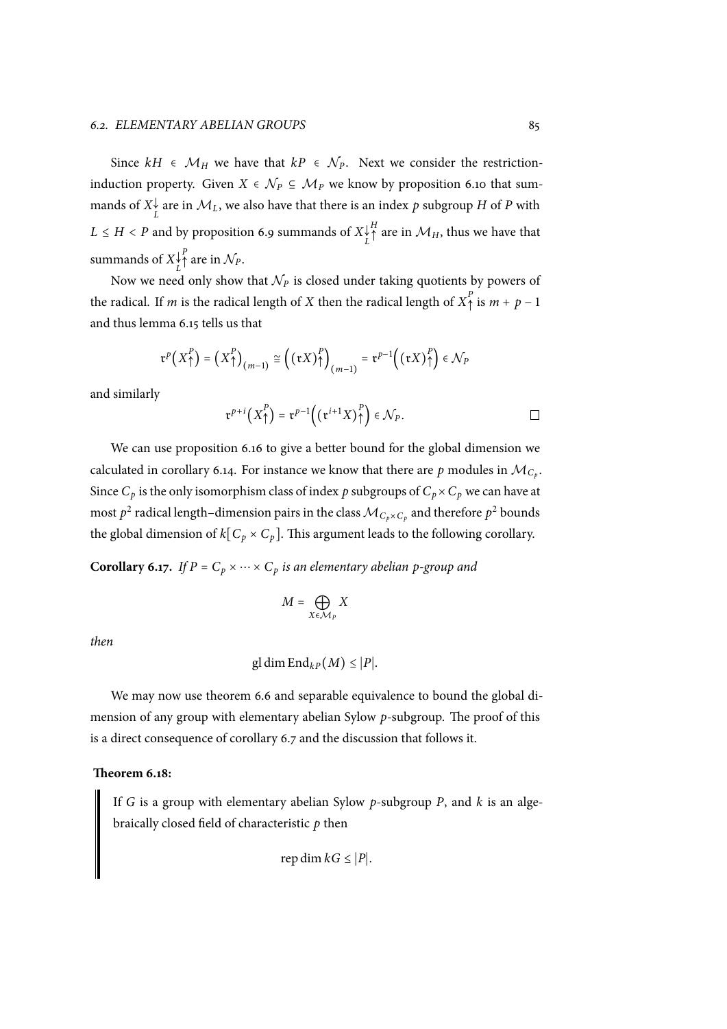Since $kH \in \mathcal{M}_H$ we have that $kP \in \mathcal{N}_P$. Next we consider the restriction-induction property. Given $X \in \mathcal{N}_P \subseteq \mathcal{M}_P$ we know by proposition 6.10 that summands of $X{\downarrow}_L$ are in $\mathcal{M}_L$, we also have that there is an index $p$ subgroup $H$ of $P$ with $L \leq H < P$ and by proposition 6.9 summands of $X{\downarrow}_L^H{\uparrow}$ are in $\mathcal{M}_H$, thus we have that summands of $X{\downarrow}_L^P{\uparrow}$ are in $\mathcal{N}_P$.

Now we need only show that $\mathcal{N}_P$ is closed under taking quotients by powers of the radical. If $m$ is the radical length of $X$ then the radical length of $X{\uparrow}^P$ is $m + p - 1$ and thus lemma 6.15 tells us that

$$\mathfrak{r}^p\big(X{\uparrow}^P\big) = \big(X{\uparrow}^P\big)_{(m-1)} \cong \Big(\big(\mathfrak{r}X\big){\uparrow}^P\Big)_{(m-1)} = \mathfrak{r}^{p-1}\Big(\big(\mathfrak{r}X\big){\uparrow}^P\Big) \in \mathcal{N}_P$$

and similarly

$$\mathfrak{r}^{p+i}\big(X{\uparrow}^P\big) = \mathfrak{r}^{p-1}\Big(\big(\mathfrak{r}^{i+1}X\big){\uparrow}^P\Big) \in \mathcal{N}_P. \qquad \square$$

We can use proposition 6.16 to give a better bound for the global dimension we calculated in corollary 6.14. For instance we know that there are $p$ modules in $\mathcal{M}_{C_p}$. Since $C_p$ is the only isomorphism class of index $p$ subgroups of $C_p \times C_p$ we can have at most $p^2$ radical length–dimension pairs in the class $\mathcal{M}_{C_p \times C_p}$ and therefore $p^2$ bounds the global dimension of $k[C_p \times C_p]$. This argument leads to the following corollary.

**Corollary 6.17.** *If $P = C_p \times \cdots \times C_p$ is an elementary abelian p-group and*

$$M = \bigoplus_{X \in \mathcal{M}_P} X$$

*then*

$$\operatorname{gl\,dim} \operatorname{End}_{kP}(M) \leq |P|.$$

We may now use theorem 6.6 and separable equivalence to bound the global dimension of any group with elementary abelian Sylow $p$-subgroup. The proof of this is a direct consequence of corollary 6.7 and the discussion that follows it.

**Theorem 6.18:**

If $G$ is a group with elementary abelian Sylow $p$-subgroup $P$, and $k$ is an algebraically closed field of characteristic $p$ then

$$\operatorname{rep\,dim} kG \leq |P|.$$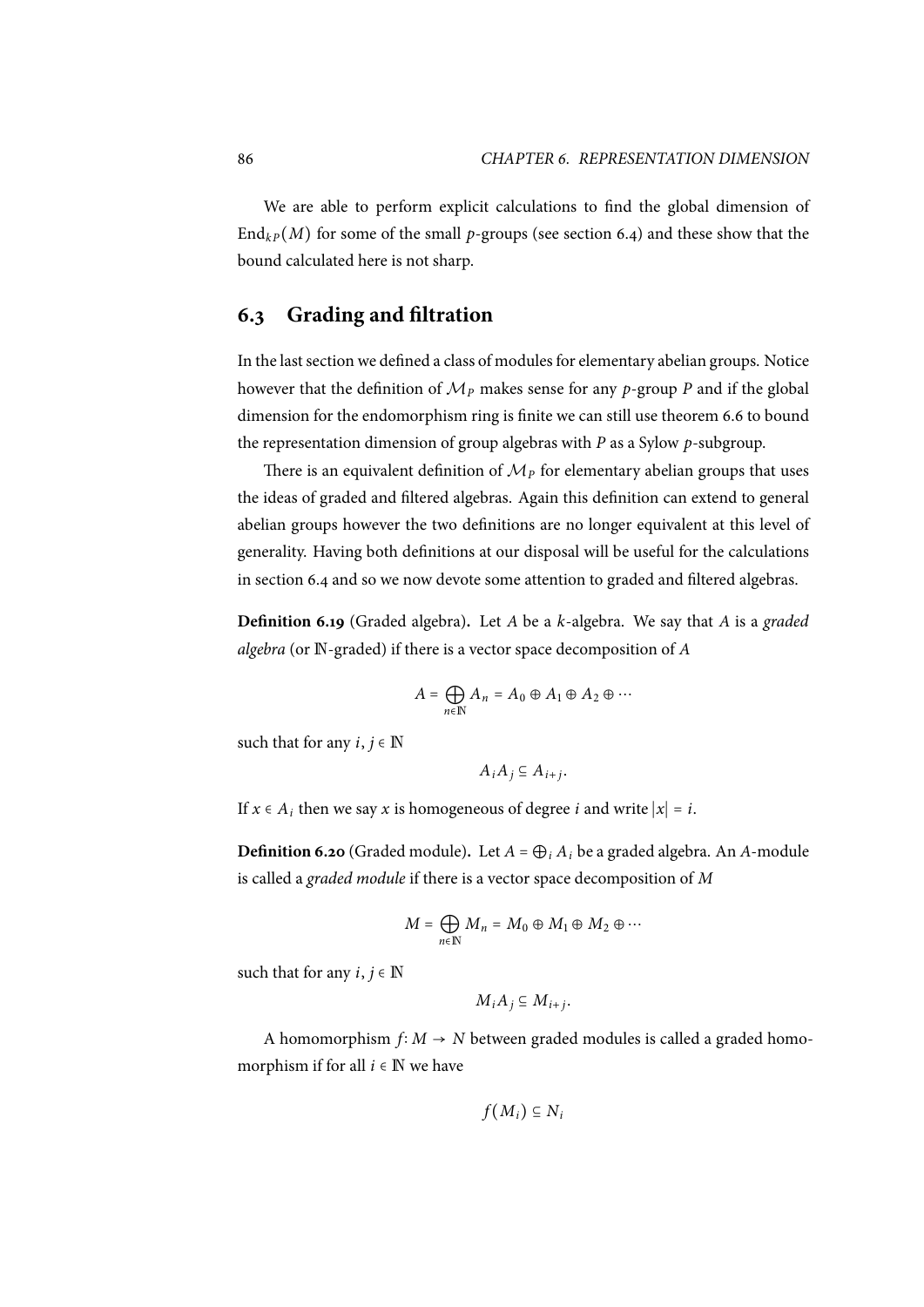We are able to perform explicit calculations to find the global dimension of $\mathrm{End}_{kP}(M)$ for some of the small $p$-groups (see section 6.4) and these show that the bound calculated here is not sharp.

## 6.3 Grading and filtration

In the last section we defined a class of modules for elementary abelian groups. Notice however that the definition of $\mathcal{M}_P$ makes sense for any $p$-group $P$ and if the global dimension for the endomorphism ring is finite we can still use theorem 6.6 to bound the representation dimension of group algebras with $P$ as a Sylow $p$-subgroup.

There is an equivalent definition of $\mathcal{M}_P$ for elementary abelian groups that uses the ideas of graded and filtered algebras. Again this definition can extend to general abelian groups however the two definitions are no longer equivalent at this level of generality. Having both definitions at our disposal will be useful for the calculations in section 6.4 and so we now devote some attention to graded and filtered algebras.

**Definition 6.19** (Graded algebra)**.** Let $A$ be a $k$-algebra. We say that $A$ is a *graded algebra* (or $\mathbb{N}$-graded) if there is a vector space decomposition of $A$

$$A = \bigoplus_{n \in \mathbb{N}} A_n = A_0 \oplus A_1 \oplus A_2 \oplus \cdots$$

such that for any $i, j \in \mathbb{N}$

$$A_i A_j \subseteq A_{i+j}.$$

If $x \in A_i$ then we say $x$ is homogeneous of degree $i$ and write $|x| = i$.

**Definition 6.20** (Graded module)**.** Let $A = \bigoplus_i A_i$ be a graded algebra. An $A$-module is called a *graded module* if there is a vector space decomposition of $M$

$$M = \bigoplus_{n \in \mathbb{N}} M_n = M_0 \oplus M_1 \oplus M_2 \oplus \cdots$$

such that for any $i, j \in \mathbb{N}$

$$M_i A_j \subseteq M_{i+j}.$$

A homomorphism $f\colon M \to N$ between graded modules is called a graded homomorphism if for all $i \in \mathbb{N}$ we have

$$f(M_i) \subseteq N_i$$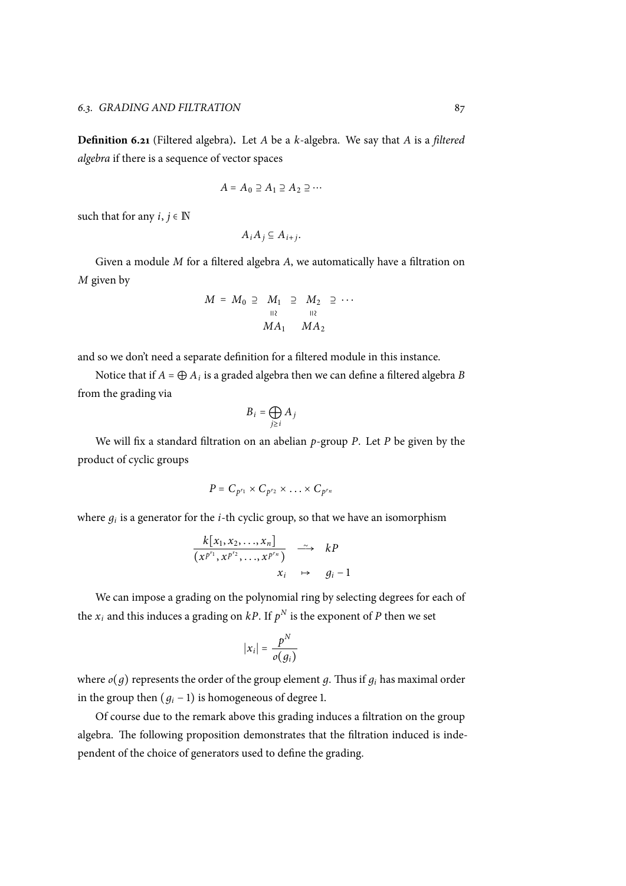**Definition 6.21** (Filtered algebra)**.** Let $A$ be a $k$-algebra. We say that $A$ is a *filtered algebra* if there is a sequence of vector spaces

$$A = A_0 \supseteq A_1 \supseteq A_2 \supseteq \cdots$$

such that for any $i, j \in \mathbb{N}$

$$A_i A_j \subseteq A_{i+j}.$$

Given a module $M$ for a filtered algebra $A$, we automatically have a filtration on $M$ given by

$$\begin{array}{ccccccc} M & = & M_0 & \supseteq & M_1 & \supseteq & M_2 & \supseteq \cdots \\ & & & & \wr\| & & \wr\| & \\ & & & & MA_1 & & MA_2 & \end{array}$$

and so we don't need a separate definition for a filtered module in this instance.

Notice that if $A = \bigoplus A_i$ is a graded algebra then we can define a filtered algebra $B$ from the grading via

$$B_i = \bigoplus_{j \geq i} A_j$$

We will fix a standard filtration on an abelian $p$-group $P$. Let $P$ be given by the product of cyclic groups

$$P = C_{p^{r_1}} \times C_{p^{r_2}} \times \ldots \times C_{p^{r_n}}$$

where $g_i$ is a generator for the $i$-th cyclic group, so that we have an isomorphism

$$\begin{array}{ccc} \dfrac{k[x_1, x_2, \ldots, x_n]}{(x^{p^{r_1}}, x^{p^{r_2}}, \ldots, x^{p^{r_n}})} & \xrightarrow{\sim} & kP \\ x_i & \mapsto & g_i - 1 \end{array}$$

We can impose a grading on the polynomial ring by selecting degrees for each of the $x_i$ and this induces a grading on $kP$. If $p^N$ is the exponent of $P$ then we set

$$|x_i| = \frac{p^N}{o(g_i)}$$

where $o(g)$ represents the order of the group element $g$. Thus if $g_i$ has maximal order in the group then $(g_i - 1)$ is homogeneous of degree 1.

Of course due to the remark above this grading induces a filtration on the group algebra. The following proposition demonstrates that the filtration induced is independent of the choice of generators used to define the grading.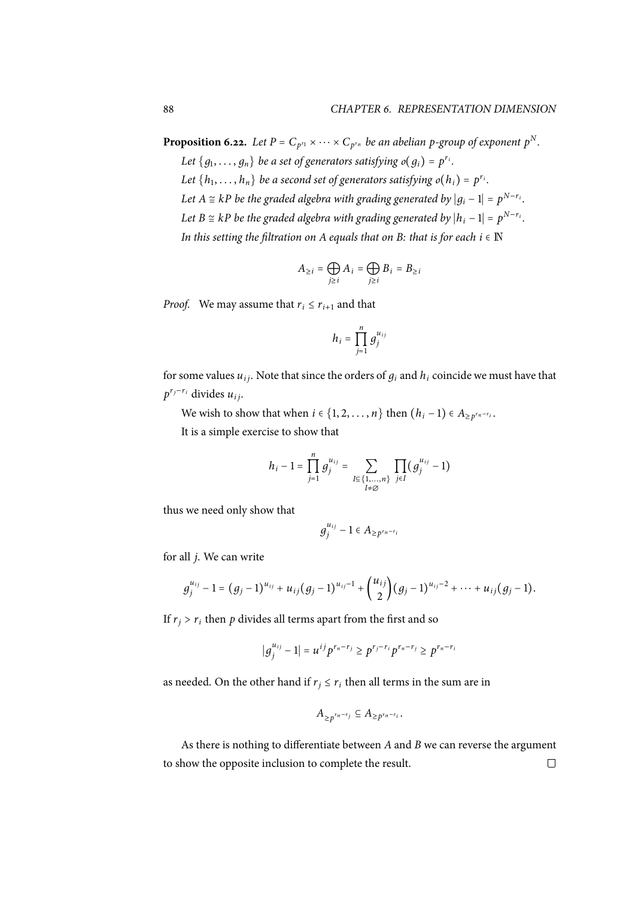**Proposition 6.22.** *Let $P = C_{p^{r_1}} \times \cdots \times C_{p^{r_n}}$ be an abelian p-group of exponent $p^N$.*

*Let $\{g_1, \ldots, g_n\}$ be a set of generators satisfying $o(g_i) = p^{r_i}$.*

*Let $\{h_1, \ldots, h_n\}$ be a second set of generators satisfying $o(h_i) = p^{r_i}$.*

*Let $A \cong kP$ be the graded algebra with grading generated by $|g_i - 1| = p^{N-r_i}$.*

*Let $B \cong kP$ be the graded algebra with grading generated by $|h_i - 1| = p^{N-r_i}$.*

*In this setting the filtration on A equals that on B: that is for each $i \in \mathbb{N}$*

$$A_{\geq i} = \bigoplus_{j \geq i} A_i = \bigoplus_{j \geq i} B_i = B_{\geq i}$$

*Proof.* We may assume that $r_i \leq r_{i+1}$ and that

$$h_i = \prod_{j=1}^{n} g_j^{u_{ij}}$$

for some values $u_{ij}$. Note that since the orders of $g_i$ and $h_i$ coincide we must have that $p^{r_j - r_i}$ divides $u_{ij}$.

We wish to show that when $i \in \{1, 2, \ldots, n\}$ then $(h_i - 1) \in A_{\geq p^{r_n - r_i}}$.

It is a simple exercise to show that

$$h_i - 1 = \prod_{j=1}^{n} g_j^{u_{ij}} = \sum_{\substack{I \subseteq \{1, \ldots, n\} \\ I \neq \varnothing}} \prod_{j \in I} (g_j^{u_{ij}} - 1)$$

thus we need only show that

$$g_j^{u_{ij}} - 1 \in A_{\geq p^{r_n - r_i}}$$

for all $j$. We can write

$$g_j^{u_{ij}} - 1 = (g_j - 1)^{u_{ij}} + u_{ij}(g_j - 1)^{u_{ij}-1} + \binom{u_{ij}}{2}(g_j - 1)^{u_{ij}-2} + \cdots + u_{ij}(g_j - 1).$$

If $r_j > r_i$ then $p$ divides all terms apart from the first and so

$$|g_j^{u_{ij}} - 1| = u^{ij} p^{r_n - r_j} \geq p^{r_j - r_i} p^{r_n - r_j} \geq p^{r_n - r_i}$$

as needed. On the other hand if $r_j \leq r_i$ then all terms in the sum are in

$$A_{\geq p^{r_n - r_j}} \subseteq A_{\geq p^{r_n - r_i}}.$$

As there is nothing to differentiate between $A$ and $B$ we can reverse the argument to show the opposite inclusion to complete the result. □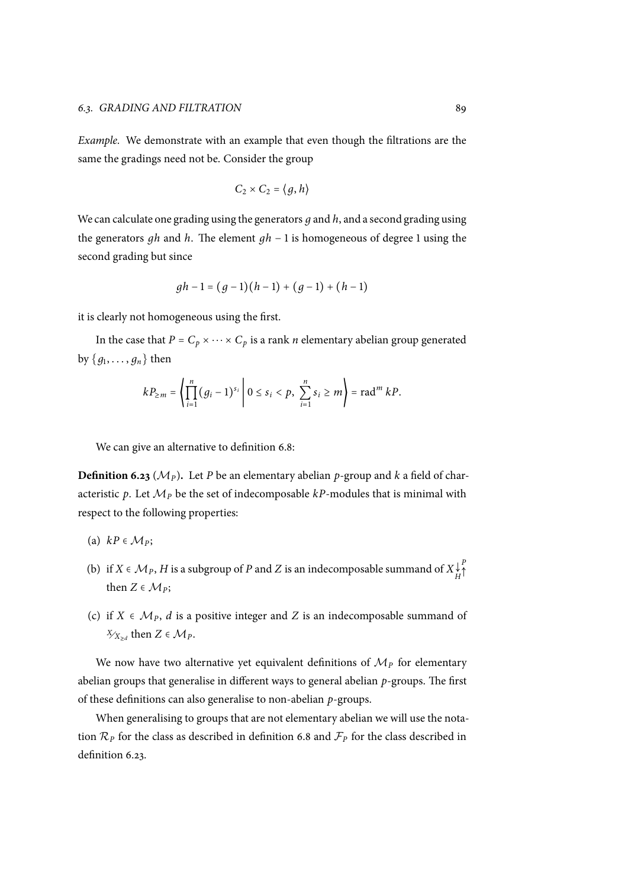*Example.* We demonstrate with an example that even though the filtrations are the same the gradings need not be. Consider the group

$$C_2 \times C_2 = \langle g, h \rangle$$

We can calculate one grading using the generators $g$ and $h$, and a second grading using the generators $gh$ and $h$. The element $gh - 1$ is homogeneous of degree 1 using the second grading but since

$$gh - 1 = (g-1)(h-1) + (g-1) + (h-1)$$

it is clearly not homogeneous using the first.

In the case that $P = C_p \times \cdots \times C_p$ is a rank $n$ elementary abelian group generated by $\{g_1, \ldots, g_n\}$ then

$$kP_{\geq m} = \left\langle \prod_{i=1}^{n} (g_i - 1)^{s_i} \;\middle|\; 0 \leq s_i < p,\ \sum_{i=1}^{n} s_i \geq m \right\rangle = \operatorname{rad}^m kP.$$

We can give an alternative to definition 6.8:

**Definition 6.23** ($\mathcal{M}_P$)**.** Let $P$ be an elementary abelian $p$-group and $k$ a field of characteristic $p$. Let $\mathcal{M}_P$ be the set of indecomposable $kP$-modules that is minimal with respect to the following properties:

(a) $kP \in \mathcal{M}_P$;

(b) if $X \in \mathcal{M}_P$, $H$ is a subgroup of $P$ and $Z$ is an indecomposable summand of $X{\downarrow_H^P}{\uparrow}$ then $Z \in \mathcal{M}_P$;

(c) if $X \in \mathcal{M}_P$, $d$ is a positive integer and $Z$ is an indecomposable summand of $X/X_{\geq d}$ then $Z \in \mathcal{M}_P$.

We now have two alternative yet equivalent definitions of $\mathcal{M}_P$ for elementary abelian groups that generalise in different ways to general abelian $p$-groups. The first of these definitions can also generalise to non-abelian $p$-groups.

When generalising to groups that are not elementary abelian we will use the notation $\mathcal{R}_P$ for the class as described in definition 6.8 and $\mathcal{F}_P$ for the class described in definition 6.23.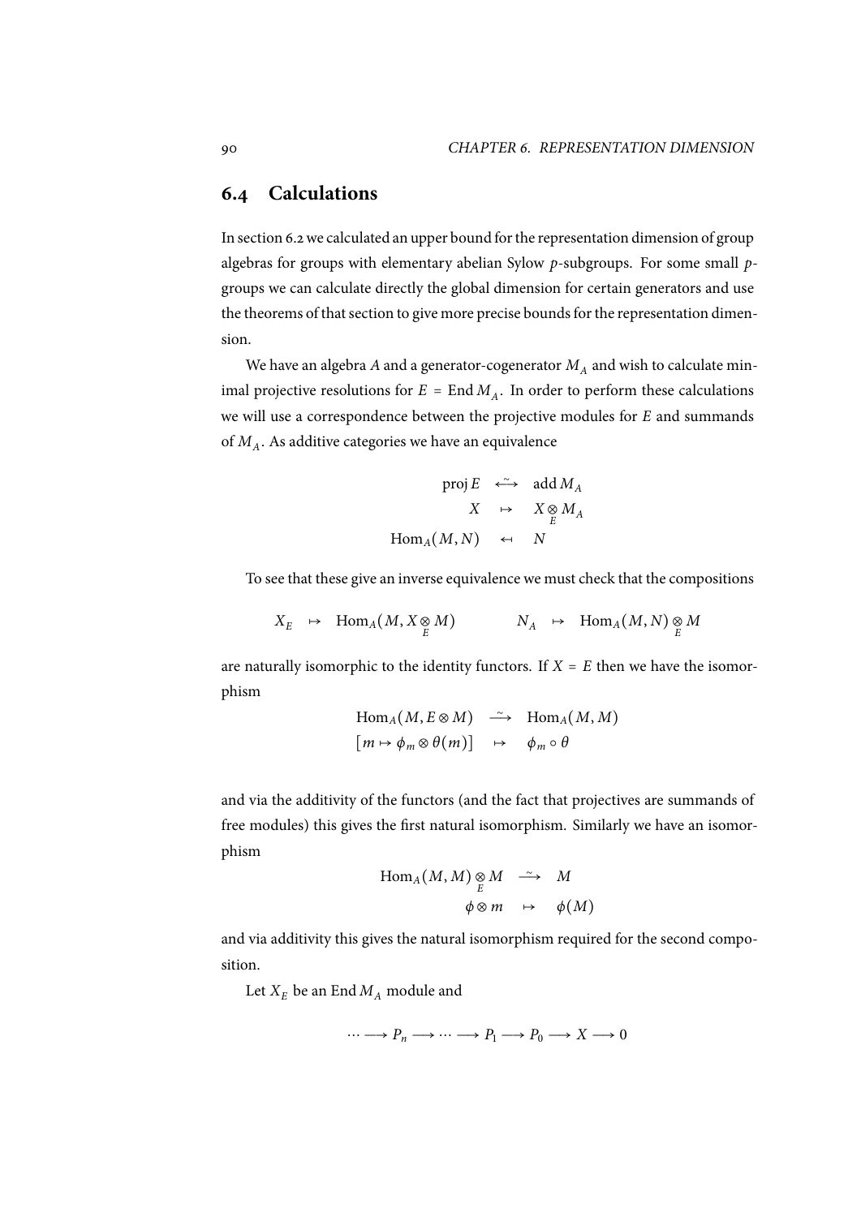## 6.4 Calculations

In section 6.2 we calculated an upper bound for the representation dimension of group algebras for groups with elementary abelian Sylow $p$-subgroups. For some small $p$-groups we can calculate directly the global dimension for certain generators and use the theorems of that section to give more precise bounds for the representation dimension.

We have an algebra $A$ and a generator-cogenerator $M_A$ and wish to calculate minimal projective resolutions for $E = \operatorname{End} M_A$. In order to perform these calculations we will use a correspondence between the projective modules for $E$ and summands of $M_A$. As additive categories we have an equivalence

$$\begin{array}{rcl} \operatorname{proj} E & \overset{\sim}{\longleftrightarrow} & \operatorname{add} M_A \\ X & \mapsto & X \underset{E}{\otimes} M_A \\ \operatorname{Hom}_A(M, N) & \leftarrow & N \end{array}$$

To see that these give an inverse equivalence we must check that the compositions

$$X_E \;\; \mapsto \;\; \operatorname{Hom}_A(M, X \underset{E}{\otimes} M) \qquad\qquad N_A \;\; \mapsto \;\; \operatorname{Hom}_A(M, N) \underset{E}{\otimes} M$$

are naturally isomorphic to the identity functors. If $X = E$ then we have the isomorphism

$$\begin{array}{rcl} \operatorname{Hom}_A(M, E \otimes M) & \overset{\sim}{\longrightarrow} & \operatorname{Hom}_A(M, M) \\ [m \mapsto \phi_m \otimes \theta(m)] & \mapsto & \phi_m \circ \theta \end{array}$$

and via the additivity of the functors (and the fact that projectives are summands of free modules) this gives the first natural isomorphism. Similarly we have an isomorphism

$$\begin{array}{rcl} \operatorname{Hom}_A(M, M) \underset{E}{\otimes} M & \overset{\sim}{\longrightarrow} & M \\ \phi \otimes m & \mapsto & \phi(M) \end{array}$$

and via additivity this gives the natural isomorphism required for the second composition.

Let $X_E$ be an $\operatorname{End} M_A$ module and

$$\cdots \longrightarrow P_n \longrightarrow \cdots \longrightarrow P_1 \longrightarrow P_0 \longrightarrow X \longrightarrow 0$$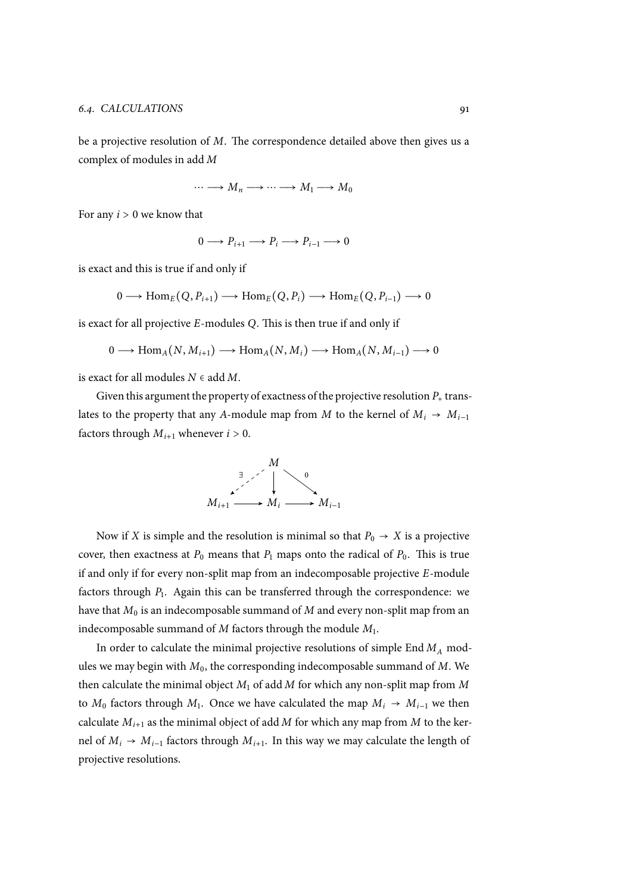be a projective resolution of $M$. The correspondence detailed above then gives us a complex of modules in $\operatorname{add} M$

$$\cdots \longrightarrow M_n \longrightarrow \cdots \longrightarrow M_1 \longrightarrow M_0$$

For any $i > 0$ we know that

$$0 \longrightarrow P_{i+1} \longrightarrow P_i \longrightarrow P_{i-1} \longrightarrow 0$$

is exact and this is true if and only if

$$0 \longrightarrow \operatorname{Hom}_E(Q, P_{i+1}) \longrightarrow \operatorname{Hom}_E(Q, P_i) \longrightarrow \operatorname{Hom}_E(Q, P_{i-1}) \longrightarrow 0$$

is exact for all projective $E$-modules $Q$. This is then true if and only if

$$0 \longrightarrow \operatorname{Hom}_A(N, M_{i+1}) \longrightarrow \operatorname{Hom}_A(N, M_i) \longrightarrow \operatorname{Hom}_A(N, M_{i-1}) \longrightarrow 0$$

is exact for all modules $N \in \operatorname{add} M$.

Given this argument the property of exactness of the projective resolution $P_*$ translates to the property that any $A$-module map from $M$ to the kernel of $M_i \to M_{i-1}$ factors through $M_{i+1}$ whenever $i > 0$.

$$\begin{array}{ccccc} & & M & & \\ & \exists\swarrow & \downarrow & \searrow 0 & \\ M_{i+1} & \longrightarrow & M_i & \longrightarrow & M_{i-1} \end{array}$$

Now if $X$ is simple and the resolution is minimal so that $P_0 \to X$ is a projective cover, then exactness at $P_0$ means that $P_1$ maps onto the radical of $P_0$. This is true if and only if for every non-split map from an indecomposable projective $E$-module factors through $P_1$. Again this can be transferred through the correspondence: we have that $M_0$ is an indecomposable summand of $M$ and every non-split map from an indecomposable summand of $M$ factors through the module $M_1$.

In order to calculate the minimal projective resolutions of simple $\operatorname{End} M_A$ modules we may begin with $M_0$, the corresponding indecomposable summand of $M$. We then calculate the minimal object $M_1$ of $\operatorname{add} M$ for which any non-split map from $M$ to $M_0$ factors through $M_1$. Once we have calculated the map $M_i \to M_{i-1}$ we then calculate $M_{i+1}$ as the minimal object of $\operatorname{add} M$ for which any map from $M$ to the kernel of $M_i \to M_{i-1}$ factors through $M_{i+1}$. In this way we may calculate the length of projective resolutions.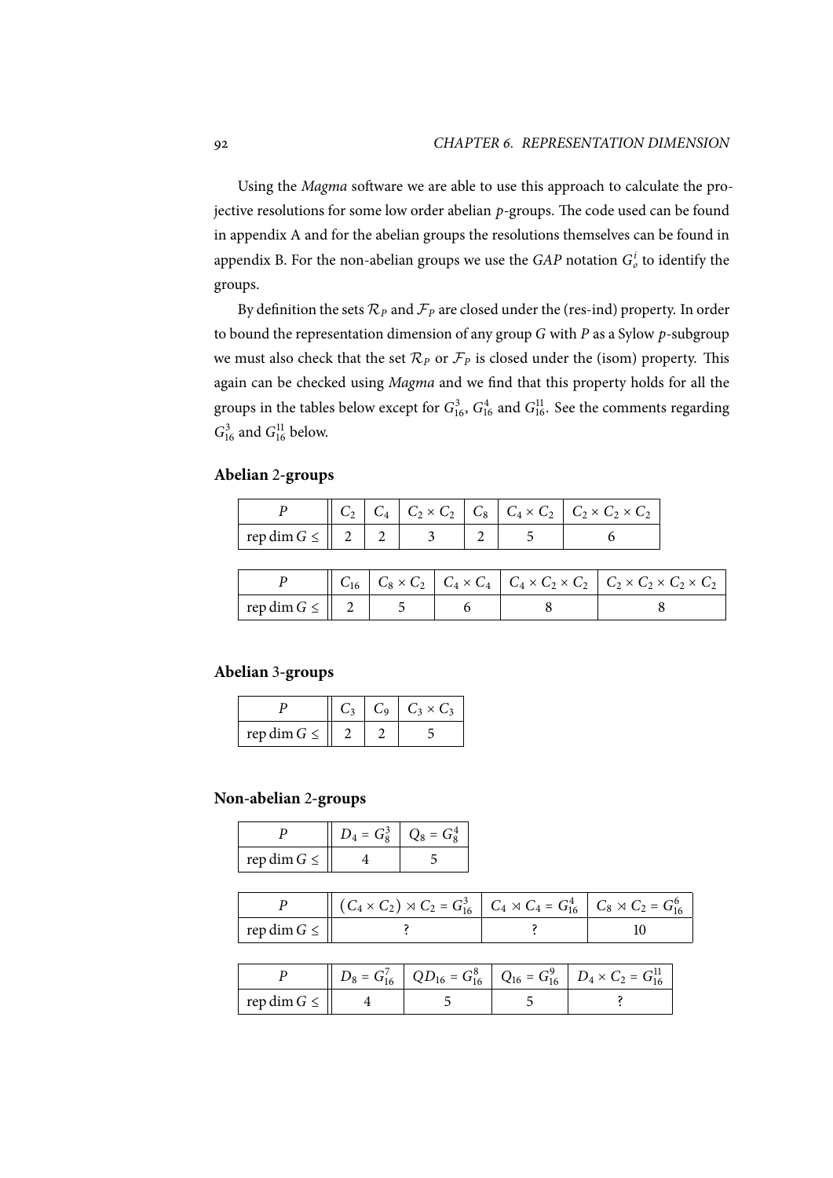Using the *Magma* software we are able to use this approach to calculate the projective resolutions for some low order abelian $p$-groups. The code used can be found in appendix A and for the abelian groups the resolutions themselves can be found in appendix B. For the non-abelian groups we use the *GAP* notation $G_o^i$ to identify the groups.

By definition the sets $\mathcal{R}_P$ and $\mathcal{F}_P$ are closed under the (res-ind) property. In order to bound the representation dimension of any group $G$ with $P$ as a Sylow $p$-subgroup we must also check that the set $\mathcal{R}_P$ or $\mathcal{F}_P$ is closed under the (isom) property. This again can be checked using *Magma* and we find that this property holds for all the groups in the tables below except for $G_{16}^3$, $G_{16}^4$ and $G_{16}^{11}$. See the comments regarding $G_{16}^3$ and $G_{16}^{11}$ below.

### Abelian 2-groups

| $P$ | $C_2$ | $C_4$ | $C_2 \times C_2$ | $C_8$ | $C_4 \times C_2$ | $C_2 \times C_2 \times C_2$ |
|---|---|---|---|---|---|---|
| rep dim $G \leq$ | 2 | 2 | 3 | 2 | 5 | 6 |

| $P$ | $C_{16}$ | $C_8 \times C_2$ | $C_4 \times C_4$ | $C_4 \times C_2 \times C_2$ | $C_2 \times C_2 \times C_2 \times C_2$ |
|---|---|---|---|---|---|
| rep dim $G \leq$ | 2 | 5 | 6 | 8 | 8 |

### Abelian 3-groups

| $P$ | $C_3$ | $C_9$ | $C_3 \times C_3$ |
|---|---|---|---|
| rep dim $G \leq$ | 2 | 2 | 5 |

### Non-abelian 2-groups

| $P$ | $D_4 = G_8^3$ | $Q_8 = G_8^4$ |
|---|---|---|
| rep dim $G \leq$ | 4 | 5 |

| $P$ | $(C_4 \times C_2) \rtimes C_2 = G_{16}^3$ | $C_4 \rtimes C_4 = G_{16}^4$ | $C_8 \rtimes C_2 = G_{16}^6$ |
|---|---|---|---|
| rep dim $G \leq$ | ? | ? | 10 |

| $P$ | $D_8 = G_{16}^7$ | $QD_{16} = G_{16}^8$ | $Q_{16} = G_{16}^9$ | $D_4 \times C_2 = G_{16}^{11}$ |
|---|---|---|---|---|
| rep dim $G \leq$ | 4 | 5 | 5 | ? |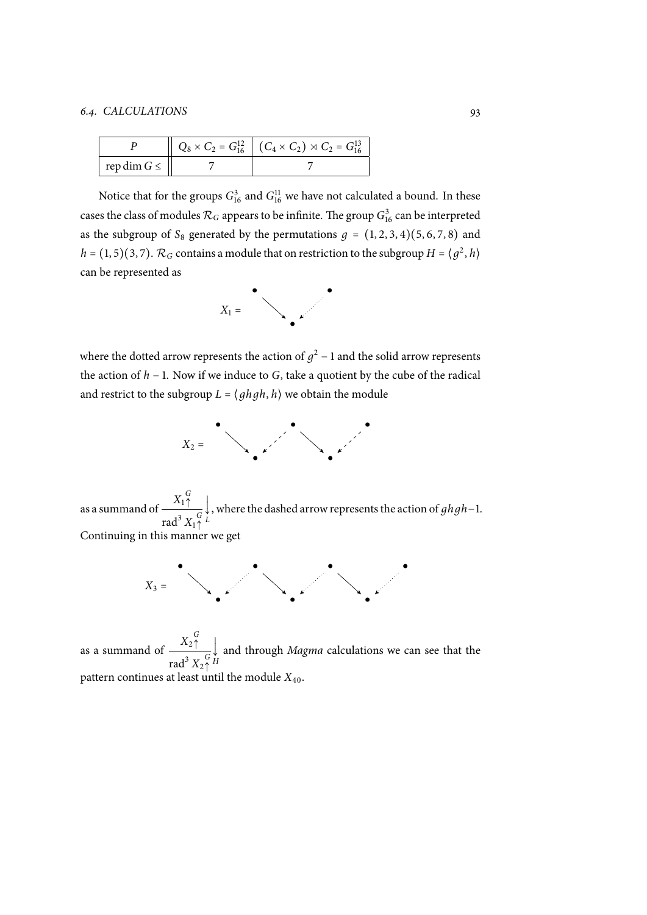| $P$ | $Q_8 \times C_2 = G_{16}^{12}$ | $(C_4 \times C_2) \rtimes C_2 = G_{16}^{13}$ |
|---|---|---|
| $\operatorname{rep\,dim} G \leq$ | 7 | 7 |

Notice that for the groups $G_{16}^3$ and $G_{16}^{11}$ we have not calculated a bound. In these cases the class of modules $\mathcal{R}_G$ appears to be infinite. The group $G_{16}^3$ can be interpreted as the subgroup of $S_8$ generated by the permutations $g = (1,2,3,4)(5,6,7,8)$ and $h = (1,5)(3,7)$. $\mathcal{R}_G$ contains a module that on restriction to the subgroup $H = \langle g^2, h \rangle$ can be represented as

$$X_1 = \begin{array}{ccc} \bullet & & \bullet \\ & \searrow \quad \swarrow & \\ & \bullet & \end{array}$$

where the dotted arrow represents the action of $g^2 - 1$ and the solid arrow represents the action of $h - 1$. Now if we induce to $G$, take a quotient by the cube of the radical and restrict to the subgroup $L = \langle ghgh, h \rangle$ we obtain the module

$$X_2 = \begin{array}{ccccc} \bullet & & \bullet & & \bullet \\ & \searrow \quad \swarrow & & \searrow \quad \swarrow & \\ & \bullet & & \bullet & \end{array}$$

as a summand of $\left.\dfrac{X_1\!\uparrow^G}{\operatorname{rad}^3 X_1\!\uparrow^G}\right\downarrow_L$, where the dashed arrow represents the action of $ghgh - 1$. Continuing in this manner we get

$$X_3 = \begin{array}{ccccccc} \bullet & & \bullet & & \bullet & & \bullet \\ & \searrow \quad \swarrow & & \searrow \quad \swarrow & & \searrow \quad \swarrow & \\ & \bullet & & \bullet & & \bullet & \end{array}$$

as a summand of $\left.\dfrac{X_2\!\uparrow^G}{\operatorname{rad}^3 X_2\!\uparrow^G}\right\downarrow_H$ and through *Magma* calculations we can see that the pattern continues at least until the module $X_{40}$.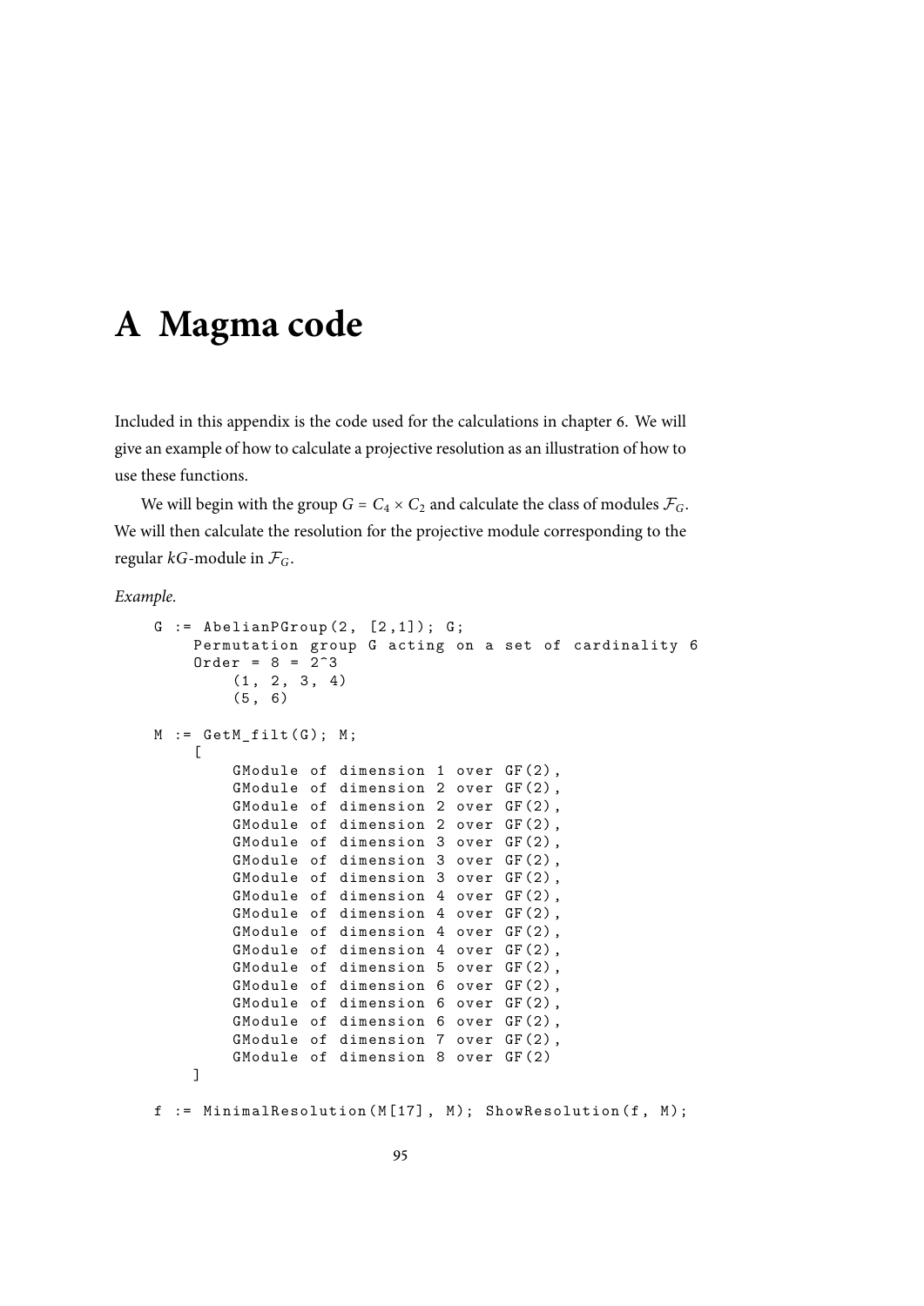# A Magma code

Included in this appendix is the code used for the calculations in chapter 6. We will give an example of how to calculate a projective resolution as an illustration of how to use these functions.

We will begin with the group $G = C_4 \times C_2$ and calculate the class of modules $\mathcal{F}_G$. We will then calculate the resolution for the projective module corresponding to the regular $kG$-module in $\mathcal{F}_G$.

*Example.*

```
G := AbelianPGroup(2, [2,1]); G;
    Permutation group G acting on a set of cardinality 6
    Order = 8 = 2^3
        (1, 2, 3, 4)
        (5, 6)

M := GetM_filt(G); M;
    [
        GModule of dimension 1 over GF(2),
        GModule of dimension 2 over GF(2),
        GModule of dimension 2 over GF(2),
        GModule of dimension 2 over GF(2),
        GModule of dimension 3 over GF(2),
        GModule of dimension 3 over GF(2),
        GModule of dimension 3 over GF(2),
        GModule of dimension 4 over GF(2),
        GModule of dimension 4 over GF(2),
        GModule of dimension 4 over GF(2),
        GModule of dimension 4 over GF(2),
        GModule of dimension 5 over GF(2),
        GModule of dimension 6 over GF(2),
        GModule of dimension 6 over GF(2),
        GModule of dimension 6 over GF(2),
        GModule of dimension 7 over GF(2),
        GModule of dimension 8 over GF(2)
    ]

f := MinimalResolution(M[17], M); ShowResolution(f, M);
```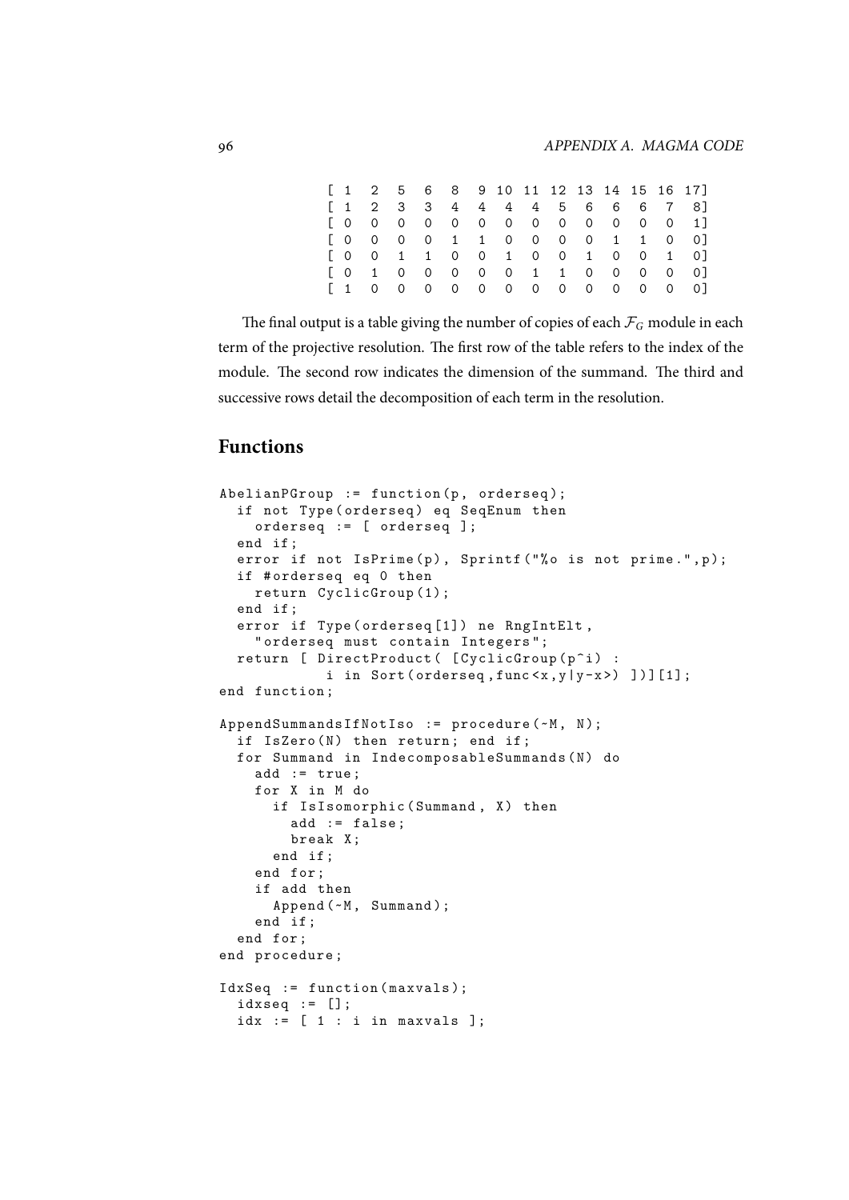```
[ 1  2  5  6  8  9 10 11 12 13 14 15 16 17]
[ 1  2  3  3  4  4  4  4  5  6  6  6  7  8]
[ 0  0  0  0  0  0  0  0  0  0  0  0  0  1]
[ 0  0  0  0  1  1  0  0  0  0  1  1  0  0]
[ 0  0  1  1  0  0  1  0  0  1  0  0  1  0]
[ 0  1  0  0  0  0  0  1  1  0  0  0  0  0]
[ 1  0  0  0  0  0  0  0  0  0  0  0  0  0]
```

The final output is a table giving the number of copies of each $\mathcal{F}_G$ module in each term of the projective resolution. The first row of the table refers to the index of the module. The second row indicates the dimension of the summand. The third and successive rows detail the decomposition of each term in the resolution.

## Functions

```
AbelianPGroup := function(p, orderseq);
  if not Type(orderseq) eq SeqEnum then
    orderseq := [ orderseq ];
  end if;
  error if not IsPrime(p), Sprintf("%o is not prime.",p);
  if #orderseq eq 0 then
    return CyclicGroup(1);
  end if;
  error if Type(orderseq[1]) ne RngIntElt,
    "orderseq must contain Integers";
  return [ DirectProduct( [CyclicGroup(p^i) :
            i in Sort(orderseq,func<x,y|y-x>) ])][1];
end function;

AppendSummandsIfNotIso := procedure(~M, N);
  if IsZero(N) then return; end if;
  for Summand in IndecomposableSummands(N) do
    add := true;
    for X in M do
      if IsIsomorphic(Summand, X) then
        add := false;
        break X;
      end if;
    end for;
    if add then
      Append(~M, Summand);
    end if;
  end for;
end procedure;

IdxSeq := function(maxvals);
  idxseq := [];
  idx := [ 1 : i in maxvals ];
```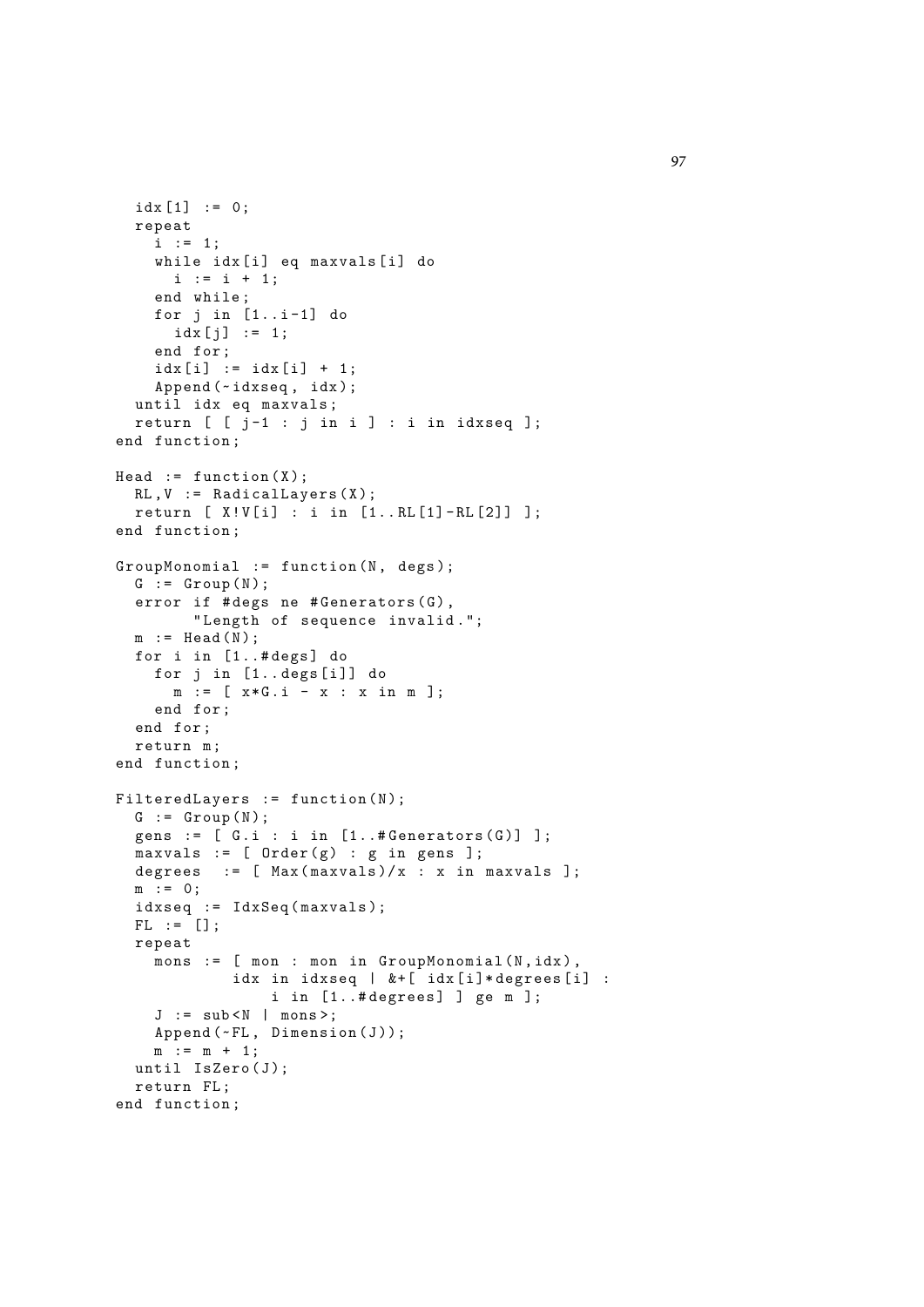```
  idx[1] := 0;
  repeat
    i := 1;
    while idx[i] eq maxvals[i] do
      i := i + 1;
    end while;
    for j in [1..i-1] do
      idx[j] := 1;
    end for;
    idx[i] := idx[i] + 1;
    Append(~idxseq, idx);
  until idx eq maxvals;
  return [ [ j-1 : j in i ] : i in idxseq ];
end function;

Head := function(X);
  RL,V := RadicalLayers(X);
  return [ X!V[i] : i in [1..RL[1]-RL[2]] ];
end function;

GroupMonomial := function(N, degs);
  G := Group(N);
  error if #degs ne #Generators(G),
        "Length of sequence invalid.";
  m := Head(N);
  for i in [1..#degs] do
    for j in [1..degs[i]] do
      m := [ x*G.i - x : x in m ];
    end for;
  end for;
  return m;
end function;

FilteredLayers := function(N);
  G := Group(N);
  gens := [ G.i : i in [1..#Generators(G)] ];
  maxvals := [ Order(g) : g in gens ];
  degrees  := [ Max(maxvals)/x : x in maxvals ];
  m := 0;
  idxseq := IdxSeq(maxvals);
  FL := [];
  repeat
    mons := [ mon : mon in GroupMonomial(N,idx),
            idx in idxseq | &+[ idx[i]*degrees[i] :
                  i in [1..#degrees] ] ge m ];
    J := sub<N | mons>;
    Append(~FL, Dimension(J));
    m := m + 1;
  until IsZero(J);
  return FL;
end function;
```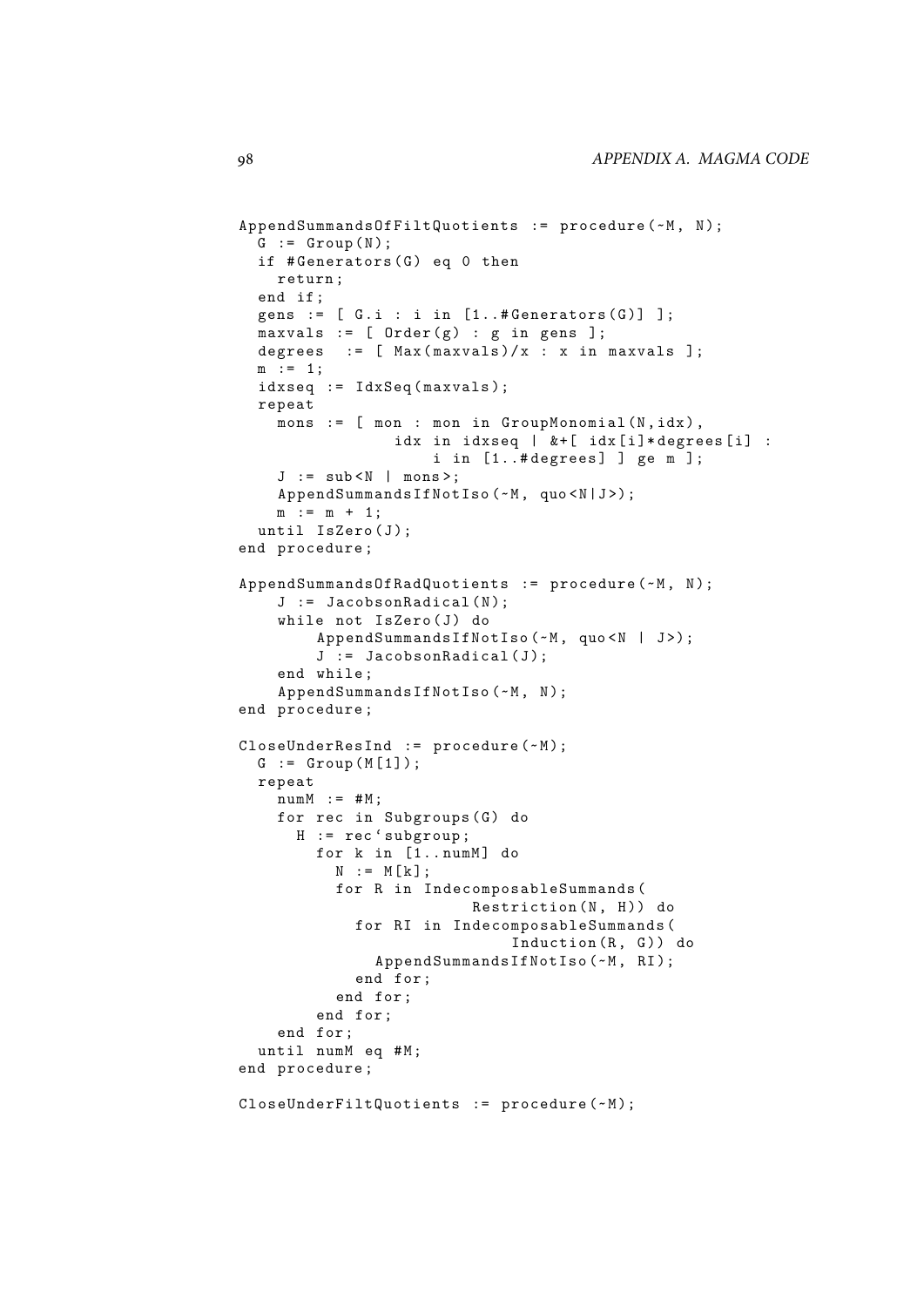```
AppendSummandsOfFiltQuotients := procedure(~M, N);
  G := Group(N);
  if #Generators(G) eq 0 then
    return;
  end if;
  gens := [ G.i : i in [1..#Generators(G)] ];
  maxvals := [ Order(g) : g in gens ];
  degrees  := [ Max(maxvals)/x : x in maxvals ];
  m := 1;
  idxseq := IdxSeq(maxvals);
  repeat
    mons := [ mon : mon in GroupMonomial(N,idx),
                idx in idxseq | &+[ idx[i]*degrees[i] :
                    i in [1..#degrees] ] ge m ];
    J := sub<N | mons>;
    AppendSummandsIfNotIso(~M, quo<N|J>);
    m := m + 1;
  until IsZero(J);
end procedure;

AppendSummandsOfRadQuotients := procedure(~M, N);
    J := JacobsonRadical(N);
    while not IsZero(J) do
        AppendSummandsIfNotIso(~M, quo<N | J>);
        J := JacobsonRadical(J);
    end while;
    AppendSummandsIfNotIso(~M, N);
end procedure;

CloseUnderResInd := procedure(~M);
  G := Group(M[1]);
  repeat
    numM := #M;
    for rec in Subgroups(G) do
      H := rec`subgroup;
        for k in [1..numM] do
          N := M[k];
          for R in IndecomposableSummands(
                         Restriction(N, H)) do
            for RI in IndecomposableSummands(
                             Induction(R, G)) do
              AppendSummandsIfNotIso(~M, RI);
            end for;
          end for;
        end for;
    end for;
  until numM eq #M;
end procedure;

CloseUnderFiltQuotients := procedure(~M);
```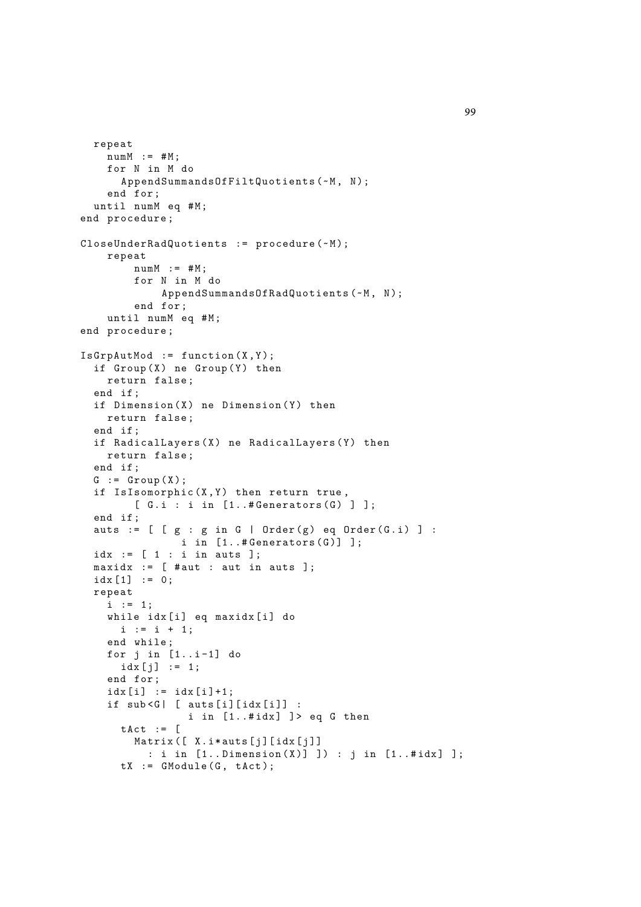```
  repeat
    numM := #M;
    for N in M do
      AppendSummandsOfFiltQuotients(~M, N);
    end for;
  until numM eq #M;
end procedure;

CloseUnderRadQuotients := procedure(~M);
    repeat
        numM := #M;
        for N in M do
            AppendSummandsOfRadQuotients(~M, N);
        end for;
    until numM eq #M;
end procedure;

IsGrpAutMod := function(X,Y);
  if Group(X) ne Group(Y) then
    return false;
  end if;
  if Dimension(X) ne Dimension(Y) then
    return false;
  end if;
  if RadicalLayers(X) ne RadicalLayers(Y) then
    return false;
  end if;
  G := Group(X);
  if IsIsomorphic(X,Y) then return true,
        [ G.i : i in [1..#Generators(G) ] ];
  end if;
  auts := [ [ g : g in G | Order(g) eq Order(G.i) ] :
              i in [1..#Generators(G)] ];
  idx := [ 1 : i in auts ];
  maxidx := [ #aut : aut in auts ];
  idx[1] := 0;
  repeat
    i := 1;
    while idx[i] eq maxidx[i] do
      i := i + 1;
    end while;
    for j in [1..i-1] do
      idx[j] := 1;
    end for;
    idx[i] := idx[i]+1;
    if sub<G| [ auts[i][idx[i]] :
                i in [1..#idx] ]> eq G then
      tAct := [
        Matrix([ X.i*auts[j][idx[j]]
          : i in [1..Dimension(X)] ]) : j in [1..#idx] ];
      tX := GModule(G, tAct);
```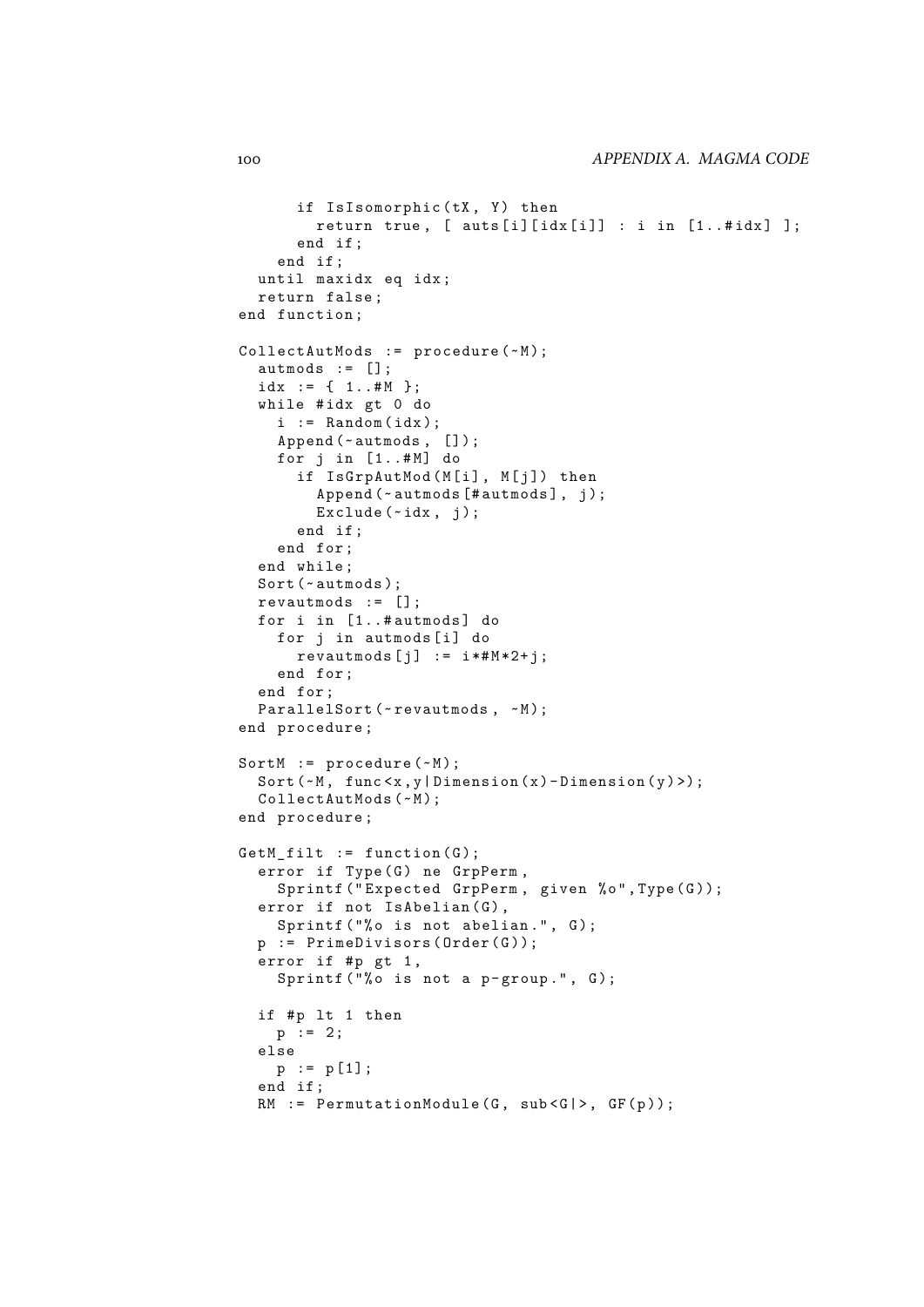```
      if IsIsomorphic(tX, Y) then
        return true, [ auts[i][idx[i]] : i in [1..#idx] ];
      end if;
    end if;
  until maxidx eq idx;
  return false;
end function;

CollectAutMods := procedure(~M);
  autmods := [];
  idx := { 1..#M };
  while #idx gt 0 do
    i := Random(idx);
    Append(~autmods, []);
    for j in [1..#M] do
      if IsGrpAutMod(M[i], M[j]) then
        Append(~autmods[#autmods], j);
        Exclude(~idx, j);
      end if;
    end for;
  end while;
  Sort(~autmods);
  revautmods := [];
  for i in [1..#autmods] do
    for j in autmods[i] do
      revautmods[j] := i*#M*2+j;
    end for;
  end for;
  ParallelSort(~revautmods, ~M);
end procedure;

SortM := procedure(~M);
  Sort(~M, func<x,y|Dimension(x)-Dimension(y)>);
  CollectAutMods(~M);
end procedure;

GetM_filt := function(G);
  error if Type(G) ne GrpPerm,
    Sprintf("Expected GrpPerm, given %o",Type(G));
  error if not IsAbelian(G),
    Sprintf("%o is not abelian.", G);
  p := PrimeDivisors(Order(G));
  error if #p gt 1,
    Sprintf("%o is not a p-group.", G);

  if #p lt 1 then
    p := 2;
  else
    p := p[1];
  end if;
  RM := PermutationModule(G, sub<G|>, GF(p));
```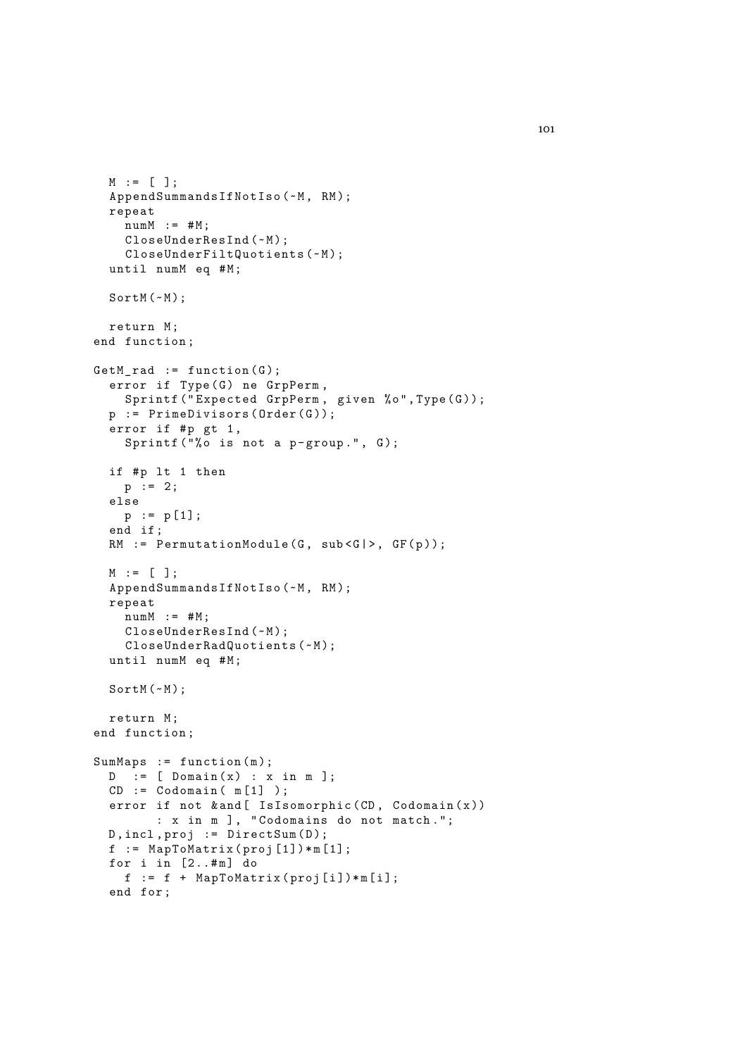```
  M := [ ];
  AppendSummandsIfNotIso(~M, RM);
  repeat
    numM := #M;
    CloseUnderResInd(~M);
    CloseUnderFiltQuotients(~M);
  until numM eq #M;

  SortM(~M);

  return M;
end function;

GetM_rad := function(G);
  error if Type(G) ne GrpPerm,
    Sprintf("Expected GrpPerm, given %o",Type(G));
  p := PrimeDivisors(Order(G));
  error if #p gt 1,
    Sprintf("%o is not a p-group.", G);

  if #p lt 1 then
    p := 2;
  else
    p := p[1];
  end if;
  RM := PermutationModule(G, sub<G|>, GF(p));

  M := [ ];
  AppendSummandsIfNotIso(~M, RM);
  repeat
    numM := #M;
    CloseUnderResInd(~M);
    CloseUnderRadQuotients(~M);
  until numM eq #M;

  SortM(~M);

  return M;
end function;

SumMaps := function(m);
  D  := [ Domain(x) : x in m ];
  CD := Codomain( m[1] );
  error if not &and[ IsIsomorphic(CD, Codomain(x))
        : x in m ], "Codomains do not match.";
  D,incl,proj := DirectSum(D);
  f := MapToMatrix(proj[1])*m[1];
  for i in [2..#m] do
    f := f + MapToMatrix(proj[i])*m[i];
  end for;
```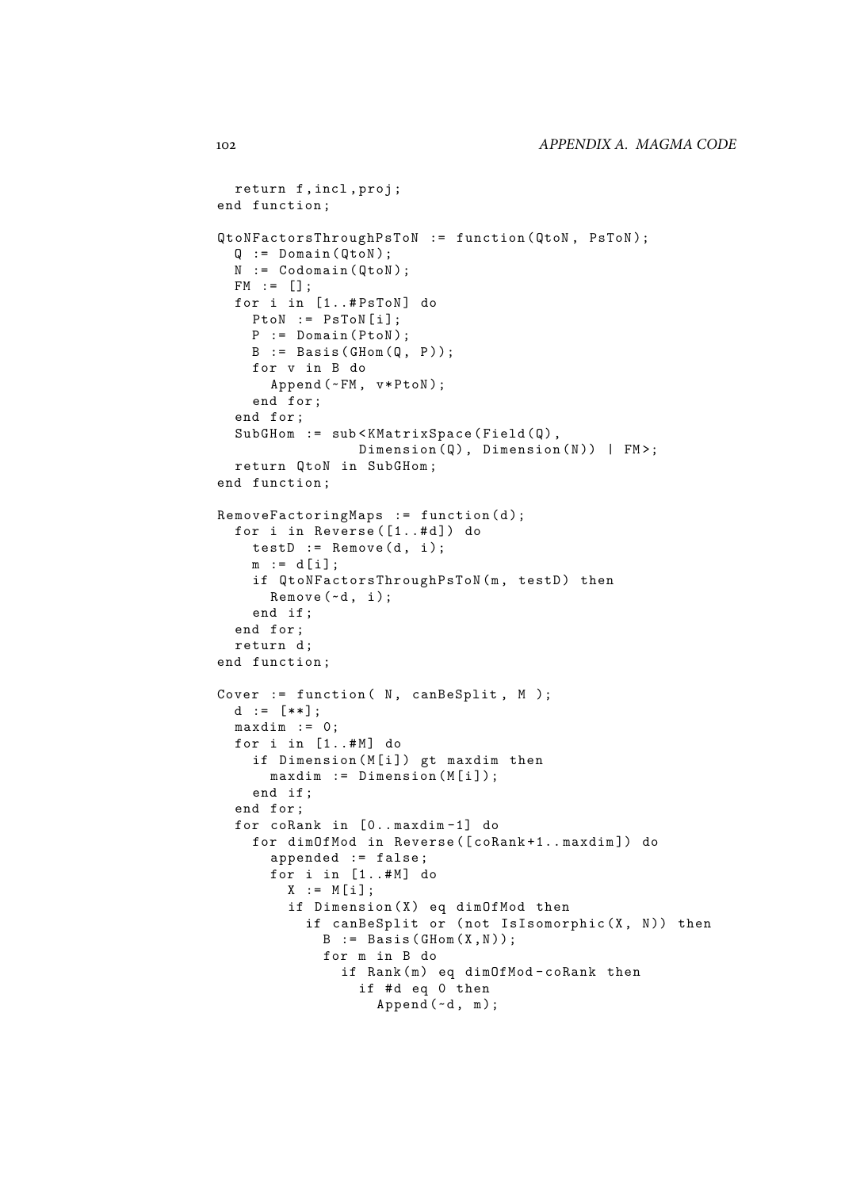```
  return f,incl,proj;
end function;

QtoNFactorsThroughPsToN := function(QtoN, PsToN);
  Q := Domain(QtoN);
  N := Codomain(QtoN);
  FM := [];
  for i in [1..#PsToN] do
    PtoN := PsToN[i];
    P := Domain(PtoN);
    B := Basis(GHom(Q, P));
    for v in B do
      Append(~FM, v*PtoN);
    end for;
  end for;
  SubGHom := sub<KMatrixSpace(Field(Q),
                Dimension(Q), Dimension(N)) | FM>;
  return QtoN in SubGHom;
end function;

RemoveFactoringMaps := function(d);
  for i in Reverse([1..#d]) do
    testD := Remove(d, i);
    m := d[i];
    if QtoNFactorsThroughPsToN(m, testD) then
      Remove(~d, i);
    end if;
  end for;
  return d;
end function;

Cover := function( N, canBeSplit, M );
  d := [**];
  maxdim := 0;
  for i in [1..#M] do
    if Dimension(M[i]) gt maxdim then
      maxdim := Dimension(M[i]);
    end if;
  end for;
  for coRank in [0..maxdim-1] do
    for dimOfMod in Reverse([coRank+1..maxdim]) do
      appended := false;
      for i in [1..#M] do
        X := M[i];
        if Dimension(X) eq dimOfMod then
          if canBeSplit or (not IsIsomorphic(X, N)) then
            B := Basis(GHom(X,N));
            for m in B do
              if Rank(m) eq dimOfMod-coRank then
                if #d eq 0 then
                  Append(~d, m);
```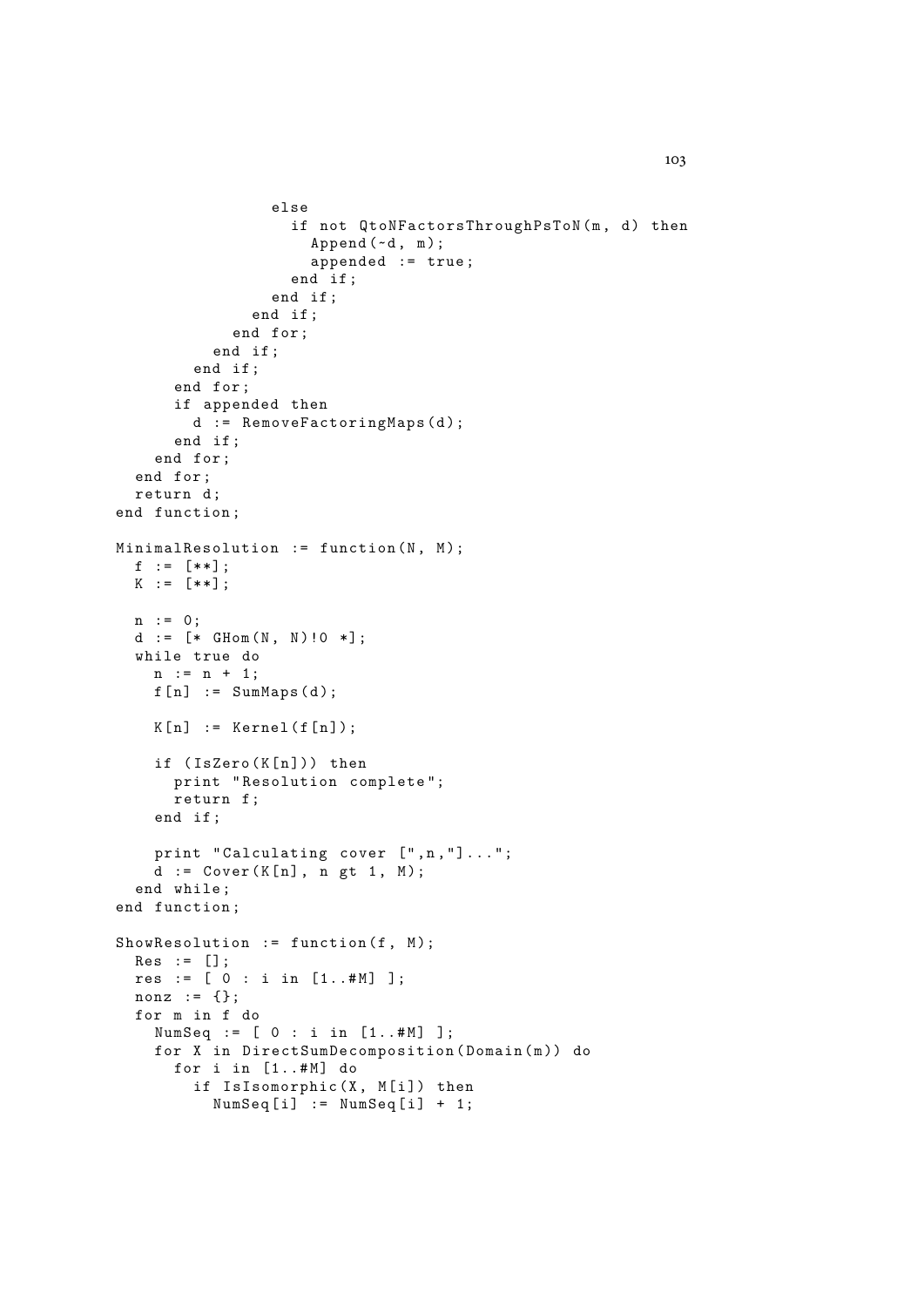```
                else
                  if not QtoNFactorsThroughPsToN(m, d) then
                    Append(~d, m);
                    appended := true;
                  end if;
                end if;
              end if;
            end for;
          end if;
        end if;
      end for;
      if appended then
        d := RemoveFactoringMaps(d);
      end if;
    end for;
  end for;
  return d;
end function;

MinimalResolution := function(N, M);
  f := [**];
  K := [**];

  n := 0;
  d := [* GHom(N, N)!0 *];
  while true do
    n := n + 1;
    f[n] := SumMaps(d);

    K[n] := Kernel(f[n]);

    if (IsZero(K[n])) then
      print "Resolution complete";
      return f;
    end if;

    print "Calculating cover [",n,"]...";
    d := Cover(K[n], n gt 1, M);
  end while;
end function;

ShowResolution := function(f, M);
  Res := [];
  res := [ 0 : i in [1..#M] ];
  nonz := {};
  for m in f do
    NumSeq := [ 0 : i in [1..#M] ];
    for X in DirectSumDecomposition(Domain(m)) do
      for i in [1..#M] do
        if IsIsomorphic(X, M[i]) then
          NumSeq[i] := NumSeq[i] + 1;
```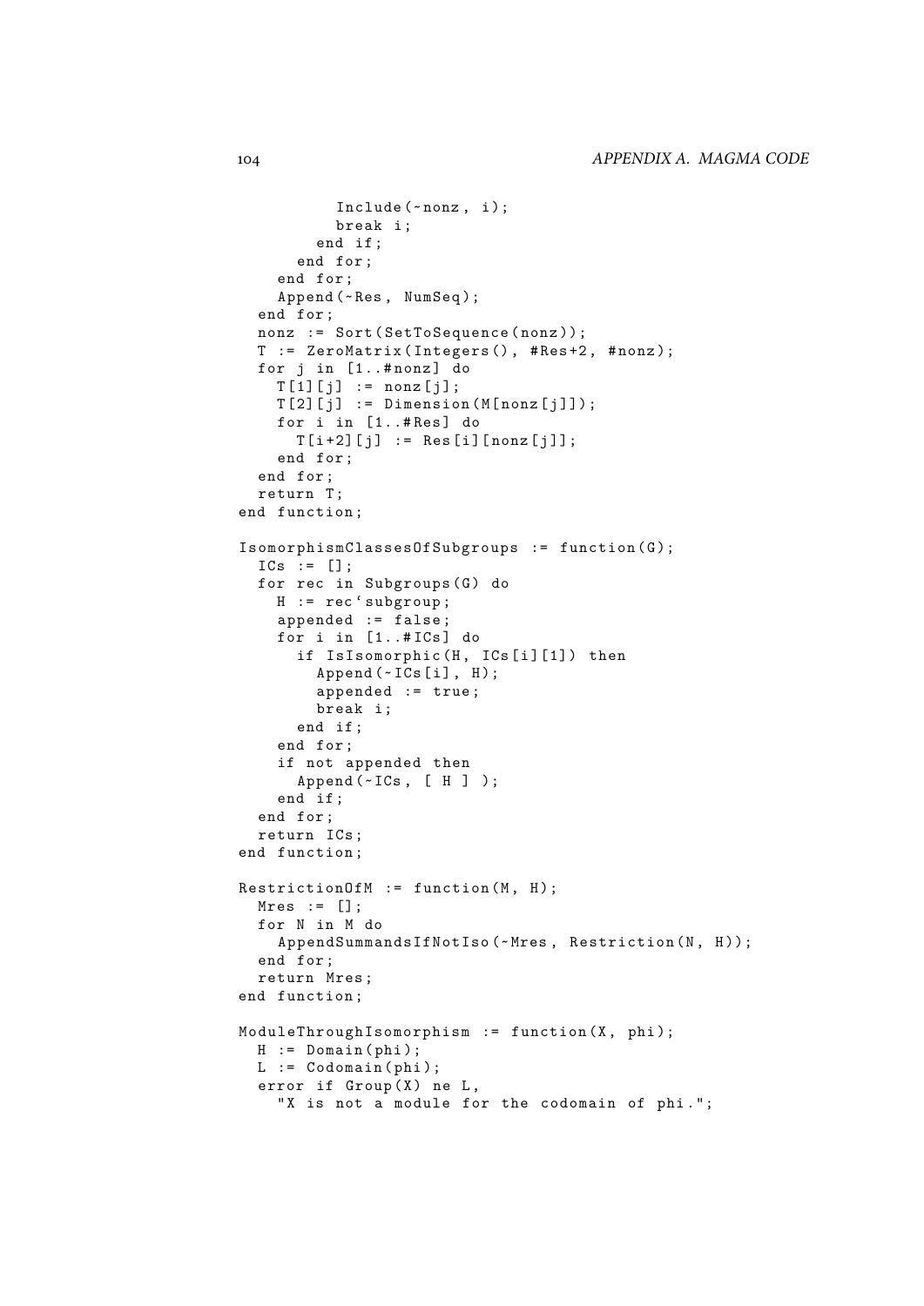```
          Include(~nonz, i);
          break i;
        end if;
      end for;
    end for;
    Append(~Res, NumSeq);
  end for;
  nonz := Sort(SetToSequence(nonz));
  T := ZeroMatrix(Integers(), #Res+2, #nonz);
  for j in [1..#nonz] do
    T[1][j] := nonz[j];
    T[2][j] := Dimension(M[nonz[j]]);
    for i in [1..#Res] do
      T[i+2][j] := Res[i][nonz[j]];
    end for;
  end for;
  return T;
end function;

IsomorphismClassesOfSubgroups := function(G);
  ICs := [];
  for rec in Subgroups(G) do
    H := rec`subgroup;
    appended := false;
    for i in [1..#ICs] do
      if IsIsomorphic(H, ICs[i][1]) then
        Append(~ICs[i], H);
        appended := true;
        break i;
      end if;
    end for;
    if not appended then
      Append(~ICs, [ H ] );
    end if;
  end for;
  return ICs;
end function;

RestrictionOfM := function(M, H);
  Mres := [];
  for N in M do
    AppendSummandsIfNotIso(~Mres, Restriction(N, H));
  end for;
  return Mres;
end function;

ModuleThroughIsomorphism := function(X, phi);
  H := Domain(phi);
  L := Codomain(phi);
  error if Group(X) ne L,
    "X is not a module for the codomain of phi.";
```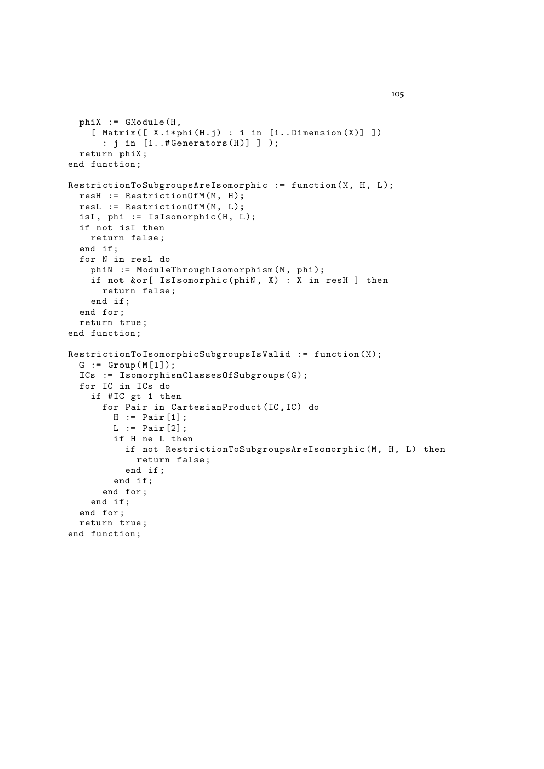```
  phiX := GModule(H,
    [ Matrix([ X.i*phi(H.j) : i in [1..Dimension(X)] ])
      : j in [1..#Generators(H)] ] );
  return phiX;
end function;

RestrictionToSubgroupsAreIsomorphic := function(M, H, L);
  resH := RestrictionOfM(M, H);
  resL := RestrictionOfM(M, L);
  isI, phi := IsIsomorphic(H, L);
  if not isI then
    return false;
  end if;
  for N in resL do
    phiN := ModuleThroughIsomorphism(N, phi);
    if not &or[ IsIsomorphic(phiN, X) : X in resH ] then
      return false;
    end if;
  end for;
  return true;
end function;

RestrictionToIsomorphicSubgroupsIsValid := function(M);
  G := Group(M[1]);
  ICs := IsomorphismClassesOfSubgroups(G);
  for IC in ICs do
    if #IC gt 1 then
      for Pair in CartesianProduct(IC,IC) do
        H := Pair[1];
        L := Pair[2];
        if H ne L then
          if not RestrictionToSubgroupsAreIsomorphic(M, H, L) then
            return false;
          end if;
        end if;
      end for;
    end if;
  end for;
  return true;
end function;
```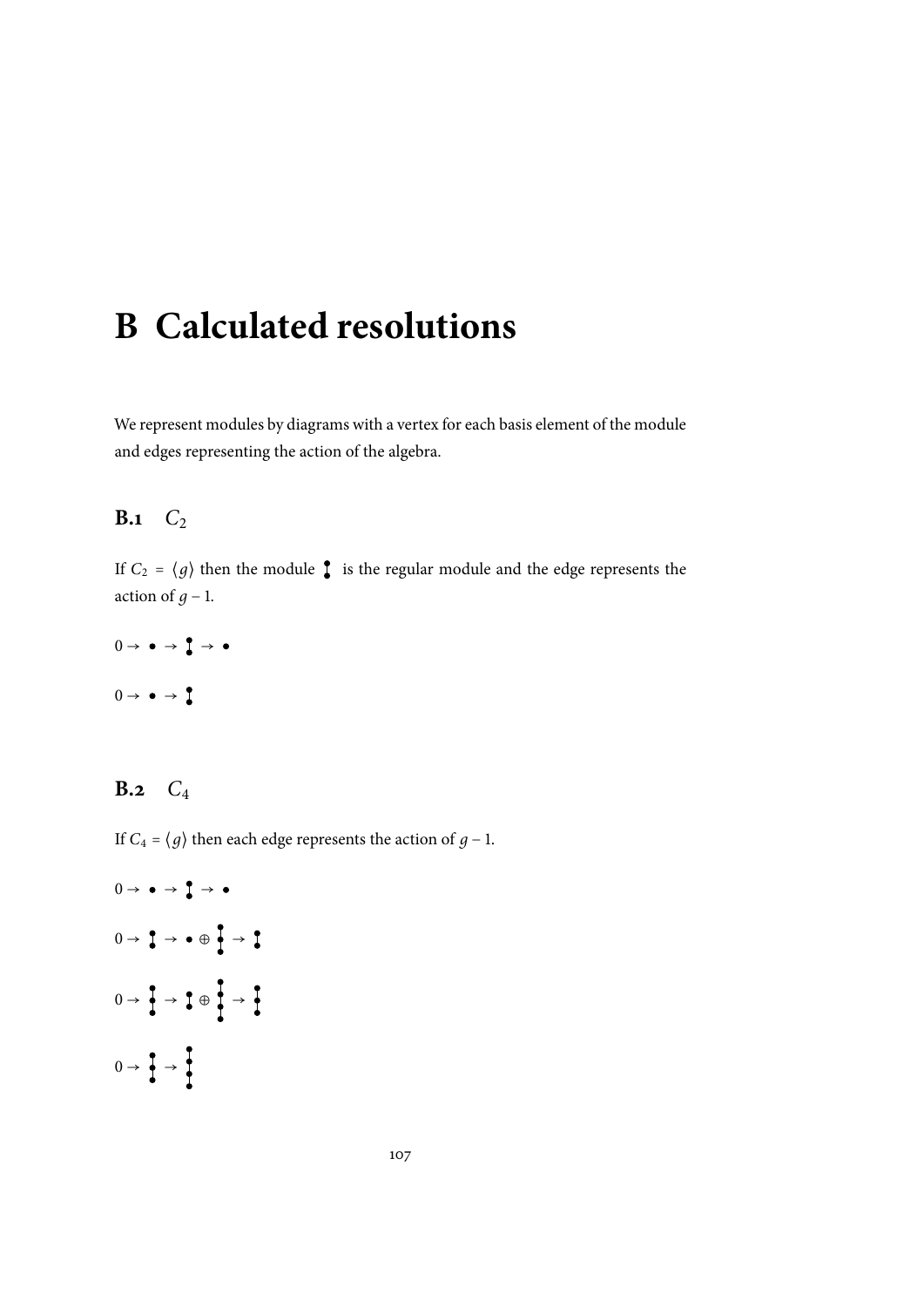# B Calculated resolutions

We represent modules by diagrams with a vertex for each basis element of the module and edges representing the action of the algebra.

## B.1 $C_2$

If $C_2 = \langle g \rangle$ then the module $\begin{smallmatrix}\bullet\\|\\\bullet\end{smallmatrix}$ is the regular module and the edge represents the action of $g - 1$.

$$0 \to \bullet \to \begin{smallmatrix}\bullet\\|\\\bullet\end{smallmatrix} \to \bullet$$

$$0 \to \bullet \to \begin{smallmatrix}\bullet\\|\\\bullet\end{smallmatrix}$$

## B.2 $C_4$

If $C_4 = \langle g \rangle$ then each edge represents the action of $g - 1$.

$$0 \to \bullet \to \begin{smallmatrix}\bullet\\|\\\bullet\end{smallmatrix} \to \bullet$$

$$0 \to \begin{smallmatrix}\bullet\\|\\\bullet\end{smallmatrix} \to \bullet \oplus \begin{smallmatrix}\bullet\\|\\\bullet\\|\\\bullet\end{smallmatrix} \to \begin{smallmatrix}\bullet\\|\\\bullet\end{smallmatrix}$$

$$0 \to \begin{smallmatrix}\bullet\\|\\\bullet\\|\\\bullet\end{smallmatrix} \to \begin{smallmatrix}\bullet\\|\\\bullet\end{smallmatrix} \oplus \begin{smallmatrix}\bullet\\|\\\bullet\\|\\\bullet\\|\\\bullet\end{smallmatrix} \to \begin{smallmatrix}\bullet\\|\\\bullet\\|\\\bullet\end{smallmatrix}$$

$$0 \to \begin{smallmatrix}\bullet\\|\\\bullet\\|\\\bullet\end{smallmatrix} \to \begin{smallmatrix}\bullet\\|\\\bullet\\|\\\bullet\\|\\\bullet\end{smallmatrix}$$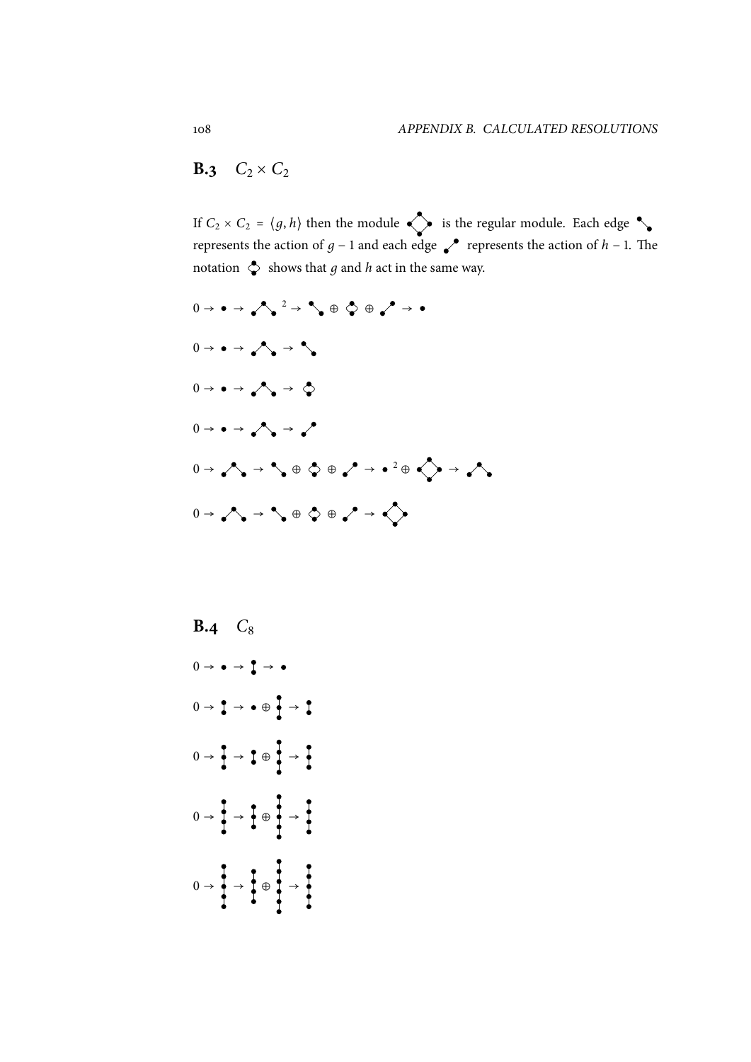## B.3 $C_2 \times C_2$

If $C_2 \times C_2 = \langle g, h \rangle$ then the module ◇ is the regular module. Each edge ╲ represents the action of $g - 1$ and each edge ╱ represents the action of $h - 1$. The notation ⟡ shows that $g$ and $h$ act in the same way.

$$0 \to \bullet \to \wedge^{2} \to ╲ \oplus ⟡ \oplus ╱ \to \bullet$$

$$0 \to \bullet \to \wedge \to ╲$$

$$0 \to \bullet \to \wedge \to ⟡$$

$$0 \to \bullet \to \wedge \to ╱$$

$$0 \to \wedge \to ╲ \oplus ⟡ \oplus ╱ \to \bullet^{2} \oplus ◇ \to \wedge$$

$$0 \to \wedge \to ╲ \oplus ⟡ \oplus ╱ \to ◇$$

## B.4 $C_8$

$$0 \to \bullet \to [2] \to \bullet$$

$$0 \to [2] \to \bullet \oplus [3] \to [2]$$

$$0 \to [3] \to [2] \oplus [4] \to [3]$$

$$0 \to [4] \to [3] \oplus [5] \to [4]$$

$$0 \to [5] \to [4] \oplus [6] \to [5]$$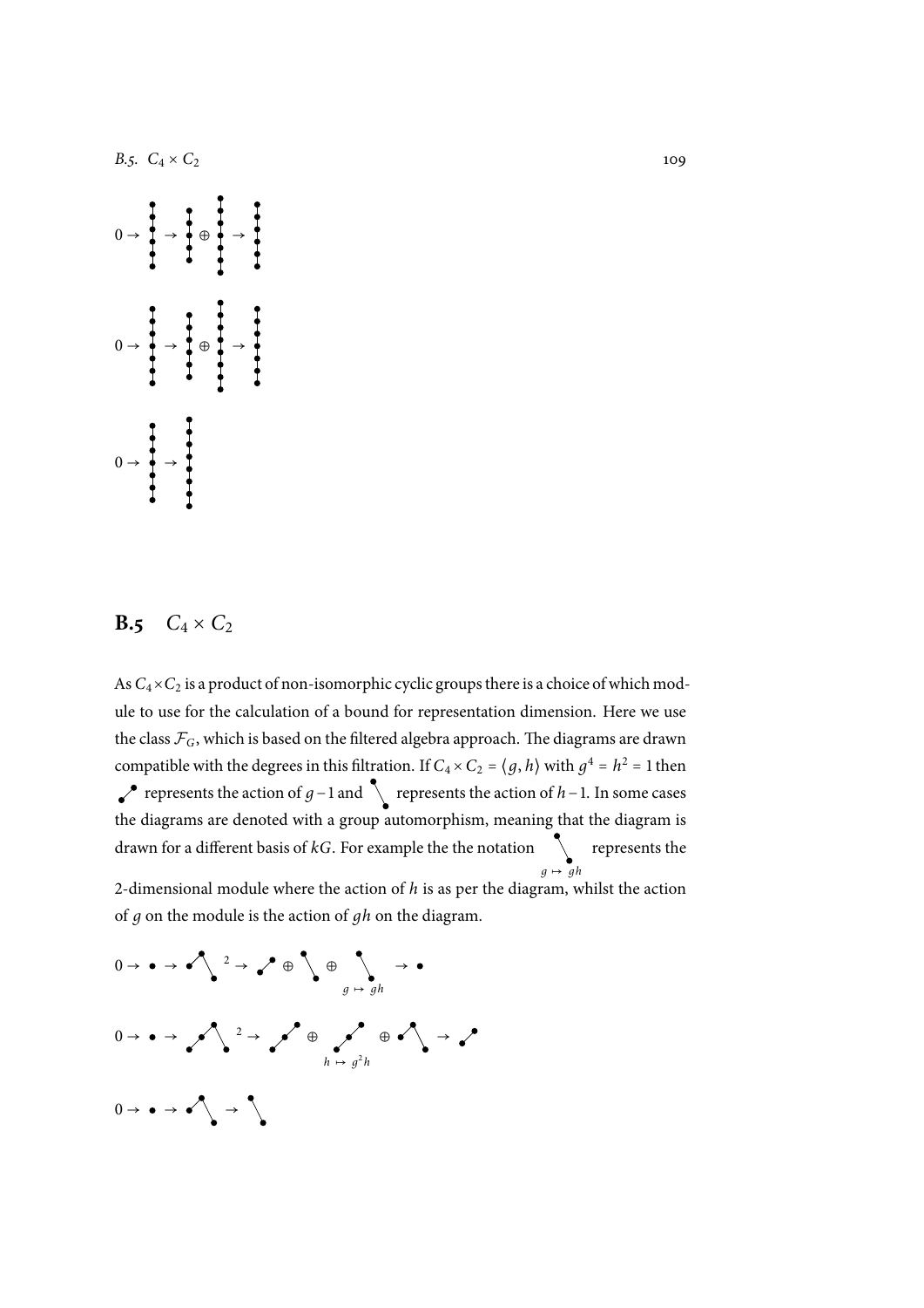## B.5 $C_4 \times C_2$

As $C_4 \times C_2$ is a product of non-isomorphic cyclic groups there is a choice of which module to use for the calculation of a bound for representation dimension. Here we use the class $\mathcal{F}_G$, which is based on the filtered algebra approach. The diagrams are drawn compatible with the degrees in this filtration. If $C_4 \times C_2 = \langle g, h \rangle$ with $g^4 = h^2 = 1$ then ↗ represents the action of $g - 1$ and ↘ represents the action of $h - 1$. In some cases the diagrams are denoted with a group automorphism, meaning that the diagram is drawn for a different basis of $kG$. For example the the notation ↘ ($g \mapsto gh$) represents the 2-dimensional module where the action of $h$ is as per the diagram, whilst the action of $g$ on the module is the action of $gh$ on the diagram.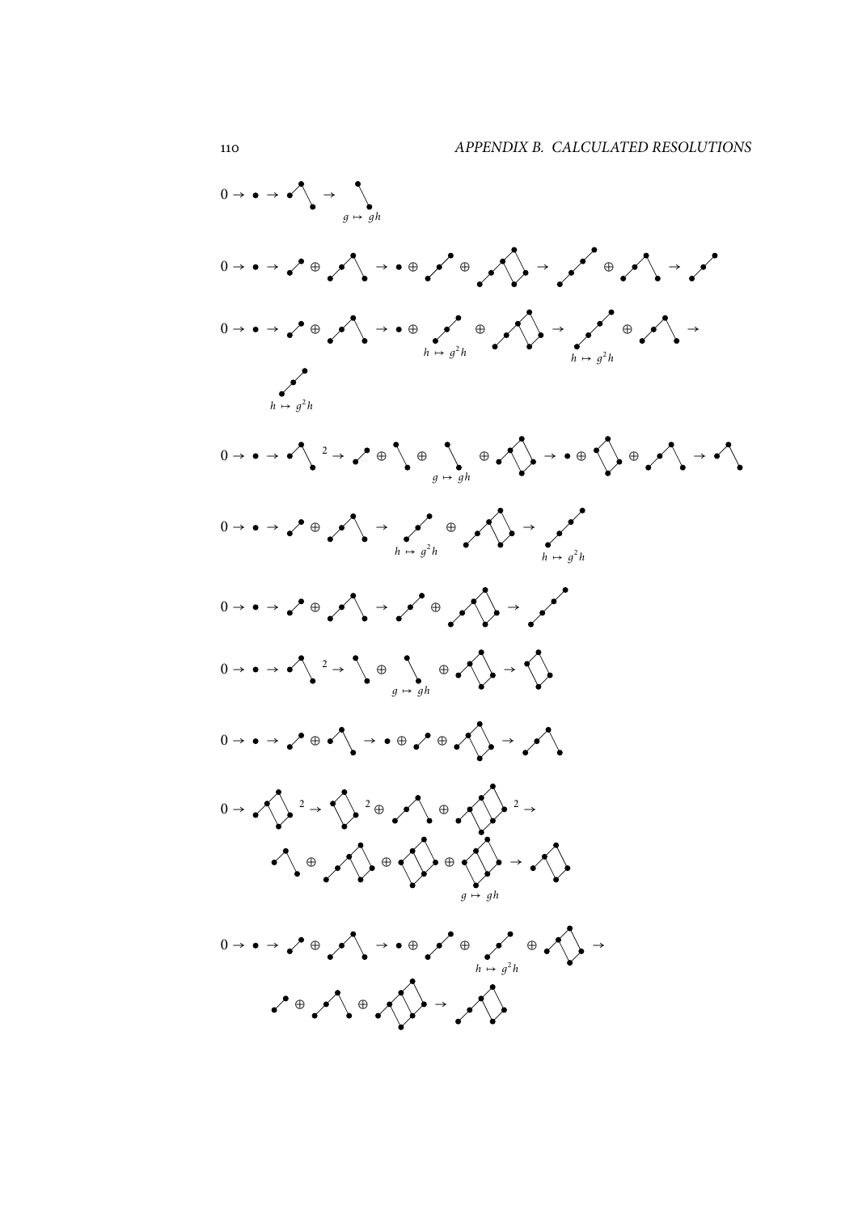$0 \to \bullet \to$ ... $\to$ ... $g \mapsto gh$

$0 \to \bullet \to \oplus \to \bullet \oplus \oplus \to \oplus \to$

$0 \to \bullet \to \oplus \to \bullet \oplus$ $h \mapsto g^2h$ $\oplus \to$ $h \mapsto g^2h$ $\oplus \to$

$h \mapsto g^2h$

$0 \to \bullet \to {}^2 \to \oplus \oplus$ $g \mapsto gh$ $\oplus \to \bullet \oplus \oplus \to$

$0 \to \bullet \to \oplus \to$ $h \mapsto g^2h$ $\oplus \to$ $h \mapsto g^2h$

$0 \to \bullet \to \oplus \to \oplus \to$

$0 \to \bullet \to {}^2 \to \oplus$ $g \mapsto gh$ $\oplus \to$

$0 \to \bullet \to \oplus \to \bullet \oplus \oplus \to$

$0 \to {}^2 \to {}^2 \oplus \oplus {}^2 \to$

$\oplus \oplus \oplus$ $g \mapsto gh$ $\to$

$0 \to \bullet \to \oplus \to \bullet \oplus \oplus$ $h \mapsto g^2h$ $\oplus \to$

$\oplus \oplus \to$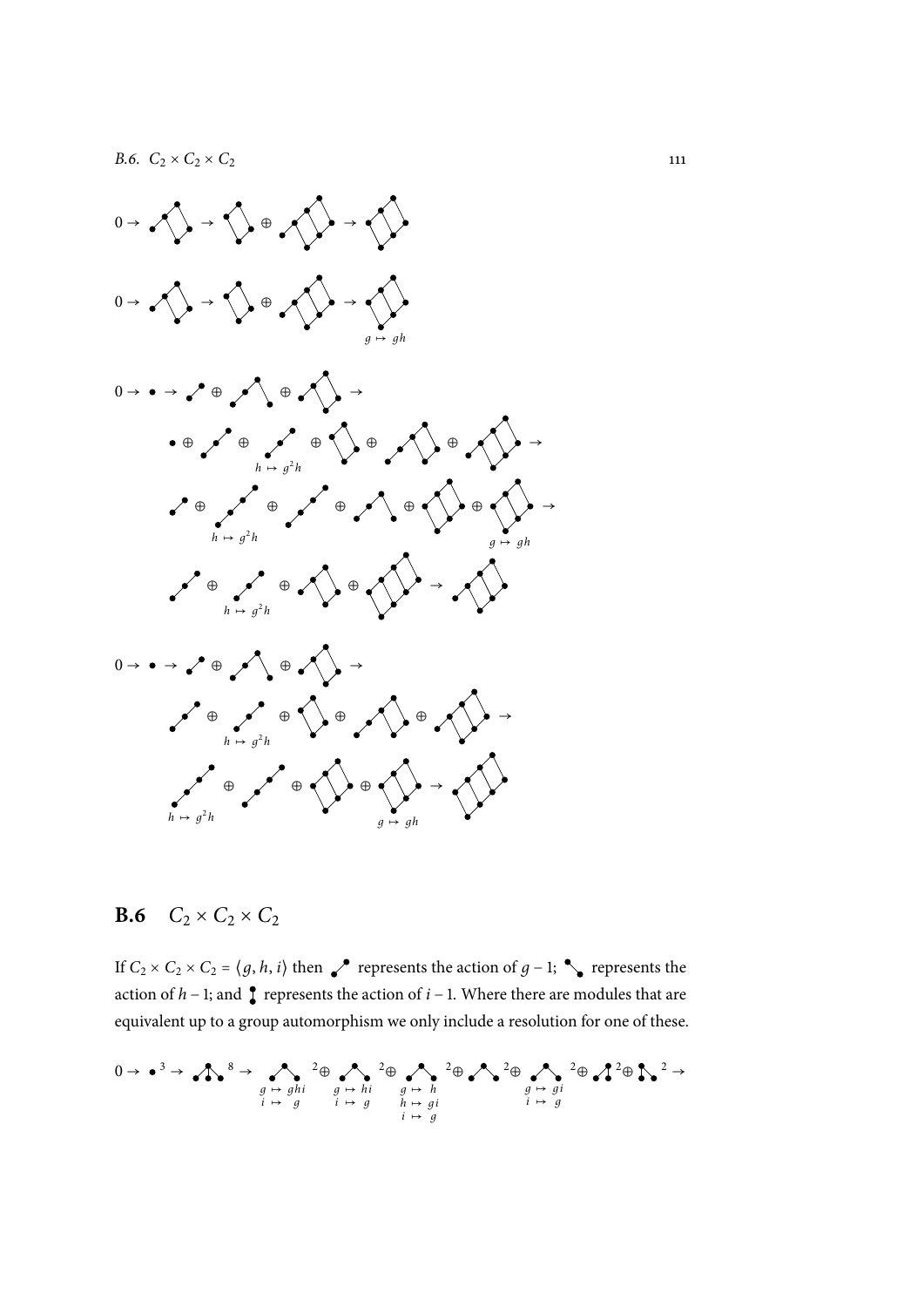$0 \to$ [diagram] $\to$ [diagram] $\oplus$ [diagram] $\to$ [diagram]

$0 \to$ [diagram] $\to$ [diagram] $\oplus$ [diagram] $\to$ [diagram] ($g \mapsto gh$)

$0 \to \bullet \to$ [diagram] $\oplus$ [diagram] $\oplus$ [diagram] $\to$

$\bullet \oplus$ [diagram] $\oplus$ [diagram] ($h \mapsto g^2h$) $\oplus$ [diagram] $\oplus$ [diagram] $\oplus$ [diagram] $\to$

[diagram] $\oplus$ [diagram] ($h \mapsto g^2h$) $\oplus$ [diagram] $\oplus$ [diagram] $\oplus$ [diagram] $\oplus$ [diagram] ($g \mapsto gh$) $\to$

[diagram] $\oplus$ [diagram] ($h \mapsto g^2h$) $\oplus$ [diagram] $\oplus$ [diagram] $\to$ [diagram]

$0 \to \bullet \to$ [diagram] $\oplus$ [diagram] $\oplus$ [diagram] $\to$

[diagram] $\oplus$ [diagram] ($h \mapsto g^2h$) $\oplus$ [diagram] $\oplus$ [diagram] $\oplus$ [diagram] $\to$

[diagram] ($h \mapsto g^2h$) $\oplus$ [diagram] $\oplus$ [diagram] $\oplus$ [diagram] ($g \mapsto gh$) $\to$ [diagram]

## B.6 $C_2 \times C_2 \times C_2$

If $C_2 \times C_2 \times C_2 = \langle g, h, i \rangle$ then [diagram] represents the action of $g - 1$; [diagram] represents the action of $h - 1$; and [diagram] represents the action of $i - 1$. Where there are modules that are equivalent up to a group automorphism we only include a resolution for one of these.

$0 \to \bullet^3 \to$ [diagram]$^8 \to$ [diagram]$^2$ ($g \mapsto ghi$, $i \mapsto g$) $\oplus$ [diagram]$^2$ ($g \mapsto hi$, $i \mapsto g$) $\oplus$ [diagram]$^2$ ($g \mapsto h$, $h \mapsto gi$, $i \mapsto g$) $\oplus$ [diagram]$^2 \oplus$ [diagram]$^2$ ($g \mapsto gi$, $i \mapsto g$) $\oplus$ [diagram]$^2 \oplus$ [diagram]$^2 \to$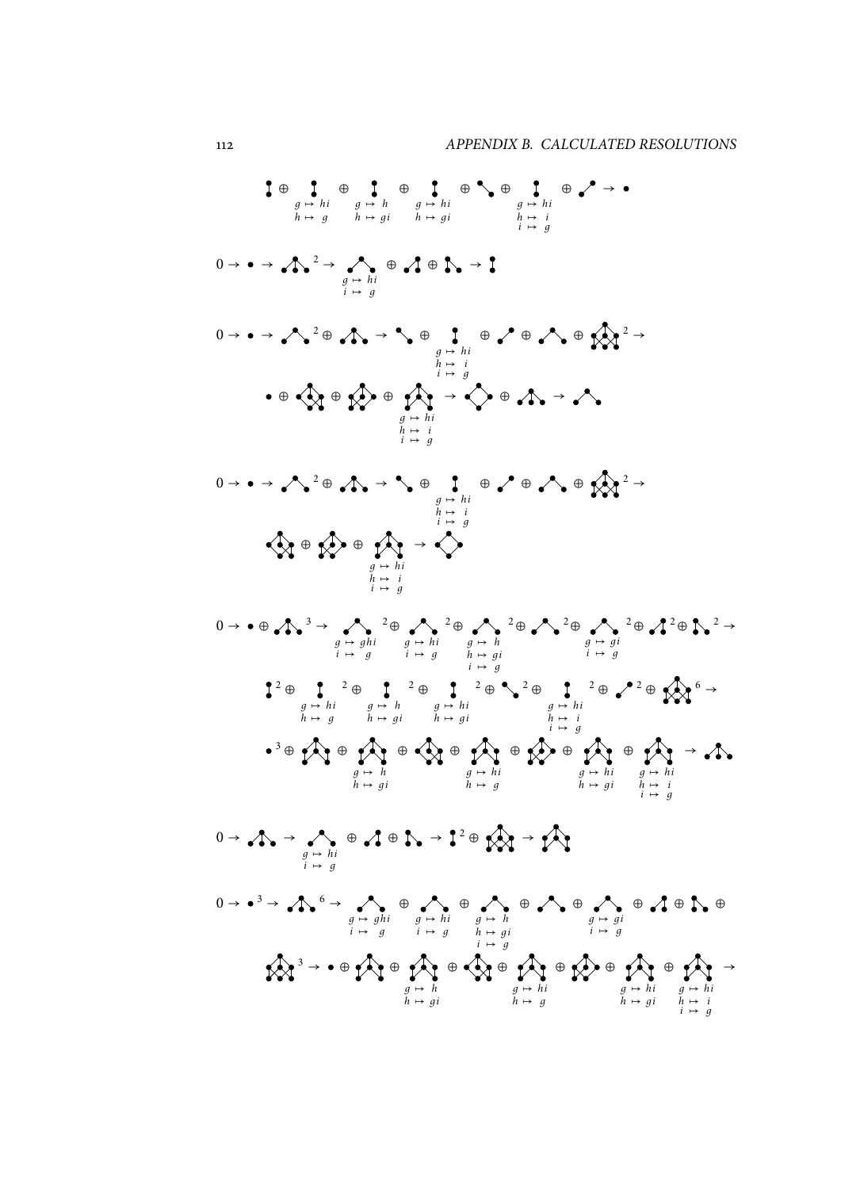$\oplus$ $g \mapsto hi$, $h \mapsto g$ $\oplus$ $g \mapsto h$, $h \mapsto gi$ $\oplus$ $g \mapsto hi$, $h \mapsto gi$ $\oplus$ $\oplus$ $g \mapsto hi$, $h \mapsto i$, $i \mapsto g$ $\oplus$ $\to$

$0 \to \to {}^2 \to$ $g \mapsto hi$, $i \mapsto g$ $\oplus \oplus \to$

$0 \to \to {}^2 \oplus \to \oplus$ $g \mapsto hi$, $h \mapsto i$, $i \mapsto g$ $\oplus \oplus \oplus {}^2 \to$

$\oplus \oplus \oplus$ $g \mapsto hi$, $h \mapsto i$, $i \mapsto g$ $\to \oplus \to$

$0 \to \to {}^2 \oplus \to \oplus$ $g \mapsto hi$, $h \mapsto i$, $i \mapsto g$ $\oplus \oplus \oplus {}^2 \to$

$\oplus \oplus$ $g \mapsto hi$, $h \mapsto i$, $i \mapsto g$ $\to$

$0 \to \oplus {}^3 \to$ $g \mapsto ghi$, $i \mapsto g$ ${}^2 \oplus$ $g \mapsto hi$, $i \mapsto g$ ${}^2 \oplus$ $g \mapsto h$, $h \mapsto gi$, $i \mapsto g$ ${}^2 \oplus {}^2 \oplus$ $g \mapsto gi$, $i \mapsto g$ ${}^2 \oplus {}^2 \oplus {}^2 \to$

${}^2 \oplus$ $g \mapsto hi$, $h \mapsto g$ ${}^2 \oplus$ $g \mapsto h$, $h \mapsto gi$ ${}^2 \oplus$ $g \mapsto hi$, $h \mapsto gi$ ${}^2 \oplus {}^2 \oplus$ $g \mapsto hi$, $h \mapsto i$, $i \mapsto g$ ${}^2 \oplus {}^2 \oplus {}^6 \to$

${}^3 \oplus \oplus$ $g \mapsto h$, $h \mapsto gi$ $\oplus \oplus$ $g \mapsto hi$, $h \mapsto g$ $\oplus \oplus$ $g \mapsto hi$, $h \mapsto gi$ $\oplus$ $g \mapsto hi$, $h \mapsto i$, $i \mapsto g$ $\to$

$0 \to \to$ $g \mapsto hi$, $i \mapsto g$ $\oplus \oplus \to {}^2 \oplus \to$

$0 \to {}^3 \to {}^6 \to$ $g \mapsto ghi$, $i \mapsto g$ $\oplus$ $g \mapsto hi$, $i \mapsto g$ $\oplus$ $g \mapsto h$, $h \mapsto gi$, $i \mapsto g$ $\oplus \oplus$ $g \mapsto gi$, $i \mapsto g$ $\oplus \oplus \oplus$

${}^3 \to \oplus \oplus$ $g \mapsto h$, $h \mapsto gi$ $\oplus \oplus$ $g \mapsto hi$, $h \mapsto g$ $\oplus \oplus$ $g \mapsto hi$, $h \mapsto gi$ $\oplus$ $g \mapsto hi$, $h \mapsto i$, $i \mapsto g$ $\to$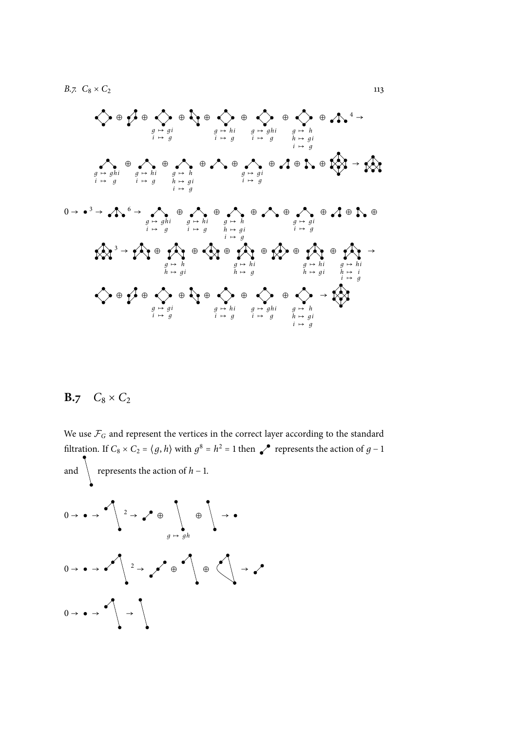$g \mapsto gi$, $i \mapsto g$ $g \mapsto hi$, $i \mapsto g$ $g \mapsto ghi$, $i \mapsto g$ $g \mapsto h$, $h \mapsto gi$, $i \mapsto g$

$g \mapsto ghi$, $i \mapsto g$ $g \mapsto hi$, $i \mapsto g$ $g \mapsto h$, $h \mapsto gi$, $i \mapsto g$ $g \mapsto gi$, $i \mapsto g$

$0 \to \bullet^3 \to$ $g \mapsto ghi$, $i \mapsto g$ $g \mapsto hi$, $i \mapsto g$ $g \mapsto h$, $h \mapsto gi$, $i \mapsto g$ $g \mapsto gi$, $i \mapsto g$

$g \mapsto h$, $h \mapsto gi$ $g \mapsto hi$, $h \mapsto g$ $g \mapsto hi$, $h \mapsto gi$ $g \mapsto hi$, $h \mapsto i$, $i \mapsto g$

$g \mapsto gi$, $i \mapsto g$ $g \mapsto hi$, $i \mapsto g$ $g \mapsto ghi$, $i \mapsto g$ $g \mapsto h$, $h \mapsto gi$, $i \mapsto g$

## B.7 $C_8 \times C_2$

We use $\mathcal{F}_G$ and represent the vertices in the correct layer according to the standard filtration. If $C_8 \times C_2 = \langle g, h \rangle$ with $g^8 = h^2 = 1$ then [diagonal edge] represents the action of $g - 1$ and [vertical edge] represents the action of $h - 1$.

$0 \to \bullet \to$ $g \mapsto gh$ $\to \bullet$

$0 \to \bullet \to$

$0 \to \bullet \to$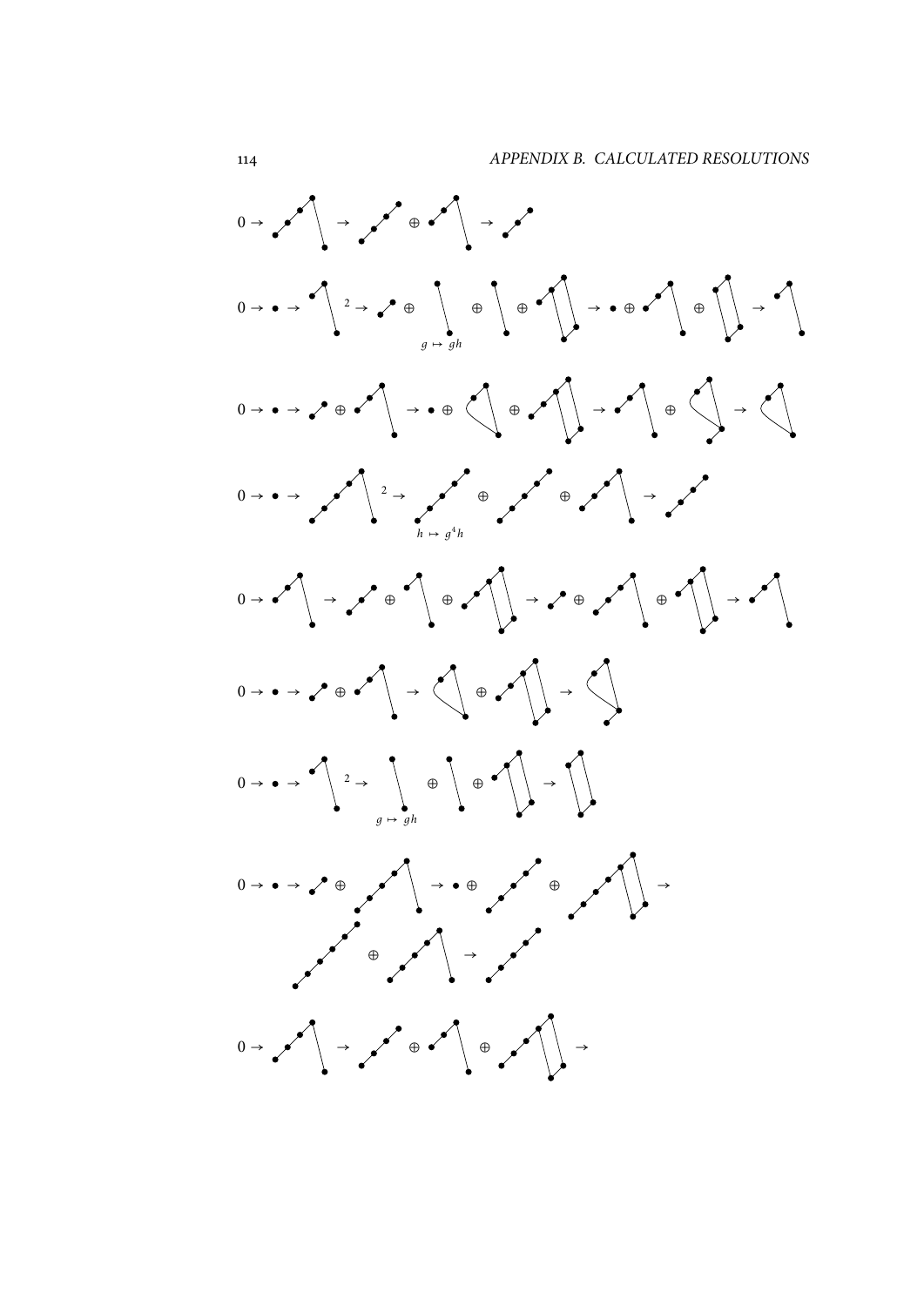$0 \rightarrow \quad \rightarrow \quad \oplus \quad \rightarrow$

$0 \rightarrow \bullet \rightarrow \quad {}^{2} \rightarrow \quad \oplus \quad \oplus \quad \oplus \quad \rightarrow \bullet \oplus \quad \oplus \quad \rightarrow$

$g \mapsto gh$

$0 \rightarrow \bullet \rightarrow \quad \oplus \quad \rightarrow \bullet \oplus \quad \oplus \quad \rightarrow \quad \oplus \quad \rightarrow$

$0 \rightarrow \bullet \rightarrow \quad {}^{2} \rightarrow \quad \oplus \quad \oplus \quad \rightarrow$

$h \mapsto g^4 h$

$0 \rightarrow \quad \rightarrow \quad \oplus \quad \oplus \quad \rightarrow \quad \oplus \quad \oplus \quad \oplus \quad \rightarrow$

$0 \rightarrow \bullet \rightarrow \quad \oplus \quad \rightarrow \quad \oplus \quad \rightarrow$

$0 \rightarrow \bullet \rightarrow \quad {}^{2} \rightarrow \quad \oplus \quad \oplus \quad \rightarrow$

$g \mapsto gh$

$0 \rightarrow \bullet \rightarrow \quad \oplus \quad \rightarrow \bullet \oplus \quad \oplus \quad \rightarrow$

$\oplus \quad \rightarrow$

$0 \rightarrow \quad \rightarrow \quad \oplus \quad \oplus \quad \rightarrow$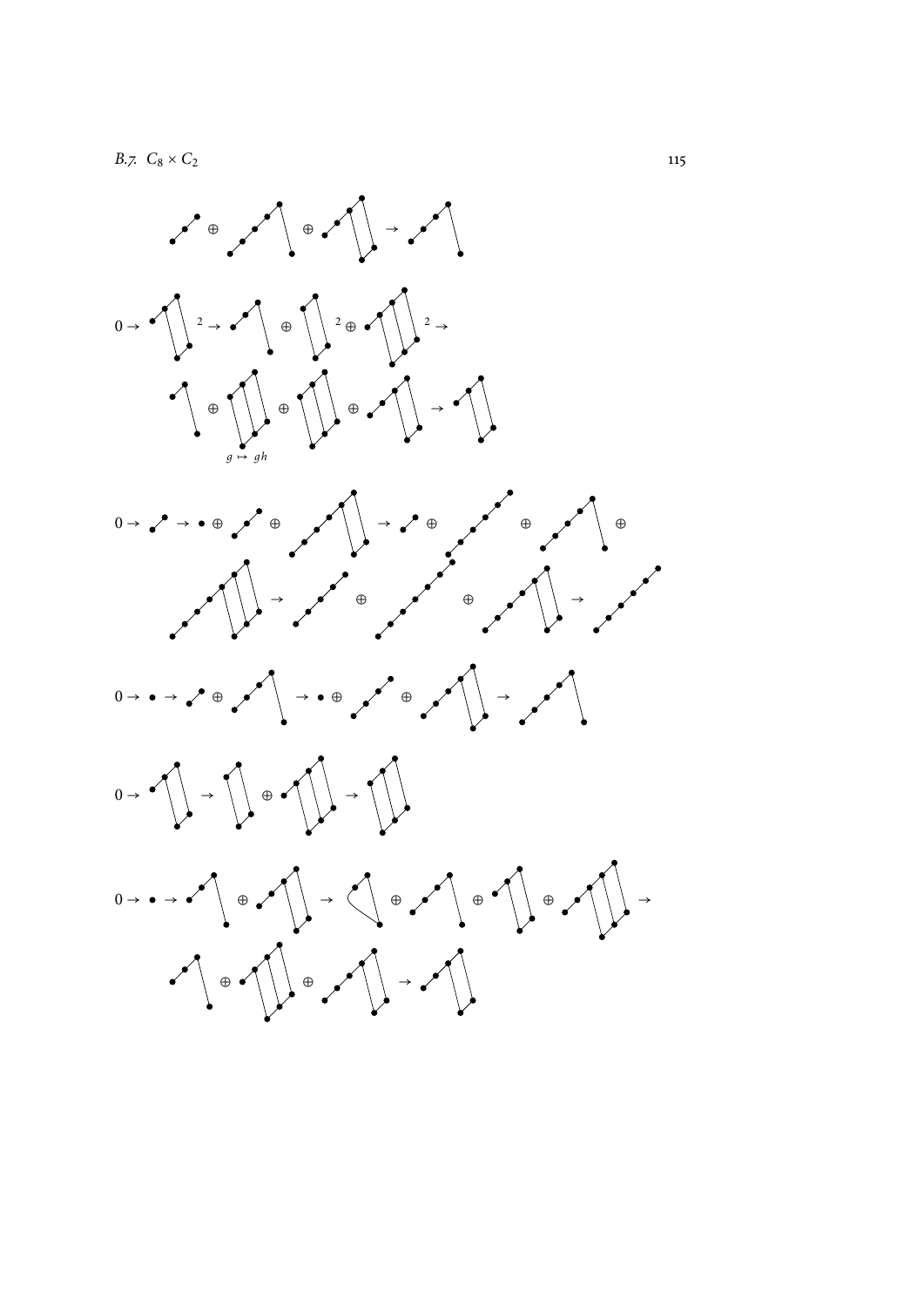$0 \to$ $\to$ $\oplus$ $^2 \oplus$ $^2 \to$

$\oplus$ $\oplus$ $\oplus$ $\to$

$g \mapsto gh$

$0 \to$ $\to \bullet \oplus$ $\oplus$ $\to$ $\oplus$ $\oplus$ $\oplus$

$\to$ $\oplus$ $\oplus$ $\to$

$0 \to \bullet \to$ $\oplus$ $\to \bullet \oplus$ $\oplus$ $\to$

$0 \to$ $\to$ $\oplus$ $\to$

$0 \to \bullet \to$ $\oplus$ $\to$ $\oplus$ $\oplus$ $\oplus$ $\to$

$\oplus$ $\oplus$ $\to$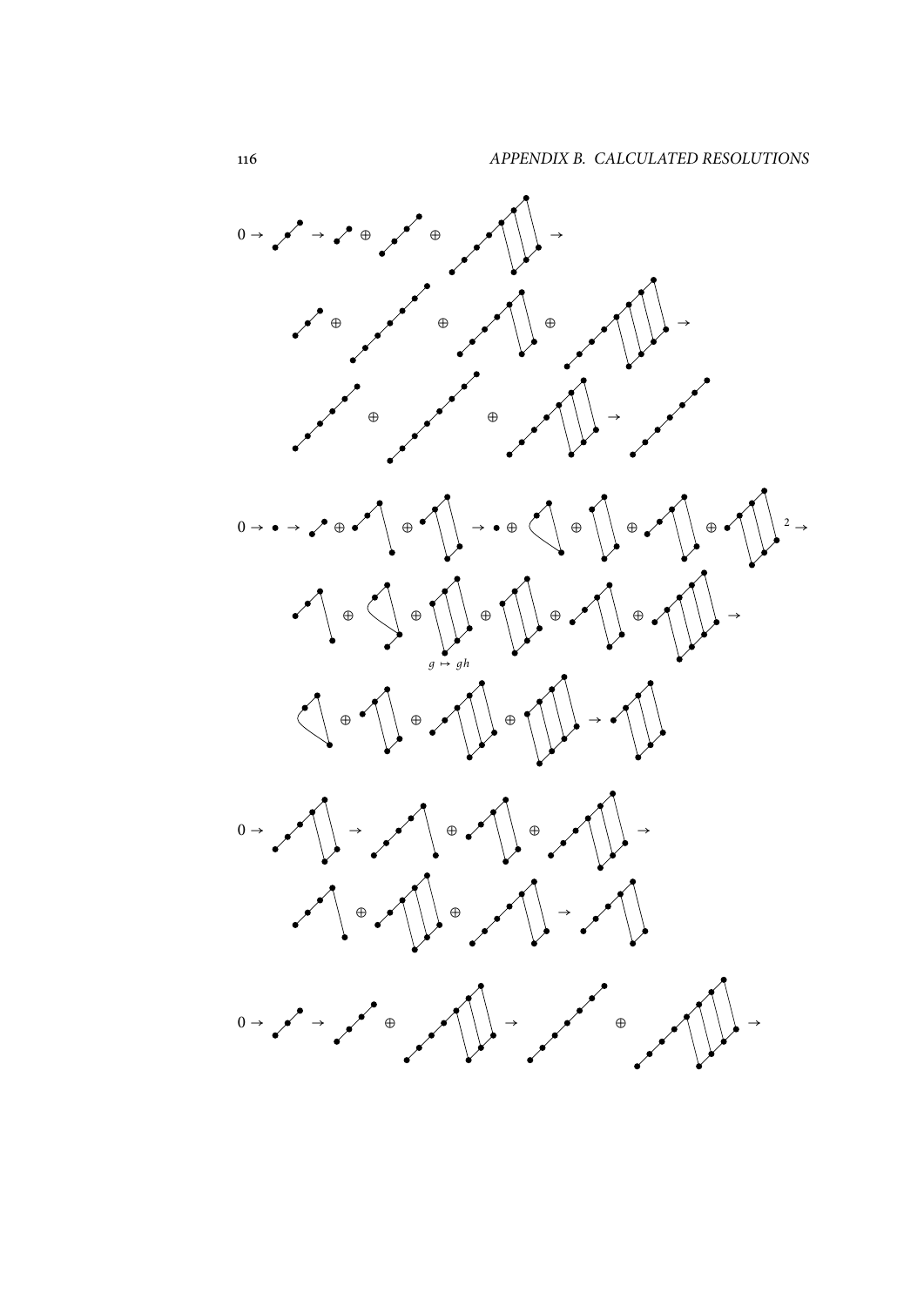$0 \to$ $\to$ $\oplus$ $\oplus$ $\to$

$\oplus$ $\oplus$ $\oplus$ $\to$

$\oplus$ $\oplus$ $\to$

$0 \to \bullet \to$ $\oplus$ $\oplus$ $\to \bullet \oplus$ $\oplus$ $\oplus$ $\oplus$ $^2 \to$

$\oplus$ $\oplus$ $\oplus$ $\oplus$ $\oplus$ $\to$

$g \mapsto gh$

$\oplus$ $\oplus$ $\oplus$ $\to$

$0 \to$ $\to$ $\oplus$ $\oplus$ $\to$

$\oplus$ $\oplus$ $\to$

$0 \to$ $\to$ $\oplus$ $\to$ $\oplus$ $\to$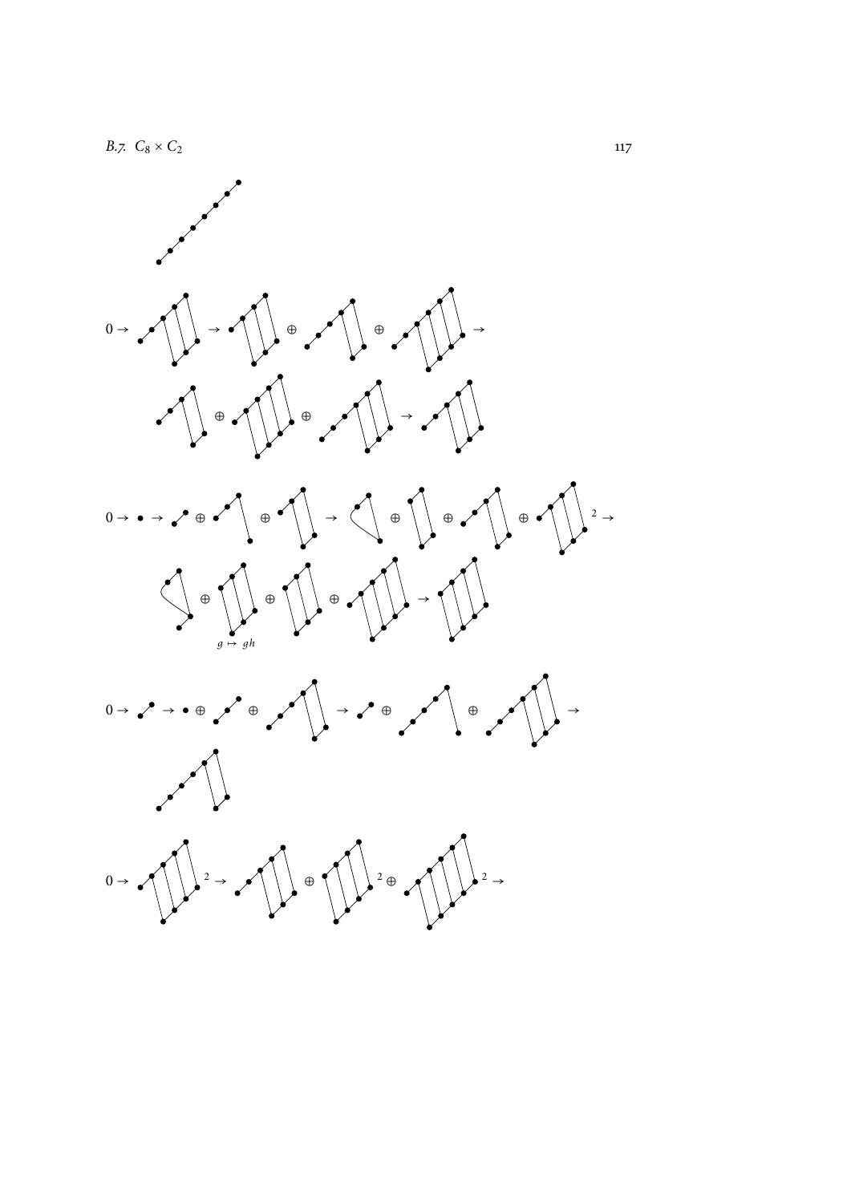$0 \rightarrow \quad \rightarrow \quad \oplus \quad \oplus \quad \rightarrow$

$\oplus \quad \oplus \quad \rightarrow$

$0 \rightarrow \bullet \rightarrow \quad \oplus \quad \oplus \quad \rightarrow \quad \oplus \quad \oplus \quad \oplus \quad {}^{2} \rightarrow$

$\oplus \quad \oplus \quad \oplus \quad \rightarrow$

$g \mapsto gh$

$0 \rightarrow \quad \rightarrow \bullet \oplus \quad \oplus \quad \rightarrow \quad \oplus \quad \oplus \quad \rightarrow$

$0 \rightarrow \quad {}^{2} \rightarrow \quad \oplus \quad {}^{2} \oplus \quad {}^{2} \rightarrow$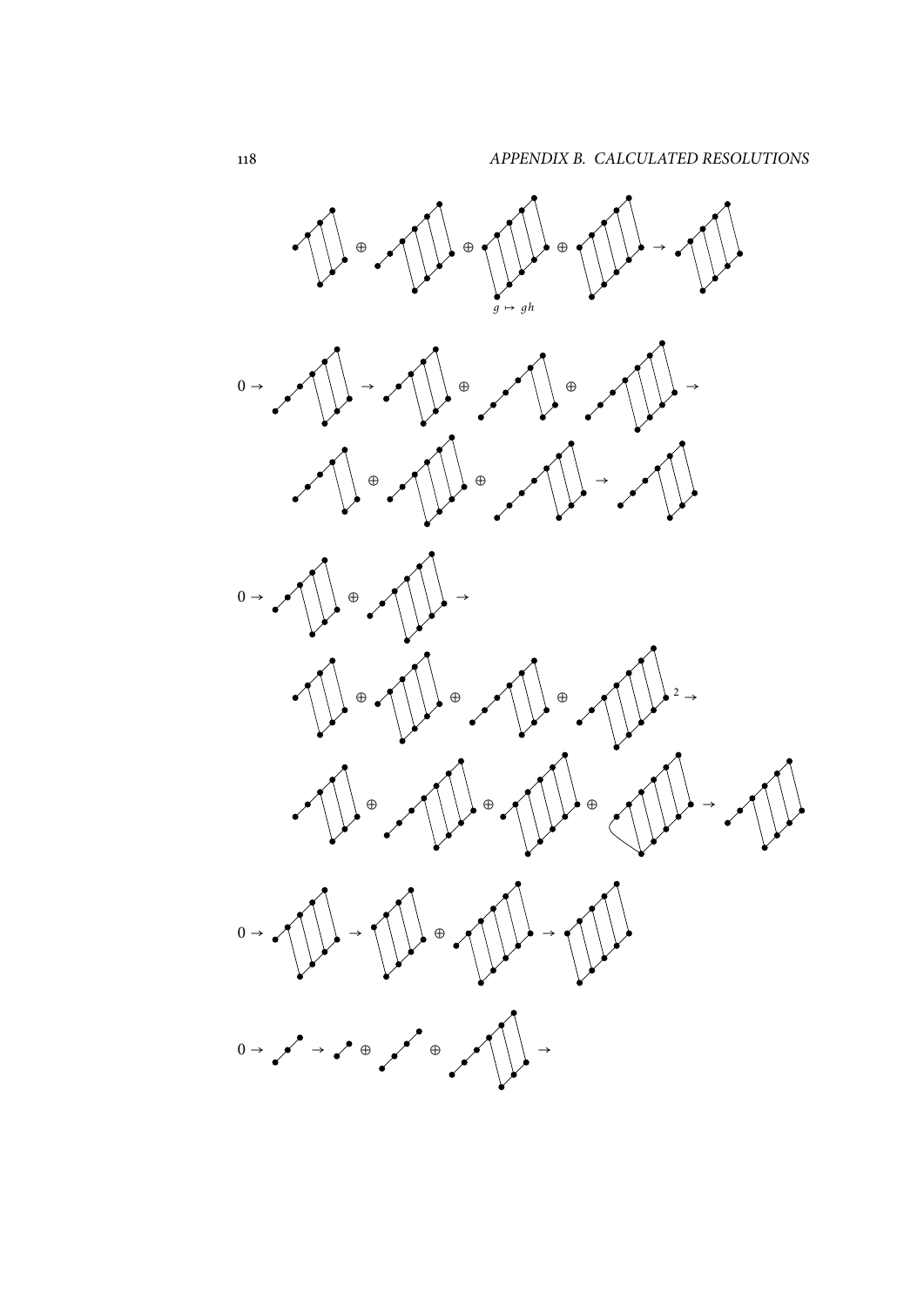$\oplus \quad \oplus \quad \oplus \quad \rightarrow$

$g \mapsto gh$

$0 \rightarrow \quad \rightarrow \quad \oplus \quad \oplus \quad \rightarrow$

$\oplus \quad \oplus \quad \rightarrow$

$0 \rightarrow \quad \oplus \quad \rightarrow$

$\oplus \quad \oplus \quad \oplus \quad {}^{2} \rightarrow$

$\oplus \quad \oplus \quad \oplus \quad \rightarrow$

$0 \rightarrow \quad \rightarrow \quad \oplus \quad \rightarrow$

$0 \rightarrow \quad \rightarrow \quad \oplus \quad \oplus \quad \rightarrow$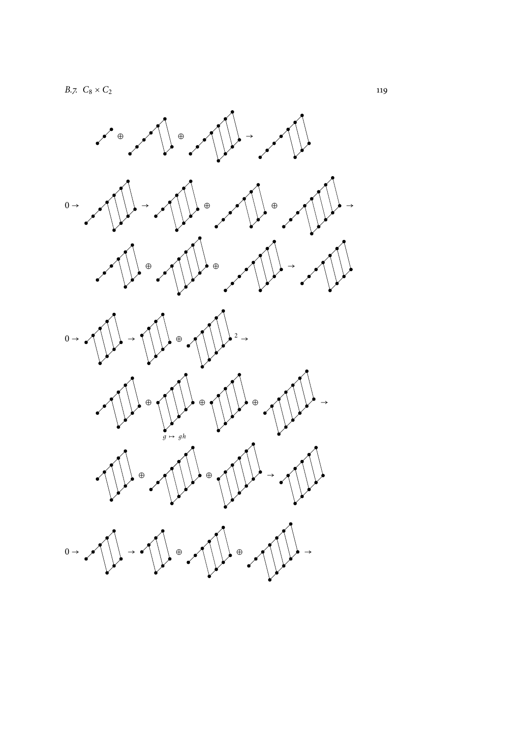$$0 \rightarrow \quad \rightarrow \quad \oplus \quad \oplus \quad \rightarrow$$

$$\oplus \quad \oplus \quad \rightarrow$$

$$0 \rightarrow \quad \rightarrow \quad \oplus \quad {}^{2} \rightarrow$$

$$\oplus \quad \oplus \quad \oplus \quad \rightarrow$$

$g \mapsto gh$

$$\oplus \quad \oplus \quad \rightarrow$$

$$0 \rightarrow \quad \rightarrow \quad \oplus \quad \oplus \quad \rightarrow$$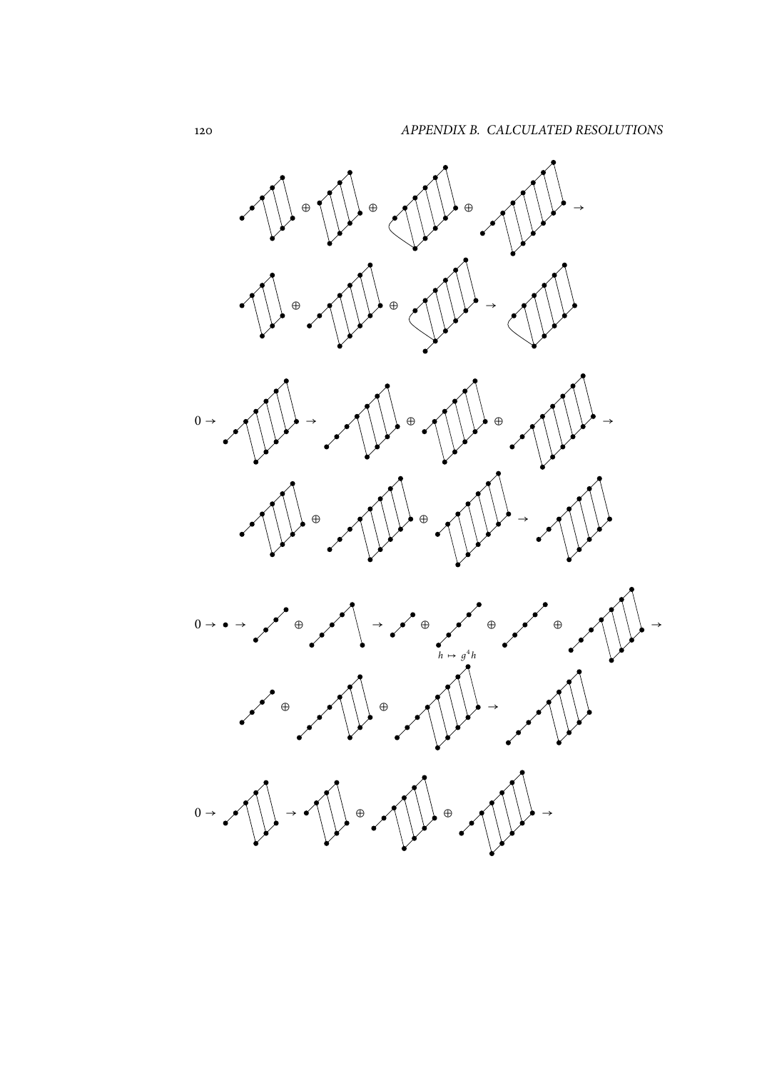$\oplus$ $\oplus$ $\oplus$ $\rightarrow$

$\oplus$ $\oplus$ $\rightarrow$

$0 \rightarrow$ $\rightarrow$ $\oplus$ $\oplus$ $\rightarrow$

$\oplus$ $\oplus$ $\rightarrow$

$0 \rightarrow \bullet \rightarrow$ $\oplus$ $\rightarrow$ $\oplus$ $\oplus$ $\oplus$ $\rightarrow$

$h \mapsto g^4 h$

$\oplus$ $\oplus$ $\rightarrow$

$0 \rightarrow$ $\rightarrow$ $\oplus$ $\oplus$ $\rightarrow$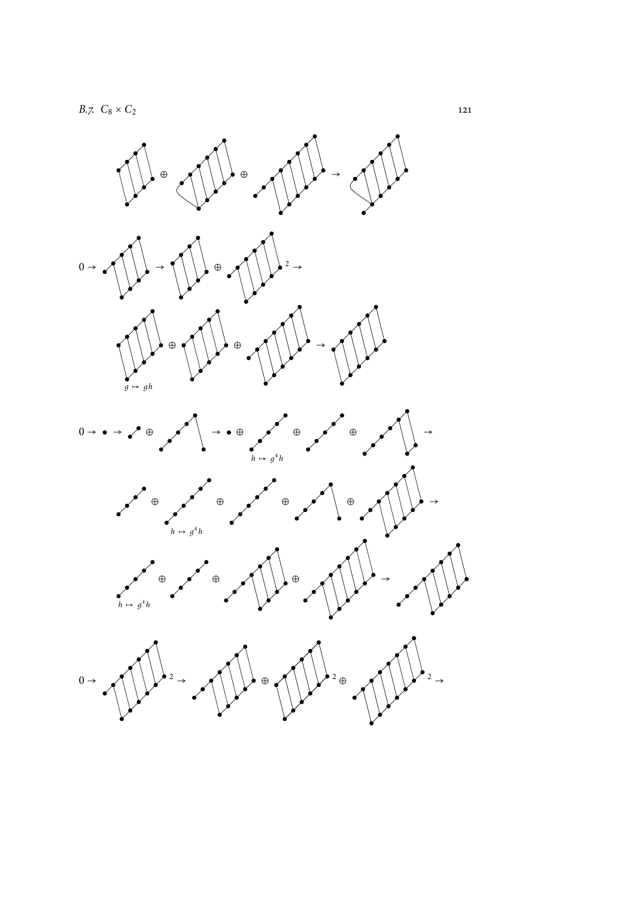$\oplus$ $\oplus$ $\rightarrow$

$0 \rightarrow$ $\rightarrow$ $\oplus$ $^2 \rightarrow$

$\oplus$ $\oplus$ $\rightarrow$

$g \mapsto gh$

$0 \rightarrow \bullet \rightarrow$ $\oplus$ $\rightarrow \bullet \oplus$ $\oplus$ $\oplus$ $\rightarrow$

$h \mapsto g^4 h$

$\oplus$ $\oplus$ $\oplus$ $\oplus$ $\rightarrow$

$h \mapsto g^4 h$

$\oplus$ $\oplus$ $\oplus$ $\rightarrow$

$h \mapsto g^4 h$

$0 \rightarrow$ $^2 \rightarrow$ $\oplus$ $^2 \oplus$ $^2 \rightarrow$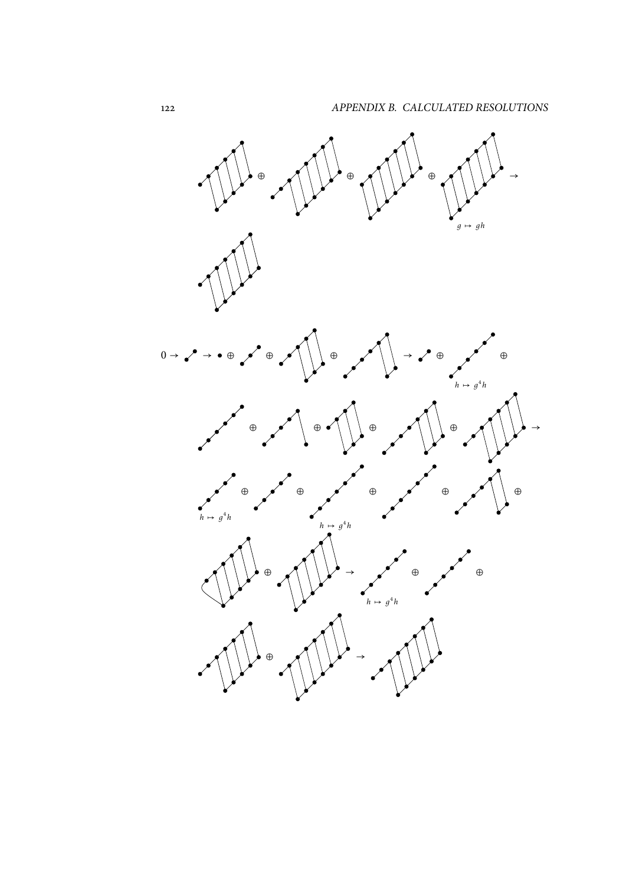$\oplus$ $\oplus$ $\oplus$ $\rightarrow$

$g \mapsto gh$

$0 \rightarrow$ $\rightarrow \bullet \oplus$ $\oplus$ $\oplus$ $\rightarrow$ $\oplus$ $\oplus$

$h \mapsto g^4h$

$\oplus$ $\oplus$ $\oplus$ $\oplus$ $\rightarrow$

$\oplus$ $\oplus$ $\oplus$ $\oplus$ $\oplus$

$h \mapsto g^4h$ $h \mapsto g^4h$

$\oplus$ $\rightarrow$ $\oplus$ $\oplus$

$h \mapsto g^4h$

$\oplus$ $\rightarrow$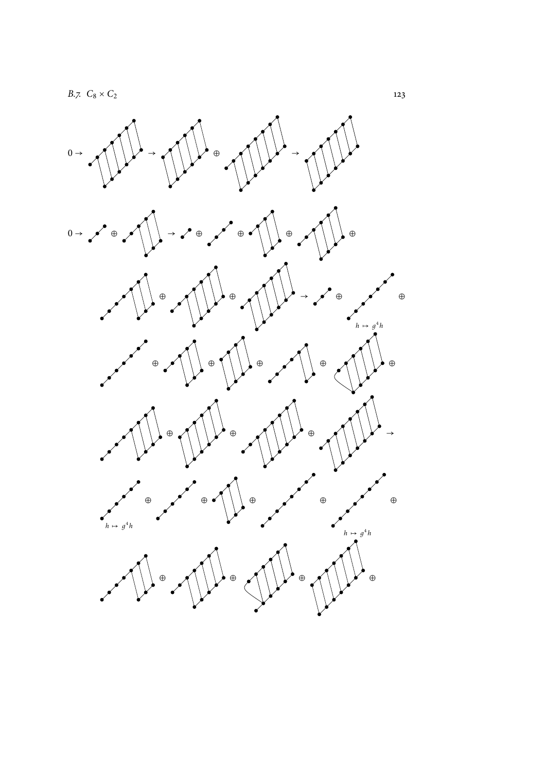$0 \to$ $\to$ $\oplus$ $\to$

$0 \to$ $\oplus$ $\to$ $\oplus$ $\oplus$ $\oplus$ $\oplus$

$\oplus$ $\oplus$ $\to$ $\oplus$ $\oplus$

$h \mapsto g^4 h$

$\oplus$ $\oplus$ $\oplus$ $\oplus$ $\oplus$

$\oplus$ $\oplus$ $\oplus$ $\to$

$\oplus$ $\oplus$ $\oplus$ $\oplus$ $\oplus$

$h \mapsto g^4 h$ $h \mapsto g^4 h$

$\oplus$ $\oplus$ $\oplus$ $\oplus$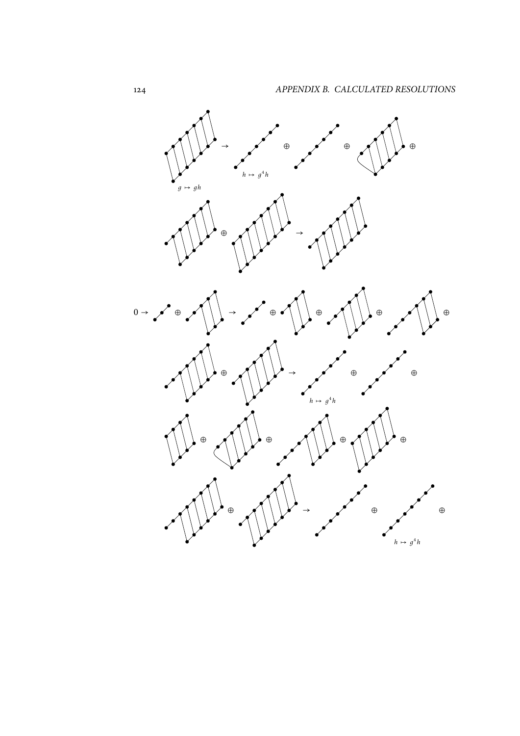$\rightarrow$ $\oplus$ $\oplus$ $\oplus$

$g \mapsto gh$ $h \mapsto g^4 h$

$\oplus$ $\rightarrow$

$0 \rightarrow$ $\oplus$ $\rightarrow$ $\oplus$ $\oplus$ $\oplus$ $\oplus$

$\oplus$ $\rightarrow$ $\oplus$ $\oplus$

$h \mapsto g^4 h$

$\oplus$ $\oplus$ $\oplus$ $\oplus$

$\oplus$ $\rightarrow$ $\oplus$ $\oplus$

$h \mapsto g^4 h$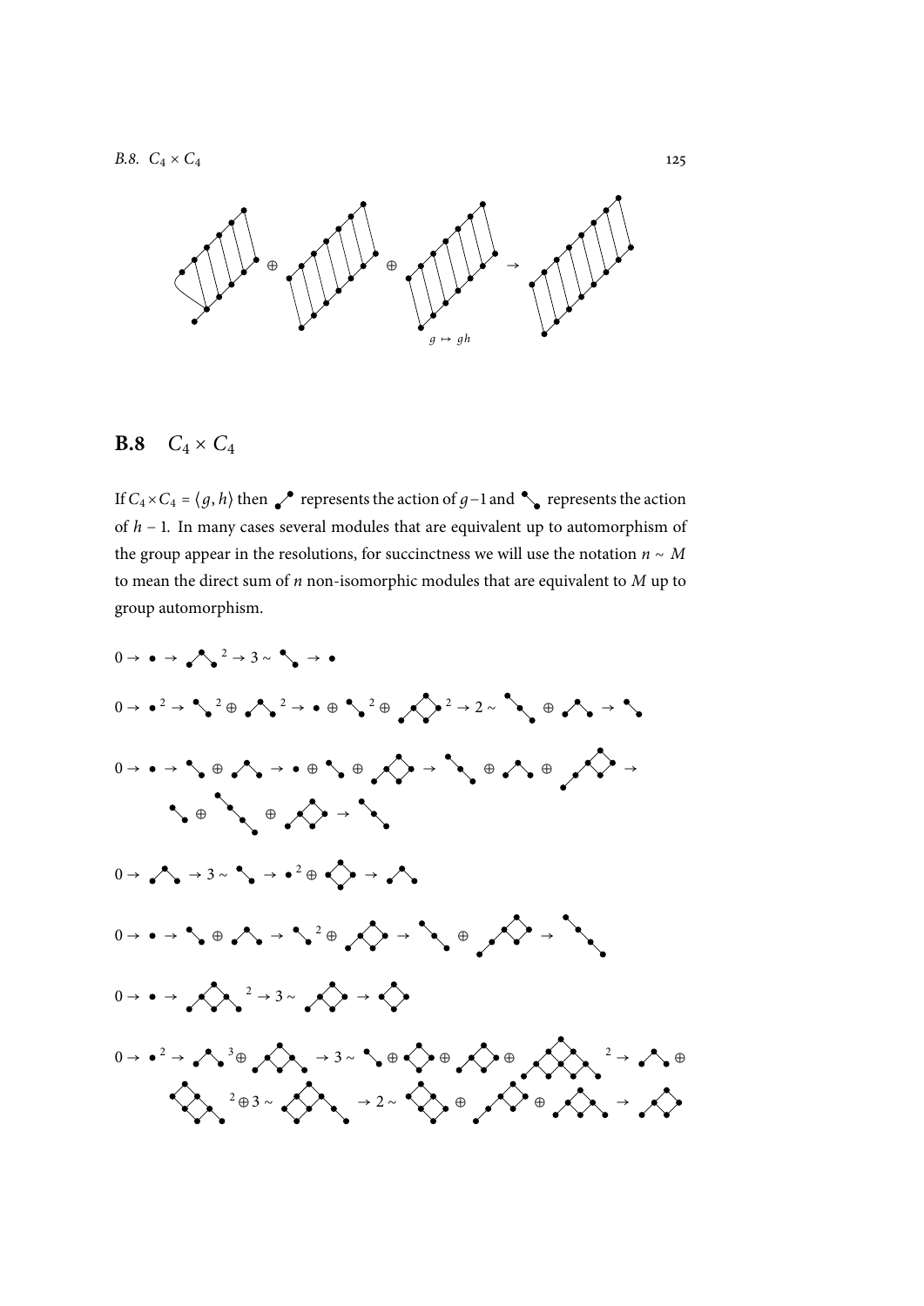## B.8 $C_4 \times C_4$

If $C_4 \times C_4 = \langle g, h \rangle$ then ⟋ represents the action of $g-1$ and ⟍ represents the action of $h-1$. In many cases several modules that are equivalent up to automorphism of the group appear in the resolutions, for succinctness we will use the notation $n \sim M$ to mean the direct sum of $n$ non-isomorphic modules that are equivalent to $M$ up to group automorphism.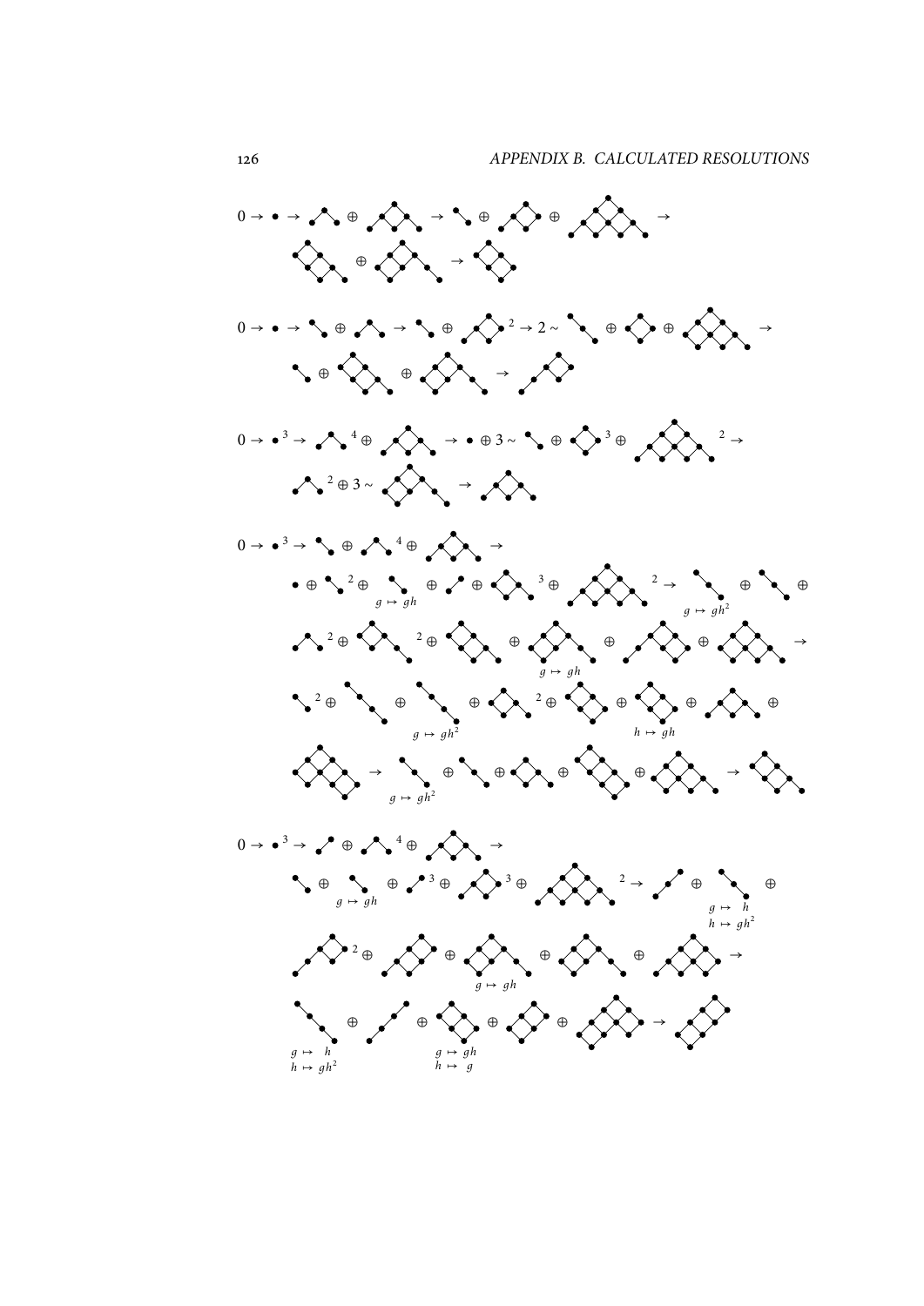$$0 \to \bullet \to \cdots \oplus \cdots \to \cdots \oplus \cdots \oplus \cdots \to \cdots \oplus \cdots \to \cdots$$

$$0 \to \bullet \to \cdots \oplus \cdots \to \cdots \oplus \cdots^{2} \to 2 \sim \cdots \oplus \cdots \oplus \cdots \to \cdots \oplus \cdots \oplus \cdots \to \cdots$$

$$0 \to \bullet^{3} \to \cdots^{4} \oplus \cdots \to \bullet \oplus 3 \sim \cdots \oplus \cdots^{3} \oplus \cdots^{2} \to \cdots^{2} \oplus 3 \sim \cdots \to \cdots$$

$$0 \to \bullet^{3} \to \cdots \oplus \cdots^{4} \oplus \cdots \to \bullet \oplus \cdots^{2} \oplus \underset{g \mapsto gh}{\cdots} \oplus \cdots \oplus \cdots^{3} \oplus \cdots^{2} \to \underset{g \mapsto gh^2}{\cdots} \oplus \cdots \oplus \cdots^{2} \oplus \cdots^{2} \oplus \cdots \oplus \underset{g \mapsto gh}{\cdots} \oplus \cdots \oplus \cdots \to \cdots^{2} \oplus \cdots \oplus \underset{g \mapsto gh^2}{\cdots} \oplus \cdots^{2} \oplus \cdots \oplus \underset{h \mapsto gh}{\cdots} \oplus \cdots \oplus \cdots \to \underset{g \mapsto gh^2}{\cdots} \oplus \cdots \oplus \cdots \oplus \cdots \oplus \cdots \to \cdots$$

$$0 \to \bullet^{3} \to \cdots \oplus \cdots^{4} \oplus \cdots \to \cdots \oplus \underset{g \mapsto gh}{\cdots} \oplus \cdots^{3} \oplus \cdots^{3} \oplus \cdots^{2} \to \cdots \oplus \underset{\substack{g \mapsto h \\ h \mapsto gh^2}}{\cdots} \oplus \cdots^{2} \oplus \cdots \oplus \underset{g \mapsto gh}{\cdots} \oplus \cdots \oplus \cdots \to \underset{\substack{g \mapsto h \\ h \mapsto gh^2}}{\cdots} \oplus \cdots \oplus \underset{\substack{g \mapsto gh \\ h \mapsto g}}{\cdots} \oplus \cdots \oplus \cdots \to \cdots$$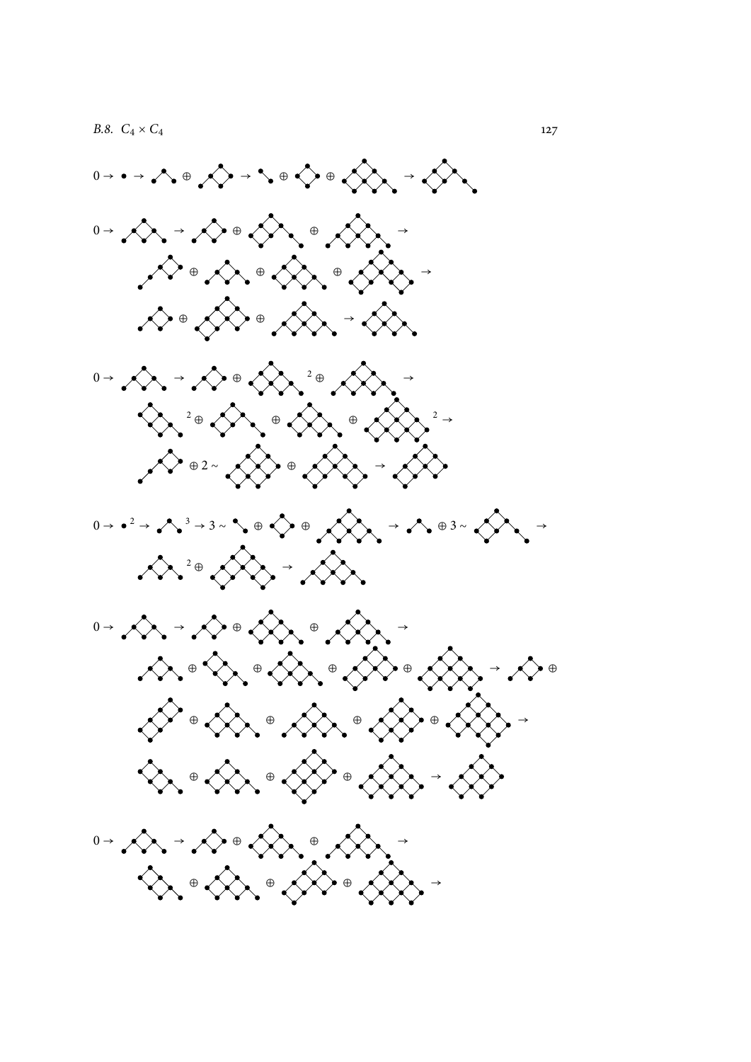$0 \to \bullet \to \cdots \oplus \cdots \to \cdots \oplus \cdots \oplus \cdots \to \cdots$

$0 \to \cdots \to \cdots \oplus \cdots \oplus \cdots \to$

$\cdots \oplus \cdots \oplus \cdots \oplus \cdots \to$

$\cdots \oplus \cdots \oplus \cdots \to \cdots$

$0 \to \cdots \to \cdots \oplus \cdots^{2} \oplus \cdots \to$

$\cdots^{2} \oplus \cdots \oplus \cdots \oplus \cdots^{2} \to$

$\cdots \oplus 2 \sim \cdots \oplus \cdots \to \cdots$

$0 \to \bullet^{2} \to \cdots^{3} \to 3 \sim \cdots \oplus \cdots \oplus \cdots \to \cdots \oplus 3 \sim \cdots \to$

$\cdots^{2} \oplus \cdots \to \cdots$

$0 \to \cdots \to \cdots \oplus \cdots \oplus \cdots \to$

$\cdots \oplus \cdots \oplus \cdots \oplus \cdots \oplus \cdots \to \cdots \oplus$

$\cdots \oplus \cdots \oplus \cdots \oplus \cdots \oplus \cdots \to$

$\cdots \oplus \cdots \oplus \cdots \oplus \cdots \to \cdots$

$0 \to \cdots \to \cdots \oplus \cdots \oplus \cdots \to$

$\cdots \oplus \cdots \oplus \cdots \oplus \cdots \to$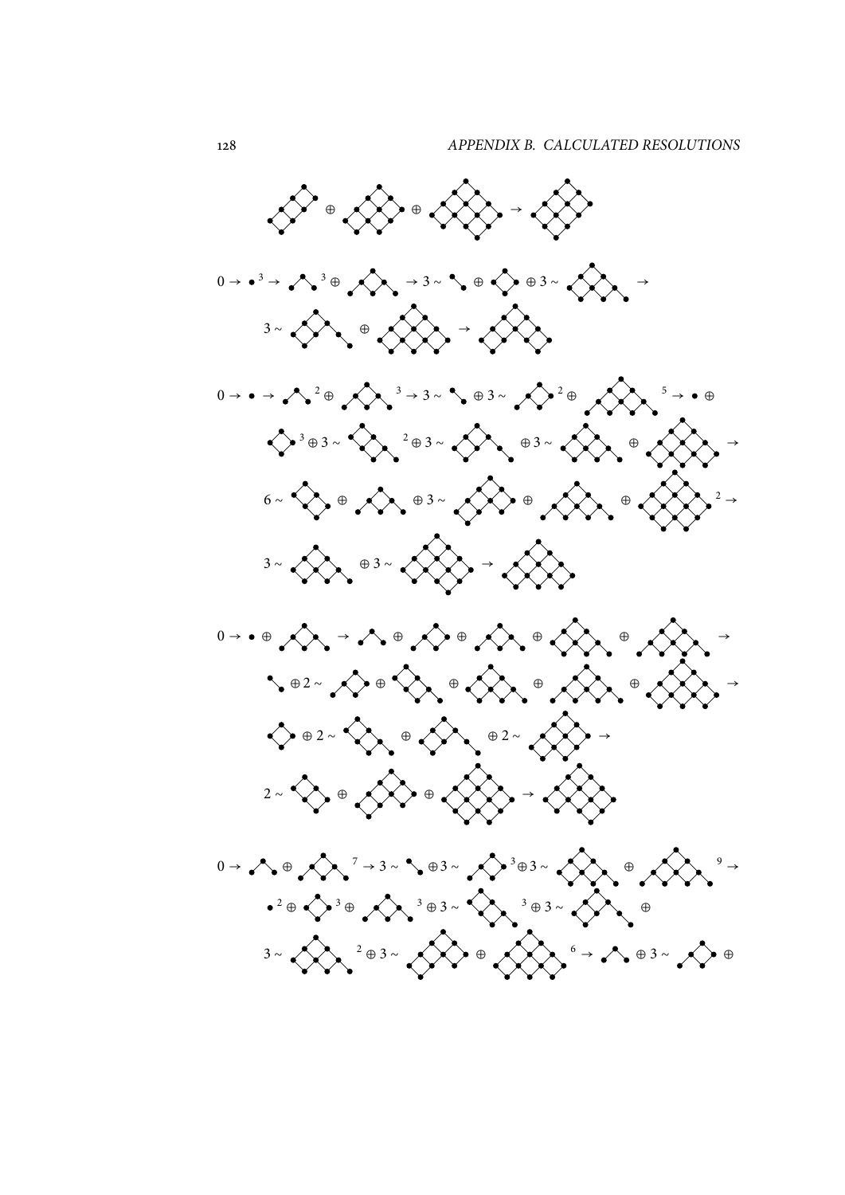$\oplus \quad \oplus \quad \rightarrow$

$0 \rightarrow \bullet^{3} \rightarrow \quad ^{3} \oplus \quad \rightarrow 3 \sim \quad \oplus \quad \oplus\, 3 \sim \quad \rightarrow$

$3 \sim \quad \oplus \quad \rightarrow$

$0 \rightarrow \bullet \rightarrow \quad ^{2} \oplus \quad ^{3} \rightarrow 3 \sim \quad \oplus\, 3 \sim \quad ^{2} \oplus \quad ^{5} \rightarrow \bullet \oplus$

$^{3} \oplus 3 \sim \quad ^{2} \oplus 3 \sim \quad \oplus\, 3 \sim \quad \oplus \quad \rightarrow$

$6 \sim \quad \oplus \quad \oplus\, 3 \sim \quad \oplus \quad \oplus \quad ^{2} \rightarrow$

$3 \sim \quad \oplus\, 3 \sim \quad \rightarrow$

$0 \rightarrow \bullet \oplus \quad \rightarrow \quad \oplus \quad \oplus \quad \oplus \quad \oplus \quad \oplus \quad \rightarrow$

$\oplus\, 2 \sim \quad \oplus \quad \oplus \quad \oplus \quad \oplus \quad \rightarrow$

$\oplus\, 2 \sim \quad \oplus \quad \oplus\, 2 \sim \quad \rightarrow$

$2 \sim \quad \oplus \quad \oplus \quad \rightarrow$

$0 \rightarrow \quad \oplus \quad ^{7} \rightarrow 3 \sim \quad \oplus 3 \sim \quad ^{3} \oplus 3 \sim \quad \oplus \quad ^{9} \rightarrow$

$\bullet^{2} \oplus \quad ^{3} \oplus \quad ^{3} \oplus 3 \sim \quad ^{3} \oplus 3 \sim \quad \oplus$

$3 \sim \quad ^{2} \oplus 3 \sim \quad \oplus \quad ^{6} \rightarrow \quad \oplus\, 3 \sim \quad \oplus$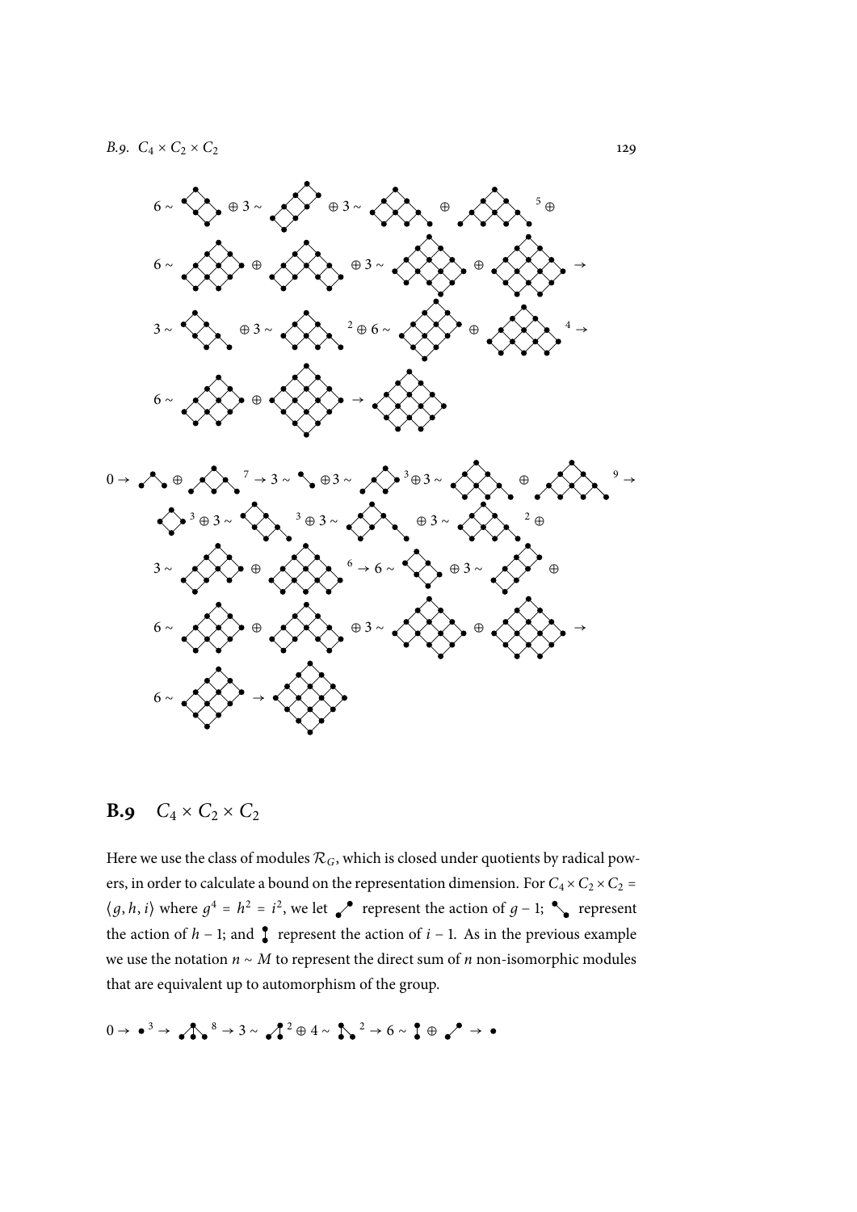## B.9 $C_4 \times C_2 \times C_2$

Here we use the class of modules $\mathcal{R}_G$, which is closed under quotients by radical powers, in order to calculate a bound on the representation dimension. For $C_4 \times C_2 \times C_2 = \langle g, h, i \rangle$ where $g^4 = h^2 = i^2$, we let [diagram] represent the action of $g - 1$; [diagram] represent the action of $h - 1$; and [diagram] represent the action of $i - 1$. As in the previous example we use the notation $n \sim M$ to represent the direct sum of $n$ non-isomorphic modules that are equivalent up to automorphism of the group.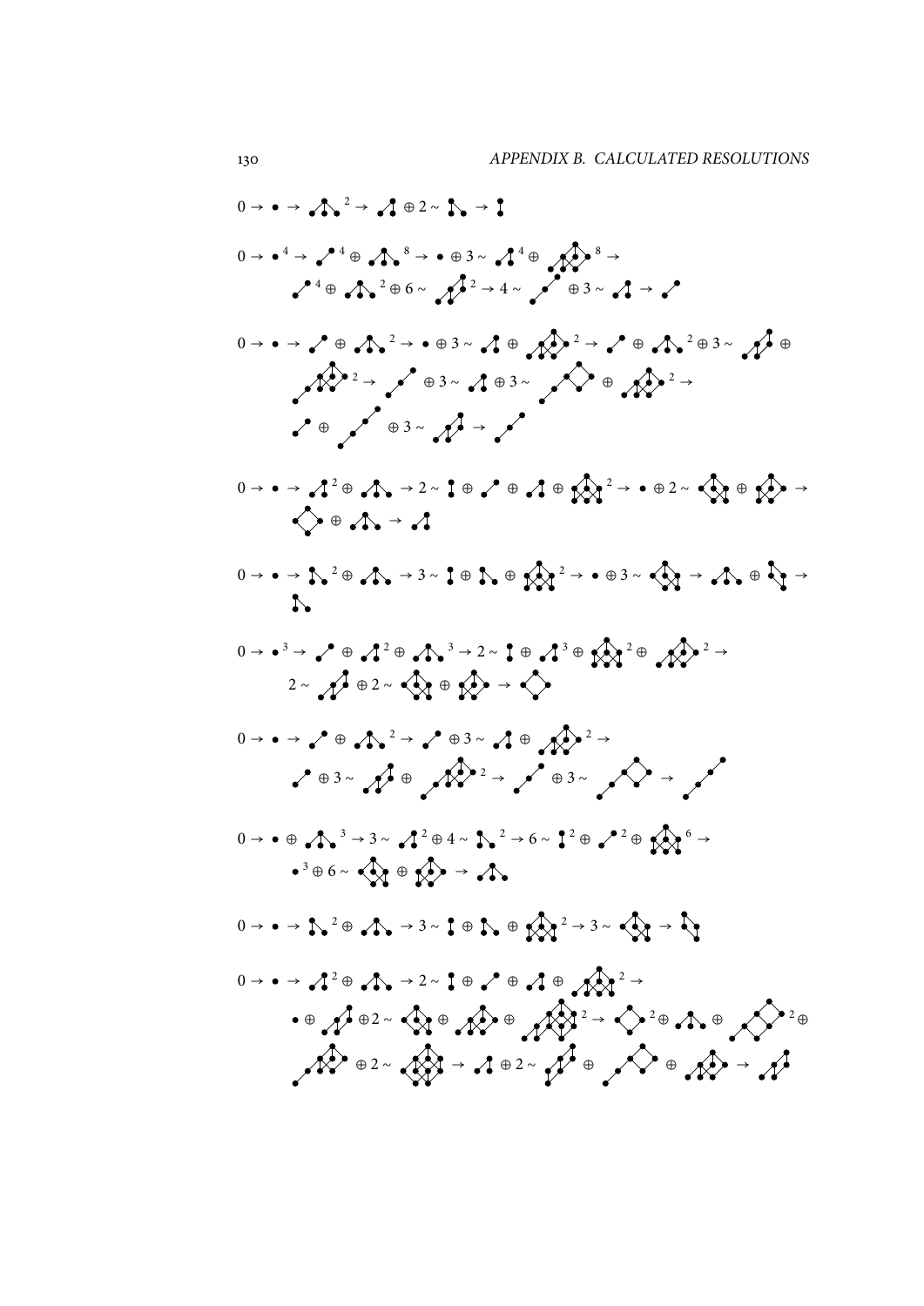$0 \to \bullet \to {}^{2} \to \oplus 2 \sim \to$

$0 \to \bullet^{4} \to {}^{4} \oplus {}^{8} \to \bullet \oplus 3 \sim {}^{4} \oplus {}^{8} \to {}^{4} \oplus {}^{2} \oplus 6 \sim {}^{2} \to 4 \sim \oplus 3 \sim \to$

$0 \to \bullet \to \oplus {}^{2} \to \bullet \oplus 3 \sim \oplus {}^{2} \to \oplus {}^{2} \oplus 3 \sim \oplus {}^{2} \to \oplus 3 \sim \oplus 3 \sim \oplus {}^{2} \to \oplus \oplus 3 \sim \to$

$0 \to \bullet \to {}^{2} \oplus \to 2 \sim \oplus \oplus \oplus {}^{2} \to \bullet \oplus 2 \sim \oplus \to \oplus \to$

$0 \to \bullet \to {}^{2} \oplus \to 3 \sim \oplus \oplus {}^{2} \to \bullet \oplus 3 \sim \to \oplus \to$

$0 \to \bullet^{3} \to \oplus {}^{2} \oplus {}^{3} \to 2 \sim \oplus {}^{3} \oplus {}^{2} \oplus {}^{2} \to 2 \sim \oplus 2 \sim \oplus \to$

$0 \to \bullet \to \oplus {}^{2} \to \oplus 3 \sim \oplus {}^{2} \to \oplus 3 \sim \oplus {}^{2} \to \oplus 3 \sim \to$

$0 \to \bullet \oplus {}^{3} \to 3 \sim {}^{2} \oplus 4 \sim {}^{2} \to 6 \sim {}^{2} \oplus {}^{2} \oplus {}^{6} \to \bullet^{3} \oplus 6 \sim \oplus \to$

$0 \to \bullet \to {}^{2} \oplus \to 3 \sim \oplus \oplus {}^{2} \to 3 \sim \to$

$0 \to \bullet \to {}^{2} \oplus \to 2 \sim \oplus \oplus \oplus {}^{2} \to \bullet \oplus \oplus 2 \sim \oplus \oplus {}^{2} \to {}^{2} \oplus \oplus {}^{2} \oplus \oplus 2 \sim \to \oplus 2 \sim \oplus \oplus \to$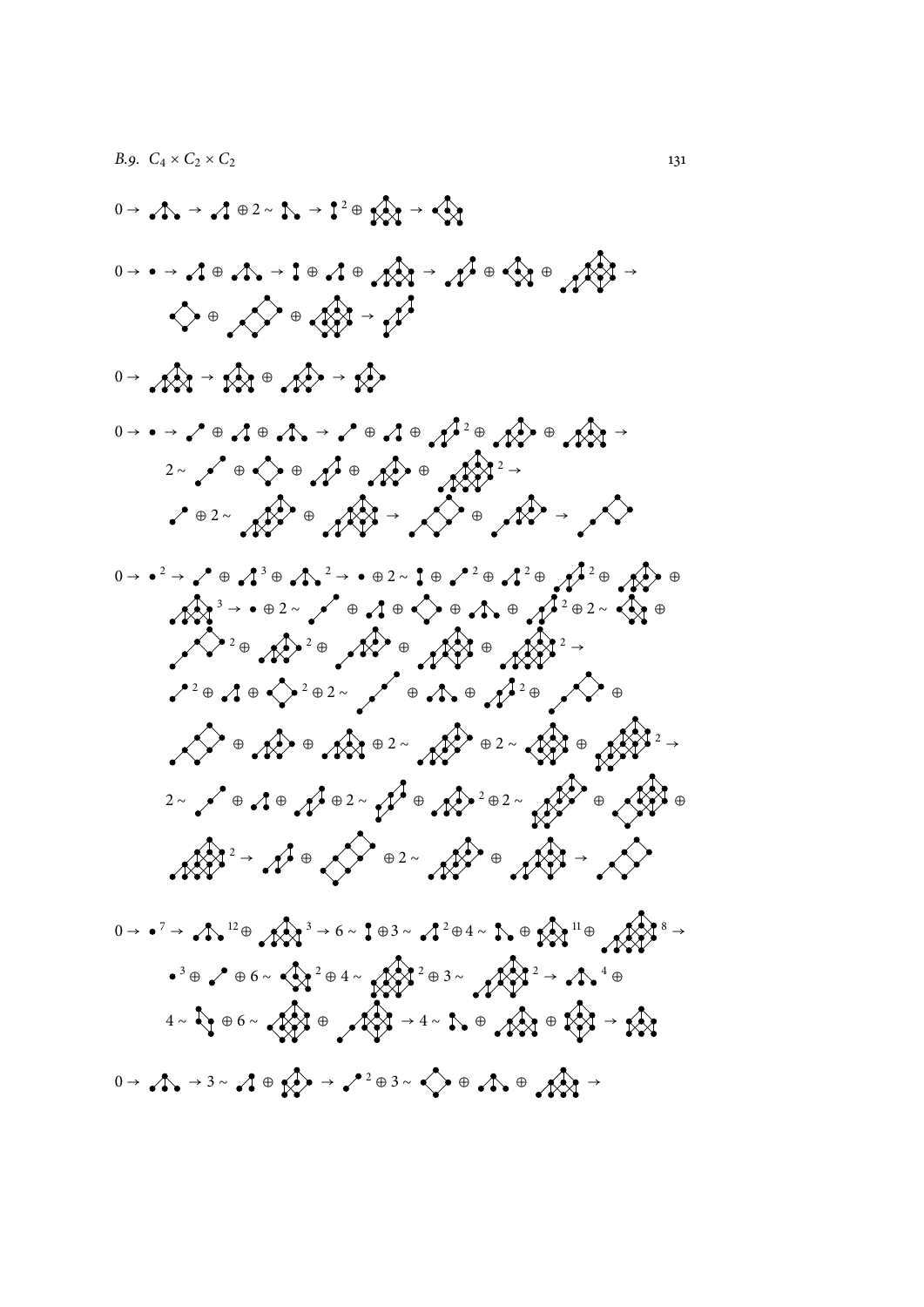## B.9. $C_4 \times C_2 \times C_2$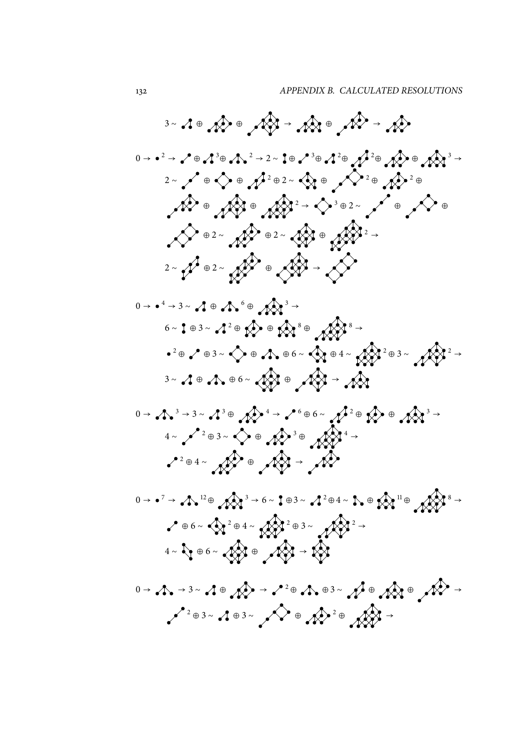$$3 \sim \;\; \oplus \;\; \oplus \;\; \to \;\; \oplus \;\; \to$$

$$0 \to \bullet^{2} \to \;\; \oplus \;\; {}^{3} \oplus \;\; {}^{2} \to 2 \sim \;\; \oplus \;\; {}^{3} \oplus \;\; {}^{2} \oplus \;\; {}^{2} \oplus \;\; \oplus \;\; {}^{3} \to$$

$$2 \sim \;\; \oplus \;\; \oplus \;\; {}^{2} \oplus 2 \sim \;\; \oplus \;\; {}^{2} \oplus \;\; {}^{2} \oplus$$

$$\oplus \;\; \oplus \;\; {}^{2} \to \;\; {}^{3} \oplus 2 \sim \;\; \oplus \;\; \oplus$$

$$\oplus\, 2 \sim \;\; \oplus\, 2 \sim \;\; \oplus \;\; {}^{2} \to$$

$$2 \sim \;\; \oplus\, 2 \sim \;\; \oplus \;\; \to$$

$$0 \to \bullet^{4} \to 3 \sim \;\; \oplus \;\; {}^{6} \oplus \;\; {}^{3} \to$$

$$6 \sim \;\; \oplus\, 3 \sim \;\; {}^{2} \oplus \;\; \oplus \;\; {}^{8} \oplus \;\; {}^{8} \to$$

$$\bullet^{2} \oplus \;\; \oplus\, 3 \sim \;\; \oplus \;\; \oplus\, 6 \sim \;\; \oplus\, 4 \sim \;\; {}^{2} \oplus\, 3 \sim \;\; {}^{2} \to$$

$$3 \sim \;\; \oplus \;\; \oplus\, 6 \sim \;\; \oplus \;\; \to$$

$$0 \to \;\; {}^{3} \to 3 \sim \;\; {}^{3} \oplus \;\; {}^{4} \to \;\; {}^{6} \oplus\, 6 \sim \;\; {}^{2} \oplus \;\; \oplus \;\; {}^{3} \to$$

$$4 \sim \;\; {}^{2} \oplus\, 3 \sim \;\; \oplus \;\; {}^{3} \oplus \;\; {}^{4} \to$$

$${}^{2} \oplus\, 4 \sim \;\; \oplus \;\; \to$$

$$0 \to \bullet^{7} \to \;\; {}^{12} \oplus \;\; {}^{3} \to 6 \sim \;\; \oplus\, 3 \sim \;\; {}^{2} \oplus\, 4 \sim \;\; \oplus \;\; {}^{11} \oplus \;\; {}^{8} \to$$

$$\oplus\, 6 \sim \;\; {}^{2} \oplus\, 4 \sim \;\; {}^{2} \oplus\, 3 \sim \;\; {}^{2} \to$$

$$4 \sim \;\; \oplus\, 6 \sim \;\; \oplus \;\; \to$$

$$0 \to \;\; \to 3 \sim \;\; \oplus \;\; \to \;\; {}^{2} \oplus \;\; \oplus\, 3 \sim \;\; \oplus \;\; \oplus \;\; \to$$

$${}^{2} \oplus\, 3 \sim \;\; \oplus\, 3 \sim \;\; \oplus \;\; {}^{2} \oplus \;\; \to$$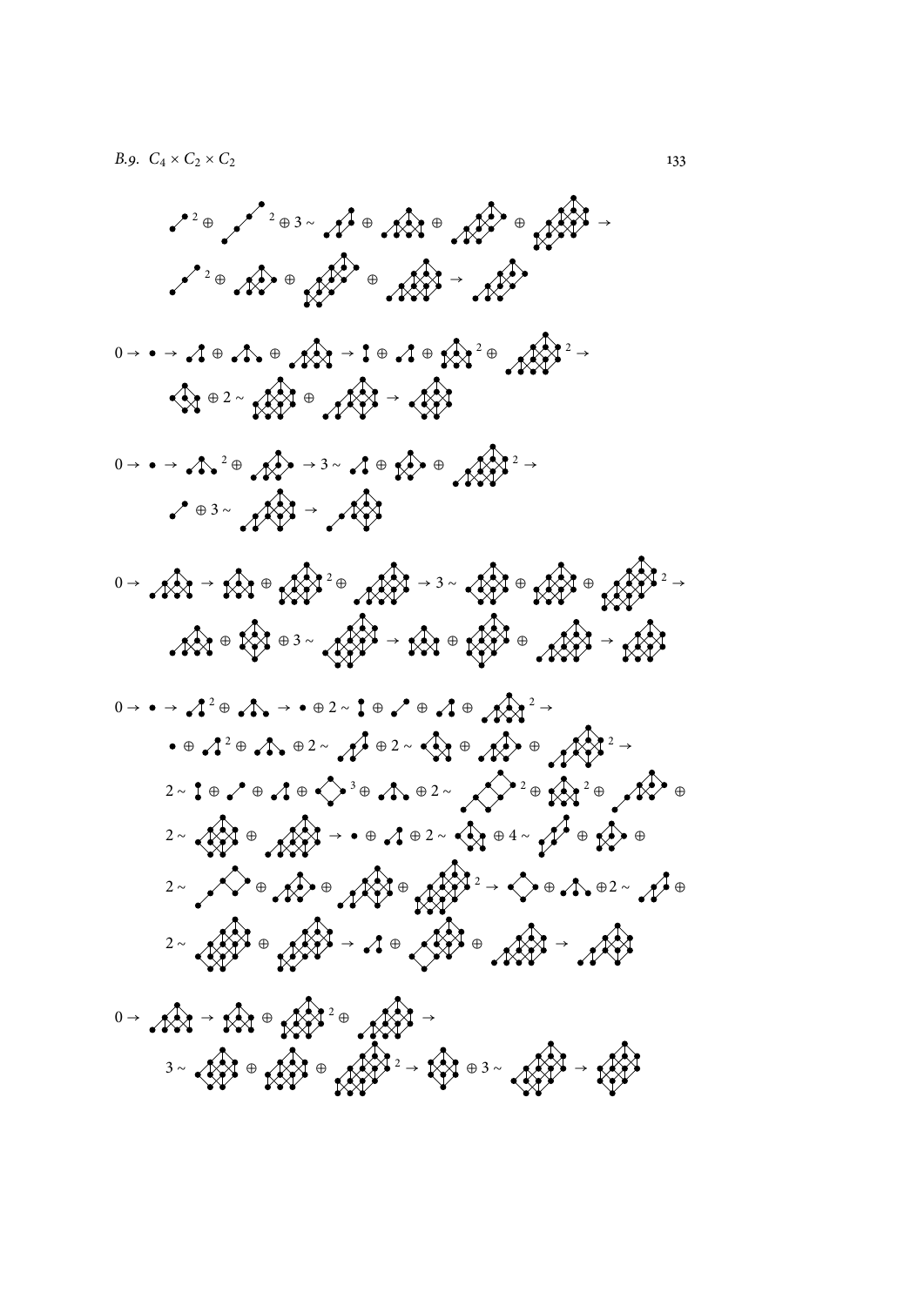$0 \to \bullet \to$

$0 \to \bullet \to$

$0 \to$

$0 \to \bullet \to$

$0 \to$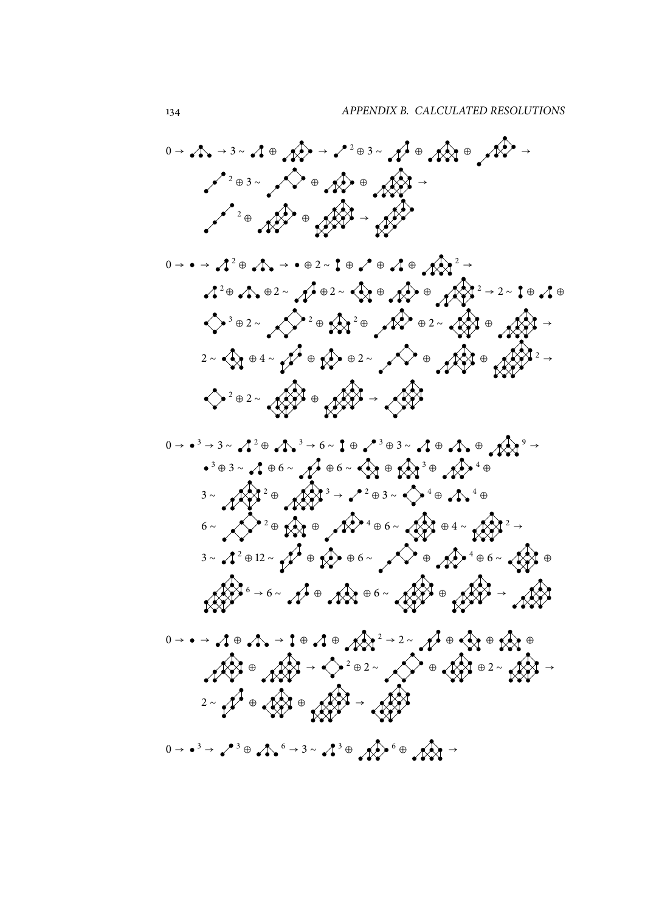$0 \to \quad \to 3 \sim \quad \oplus \quad \to \quad {}^{2} \oplus 3 \sim \quad \oplus \quad \oplus \quad \to$

${}^{2} \oplus 3 \sim \quad \oplus \quad \oplus \quad \to$

${}^{2} \oplus \quad \oplus \quad \to$

$0 \to \bullet \to \quad {}^{2} \oplus \quad \to \bullet \oplus 2 \sim \quad \oplus \quad \oplus \quad \oplus \quad {}^{2} \to$

${}^{2} \oplus \quad \oplus 2 \sim \quad \oplus 2 \sim \quad \oplus \quad \oplus \quad {}^{2} \to 2 \sim \quad \oplus \quad \oplus$

${}^{3} \oplus 2 \sim \quad {}^{2} \oplus \quad {}^{2} \oplus \quad \oplus 2 \sim \quad \oplus \quad \to$

$2 \sim \quad \oplus 4 \sim \quad \oplus \quad \oplus 2 \sim \quad \oplus \quad \oplus \quad {}^{2} \to$

${}^{2} \oplus 2 \sim \quad \oplus \quad \to$

$0 \to \bullet^{3} \to 3 \sim \quad {}^{2} \oplus \quad {}^{3} \to 6 \sim \quad \oplus \quad {}^{3} \oplus 3 \sim \quad \oplus \quad \oplus \quad {}^{9} \to$

$\bullet^{3} \oplus 3 \sim \quad \oplus 6 \sim \quad \oplus 6 \sim \quad \oplus \quad {}^{3} \oplus \quad {}^{4} \oplus$

$3 \sim \quad {}^{2} \oplus \quad {}^{3} \to \quad {}^{2} \oplus 3 \sim \quad {}^{4} \oplus \quad {}^{4} \oplus$

$6 \sim \quad {}^{2} \oplus \quad \oplus \quad {}^{4} \oplus 6 \sim \quad \oplus 4 \sim \quad {}^{2} \to$

$3 \sim \quad {}^{2} \oplus 12 \sim \quad \oplus \quad \oplus 6 \sim \quad \oplus \quad {}^{4} \oplus 6 \sim \quad \oplus$

${}^{6} \to 6 \sim \quad \oplus \quad \oplus 6 \sim \quad \oplus \quad \to$

$0 \to \bullet \to \quad \oplus \quad \to \quad \oplus \quad \oplus \quad {}^{2} \to 2 \sim \quad \oplus \quad \oplus \quad \oplus$

$\oplus \quad \to \quad {}^{2} \oplus 2 \sim \quad \oplus \quad \oplus 2 \sim \quad \to$

$2 \sim \quad \oplus \quad \oplus \quad \to$

$0 \to \bullet^{3} \to \quad {}^{3} \oplus \quad {}^{6} \to 3 \sim \quad {}^{3} \oplus \quad {}^{6} \oplus \quad \to$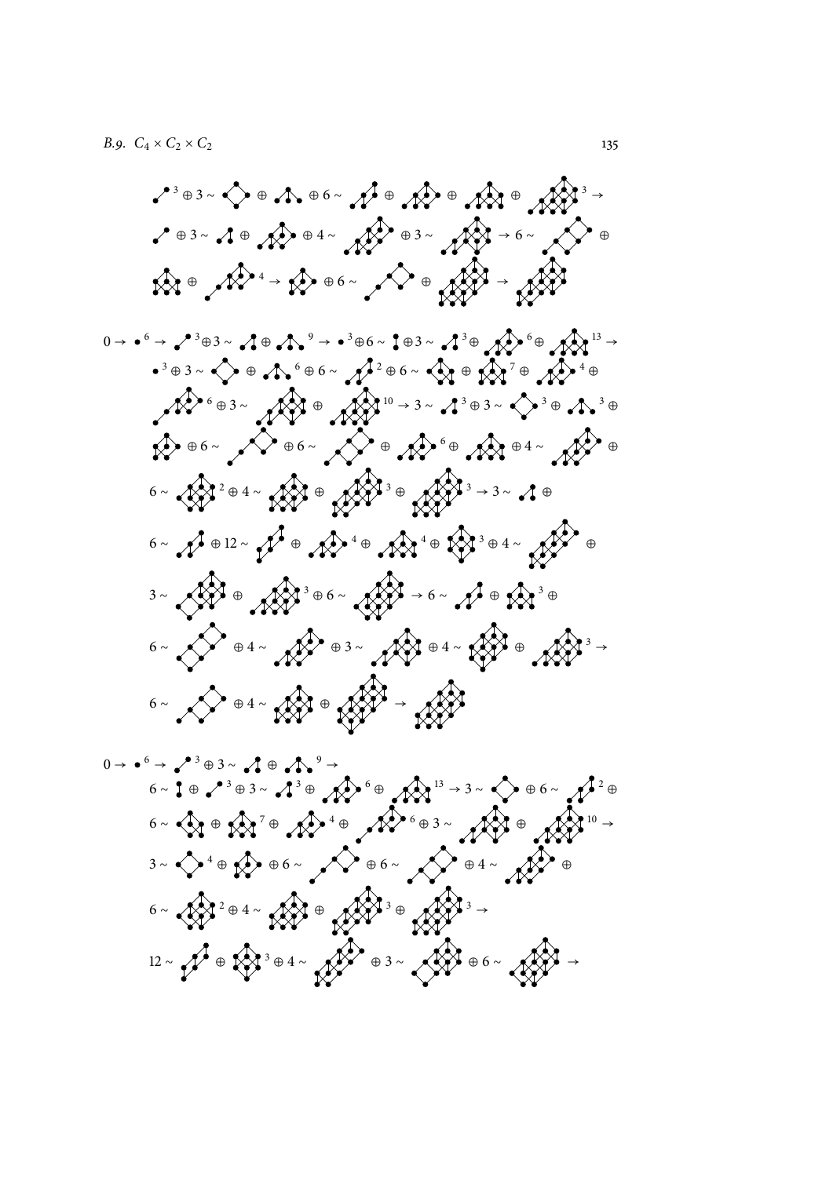$\,^{3} \oplus 3 \sim \;\oplus\; \oplus 6 \sim \;\oplus\; \oplus\; \oplus\; ^{3} \rightarrow$

$\;\oplus 3 \sim \;\oplus\; \oplus 4 \sim \;\oplus 3 \sim \;\rightarrow 6 \sim \;\oplus$

$\;\oplus\; ^{4} \rightarrow \;\oplus 6 \sim \;\oplus\; \rightarrow$

$0 \rightarrow \bullet^{6} \rightarrow \;^{3} \oplus 3 \sim \;\oplus\; ^{9} \rightarrow \bullet^{3} \oplus 6 \sim \;\oplus 3 \sim \;^{3} \oplus \;^{6} \oplus \;^{13} \rightarrow$

$\bullet^{3} \oplus 3 \sim \;\oplus\; ^{6} \oplus 6 \sim \;^{2} \oplus 6 \sim \;\oplus\; ^{7} \oplus \;^{4} \oplus$

$\;^{6} \oplus 3 \sim \;\oplus\; ^{10} \rightarrow 3 \sim \;^{3} \oplus 3 \sim \;^{3} \oplus \;^{3} \oplus$

$\;\oplus 6 \sim \;\oplus 6 \sim \;\oplus\; ^{6} \oplus \;\oplus 4 \sim \;\oplus$

$6 \sim \;^{2} \oplus 4 \sim \;\oplus\; ^{3} \oplus \;^{3} \rightarrow 3 \sim \;\oplus$

$6 \sim \;\oplus 12 \sim \;\oplus\; ^{4} \oplus \;^{4} \oplus \;^{3} \oplus 4 \sim \;\oplus$

$3 \sim \;\oplus\; ^{3} \oplus 6 \sim \;\rightarrow 6 \sim \;\oplus\; ^{3} \oplus$

$6 \sim \;\oplus 4 \sim \;\oplus 3 \sim \;\oplus 4 \sim \;\oplus\; ^{3} \rightarrow$

$6 \sim \;\oplus 4 \sim \;\oplus\; \rightarrow$

$0 \rightarrow \bullet^{6} \rightarrow \;^{3} \oplus 3 \sim \;\oplus\; ^{9} \rightarrow$

$6 \sim \;\oplus\; ^{3} \oplus 3 \sim \;^{3} \oplus \;^{6} \oplus \;^{13} \rightarrow 3 \sim \;\oplus 6 \sim \;^{2} \oplus$

$6 \sim \;\oplus\; ^{7} \oplus \;^{4} \oplus \;^{6} \oplus 3 \sim \;\oplus\; ^{10} \rightarrow$

$3 \sim \;^{4} \oplus \;\oplus 6 \sim \;\oplus 6 \sim \;\oplus 4 \sim \;\oplus$

$6 \sim \;^{2} \oplus 4 \sim \;\oplus\; ^{3} \oplus \;^{3} \rightarrow$

$12 \sim \;\oplus\; ^{3} \oplus 4 \sim \;\oplus 3 \sim \;\oplus 6 \sim \;\rightarrow$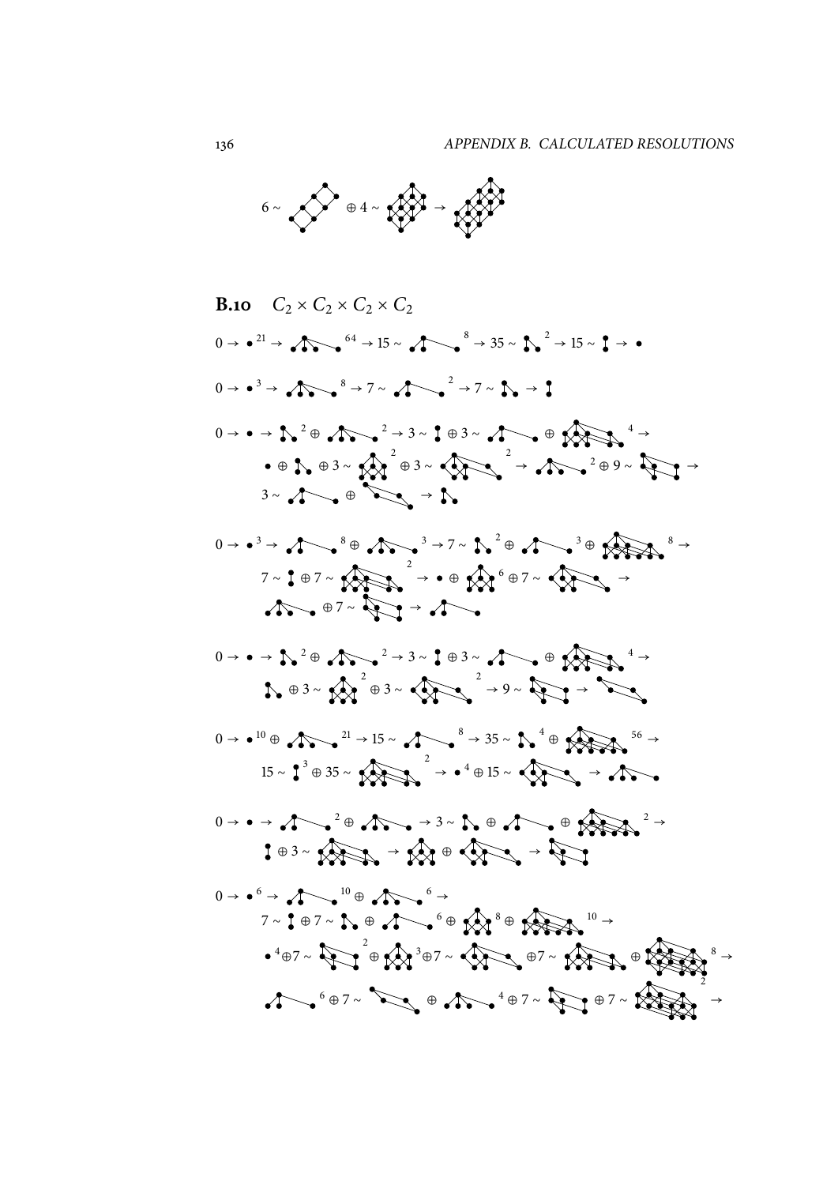$6 \sim$ $\oplus\, 4 \sim$ $\rightarrow$

## B.10 $C_2 \times C_2 \times C_2 \times C_2$

$0 \rightarrow \bullet^{21} \rightarrow$ $^{64} \rightarrow 15 \sim$ $^{8} \rightarrow 35 \sim$ $^{2} \rightarrow 15 \sim$ $\rightarrow \bullet$

$0 \rightarrow \bullet^{3} \rightarrow$ $^{8} \rightarrow 7 \sim$ $^{2} \rightarrow 7 \sim$ $\rightarrow$

$0 \rightarrow \bullet \rightarrow$ $^{2} \oplus$ $^{2} \rightarrow 3 \sim$ $\oplus\, 3 \sim$ $\oplus$ $^{4} \rightarrow$
$\bullet \oplus$ $\oplus\, 3 \sim$ $^{2} \oplus 3 \sim$ $^{2} \rightarrow$ $^{2} \oplus 9 \sim$ $\rightarrow$
$3 \sim$ $\oplus$ $\rightarrow$

$0 \rightarrow \bullet^{3} \rightarrow$ $^{8} \oplus$ $^{3} \rightarrow 7 \sim$ $^{2} \oplus$ $^{3} \oplus$ $^{8} \rightarrow$
$7 \sim$ $\oplus\, 7 \sim$ $^{2} \rightarrow \bullet \oplus$ $^{6} \oplus 7 \sim$ $\rightarrow$
$\oplus\, 7 \sim$ $\rightarrow$

$0 \rightarrow \bullet \rightarrow$ $^{2} \oplus$ $^{2} \rightarrow 3 \sim$ $\oplus\, 3 \sim$ $\oplus$ $^{4} \rightarrow$
$\oplus\, 3 \sim$ $^{2} \oplus 3 \sim$ $^{2} \rightarrow 9 \sim$ $\rightarrow$

$0 \rightarrow \bullet^{10} \oplus$ $^{21} \rightarrow 15 \sim$ $^{8} \rightarrow 35 \sim$ $^{4} \oplus$ $^{56} \rightarrow$
$15 \sim$ $^{3} \oplus 35 \sim$ $^{2} \rightarrow \bullet^{4} \oplus 15 \sim$ $\rightarrow$

$0 \rightarrow \bullet \rightarrow$ $^{2} \oplus$ $\rightarrow 3 \sim$ $\oplus$ $\oplus$ $^{2} \rightarrow$
$\oplus\, 3 \sim$ $\rightarrow$ $\oplus$ $\rightarrow$

$0 \rightarrow \bullet^{6} \rightarrow$ $^{10} \oplus$ $^{6} \rightarrow$
$7 \sim$ $\oplus\, 7 \sim$ $\oplus$ $^{6} \oplus$ $^{8} \oplus$ $^{10} \rightarrow$
$\bullet^{4} \oplus 7 \sim$ $^{2} \oplus$ $^{3} \oplus 7 \sim$ $\oplus 7 \sim$ $\oplus$ $^{8}_{2} \rightarrow$
$^{6} \oplus 7 \sim$ $\oplus$ $^{4} \oplus 7 \sim$ $\oplus 7 \sim$ $\rightarrow$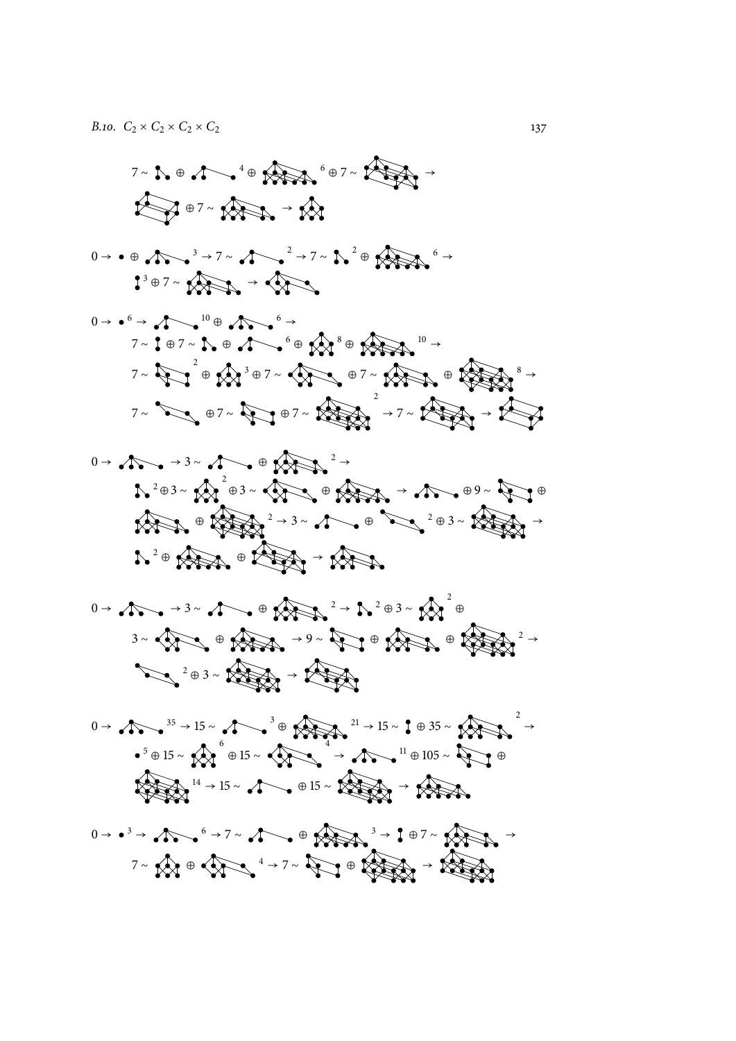$7 \sim \ \oplus \ {}^{4} \oplus \ {}^{6} \oplus 7 \sim \ \rightarrow$

$\oplus 7 \sim \ \rightarrow$

$0 \rightarrow \bullet \oplus \ {}^{3} \rightarrow 7 \sim \ {}^{2} \rightarrow 7 \sim \ {}^{2} \oplus \ {}^{6} \rightarrow$

${}^{3} \oplus 7 \sim \ \rightarrow$

$0 \rightarrow \bullet^{6} \rightarrow \ {}^{10} \oplus \ {}^{6} \rightarrow$

$7 \sim \ \oplus 7 \sim \ \oplus \ {}^{6} \oplus \ {}^{8} \oplus \ {}^{10} \rightarrow$

$7 \sim \ {}^{2} \oplus \ {}^{3} \oplus 7 \sim \ \oplus 7 \sim \ \oplus \ {}^{8} \rightarrow$

$7 \sim \ \oplus 7 \sim \ \oplus 7 \sim \ {}^{2} \rightarrow 7 \sim \ \rightarrow$

$0 \rightarrow \ \rightarrow 3 \sim \ \oplus \ {}^{2} \rightarrow$

${}^{2} \oplus 3 \sim \ {}^{2} \oplus 3 \sim \ \oplus \ \rightarrow \ \oplus 9 \sim \ \oplus$

$\oplus \ {}^{2} \rightarrow 3 \sim \ \oplus \ {}^{2} \oplus 3 \sim \ \rightarrow$

${}^{2} \oplus \ \oplus \ \rightarrow$

$0 \rightarrow \ \rightarrow 3 \sim \ \oplus \ {}^{2} \rightarrow \ {}^{2} \oplus 3 \sim \ {}^{2} \oplus$

$3 \sim \ \oplus \ \rightarrow 9 \sim \ \oplus \ \oplus \ {}^{2} \rightarrow$

${}^{2} \oplus 3 \sim \ \rightarrow$

$0 \rightarrow \ {}^{35} \rightarrow 15 \sim \ {}^{3} \oplus \ {}^{21} \rightarrow 15 \sim \ \oplus 35 \sim \ {}^{2} \rightarrow$

$\bullet^{5} \oplus 15 \sim \ {}^{6} \oplus 15 \sim \ {}^{4} \rightarrow \ {}^{11} \oplus 105 \sim \ \oplus$

${}^{14} \rightarrow 15 \sim \ \oplus 15 \sim \ \rightarrow$

$0 \rightarrow \bullet^{3} \rightarrow \ {}^{6} \rightarrow 7 \sim \ \oplus \ {}^{3} \rightarrow \ \oplus 7 \sim \ \rightarrow$

$7 \sim \ \oplus \ {}^{4} \rightarrow 7 \sim \ \oplus \ \rightarrow$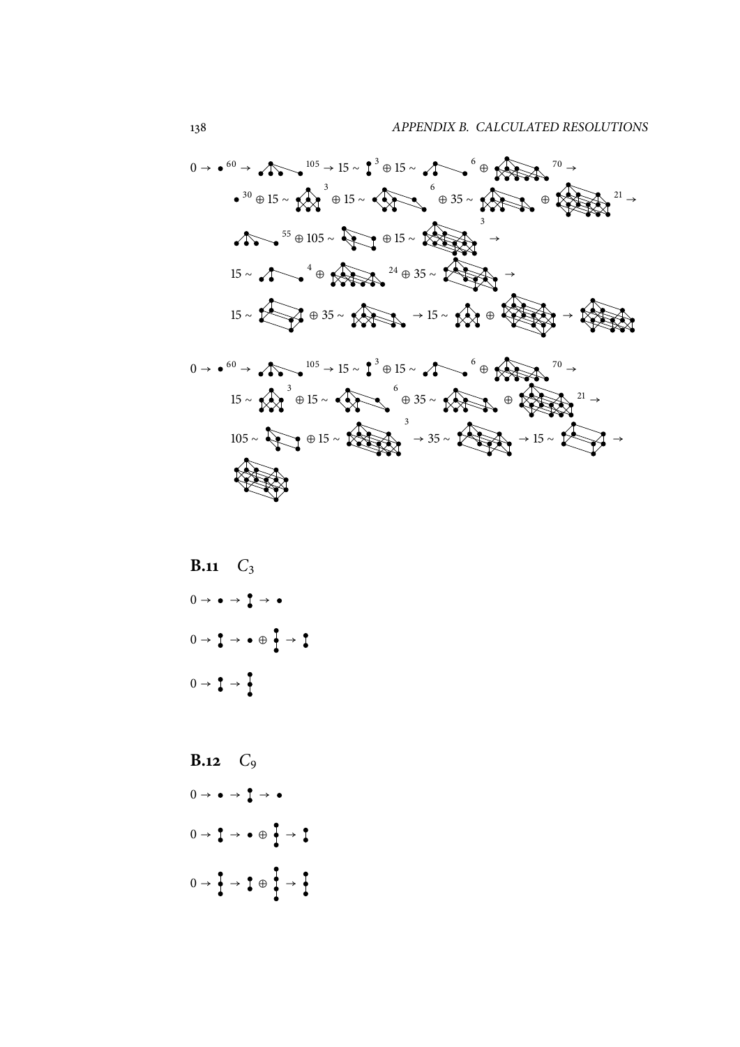$0 \to \bullet^{60} \to \cdots^{105} \to 15 \sim \cdots^{3} \oplus 15 \sim \cdots^{6} \oplus \cdots^{70} \to$

$\bullet^{30} \oplus 15 \sim \cdots^{3} \oplus 15 \sim \cdots^{6} \oplus 35 \sim \cdots \oplus \cdots^{21} \to$

$\cdots^{55} \oplus 105 \sim \cdots \oplus 15 \sim \cdots^{3} \to$

$15 \sim \cdots^{4} \oplus \cdots^{24} \oplus 35 \sim \cdots \to$

$15 \sim \cdots \oplus 35 \sim \cdots \to 15 \sim \cdots \oplus \cdots \to \cdots$

$0 \to \bullet^{60} \to \cdots^{105} \to 15 \sim \cdots^{3} \oplus 15 \sim \cdots^{6} \oplus \cdots^{70} \to$

$15 \sim \cdots^{3} \oplus 15 \sim \cdots^{6} \oplus 35 \sim \cdots \oplus \cdots^{21} \to$

$105 \sim \cdots \oplus 15 \sim \cdots^{3} \to 35 \sim \cdots \to 15 \sim \cdots \to$

$\cdots$

## B.11 $C_3$

$0 \to \bullet \to \cdots \to \bullet$

$0 \to \cdots \to \bullet \oplus \cdots \to \cdots$

$0 \to \cdots \to \cdots$

## B.12 $C_9$

$0 \to \bullet \to \cdots \to \bullet$

$0 \to \cdots \to \bullet \oplus \cdots \to \cdots$

$0 \to \cdots \to \cdots \oplus \cdots \to \cdots$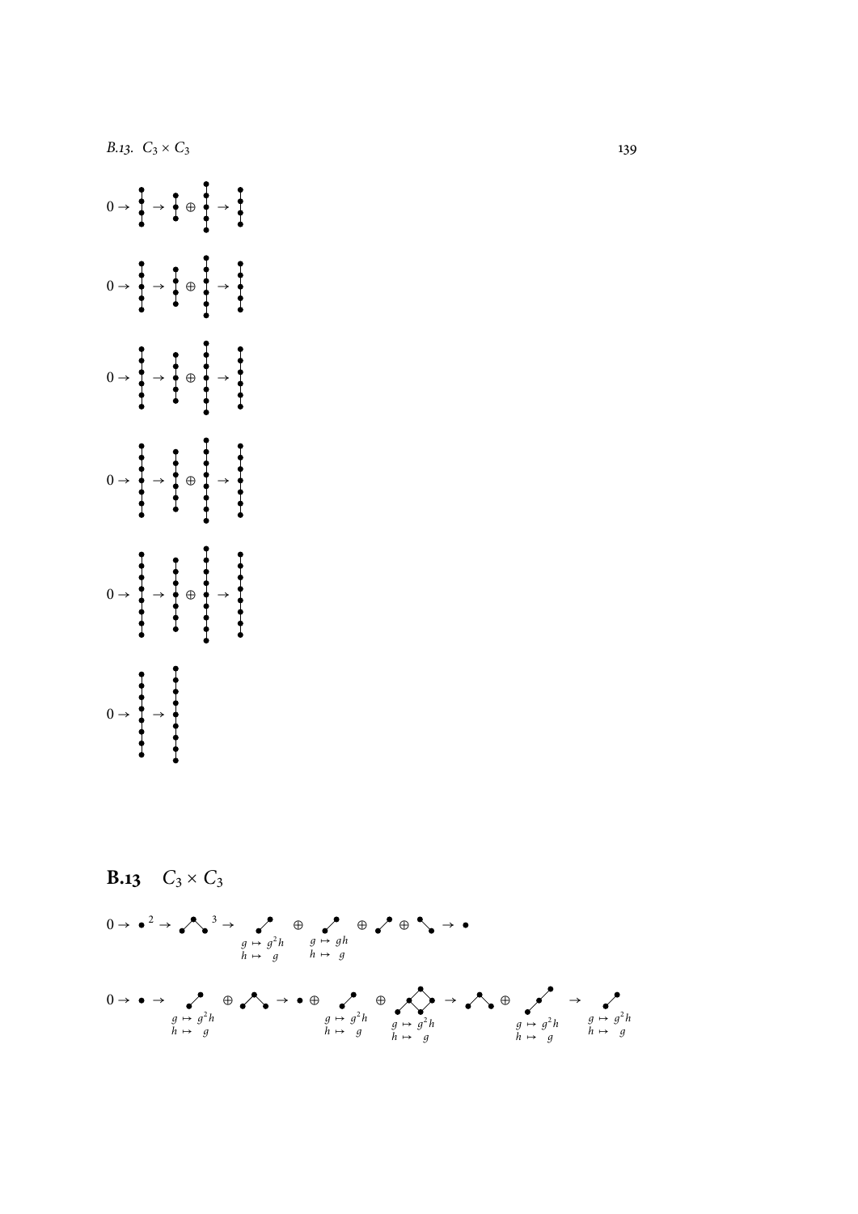$0 \to$ • $\to$ • $\oplus$ • $\to$ •

$0 \to$ • $\to$ • $\oplus$ • $\to$ •

$0 \to$ • $\to$ • $\oplus$ • $\to$ •

$0 \to$ • $\to$ • $\oplus$ • $\to$ •

$0 \to$ • $\to$ • $\oplus$ • $\to$ •

$0 \to$ • $\to$ •

## B.13 $C_3 \times C_3$

$0 \to \bullet^2 \to$ $^3 \to$ $\oplus$ $\oplus$ $\oplus$ $\to \bullet$

$g \mapsto g^2h$, $h \mapsto g$ ; $g \mapsto gh$, $h \mapsto g$

$0 \to \bullet \to$ $\oplus$ $\to \bullet \oplus$ $\oplus$ $\to$ $\oplus$ $\to$

$g \mapsto g^2h$, $h \mapsto g$ ; $g \mapsto g^2h$, $h \mapsto g$ ; $g \mapsto g^2h$, $h \mapsto g$ ; $g \mapsto g^2h$, $h \mapsto g$ ; $g \mapsto g^2h$, $h \mapsto g$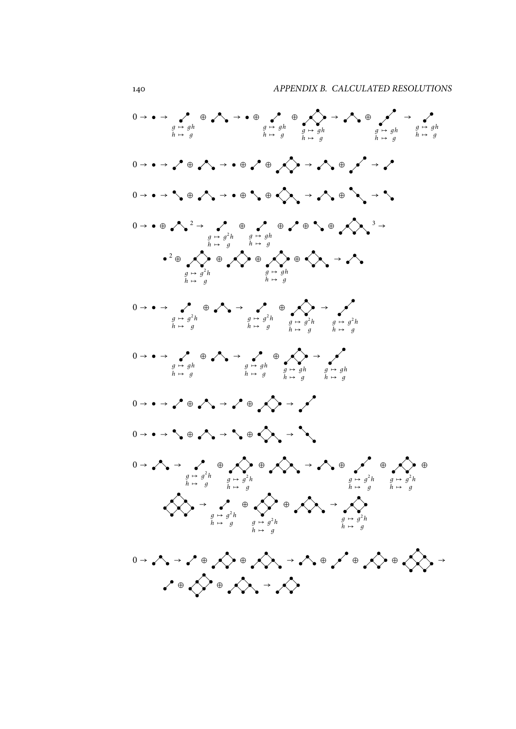$0 \to \bullet \to \; \substack{g \mapsto gh \\ h \mapsto g} \; \oplus \; \to \bullet \oplus \; \substack{g \mapsto gh \\ h \mapsto g} \; \oplus \; \substack{g \mapsto gh \\ h \mapsto g} \; \to \; \oplus \; \substack{g \mapsto gh \\ h \mapsto g} \; \to \; \substack{g \mapsto gh \\ h \mapsto g}$

$0 \to \bullet \to \; \oplus \; \to \bullet \oplus \; \oplus \; \to \; \oplus \; \to$

$0 \to \bullet \to \; \oplus \; \to \bullet \oplus \; \oplus \; \to \; \oplus \; \to$

$0 \to \bullet \oplus \;{}^{2} \to \; \substack{g \mapsto g^2h \\ h \mapsto g} \; \oplus \; \substack{g \mapsto gh \\ h \mapsto g} \; \oplus \; \oplus \; \oplus \;{}^{3} \to$

$\bullet^{2} \oplus \; \substack{g \mapsto g^2h \\ h \mapsto g} \; \oplus \; \oplus \; \substack{g \mapsto gh \\ h \mapsto g} \; \oplus \; \to$

$0 \to \bullet \to \; \substack{g \mapsto g^2h \\ h \mapsto g} \; \oplus \; \to \; \substack{g \mapsto g^2h \\ h \mapsto g} \; \oplus \; \substack{g \mapsto g^2h \\ h \mapsto g} \; \to \; \substack{g \mapsto g^2h \\ h \mapsto g}$

$0 \to \bullet \to \; \substack{g \mapsto gh \\ h \mapsto g} \; \oplus \; \to \; \substack{g \mapsto gh \\ h \mapsto g} \; \oplus \; \substack{g \mapsto gh \\ h \mapsto g} \; \to \; \substack{g \mapsto gh \\ h \mapsto g}$

$0 \to \bullet \to \; \oplus \; \to \; \oplus \; \to$

$0 \to \bullet \to \; \oplus \; \to \; \oplus \; \to$

$0 \to \; \to \; \substack{g \mapsto g^2h \\ h \mapsto g} \; \oplus \; \substack{g \mapsto g^2h \\ h \mapsto g} \; \oplus \; \to \; \oplus \; \substack{g \mapsto g^2h \\ h \mapsto g} \; \oplus \; \substack{g \mapsto g^2h \\ h \mapsto g} \; \oplus$

$\to \; \substack{g \mapsto g^2h \\ h \mapsto g} \; \oplus \; \substack{g \mapsto g^2h \\ h \mapsto g} \; \oplus \; \to \; \substack{g \mapsto g^2h \\ h \mapsto g}$

$0 \to \; \to \; \oplus \; \oplus \; \to \; \oplus \; \oplus \; \oplus \; \to$

$\oplus \; \oplus \; \to$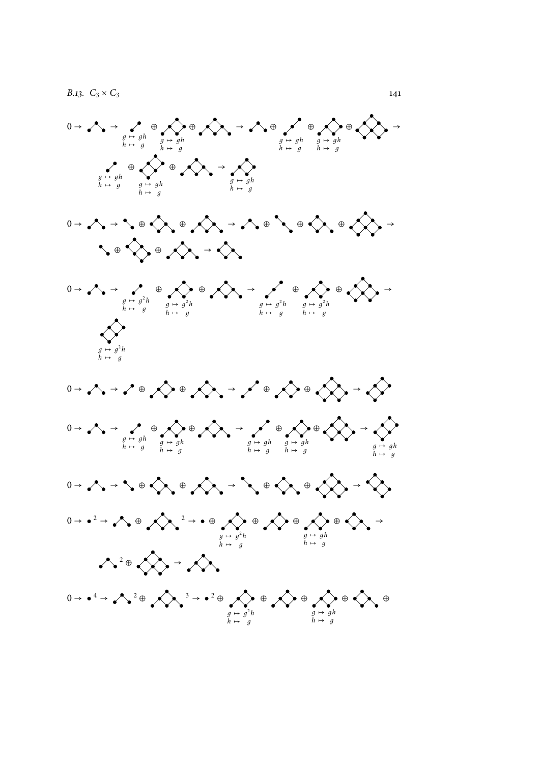$0 \to$ ⋯ $\to$ ⋯ $\oplus$ ⋯ $\oplus$ ⋯ $\to$ ⋯ $\oplus$ ⋯ $\oplus$ ⋯ $\oplus$ ⋯ $\to$

⋯ $\oplus$ ⋯ $\oplus$ ⋯ $\to$ ⋯

$g \mapsto gh$, $h \mapsto g$

$0 \to$ ⋯ $\to$ ⋯ $\oplus$ ⋯ $\oplus$ ⋯ $\to$ ⋯ $\oplus$ ⋯ $\oplus$ ⋯ $\oplus$ ⋯ $\to$

⋯ $\oplus$ ⋯ $\oplus$ ⋯ $\to$ ⋯

$0 \to$ ⋯ $\to$ ⋯ $\oplus$ ⋯ $\oplus$ ⋯ $\to$ ⋯ $\oplus$ ⋯ $\oplus$ ⋯ $\to$

⋯

$g \mapsto g^2h$, $h \mapsto g$

$0 \to$ ⋯ $\to$ ⋯ $\oplus$ ⋯ $\oplus$ ⋯ $\to$ ⋯ $\oplus$ ⋯ $\oplus$ ⋯ $\to$ ⋯

$0 \to$ ⋯ $\to$ ⋯ $\oplus$ ⋯ $\oplus$ ⋯ $\to$ ⋯ $\oplus$ ⋯ $\oplus$ ⋯ $\to$ ⋯

$g \mapsto gh$, $h \mapsto g$

$0 \to$ ⋯ $\to$ ⋯ $\oplus$ ⋯ $\oplus$ ⋯ $\to$ ⋯ $\oplus$ ⋯ $\oplus$ ⋯ $\to$ ⋯

$0 \to \bullet^2 \to$ ⋯ $\oplus$ ⋯$^2 \to \bullet \oplus$ ⋯ $\oplus$ ⋯ $\oplus$ ⋯ $\oplus$ ⋯ $\to$

⋯$^2 \oplus$ ⋯ $\to$ ⋯

$g \mapsto g^2h$, $h \mapsto g$; $g \mapsto gh$, $h \mapsto g$

$0 \to \bullet^4 \to$ ⋯$^2 \oplus$ ⋯$^3 \to \bullet^2 \oplus$ ⋯ $\oplus$ ⋯ $\oplus$ ⋯ $\oplus$ ⋯ $\oplus$

$g \mapsto g^2h$, $h \mapsto g$; $g \mapsto gh$, $h \mapsto g$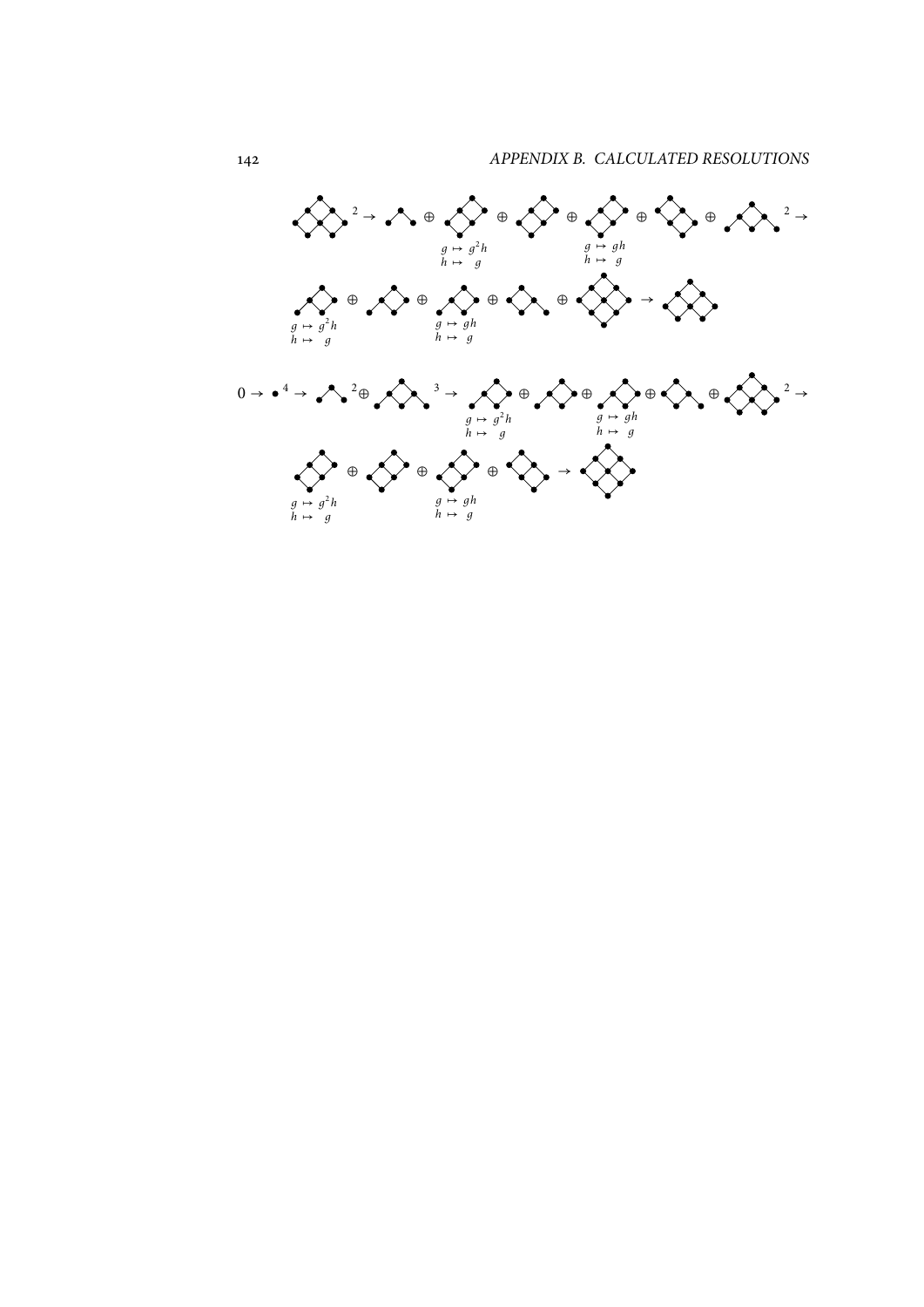$\to$ $\oplus$ $\oplus$ $\oplus$ $\oplus$ $\oplus$ $^2 \to$

$g \mapsto g^2h$
$h \mapsto g$

$g \mapsto gh$
$h \mapsto g$

$\oplus$ $\oplus$ $\oplus$ $\oplus$ $\to$

$g \mapsto g^2h$
$h \mapsto g$

$g \mapsto gh$
$h \mapsto g$

$0 \to \bullet^4 \to$ $^2\oplus$ $^3 \to$ $\oplus$ $\oplus$ $\oplus$ $\oplus$ $^2 \to$

$g \mapsto g^2h$
$h \mapsto g$

$g \mapsto gh$
$h \mapsto g$

$\oplus$ $\oplus$ $\oplus$ $\to$

$g \mapsto g^2h$
$h \mapsto g$

$g \mapsto gh$
$h \mapsto g$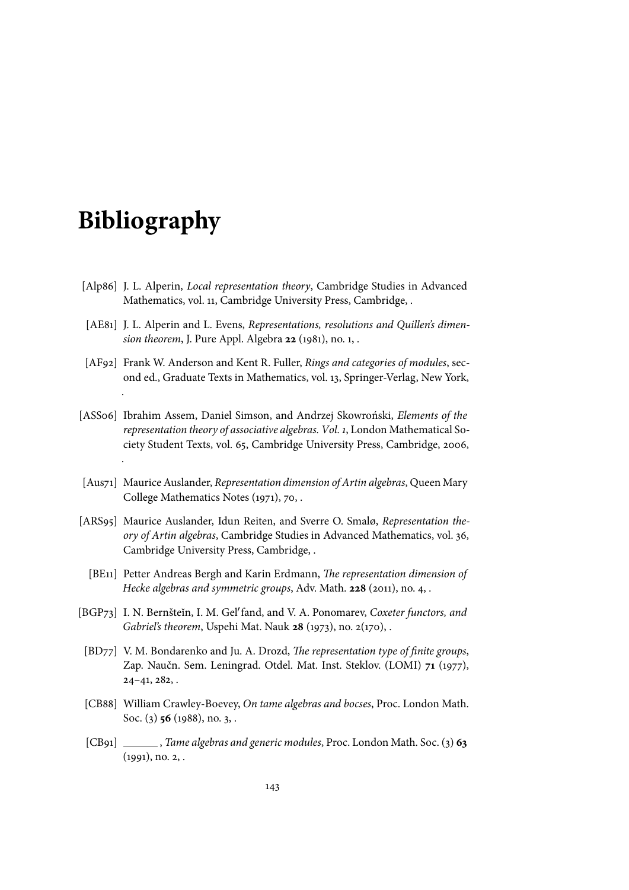# Bibliography

[Alp86] J. L. Alperin, *Local representation theory*, Cambridge Studies in Advanced Mathematics, vol. 11, Cambridge University Press, Cambridge, .

[AE81] J. L. Alperin and L. Evens, *Representations, resolutions and Quillen's dimension theorem*, J. Pure Appl. Algebra **22** (1981), no. 1, .

[AF92] Frank W. Anderson and Kent R. Fuller, *Rings and categories of modules*, second ed., Graduate Texts in Mathematics, vol. 13, Springer-Verlag, New York, .

[ASS06] Ibrahim Assem, Daniel Simson, and Andrzej Skowroński, *Elements of the representation theory of associative algebras. Vol. 1*, London Mathematical Society Student Texts, vol. 65, Cambridge University Press, Cambridge, 2006, .

[Aus71] Maurice Auslander, *Representation dimension of Artin algebras*, Queen Mary College Mathematics Notes (1971), 70, .

[ARS95] Maurice Auslander, Idun Reiten, and Sverre O. Smalø, *Representation theory of Artin algebras*, Cambridge Studies in Advanced Mathematics, vol. 36, Cambridge University Press, Cambridge, .

[BE11] Petter Andreas Bergh and Karin Erdmann, *The representation dimension of Hecke algebras and symmetric groups*, Adv. Math. **228** (2011), no. 4, .

[BGP73] I. N. Bernšteĭn, I. M. Gel′fand, and V. A. Ponomarev, *Coxeter functors, and Gabriel's theorem*, Uspehi Mat. Nauk **28** (1973), no. 2(170), .

[BD77] V. M. Bondarenko and Ju. A. Drozd, *The representation type of finite groups*, Zap. Naučn. Sem. Leningrad. Otdel. Mat. Inst. Steklov. (LOMI) **71** (1977), 24–41, 282, .

[CB88] William Crawley-Boevey, *On tame algebras and bocses*, Proc. London Math. Soc. (3) **56** (1988), no. 3, .

[CB91] ______, *Tame algebras and generic modules*, Proc. London Math. Soc. (3) **63** (1991), no. 2, .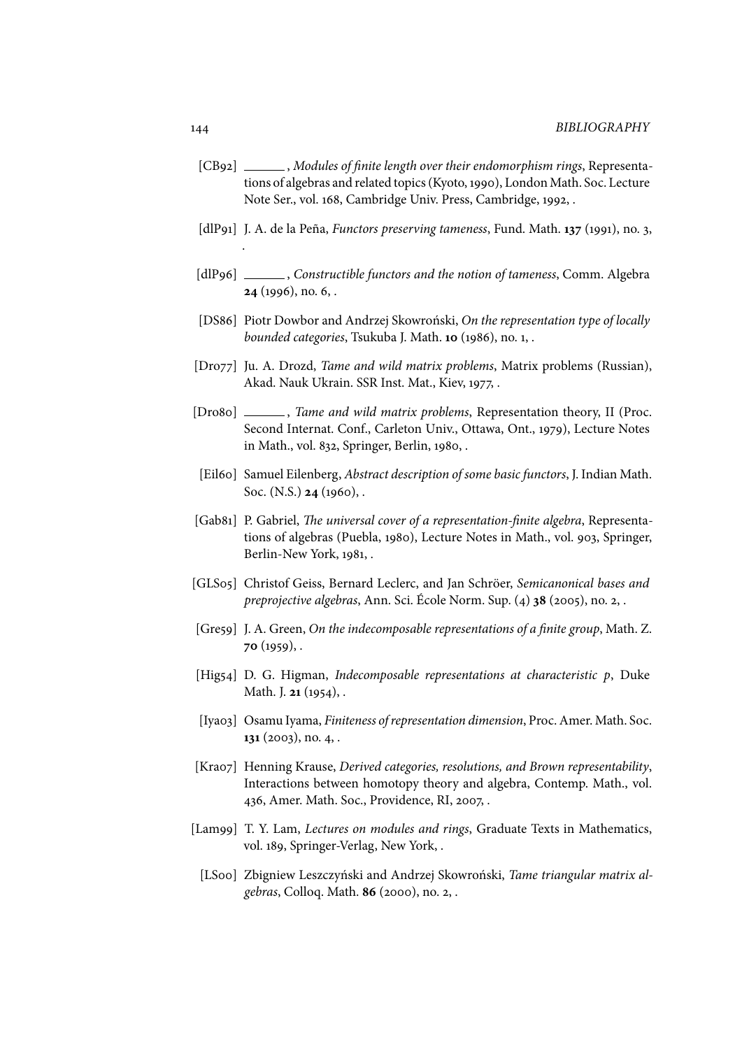[CB92] ______, *Modules of finite length over their endomorphism rings*, Representations of algebras and related topics (Kyoto, 1990), London Math. Soc. Lecture Note Ser., vol. 168, Cambridge Univ. Press, Cambridge, 1992, .

[dlP91] J. A. de la Peña, *Functors preserving tameness*, Fund. Math. **137** (1991), no. 3, .

[dlP96] ______, *Constructible functors and the notion of tameness*, Comm. Algebra **24** (1996), no. 6, .

[DS86] Piotr Dowbor and Andrzej Skowroński, *On the representation type of locally bounded categories*, Tsukuba J. Math. **10** (1986), no. 1, .

[Dro77] Ju. A. Drozd, *Tame and wild matrix problems*, Matrix problems (Russian), Akad. Nauk Ukrain. SSR Inst. Mat., Kiev, 1977, .

[Dro80] ______, *Tame and wild matrix problems*, Representation theory, II (Proc. Second Internat. Conf., Carleton Univ., Ottawa, Ont., 1979), Lecture Notes in Math., vol. 832, Springer, Berlin, 1980, .

[Eil60] Samuel Eilenberg, *Abstract description of some basic functors*, J. Indian Math. Soc. (N.S.) **24** (1960), .

[Gab81] P. Gabriel, *The universal cover of a representation-finite algebra*, Representations of algebras (Puebla, 1980), Lecture Notes in Math., vol. 903, Springer, Berlin-New York, 1981, .

[GLS05] Christof Geiss, Bernard Leclerc, and Jan Schröer, *Semicanonical bases and preprojective algebras*, Ann. Sci. École Norm. Sup. (4) **38** (2005), no. 2, .

[Gre59] J. A. Green, *On the indecomposable representations of a finite group*, Math. Z. **70** (1959), .

[Hig54] D. G. Higman, *Indecomposable representations at characteristic $p$*, Duke Math. J. **21** (1954), .

[Iya03] Osamu Iyama, *Finiteness of representation dimension*, Proc. Amer. Math. Soc. **131** (2003), no. 4, .

[Kra07] Henning Krause, *Derived categories, resolutions, and Brown representability*, Interactions between homotopy theory and algebra, Contemp. Math., vol. 436, Amer. Math. Soc., Providence, RI, 2007, .

[Lam99] T. Y. Lam, *Lectures on modules and rings*, Graduate Texts in Mathematics, vol. 189, Springer-Verlag, New York, .

[LS00] Zbigniew Leszczyński and Andrzej Skowroński, *Tame triangular matrix algebras*, Colloq. Math. **86** (2000), no. 2, .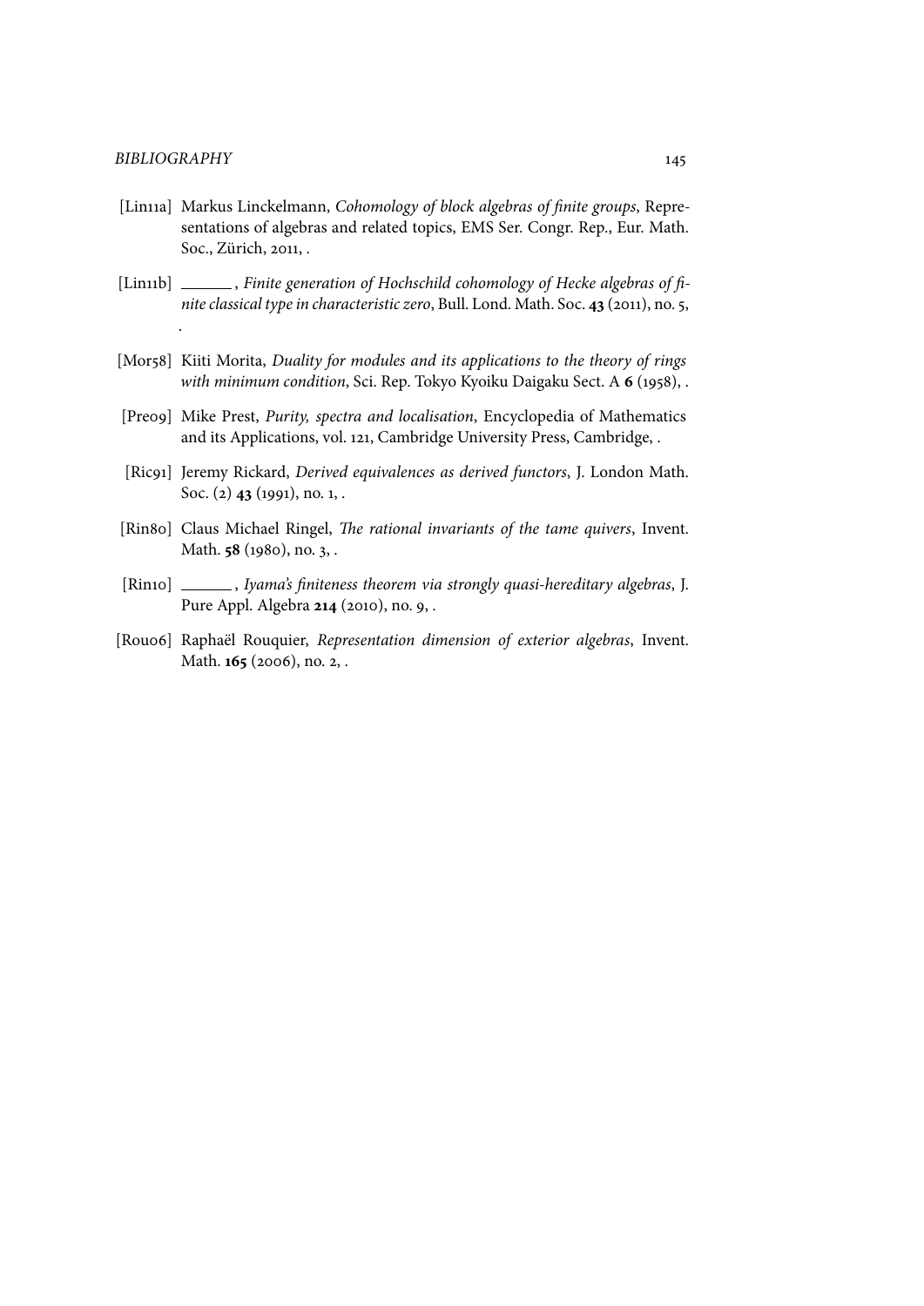[Lin11a] Markus Linckelmann, *Cohomology of block algebras of finite groups*, Representations of algebras and related topics, EMS Ser. Congr. Rep., Eur. Math. Soc., Zürich, 2011, .

[Lin11b] ______, *Finite generation of Hochschild cohomology of Hecke algebras of finite classical type in characteristic zero*, Bull. Lond. Math. Soc. **43** (2011), no. 5, .

[Mor58] Kiiti Morita, *Duality for modules and its applications to the theory of rings with minimum condition*, Sci. Rep. Tokyo Kyoiku Daigaku Sect. A **6** (1958), .

[Pre09] Mike Prest, *Purity, spectra and localisation*, Encyclopedia of Mathematics and its Applications, vol. 121, Cambridge University Press, Cambridge, .

[Ric91] Jeremy Rickard, *Derived equivalences as derived functors*, J. London Math. Soc. (2) **43** (1991), no. 1, .

[Rin80] Claus Michael Ringel, *The rational invariants of the tame quivers*, Invent. Math. **58** (1980), no. 3, .

[Rin10] ______, *Iyama's finiteness theorem via strongly quasi-hereditary algebras*, J. Pure Appl. Algebra **214** (2010), no. 9, .

[Rou06] Raphaël Rouquier, *Representation dimension of exterior algebras*, Invent. Math. **165** (2006), no. 2, .